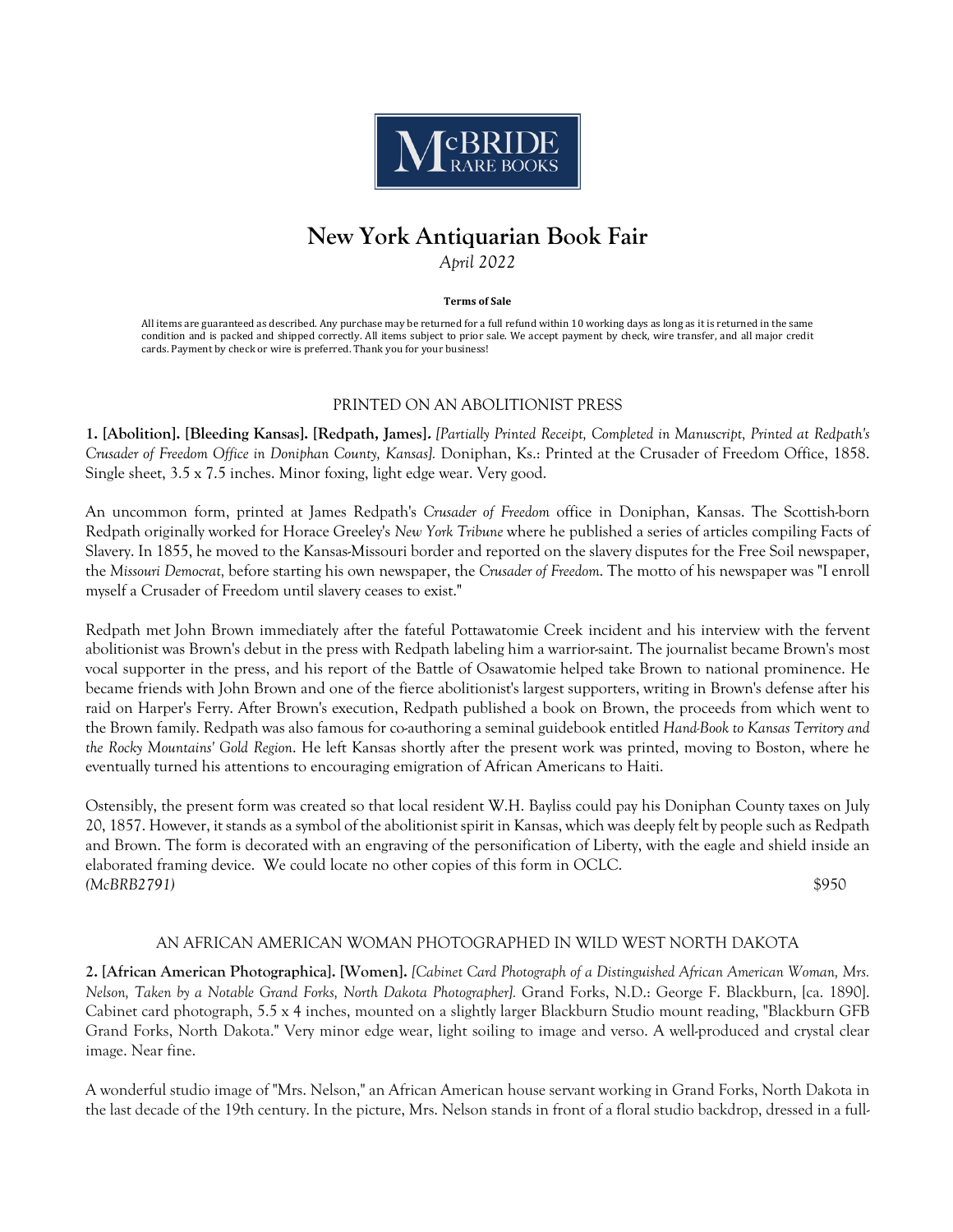McBRIDE RARE BOOKS

# New York Antiquarian Book Fair

*April 2022*

**Terms of Sale**

All items are guaranteed as described. Any purchase may be returned for a full refund within 10 working days as long as it is returned in the same condition and is packed and shipped correctly. All items subject to prior sale. We accept payment by check, wire transfer, and all major credit cards. Payment by check or wire is preferred. Thank you for your business!

## PRINTED ON AN ABOLITIONIST PRESS

**1. [Abolition]. [Bleeding Kansas]. [Redpath, James].** *[Partially Printed Receipt, Completed in Manuscript, Printed at Redpath's Crusader of Freedom Office in Doniphan County, Kansas].* Doniphan, Ks.: Printed at the Crusader of Freedom Office, 1858. Single sheet, 3.5 x 7.5 inches. Minor foxing, light edge wear. Very good.

An uncommon form, printed at James Redpath's *Crusader of Freedom* office in Doniphan, Kansas. The Scottish-born Redpath originally worked for Horace Greeley's *New York Tribune* where he published a series of articles compiling Facts of Slavery. In 1855, he moved to the Kansas-Missouri border and reported on the slavery disputes for the Free Soil newspaper, the *Missouri Democrat,* before starting his own newspaper, the *Crusader of Freedom*. The motto of his newspaper was "I enroll myself a Crusader of Freedom until slavery ceases to exist."

Redpath met John Brown immediately after the fateful Pottawatomie Creek incident and his interview with the fervent abolitionist was Brown's debut in the press with Redpath labeling him a warrior-saint. The journalist became Brown's most vocal supporter in the press, and his report of the Battle of Osawatomie helped take Brown to national prominence. He became friends with John Brown and one of the fierce abolitionist's largest supporters, writing in Brown's defense after his raid on Harper's Ferry. After Brown's execution, Redpath published a book on Brown, the proceeds from which went to the Brown family. Redpath was also famous for co-authoring a seminal guidebook entitled *Hand-Book to Kansas Territory and the Rocky Mountains' Gold Region*. He left Kansas shortly after the present work was printed, moving to Boston, where he eventually turned his attentions to encouraging emigration of African Americans to Haiti.

Ostensibly, the present form was created so that local resident W.H. Bayliss could pay his Doniphan County taxes on July 20, 1857. However, it stands as a symbol of the abolitionist spirit in Kansas, which was deeply felt by people such as Redpath and Brown. The form is decorated with an engraving of the personification of Liberty, with the eagle and shield inside an elaborated framing device. We could locate no other copies of this form in OCLC.
*(McBRB2791)* $950

## AN AFRICAN AMERICAN WOMAN PHOTOGRAPHED IN WILD WEST NORTH DAKOTA

**2. [African American Photographica]. [Women].** *[Cabinet Card Photograph of a Distinguished African American Woman, Mrs. Nelson, Taken by a Notable Grand Forks, North Dakota Photographer].* Grand Forks, N.D.: George F. Blackburn, [ca. 1890]. Cabinet card photograph, 5.5 x 4 inches, mounted on a slightly larger Blackburn Studio mount reading, "Blackburn GFB Grand Forks, North Dakota." Very minor edge wear, light soiling to image and verso. A well-produced and crystal clear image. Near fine.

A wonderful studio image of "Mrs. Nelson," an African American house servant working in Grand Forks, North Dakota in the last decade of the 19th century. In the picture, Mrs. Nelson stands in front of a floral studio backdrop, dressed in a full-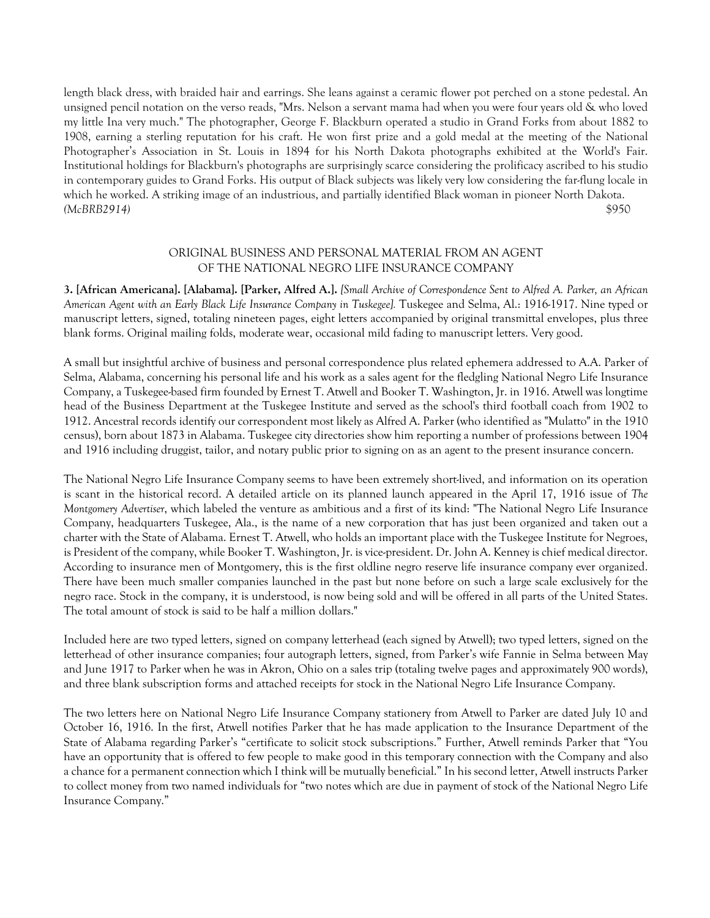length black dress, with braided hair and earrings. She leans against a ceramic flower pot perched on a stone pedestal. An unsigned pencil notation on the verso reads, "Mrs. Nelson a servant mama had when you were four years old & who loved my little Ina very much." The photographer, George F. Blackburn operated a studio in Grand Forks from about 1882 to 1908, earning a sterling reputation for his craft. He won first prize and a gold medal at the meeting of the National Photographer's Association in St. Louis in 1894 for his North Dakota photographs exhibited at the World's Fair. Institutional holdings for Blackburn's photographs are surprisingly scarce considering the prolificacy ascribed to his studio in contemporary guides to Grand Forks. His output of Black subjects was likely very low considering the far-flung locale in which he worked. A striking image of an industrious, and partially identified Black woman in pioneer North Dakota.
*(McBRB2914)* $950

ORIGINAL BUSINESS AND PERSONAL MATERIAL FROM AN AGENT OF THE NATIONAL NEGRO LIFE INSURANCE COMPANY

**3. [African Americana]. [Alabama]. [Parker, Alfred A.].** *[Small Archive of Correspondence Sent to Alfred A. Parker, an African American Agent with an Early Black Life Insurance Company in Tuskegee].* Tuskegee and Selma, Al.: 1916-1917. Nine typed or manuscript letters, signed, totaling nineteen pages, eight letters accompanied by original transmittal envelopes, plus three blank forms. Original mailing folds, moderate wear, occasional mild fading to manuscript letters. Very good.

A small but insightful archive of business and personal correspondence plus related ephemera addressed to A.A. Parker of Selma, Alabama, concerning his personal life and his work as a sales agent for the fledgling National Negro Life Insurance Company, a Tuskegee-based firm founded by Ernest T. Atwell and Booker T. Washington, Jr. in 1916. Atwell was longtime head of the Business Department at the Tuskegee Institute and served as the school's third football coach from 1902 to 1912. Ancestral records identify our correspondent most likely as Alfred A. Parker (who identified as "Mulatto" in the 1910 census), born about 1873 in Alabama. Tuskegee city directories show him reporting a number of professions between 1904 and 1916 including druggist, tailor, and notary public prior to signing on as an agent to the present insurance concern.

The National Negro Life Insurance Company seems to have been extremely short-lived, and information on its operation is scant in the historical record. A detailed article on its planned launch appeared in the April 17, 1916 issue of *The Montgomery Advertiser*, which labeled the venture as ambitious and a first of its kind: "The National Negro Life Insurance Company, headquarters Tuskegee, Ala., is the name of a new corporation that has just been organized and taken out a charter with the State of Alabama. Ernest T. Atwell, who holds an important place with the Tuskegee Institute for Negroes, is President of the company, while Booker T. Washington, Jr. is vice-president. Dr. John A. Kenney is chief medical director. According to insurance men of Montgomery, this is the first oldline negro reserve life insurance company ever organized. There have been much smaller companies launched in the past but none before on such a large scale exclusively for the negro race. Stock in the company, it is understood, is now being sold and will be offered in all parts of the United States. The total amount of stock is said to be half a million dollars."

Included here are two typed letters, signed on company letterhead (each signed by Atwell); two typed letters, signed on the letterhead of other insurance companies; four autograph letters, signed, from Parker's wife Fannie in Selma between May and June 1917 to Parker when he was in Akron, Ohio on a sales trip (totaling twelve pages and approximately 900 words), and three blank subscription forms and attached receipts for stock in the National Negro Life Insurance Company.

The two letters here on National Negro Life Insurance Company stationery from Atwell to Parker are dated July 10 and October 16, 1916. In the first, Atwell notifies Parker that he has made application to the Insurance Department of the State of Alabama regarding Parker's "certificate to solicit stock subscriptions." Further, Atwell reminds Parker that "You have an opportunity that is offered to few people to make good in this temporary connection with the Company and also a chance for a permanent connection which I think will be mutually beneficial." In his second letter, Atwell instructs Parker to collect money from two named individuals for "two notes which are due in payment of stock of the National Negro Life Insurance Company."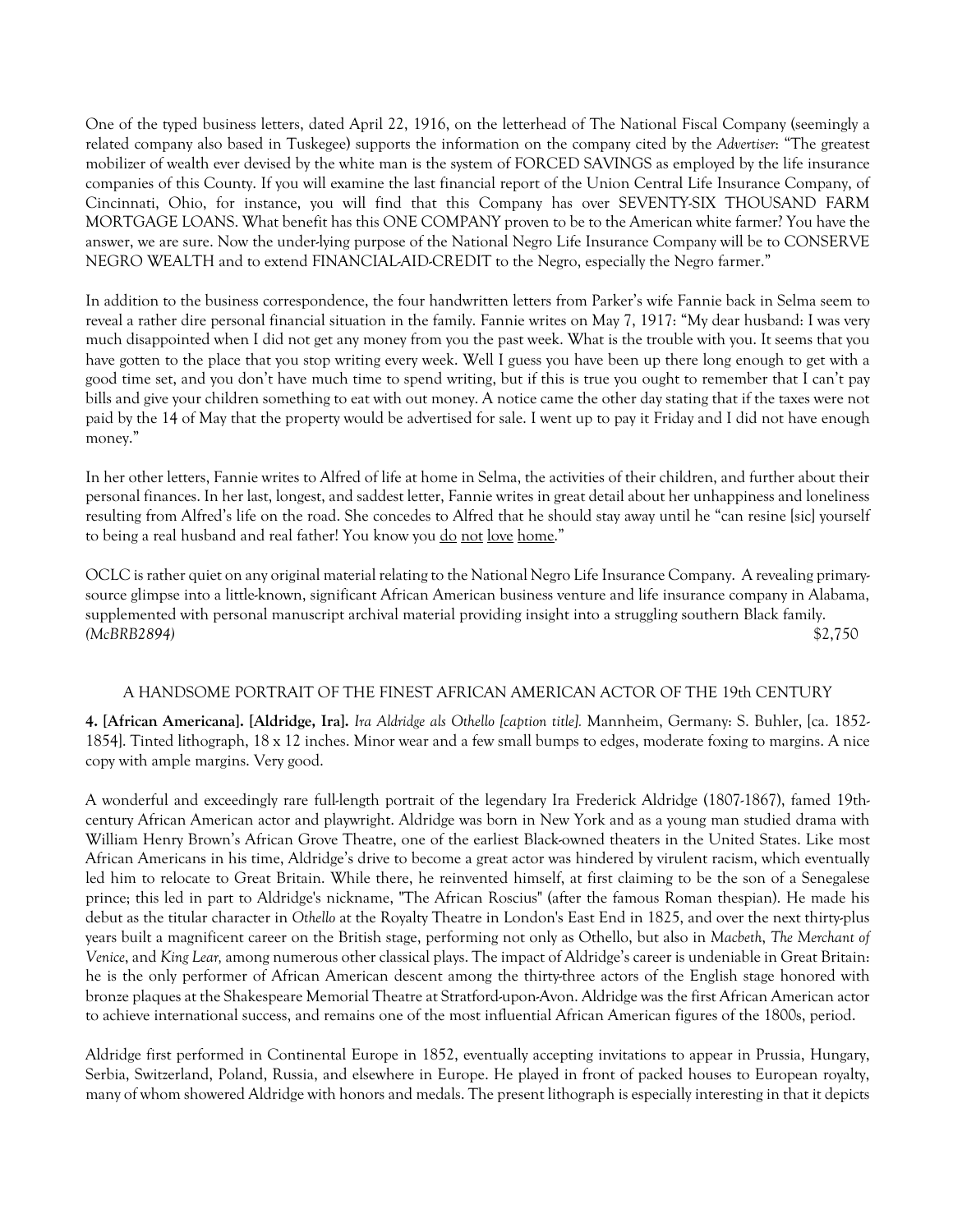One of the typed business letters, dated April 22, 1916, on the letterhead of The National Fiscal Company (seemingly a related company also based in Tuskegee) supports the information on the company cited by the *Advertiser*: "The greatest mobilizer of wealth ever devised by the white man is the system of FORCED SAVINGS as employed by the life insurance companies of this County. If you will examine the last financial report of the Union Central Life Insurance Company, of Cincinnati, Ohio, for instance, you will find that this Company has over SEVENTY-SIX THOUSAND FARM MORTGAGE LOANS. What benefit has this ONE COMPANY proven to be to the American white farmer? You have the answer, we are sure. Now the under-lying purpose of the National Negro Life Insurance Company will be to CONSERVE NEGRO WEALTH and to extend FINANCIAL-AID-CREDIT to the Negro, especially the Negro farmer."

In addition to the business correspondence, the four handwritten letters from Parker's wife Fannie back in Selma seem to reveal a rather dire personal financial situation in the family. Fannie writes on May 7, 1917: "My dear husband: I was very much disappointed when I did not get any money from you the past week. What is the trouble with you. It seems that you have gotten to the place that you stop writing every week. Well I guess you have been up there long enough to get with a good time set, and you don't have much time to spend writing, but if this is true you ought to remember that I can't pay bills and give your children something to eat with out money. A notice came the other day stating that if the taxes were not paid by the 14 of May that the property would be advertised for sale. I went up to pay it Friday and I did not have enough money."

In her other letters, Fannie writes to Alfred of life at home in Selma, the activities of their children, and further about their personal finances. In her last, longest, and saddest letter, Fannie writes in great detail about her unhappiness and loneliness resulting from Alfred's life on the road. She concedes to Alfred that he should stay away until he "can resine [sic] yourself to being a real husband and real father! You know you <u>do</u> <u>not</u> <u>love</u> <u>home</u>."

OCLC is rather quiet on any original material relating to the National Negro Life Insurance Company. A revealing primary-source glimpse into a little-known, significant African American business venture and life insurance company in Alabama, supplemented with personal manuscript archival material providing insight into a struggling southern Black family.
*(McBRB2894)* $2,750

### A HANDSOME PORTRAIT OF THE FINEST AFRICAN AMERICAN ACTOR OF THE 19th CENTURY

**4. [African Americana]. [Aldridge, Ira].** *Ira Aldridge als Othello [caption title].* Mannheim, Germany: S. Buhler, [ca. 1852-1854]. Tinted lithograph, 18 x 12 inches. Minor wear and a few small bumps to edges, moderate foxing to margins. A nice copy with ample margins. Very good.

A wonderful and exceedingly rare full-length portrait of the legendary Ira Frederick Aldridge (1807-1867), famed 19th-century African American actor and playwright. Aldridge was born in New York and as a young man studied drama with William Henry Brown's African Grove Theatre, one of the earliest Black-owned theaters in the United States. Like most African Americans in his time, Aldridge's drive to become a great actor was hindered by virulent racism, which eventually led him to relocate to Great Britain. While there, he reinvented himself, at first claiming to be the son of a Senegalese prince; this led in part to Aldridge's nickname, "The African Roscius" (after the famous Roman thespian). He made his debut as the titular character in *Othello* at the Royalty Theatre in London's East End in 1825, and over the next thirty-plus years built a magnificent career on the British stage, performing not only as Othello, but also in *Macbeth*, *The Merchant of Venice*, and *King Lear,* among numerous other classical plays. The impact of Aldridge's career is undeniable in Great Britain: he is the only performer of African American descent among the thirty-three actors of the English stage honored with bronze plaques at the Shakespeare Memorial Theatre at Stratford-upon-Avon. Aldridge was the first African American actor to achieve international success, and remains one of the most influential African American figures of the 1800s, period.

Aldridge first performed in Continental Europe in 1852, eventually accepting invitations to appear in Prussia, Hungary, Serbia, Switzerland, Poland, Russia, and elsewhere in Europe. He played in front of packed houses to European royalty, many of whom showered Aldridge with honors and medals. The present lithograph is especially interesting in that it depicts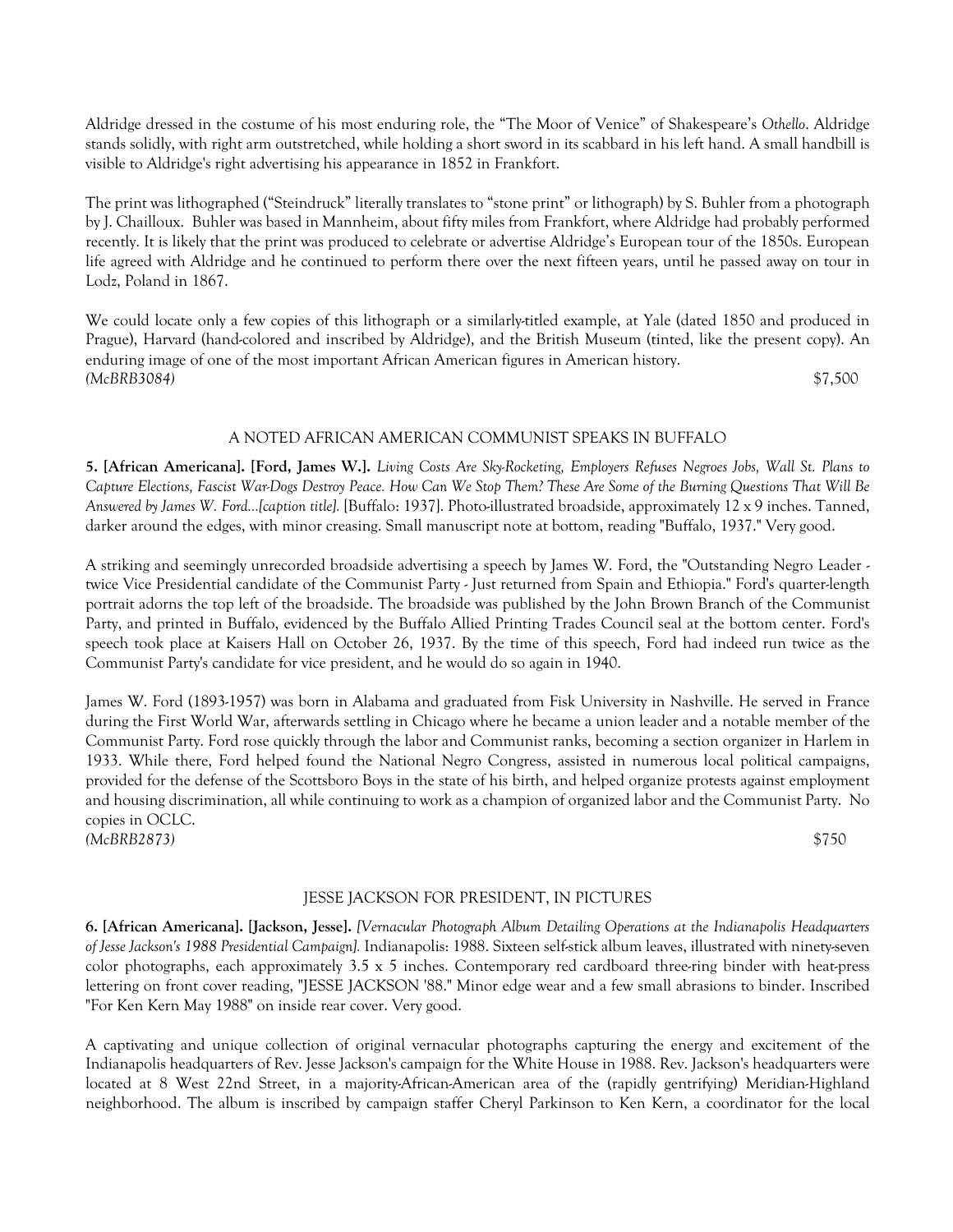Aldridge dressed in the costume of his most enduring role, the "The Moor of Venice" of Shakespeare's *Othello*. Aldridge stands solidly, with right arm outstretched, while holding a short sword in its scabbard in his left hand. A small handbill is visible to Aldridge's right advertising his appearance in 1852 in Frankfort.

The print was lithographed ("Steindruck" literally translates to "stone print" or lithograph) by S. Buhler from a photograph by J. Chailloux. Buhler was based in Mannheim, about fifty miles from Frankfort, where Aldridge had probably performed recently. It is likely that the print was produced to celebrate or advertise Aldridge's European tour of the 1850s. European life agreed with Aldridge and he continued to perform there over the next fifteen years, until he passed away on tour in Lodz, Poland in 1867.

We could locate only a few copies of this lithograph or a similarly-titled example, at Yale (dated 1850 and produced in Prague), Harvard (hand-colored and inscribed by Aldridge), and the British Museum (tinted, like the present copy). An enduring image of one of the most important African American figures in American history.
*(McBRB3084)* $7,500

## A NOTED AFRICAN AMERICAN COMMUNIST SPEAKS IN BUFFALO

**5. [African Americana]. [Ford, James W.].** *Living Costs Are Sky-Rocketing, Employers Refuses Negroes Jobs, Wall St. Plans to Capture Elections, Fascist War-Dogs Destroy Peace. How Can We Stop Them? These Are Some of the Burning Questions That Will Be Answered by James W. Ford...[caption title].* [Buffalo: 1937]. Photo-illustrated broadside, approximately 12 x 9 inches. Tanned, darker around the edges, with minor creasing. Small manuscript note at bottom, reading "Buffalo, 1937." Very good.

A striking and seemingly unrecorded broadside advertising a speech by James W. Ford, the "Outstanding Negro Leader - twice Vice Presidential candidate of the Communist Party - Just returned from Spain and Ethiopia." Ford's quarter-length portrait adorns the top left of the broadside. The broadside was published by the John Brown Branch of the Communist Party, and printed in Buffalo, evidenced by the Buffalo Allied Printing Trades Council seal at the bottom center. Ford's speech took place at Kaisers Hall on October 26, 1937. By the time of this speech, Ford had indeed run twice as the Communist Party's candidate for vice president, and he would do so again in 1940.

James W. Ford (1893-1957) was born in Alabama and graduated from Fisk University in Nashville. He served in France during the First World War, afterwards settling in Chicago where he became a union leader and a notable member of the Communist Party. Ford rose quickly through the labor and Communist ranks, becoming a section organizer in Harlem in 1933. While there, Ford helped found the National Negro Congress, assisted in numerous local political campaigns, provided for the defense of the Scottsboro Boys in the state of his birth, and helped organize protests against employment and housing discrimination, all while continuing to work as a champion of organized labor and the Communist Party. No copies in OCLC.
*(McBRB2873)* $750

## JESSE JACKSON FOR PRESIDENT, IN PICTURES

**6. [African Americana]. [Jackson, Jesse].** *[Vernacular Photograph Album Detailing Operations at the Indianapolis Headquarters of Jesse Jackson's 1988 Presidential Campaign].* Indianapolis: 1988. Sixteen self-stick album leaves, illustrated with ninety-seven color photographs, each approximately 3.5 x 5 inches. Contemporary red cardboard three-ring binder with heat-press lettering on front cover reading, "JESSE JACKSON '88." Minor edge wear and a few small abrasions to binder. Inscribed "For Ken Kern May 1988" on inside rear cover. Very good.

A captivating and unique collection of original vernacular photographs capturing the energy and excitement of the Indianapolis headquarters of Rev. Jesse Jackson's campaign for the White House in 1988. Rev. Jackson's headquarters were located at 8 West 22nd Street, in a majority-African-American area of the (rapidly gentrifying) Meridian-Highland neighborhood. The album is inscribed by campaign staffer Cheryl Parkinson to Ken Kern, a coordinator for the local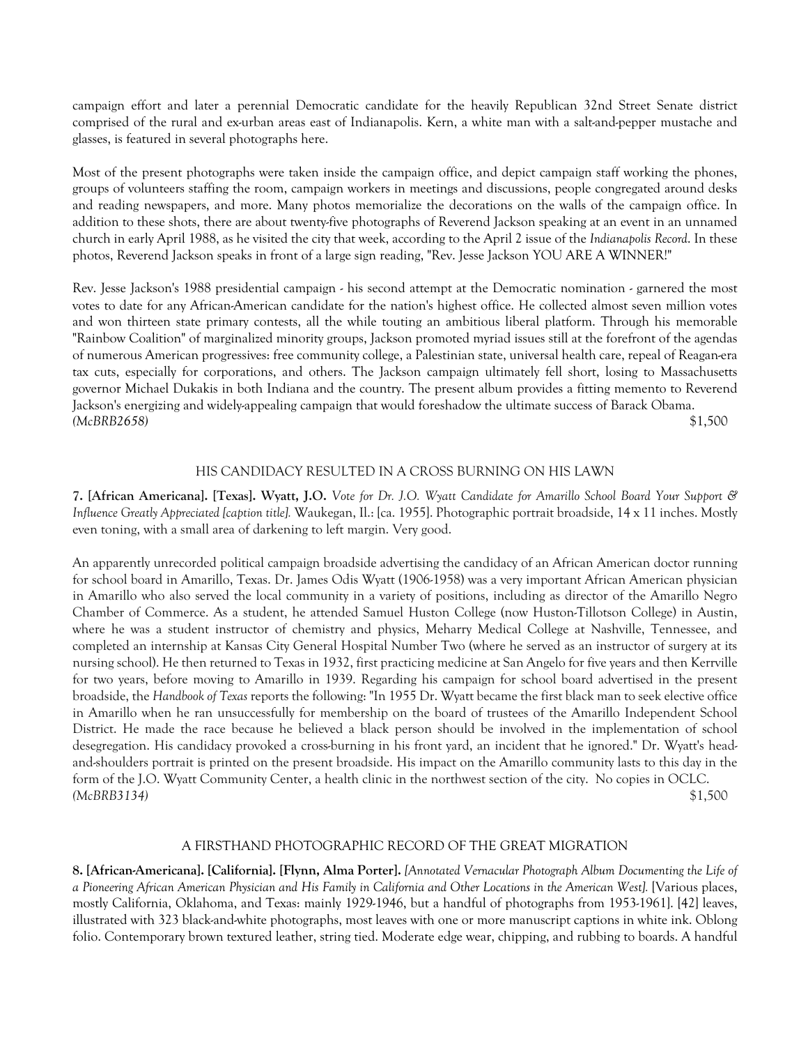campaign effort and later a perennial Democratic candidate for the heavily Republican 32nd Street Senate district comprised of the rural and ex-urban areas east of Indianapolis. Kern, a white man with a salt-and-pepper mustache and glasses, is featured in several photographs here.

Most of the present photographs were taken inside the campaign office, and depict campaign staff working the phones, groups of volunteers staffing the room, campaign workers in meetings and discussions, people congregated around desks and reading newspapers, and more. Many photos memorialize the decorations on the walls of the campaign office. In addition to these shots, there are about twenty-five photographs of Reverend Jackson speaking at an event in an unnamed church in early April 1988, as he visited the city that week, according to the April 2 issue of the *Indianapolis Record*. In these photos, Reverend Jackson speaks in front of a large sign reading, "Rev. Jesse Jackson YOU ARE A WINNER!"

Rev. Jesse Jackson's 1988 presidential campaign - his second attempt at the Democratic nomination - garnered the most votes to date for any African-American candidate for the nation's highest office. He collected almost seven million votes and won thirteen state primary contests, all the while touting an ambitious liberal platform. Through his memorable "Rainbow Coalition" of marginalized minority groups, Jackson promoted myriad issues still at the forefront of the agendas of numerous American progressives: free community college, a Palestinian state, universal health care, repeal of Reagan-era tax cuts, especially for corporations, and others. The Jackson campaign ultimately fell short, losing to Massachusetts governor Michael Dukakis in both Indiana and the country. The present album provides a fitting memento to Reverend Jackson's energizing and widely-appealing campaign that would foreshadow the ultimate success of Barack Obama.
*(McBRB2658)* $1,500

HIS CANDIDACY RESULTED IN A CROSS BURNING ON HIS LAWN

**7. [African Americana]. [Texas]. Wyatt, J.O.** *Vote for Dr. J.O. Wyatt Candidate for Amarillo School Board Your Support & Influence Greatly Appreciated [caption title].* Waukegan, Il.: [ca. 1955]. Photographic portrait broadside, 14 x 11 inches. Mostly even toning, with a small area of darkening to left margin. Very good.

An apparently unrecorded political campaign broadside advertising the candidacy of an African American doctor running for school board in Amarillo, Texas. Dr. James Odis Wyatt (1906-1958) was a very important African American physician in Amarillo who also served the local community in a variety of positions, including as director of the Amarillo Negro Chamber of Commerce. As a student, he attended Samuel Huston College (now Huston-Tillotson College) in Austin, where he was a student instructor of chemistry and physics, Meharry Medical College at Nashville, Tennessee, and completed an internship at Kansas City General Hospital Number Two (where he served as an instructor of surgery at its nursing school). He then returned to Texas in 1932, first practicing medicine at San Angelo for five years and then Kerrville for two years, before moving to Amarillo in 1939. Regarding his campaign for school board advertised in the present broadside, the *Handbook of Texas* reports the following: "In 1955 Dr. Wyatt became the first black man to seek elective office in Amarillo when he ran unsuccessfully for membership on the board of trustees of the Amarillo Independent School District. He made the race because he believed a black person should be involved in the implementation of school desegregation. His candidacy provoked a cross-burning in his front yard, an incident that he ignored." Dr. Wyatt's head-and-shoulders portrait is printed on the present broadside. His impact on the Amarillo community lasts to this day in the form of the J.O. Wyatt Community Center, a health clinic in the northwest section of the city. No copies in OCLC.
*(McBRB3134)* $1,500

A FIRSTHAND PHOTOGRAPHIC RECORD OF THE GREAT MIGRATION

**8. [African-Americana]. [California]. [Flynn, Alma Porter].** *[Annotated Vernacular Photograph Album Documenting the Life of a Pioneering African American Physician and His Family in California and Other Locations in the American West].* [Various places, mostly California, Oklahoma, and Texas: mainly 1929-1946, but a handful of photographs from 1953-1961]. [42] leaves, illustrated with 323 black-and-white photographs, most leaves with one or more manuscript captions in white ink. Oblong folio. Contemporary brown textured leather, string tied. Moderate edge wear, chipping, and rubbing to boards. A handful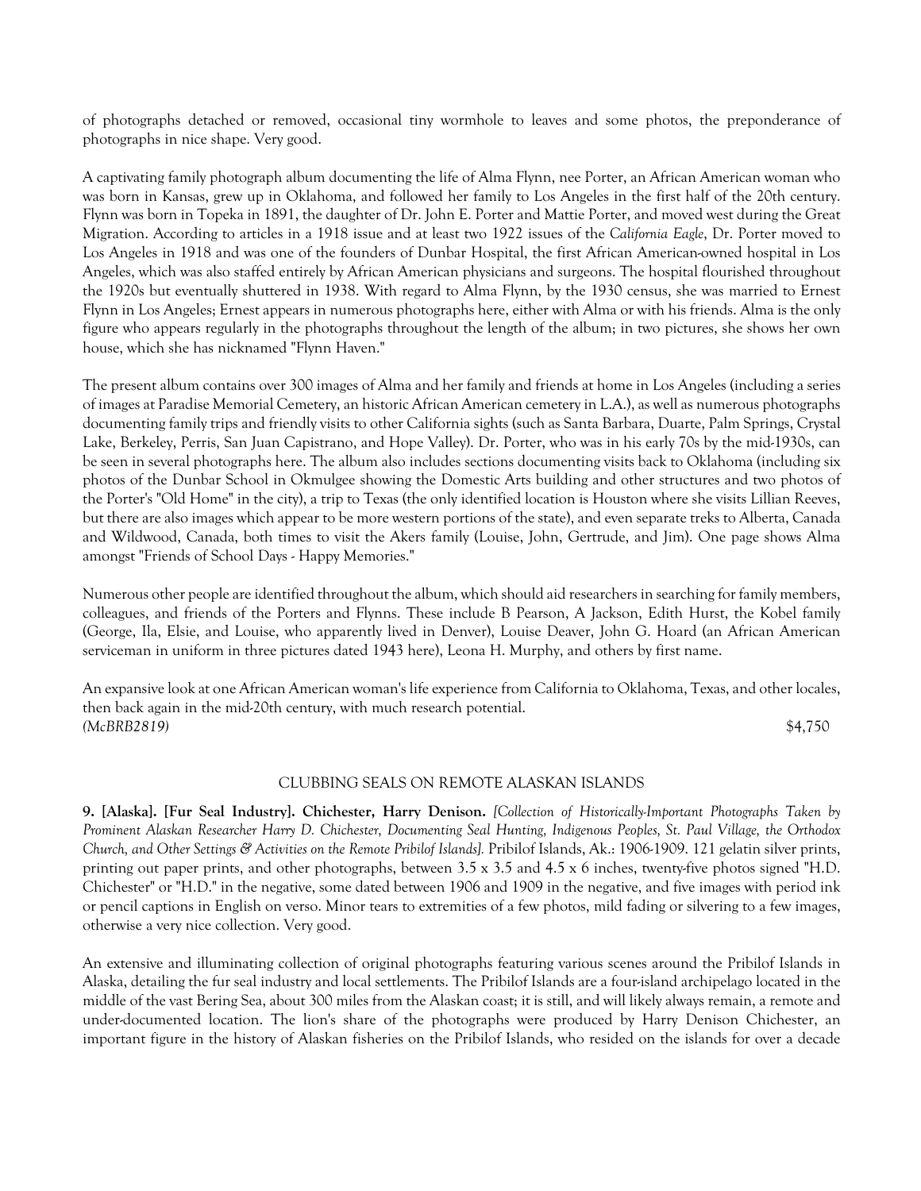of photographs detached or removed, occasional tiny wormhole to leaves and some photos, the preponderance of photographs in nice shape. Very good.

A captivating family photograph album documenting the life of Alma Flynn, nee Porter, an African American woman who was born in Kansas, grew up in Oklahoma, and followed her family to Los Angeles in the first half of the 20th century. Flynn was born in Topeka in 1891, the daughter of Dr. John E. Porter and Mattie Porter, and moved west during the Great Migration. According to articles in a 1918 issue and at least two 1922 issues of the *California Eagle*, Dr. Porter moved to Los Angeles in 1918 and was one of the founders of Dunbar Hospital, the first African American-owned hospital in Los Angeles, which was also staffed entirely by African American physicians and surgeons. The hospital flourished throughout the 1920s but eventually shuttered in 1938. With regard to Alma Flynn, by the 1930 census, she was married to Ernest Flynn in Los Angeles; Ernest appears in numerous photographs here, either with Alma or with his friends. Alma is the only figure who appears regularly in the photographs throughout the length of the album; in two pictures, she shows her own house, which she has nicknamed "Flynn Haven."

The present album contains over 300 images of Alma and her family and friends at home in Los Angeles (including a series of images at Paradise Memorial Cemetery, an historic African American cemetery in L.A.), as well as numerous photographs documenting family trips and friendly visits to other California sights (such as Santa Barbara, Duarte, Palm Springs, Crystal Lake, Berkeley, Perris, San Juan Capistrano, and Hope Valley). Dr. Porter, who was in his early 70s by the mid-1930s, can be seen in several photographs here. The album also includes sections documenting visits back to Oklahoma (including six photos of the Dunbar School in Okmulgee showing the Domestic Arts building and other structures and two photos of the Porter's "Old Home" in the city), a trip to Texas (the only identified location is Houston where she visits Lillian Reeves, but there are also images which appear to be more western portions of the state), and even separate treks to Alberta, Canada and Wildwood, Canada, both times to visit the Akers family (Louise, John, Gertrude, and Jim). One page shows Alma amongst "Friends of School Days - Happy Memories."

Numerous other people are identified throughout the album, which should aid researchers in searching for family members, colleagues, and friends of the Porters and Flynns. These include B Pearson, A Jackson, Edith Hurst, the Kobel family (George, Ila, Elsie, and Louise, who apparently lived in Denver), Louise Deaver, John G. Hoard (an African American serviceman in uniform in three pictures dated 1943 here), Leona H. Murphy, and others by first name.

An expansive look at one African American woman's life experience from California to Oklahoma, Texas, and other locales, then back again in the mid-20th century, with much research potential.
*(McBRB2819)* $4,750

CLUBBING SEALS ON REMOTE ALASKAN ISLANDS

**9. [Alaska]. [Fur Seal Industry]. Chichester, Harry Denison.** *[Collection of Historically-Important Photographs Taken by Prominent Alaskan Researcher Harry D. Chichester, Documenting Seal Hunting, Indigenous Peoples, St. Paul Village, the Orthodox Church, and Other Settings & Activities on the Remote Pribilof Islands].* Pribilof Islands, Ak.: 1906-1909. 121 gelatin silver prints, printing out paper prints, and other photographs, between 3.5 x 3.5 and 4.5 x 6 inches, twenty-five photos signed "H.D. Chichester" or "H.D." in the negative, some dated between 1906 and 1909 in the negative, and five images with period ink or pencil captions in English on verso. Minor tears to extremities of a few photos, mild fading or silvering to a few images, otherwise a very nice collection. Very good.

An extensive and illuminating collection of original photographs featuring various scenes around the Pribilof Islands in Alaska, detailing the fur seal industry and local settlements. The Pribilof Islands are a four-island archipelago located in the middle of the vast Bering Sea, about 300 miles from the Alaskan coast; it is still, and will likely always remain, a remote and under-documented location. The lion's share of the photographs were produced by Harry Denison Chichester, an important figure in the history of Alaskan fisheries on the Pribilof Islands, who resided on the islands for over a decade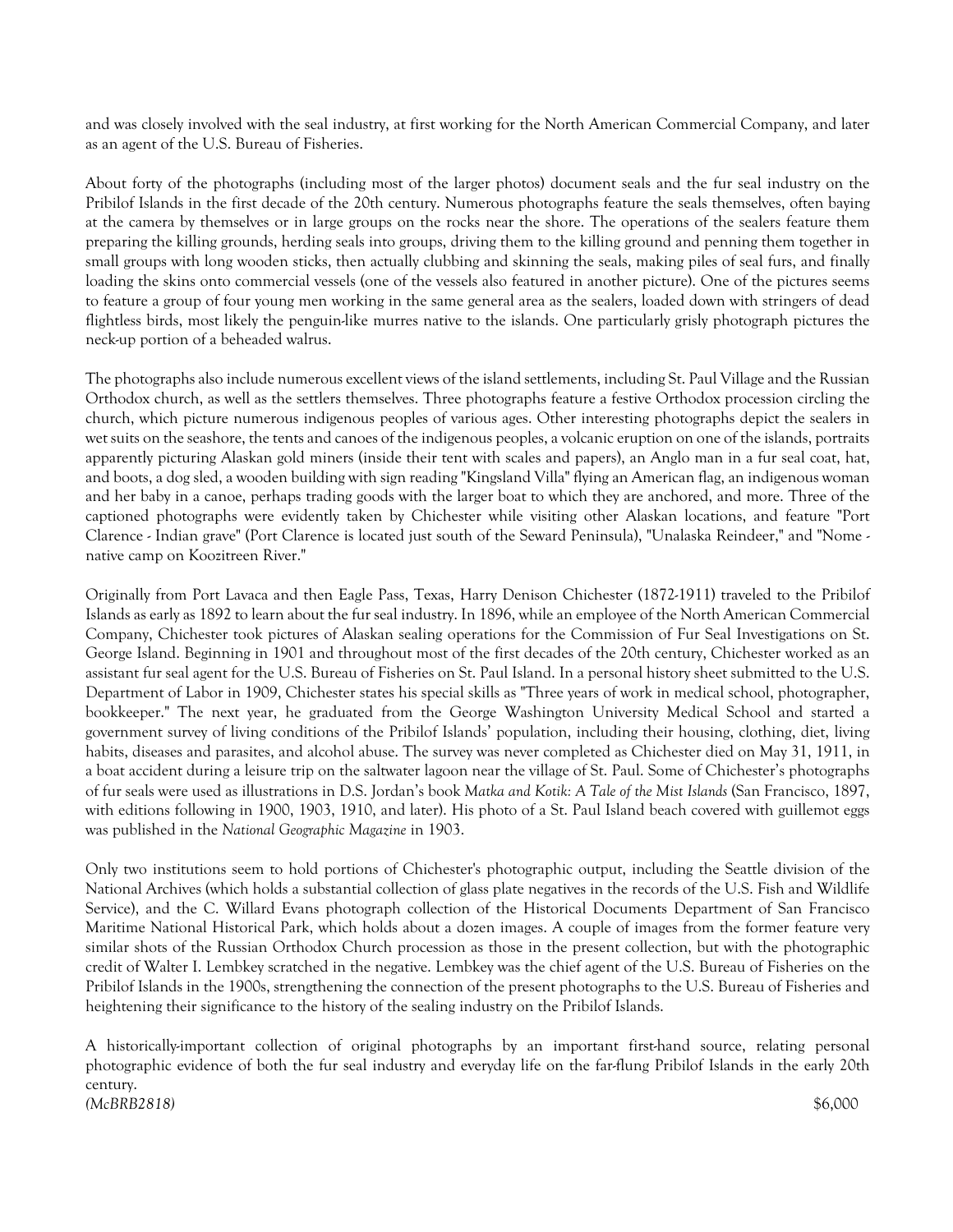and was closely involved with the seal industry, at first working for the North American Commercial Company, and later as an agent of the U.S. Bureau of Fisheries.

About forty of the photographs (including most of the larger photos) document seals and the fur seal industry on the Pribilof Islands in the first decade of the 20th century. Numerous photographs feature the seals themselves, often baying at the camera by themselves or in large groups on the rocks near the shore. The operations of the sealers feature them preparing the killing grounds, herding seals into groups, driving them to the killing ground and penning them together in small groups with long wooden sticks, then actually clubbing and skinning the seals, making piles of seal furs, and finally loading the skins onto commercial vessels (one of the vessels also featured in another picture). One of the pictures seems to feature a group of four young men working in the same general area as the sealers, loaded down with stringers of dead flightless birds, most likely the penguin-like murres native to the islands. One particularly grisly photograph pictures the neck-up portion of a beheaded walrus.

The photographs also include numerous excellent views of the island settlements, including St. Paul Village and the Russian Orthodox church, as well as the settlers themselves. Three photographs feature a festive Orthodox procession circling the church, which picture numerous indigenous peoples of various ages. Other interesting photographs depict the sealers in wet suits on the seashore, the tents and canoes of the indigenous peoples, a volcanic eruption on one of the islands, portraits apparently picturing Alaskan gold miners (inside their tent with scales and papers), an Anglo man in a fur seal coat, hat, and boots, a dog sled, a wooden building with sign reading "Kingsland Villa" flying an American flag, an indigenous woman and her baby in a canoe, perhaps trading goods with the larger boat to which they are anchored, and more. Three of the captioned photographs were evidently taken by Chichester while visiting other Alaskan locations, and feature "Port Clarence - Indian grave" (Port Clarence is located just south of the Seward Peninsula), "Unalaska Reindeer," and "Nome - native camp on Koozitreen River."

Originally from Port Lavaca and then Eagle Pass, Texas, Harry Denison Chichester (1872-1911) traveled to the Pribilof Islands as early as 1892 to learn about the fur seal industry. In 1896, while an employee of the North American Commercial Company, Chichester took pictures of Alaskan sealing operations for the Commission of Fur Seal Investigations on St. George Island. Beginning in 1901 and throughout most of the first decades of the 20th century, Chichester worked as an assistant fur seal agent for the U.S. Bureau of Fisheries on St. Paul Island. In a personal history sheet submitted to the U.S. Department of Labor in 1909, Chichester states his special skills as "Three years of work in medical school, photographer, bookkeeper." The next year, he graduated from the George Washington University Medical School and started a government survey of living conditions of the Pribilof Islands' population, including their housing, clothing, diet, living habits, diseases and parasites, and alcohol abuse. The survey was never completed as Chichester died on May 31, 1911, in a boat accident during a leisure trip on the saltwater lagoon near the village of St. Paul. Some of Chichester's photographs of fur seals were used as illustrations in D.S. Jordan's book *Matka and Kotik: A Tale of the Mist Islands* (San Francisco, 1897, with editions following in 1900, 1903, 1910, and later). His photo of a St. Paul Island beach covered with guillemot eggs was published in the *National Geographic Magazine* in 1903.

Only two institutions seem to hold portions of Chichester's photographic output, including the Seattle division of the National Archives (which holds a substantial collection of glass plate negatives in the records of the U.S. Fish and Wildlife Service), and the C. Willard Evans photograph collection of the Historical Documents Department of San Francisco Maritime National Historical Park, which holds about a dozen images. A couple of images from the former feature very similar shots of the Russian Orthodox Church procession as those in the present collection, but with the photographic credit of Walter I. Lembkey scratched in the negative. Lembkey was the chief agent of the U.S. Bureau of Fisheries on the Pribilof Islands in the 1900s, strengthening the connection of the present photographs to the U.S. Bureau of Fisheries and heightening their significance to the history of the sealing industry on the Pribilof Islands.

A historically-important collection of original photographs by an important first-hand source, relating personal photographic evidence of both the fur seal industry and everyday life on the far-flung Pribilof Islands in the early 20th century.

*(McBRB2818)* $6,000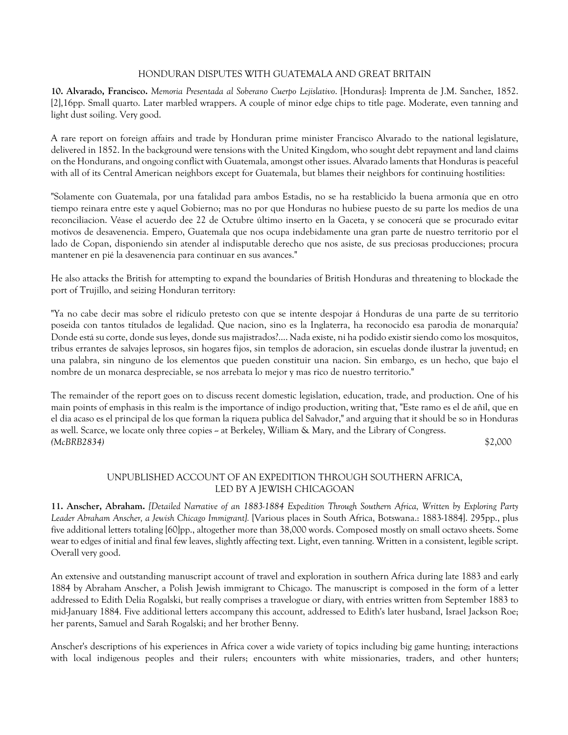## HONDURAN DISPUTES WITH GUATEMALA AND GREAT BRITAIN

**10. Alvarado, Francisco.** *Memoria Presentada al Soberano Cuerpo Lejislativo*. [Honduras]: Imprenta de J.M. Sanchez, 1852. [2],16pp. Small quarto. Later marbled wrappers. A couple of minor edge chips to title page. Moderate, even tanning and light dust soiling. Very good.

A rare report on foreign affairs and trade by Honduran prime minister Francisco Alvarado to the national legislature, delivered in 1852. In the background were tensions with the United Kingdom, who sought debt repayment and land claims on the Hondurans, and ongoing conflict with Guatemala, amongst other issues. Alvarado laments that Honduras is peaceful with all of its Central American neighbors except for Guatemala, but blames their neighbors for continuing hostilities:

"Solamente con Guatemala, por una fatalidad para ambos Estadis, no se ha restablicido la buena armonía que en otro tiempo reinara entre este y aquel Gobierno; mas no por que Honduras no hubiese puesto de su parte los medios de una reconciliacion. Véase el acuerdo dee 22 de Octubre último inserto en la Gaceta, y se conocerá que se procurado evitar motivos de desavenencia. Empero, Guatemala que nos ocupa indebidamente una gran parte de nuestro territorio por el lado de Copan, disponiendo sin atender al indisputable derecho que nos asiste, de sus preciosas producciones; procura mantener en pié la desavenencia para continuar en sus avances."

He also attacks the British for attempting to expand the boundaries of British Honduras and threatening to blockade the port of Trujillo, and seizing Honduran territory:

"Ya no cabe decir mas sobre el ridículo pretesto con que se intente despojar á Honduras de una parte de su territorio poseida con tantos títulados de legalidad. Que nacion, sino es la Inglaterra, ha reconocido esa parodia de monarquía? Donde está su corte, donde sus leyes, donde sus majistrados?.... Nada existe, ni ha podido existir siendo como los mosquitos, tribus errantes de salvajes leprosos, sin hogares fijos, sin templos de adoracion, sin escuelas donde ilustrar la juventud; en una palabra, sin ninguno de los elementos que pueden constituir una nacion. Sin embargo, es un hecho, que bajo el nombre de un monarca despreciable, se nos arrebata lo mejor y mas rico de nuestro territorio."

The remainder of the report goes on to discuss recent domestic legislation, education, trade, and production. One of his main points of emphasis in this realm is the importance of indigo production, writing that, "Este ramo es el de añil, que en el dia acaso es el principal de los que forman la riqueza publica del Salvador," and arguing that it should be so in Honduras as well. Scarce, we locate only three copies -- at Berkeley, William & Mary, and the Library of Congress.

*(McBRB2834)* $2,000

## UNPUBLISHED ACCOUNT OF AN EXPEDITION THROUGH SOUTHERN AFRICA, LED BY A JEWISH CHICAGOAN

**11. Anscher, Abraham.** *[Detailed Narrative of an 1883-1884 Expedition Through Southern Africa, Written by Exploring Party Leader Abraham Anscher, a Jewish Chicago Immigrant].* [Various places in South Africa, Botswana.: 1883-1884]. 295pp., plus five additional letters totaling [60]pp., altogether more than 38,000 words. Composed mostly on small octavo sheets. Some wear to edges of initial and final few leaves, slightly affecting text. Light, even tanning. Written in a consistent, legible script. Overall very good.

An extensive and outstanding manuscript account of travel and exploration in southern Africa during late 1883 and early 1884 by Abraham Anscher, a Polish Jewish immigrant to Chicago. The manuscript is composed in the form of a letter addressed to Edith Delia Rogalski, but really comprises a travelogue or diary, with entries written from September 1883 to mid-January 1884. Five additional letters accompany this account, addressed to Edith's later husband, Israel Jackson Roe; her parents, Samuel and Sarah Rogalski; and her brother Benny.

Anscher's descriptions of his experiences in Africa cover a wide variety of topics including big game hunting; interactions with local indigenous peoples and their rulers; encounters with white missionaries, traders, and other hunters;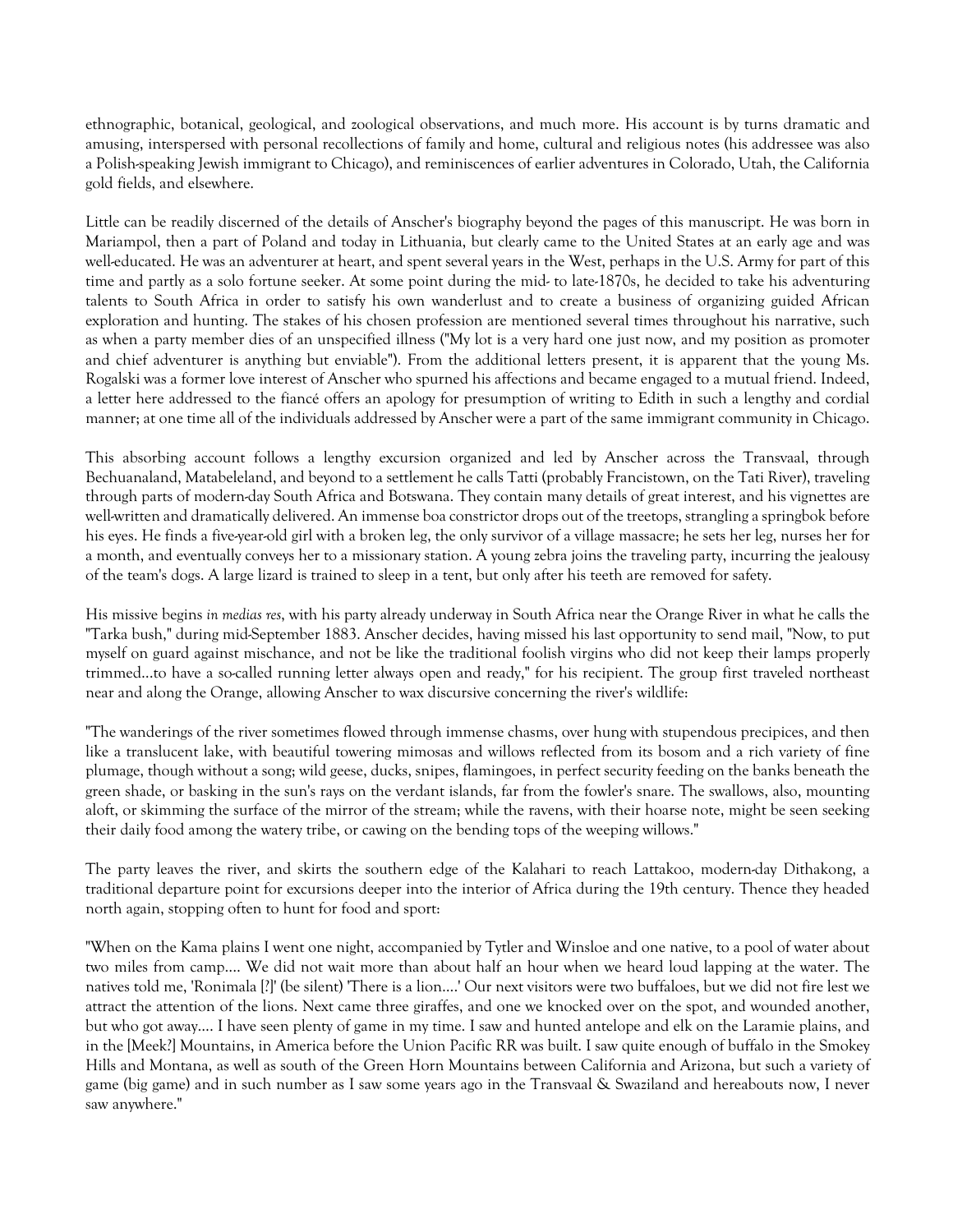ethnographic, botanical, geological, and zoological observations, and much more. His account is by turns dramatic and amusing, interspersed with personal recollections of family and home, cultural and religious notes (his addressee was also a Polish-speaking Jewish immigrant to Chicago), and reminiscences of earlier adventures in Colorado, Utah, the California gold fields, and elsewhere.

Little can be readily discerned of the details of Anscher's biography beyond the pages of this manuscript. He was born in Mariampol, then a part of Poland and today in Lithuania, but clearly came to the United States at an early age and was well-educated. He was an adventurer at heart, and spent several years in the West, perhaps in the U.S. Army for part of this time and partly as a solo fortune seeker. At some point during the mid- to late-1870s, he decided to take his adventuring talents to South Africa in order to satisfy his own wanderlust and to create a business of organizing guided African exploration and hunting. The stakes of his chosen profession are mentioned several times throughout his narrative, such as when a party member dies of an unspecified illness ("My lot is a very hard one just now, and my position as promoter and chief adventurer is anything but enviable"). From the additional letters present, it is apparent that the young Ms. Rogalski was a former love interest of Anscher who spurned his affections and became engaged to a mutual friend. Indeed, a letter here addressed to the fiancé offers an apology for presumption of writing to Edith in such a lengthy and cordial manner; at one time all of the individuals addressed by Anscher were a part of the same immigrant community in Chicago.

This absorbing account follows a lengthy excursion organized and led by Anscher across the Transvaal, through Bechuanaland, Matabeleland, and beyond to a settlement he calls Tatti (probably Francistown, on the Tati River), traveling through parts of modern-day South Africa and Botswana. They contain many details of great interest, and his vignettes are well-written and dramatically delivered. An immense boa constrictor drops out of the treetops, strangling a springbok before his eyes. He finds a five-year-old girl with a broken leg, the only survivor of a village massacre; he sets her leg, nurses her for a month, and eventually conveys her to a missionary station. A young zebra joins the traveling party, incurring the jealousy of the team's dogs. A large lizard is trained to sleep in a tent, but only after his teeth are removed for safety.

His missive begins *in medias res*, with his party already underway in South Africa near the Orange River in what he calls the "Tarka bush," during mid-September 1883. Anscher decides, having missed his last opportunity to send mail, "Now, to put myself on guard against mischance, and not be like the traditional foolish virgins who did not keep their lamps properly trimmed...to have a so-called running letter always open and ready," for his recipient. The group first traveled northeast near and along the Orange, allowing Anscher to wax discursive concerning the river's wildlife:

"The wanderings of the river sometimes flowed through immense chasms, over hung with stupendous precipices, and then like a translucent lake, with beautiful towering mimosas and willows reflected from its bosom and a rich variety of fine plumage, though without a song; wild geese, ducks, snipes, flamingoes, in perfect security feeding on the banks beneath the green shade, or basking in the sun's rays on the verdant islands, far from the fowler's snare. The swallows, also, mounting aloft, or skimming the surface of the mirror of the stream; while the ravens, with their hoarse note, might be seen seeking their daily food among the watery tribe, or cawing on the bending tops of the weeping willows."

The party leaves the river, and skirts the southern edge of the Kalahari to reach Lattakoo, modern-day Dithakong, a traditional departure point for excursions deeper into the interior of Africa during the 19th century. Thence they headed north again, stopping often to hunt for food and sport:

"When on the Kama plains I went one night, accompanied by Tytler and Winsloe and one native, to a pool of water about two miles from camp.... We did not wait more than about half an hour when we heard loud lapping at the water. The natives told me, 'Ronimala [?]' (be silent) 'There is a lion....' Our next visitors were two buffaloes, but we did not fire lest we attract the attention of the lions. Next came three giraffes, and one we knocked over on the spot, and wounded another, but who got away.... I have seen plenty of game in my time. I saw and hunted antelope and elk on the Laramie plains, and in the [Meek?] Mountains, in America before the Union Pacific RR was built. I saw quite enough of buffalo in the Smokey Hills and Montana, as well as south of the Green Horn Mountains between California and Arizona, but such a variety of game (big game) and in such number as I saw some years ago in the Transvaal & Swaziland and hereabouts now, I never saw anywhere."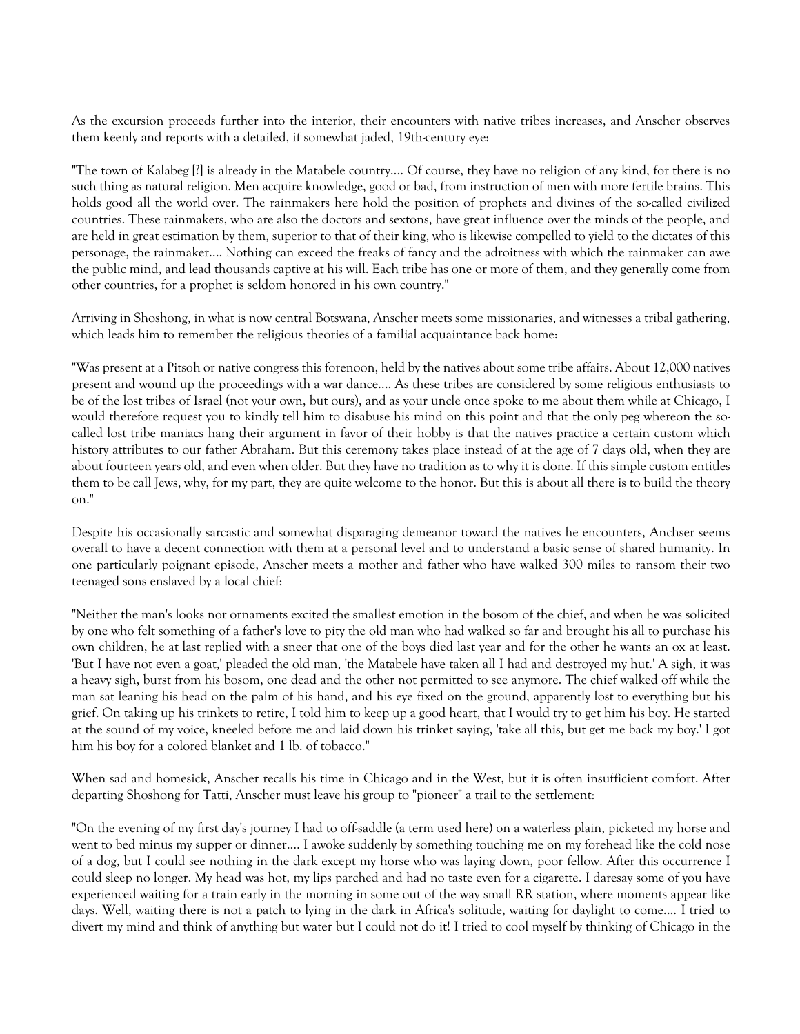As the excursion proceeds further into the interior, their encounters with native tribes increases, and Anscher observes them keenly and reports with a detailed, if somewhat jaded, 19th-century eye:

"The town of Kalabeg [?] is already in the Matabele country.... Of course, they have no religion of any kind, for there is no such thing as natural religion. Men acquire knowledge, good or bad, from instruction of men with more fertile brains. This holds good all the world over. The rainmakers here hold the position of prophets and divines of the so-called civilized countries. These rainmakers, who are also the doctors and sextons, have great influence over the minds of the people, and are held in great estimation by them, superior to that of their king, who is likewise compelled to yield to the dictates of this personage, the rainmaker.... Nothing can exceed the freaks of fancy and the adroitness with which the rainmaker can awe the public mind, and lead thousands captive at his will. Each tribe has one or more of them, and they generally come from other countries, for a prophet is seldom honored in his own country."

Arriving in Shoshong, in what is now central Botswana, Anscher meets some missionaries, and witnesses a tribal gathering, which leads him to remember the religious theories of a familial acquaintance back home:

"Was present at a Pitsoh or native congress this forenoon, held by the natives about some tribe affairs. About 12,000 natives present and wound up the proceedings with a war dance.... As these tribes are considered by some religious enthusiasts to be of the lost tribes of Israel (not your own, but ours), and as your uncle once spoke to me about them while at Chicago, I would therefore request you to kindly tell him to disabuse his mind on this point and that the only peg whereon the so-called lost tribe maniacs hang their argument in favor of their hobby is that the natives practice a certain custom which history attributes to our father Abraham. But this ceremony takes place instead of at the age of 7 days old, when they are about fourteen years old, and even when older. But they have no tradition as to why it is done. If this simple custom entitles them to be call Jews, why, for my part, they are quite welcome to the honor. But this is about all there is to build the theory on."

Despite his occasionally sarcastic and somewhat disparaging demeanor toward the natives he encounters, Anchser seems overall to have a decent connection with them at a personal level and to understand a basic sense of shared humanity. In one particularly poignant episode, Anscher meets a mother and father who have walked 300 miles to ransom their two teenaged sons enslaved by a local chief:

"Neither the man's looks nor ornaments excited the smallest emotion in the bosom of the chief, and when he was solicited by one who felt something of a father's love to pity the old man who had walked so far and brought his all to purchase his own children, he at last replied with a sneer that one of the boys died last year and for the other he wants an ox at least. 'But I have not even a goat,' pleaded the old man, 'the Matabele have taken all I had and destroyed my hut.' A sigh, it was a heavy sigh, burst from his bosom, one dead and the other not permitted to see anymore. The chief walked off while the man sat leaning his head on the palm of his hand, and his eye fixed on the ground, apparently lost to everything but his grief. On taking up his trinkets to retire, I told him to keep up a good heart, that I would try to get him his boy. He started at the sound of my voice, kneeled before me and laid down his trinket saying, 'take all this, but get me back my boy.' I got him his boy for a colored blanket and 1 lb. of tobacco."

When sad and homesick, Anscher recalls his time in Chicago and in the West, but it is often insufficient comfort. After departing Shoshong for Tatti, Anscher must leave his group to "pioneer" a trail to the settlement:

"On the evening of my first day's journey I had to off-saddle (a term used here) on a waterless plain, picketed my horse and went to bed minus my supper or dinner.... I awoke suddenly by something touching me on my forehead like the cold nose of a dog, but I could see nothing in the dark except my horse who was laying down, poor fellow. After this occurrence I could sleep no longer. My head was hot, my lips parched and had no taste even for a cigarette. I daresay some of you have experienced waiting for a train early in the morning in some out of the way small RR station, where moments appear like days. Well, waiting there is not a patch to lying in the dark in Africa's solitude, waiting for daylight to come.... I tried to divert my mind and think of anything but water but I could not do it! I tried to cool myself by thinking of Chicago in the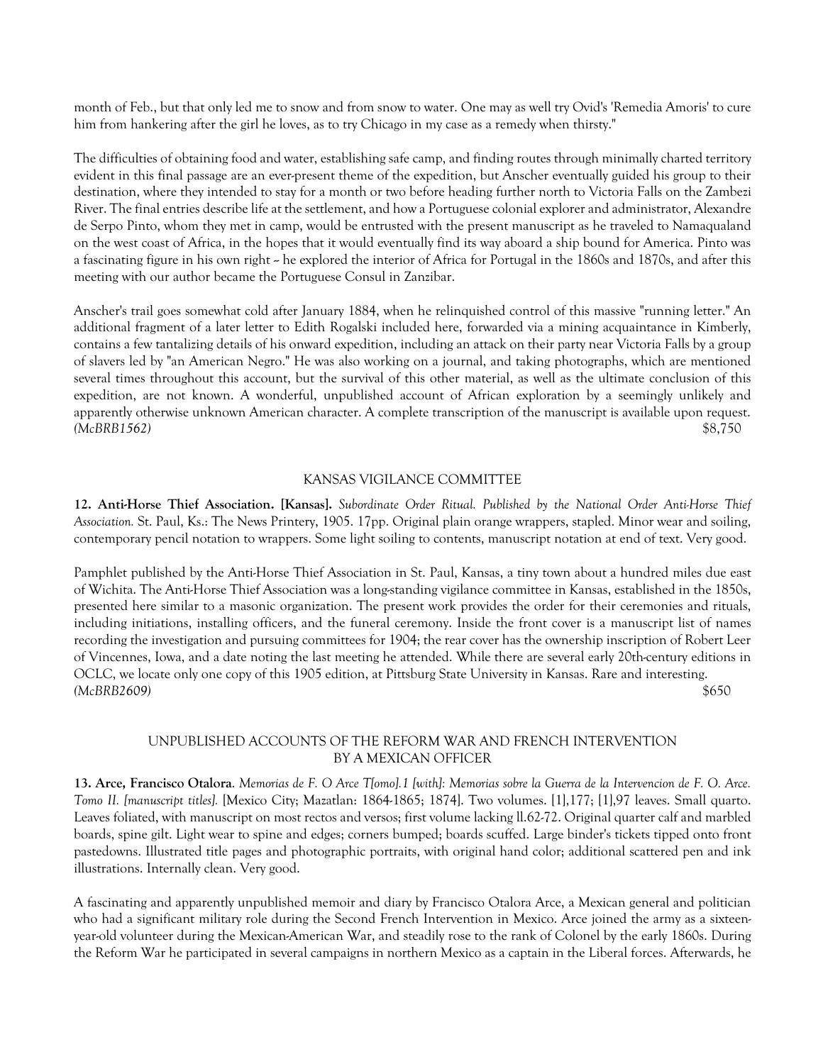month of Feb., but that only led me to snow and from snow to water. One may as well try Ovid's 'Remedia Amoris' to cure him from hankering after the girl he loves, as to try Chicago in my case as a remedy when thirsty."

The difficulties of obtaining food and water, establishing safe camp, and finding routes through minimally charted territory evident in this final passage are an ever-present theme of the expedition, but Anscher eventually guided his group to their destination, where they intended to stay for a month or two before heading further north to Victoria Falls on the Zambezi River. The final entries describe life at the settlement, and how a Portuguese colonial explorer and administrator, Alexandre de Serpo Pinto, whom they met in camp, would be entrusted with the present manuscript as he traveled to Namaqualand on the west coast of Africa, in the hopes that it would eventually find its way aboard a ship bound for America. Pinto was a fascinating figure in his own right -- he explored the interior of Africa for Portugal in the 1860s and 1870s, and after this meeting with our author became the Portuguese Consul in Zanzibar.

Anscher's trail goes somewhat cold after January 1884, when he relinquished control of this massive "running letter." An additional fragment of a later letter to Edith Rogalski included here, forwarded via a mining acquaintance in Kimberly, contains a few tantalizing details of his onward expedition, including an attack on their party near Victoria Falls by a group of slavers led by "an American Negro." He was also working on a journal, and taking photographs, which are mentioned several times throughout this account, but the survival of this other material, as well as the ultimate conclusion of this expedition, are not known. A wonderful, unpublished account of African exploration by a seemingly unlikely and apparently otherwise unknown American character. A complete transcription of the manuscript is available upon request. *(McBRB1562)* $8,750

## KANSAS VIGILANCE COMMITTEE

**12. Anti-Horse Thief Association. [Kansas].** *Subordinate Order Ritual. Published by the National Order Anti-Horse Thief Association.* St. Paul, Ks.: The News Printery, 1905. 17pp. Original plain orange wrappers, stapled. Minor wear and soiling, contemporary pencil notation to wrappers. Some light soiling to contents, manuscript notation at end of text. Very good.

Pamphlet published by the Anti-Horse Thief Association in St. Paul, Kansas, a tiny town about a hundred miles due east of Wichita. The Anti-Horse Thief Association was a long-standing vigilance committee in Kansas, established in the 1850s, presented here similar to a masonic organization. The present work provides the order for their ceremonies and rituals, including initiations, installing officers, and the funeral ceremony. Inside the front cover is a manuscript list of names recording the investigation and pursuing committees for 1904; the rear cover has the ownership inscription of Robert Leer of Vincennes, Iowa, and a date noting the last meeting he attended. While there are several early 20th-century editions in OCLC, we locate only one copy of this 1905 edition, at Pittsburg State University in Kansas. Rare and interesting. *(McBRB2609)* $650

## UNPUBLISHED ACCOUNTS OF THE REFORM WAR AND FRENCH INTERVENTION BY A MEXICAN OFFICER

**13. Arce, Francisco Otalora**. *Memorias de F. O Arce T[omo].1 [with]: Memorias sobre la Guerra de la Intervencion de F. O. Arce. Tomo II. [manuscript titles].* [Mexico City; Mazatlan: 1864-1865; 1874]. Two volumes. [1],177; [1],97 leaves. Small quarto. Leaves foliated, with manuscript on most rectos and versos; first volume lacking ll.62-72. Original quarter calf and marbled boards, spine gilt. Light wear to spine and edges; corners bumped; boards scuffed. Large binder's tickets tipped onto front pastedowns. Illustrated title pages and photographic portraits, with original hand color; additional scattered pen and ink illustrations. Internally clean. Very good.

A fascinating and apparently unpublished memoir and diary by Francisco Otalora Arce, a Mexican general and politician who had a significant military role during the Second French Intervention in Mexico. Arce joined the army as a sixteen-year-old volunteer during the Mexican-American War, and steadily rose to the rank of Colonel by the early 1860s. During the Reform War he participated in several campaigns in northern Mexico as a captain in the Liberal forces. Afterwards, he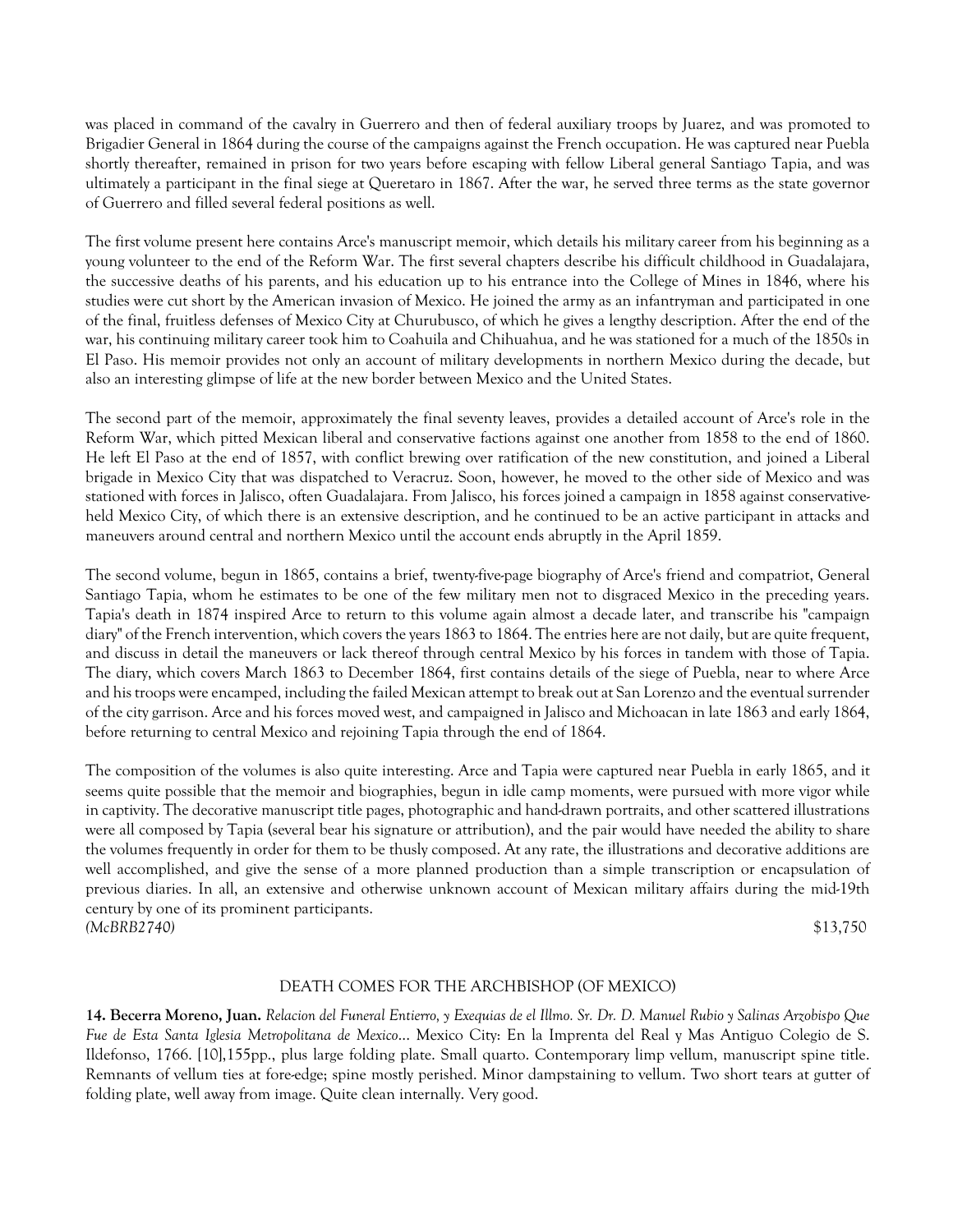was placed in command of the cavalry in Guerrero and then of federal auxiliary troops by Juarez, and was promoted to Brigadier General in 1864 during the course of the campaigns against the French occupation. He was captured near Puebla shortly thereafter, remained in prison for two years before escaping with fellow Liberal general Santiago Tapia, and was ultimately a participant in the final siege at Queretaro in 1867. After the war, he served three terms as the state governor of Guerrero and filled several federal positions as well.

The first volume present here contains Arce's manuscript memoir, which details his military career from his beginning as a young volunteer to the end of the Reform War. The first several chapters describe his difficult childhood in Guadalajara, the successive deaths of his parents, and his education up to his entrance into the College of Mines in 1846, where his studies were cut short by the American invasion of Mexico. He joined the army as an infantryman and participated in one of the final, fruitless defenses of Mexico City at Churubusco, of which he gives a lengthy description. After the end of the war, his continuing military career took him to Coahuila and Chihuahua, and he was stationed for a much of the 1850s in El Paso. His memoir provides not only an account of military developments in northern Mexico during the decade, but also an interesting glimpse of life at the new border between Mexico and the United States.

The second part of the memoir, approximately the final seventy leaves, provides a detailed account of Arce's role in the Reform War, which pitted Mexican liberal and conservative factions against one another from 1858 to the end of 1860. He left El Paso at the end of 1857, with conflict brewing over ratification of the new constitution, and joined a Liberal brigade in Mexico City that was dispatched to Veracruz. Soon, however, he moved to the other side of Mexico and was stationed with forces in Jalisco, often Guadalajara. From Jalisco, his forces joined a campaign in 1858 against conservative-held Mexico City, of which there is an extensive description, and he continued to be an active participant in attacks and maneuvers around central and northern Mexico until the account ends abruptly in the April 1859.

The second volume, begun in 1865, contains a brief, twenty-five-page biography of Arce's friend and compatriot, General Santiago Tapia, whom he estimates to be one of the few military men not to disgraced Mexico in the preceding years. Tapia's death in 1874 inspired Arce to return to this volume again almost a decade later, and transcribe his "campaign diary" of the French intervention, which covers the years 1863 to 1864. The entries here are not daily, but are quite frequent, and discuss in detail the maneuvers or lack thereof through central Mexico by his forces in tandem with those of Tapia. The diary, which covers March 1863 to December 1864, first contains details of the siege of Puebla, near to where Arce and his troops were encamped, including the failed Mexican attempt to break out at San Lorenzo and the eventual surrender of the city garrison. Arce and his forces moved west, and campaigned in Jalisco and Michoacan in late 1863 and early 1864, before returning to central Mexico and rejoining Tapia through the end of 1864.

The composition of the volumes is also quite interesting. Arce and Tapia were captured near Puebla in early 1865, and it seems quite possible that the memoir and biographies, begun in idle camp moments, were pursued with more vigor while in captivity. The decorative manuscript title pages, photographic and hand-drawn portraits, and other scattered illustrations were all composed by Tapia (several bear his signature or attribution), and the pair would have needed the ability to share the volumes frequently in order for them to be thusly composed. At any rate, the illustrations and decorative additions are well accomplished, and give the sense of a more planned production than a simple transcription or encapsulation of previous diaries. In all, an extensive and otherwise unknown account of Mexican military affairs during the mid-19th century by one of its prominent participants.

*(McBRB2740)* $13,750

DEATH COMES FOR THE ARCHBISHOP (OF MEXICO)

**14. Becerra Moreno, Juan.** *Relacion del Funeral Entierro, y Exequias de el Illmo. Sr. Dr. D. Manuel Rubio y Salinas Arzobispo Que Fue de Esta Santa Iglesia Metropolitana de Mexico*... Mexico City: En la Imprenta del Real y Mas Antiguo Colegio de S. Ildefonso, 1766. [10],155pp., plus large folding plate. Small quarto. Contemporary limp vellum, manuscript spine title. Remnants of vellum ties at fore-edge; spine mostly perished. Minor dampstaining to vellum. Two short tears at gutter of folding plate, well away from image. Quite clean internally. Very good.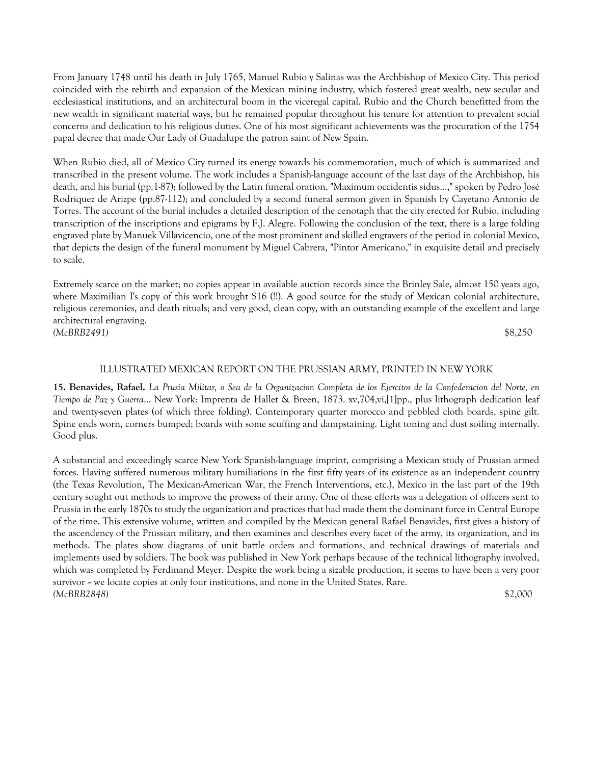From January 1748 until his death in July 1765, Manuel Rubio y Salinas was the Archbishop of Mexico City. This period coincided with the rebirth and expansion of the Mexican mining industry, which fostered great wealth, new secular and ecclesiastical institutions, and an architectural boom in the viceregal capital. Rubio and the Church benefitted from the new wealth in significant material ways, but he remained popular throughout his tenure for attention to prevalent social concerns and dedication to his religious duties. One of his most significant achievements was the procuration of the 1754 papal decree that made Our Lady of Guadalupe the patron saint of New Spain.

When Rubio died, all of Mexico City turned its energy towards his commemoration, much of which is summarized and transcribed in the present volume. The work includes a Spanish-language account of the last days of the Archbishop, his death, and his burial (pp.1-87); followed by the Latin funeral oration, "Maximum occidentis sidus...," spoken by Pedro José Rodriquez de Arizpe (pp.87-112); and concluded by a second funeral sermon given in Spanish by Cayetano Antonio de Torres. The account of the burial includes a detailed description of the cenotaph that the city erected for Rubio, including transcription of the inscriptions and epigrams by F.J. Alegre. Following the conclusion of the text, there is a large folding engraved plate by Manuek Villavicencio, one of the most prominent and skilled engravers of the period in colonial Mexico, that depicts the design of the funeral monument by Miguel Cabrera, "Pintor Americano," in exquisite detail and precisely to scale.

Extremely scarce on the market; no copies appear in available auction records since the Brinley Sale, almost 150 years ago, where Maximilian I's copy of this work brought $16 (!!). A good source for the study of Mexican colonial architecture, religious ceremonies, and death rituals; and very good, clean copy, with an outstanding example of the excellent and large architectural engraving.

*(McBRB2491)* $8,250

ILLUSTRATED MEXICAN REPORT ON THE PRUSSIAN ARMY, PRINTED IN NEW YORK

**15. Benavides, Rafael.** *La Prusia Militar, o Sea de la Organizacion Completa de los Ejercitos de la Confederacion del Norte, en Tiempo de Paz y Guerra...* New York: Imprenta de Hallet & Breen, 1873. xv,704,vi,[1]pp., plus lithograph dedication leaf and twenty-seven plates (of which three folding). Contemporary quarter morocco and pebbled cloth boards, spine gilt. Spine ends worn, corners bumped; boards with some scuffing and dampstaining. Light toning and dust soiling internally. Good plus.

A substantial and exceedingly scarce New York Spanish-language imprint, comprising a Mexican study of Prussian armed forces. Having suffered numerous military humiliations in the first fifty years of its existence as an independent country (the Texas Revolution, The Mexican-American War, the French Interventions, etc.), Mexico in the last part of the 19th century sought out methods to improve the prowess of their army. One of these efforts was a delegation of officers sent to Prussia in the early 1870s to study the organization and practices that had made them the dominant force in Central Europe of the time. This extensive volume, written and compiled by the Mexican general Rafael Benavides, first gives a history of the ascendency of the Prussian military, and then examines and describes every facet of the army, its organization, and its methods. The plates show diagrams of unit battle orders and formations, and technical drawings of materials and implements used by soldiers. The book was published in New York perhaps because of the technical lithography involved, which was completed by Ferdinand Meyer. Despite the work being a sizable production, it seems to have been a very poor survivor -- we locate copies at only four institutions, and none in the United States. Rare.

*(McBRB2848)* $2,000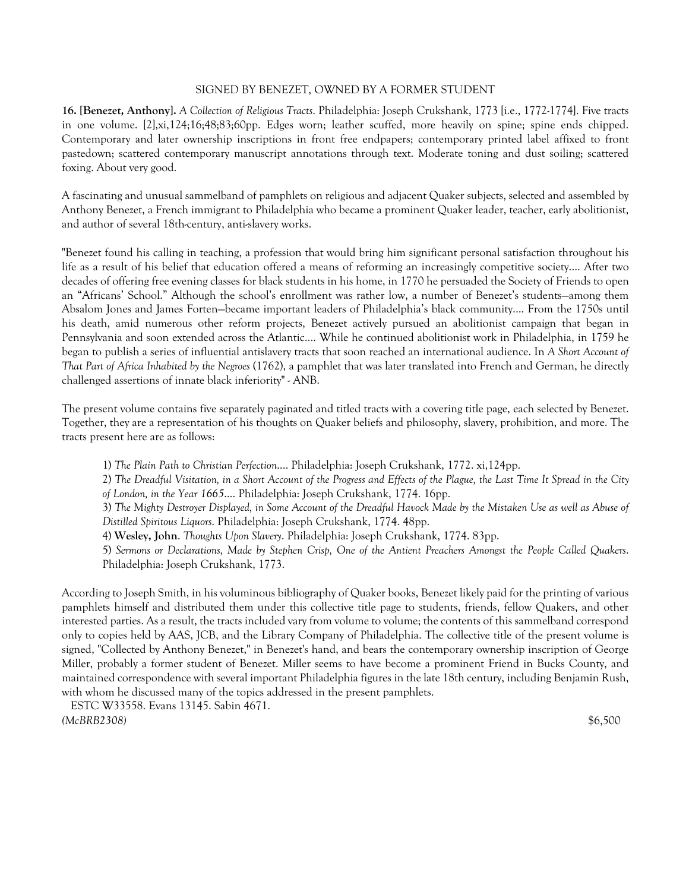SIGNED BY BENEZET, OWNED BY A FORMER STUDENT

**16. [Benezet, Anthony].** *A Collection of Religious Tracts*. Philadelphia: Joseph Crukshank, 1773 [i.e., 1772-1774]. Five tracts in one volume. [2],xi,124;16;48;83;60pp. Edges worn; leather scuffed, more heavily on spine; spine ends chipped. Contemporary and later ownership inscriptions in front free endpapers; contemporary printed label affixed to front pastedown; scattered contemporary manuscript annotations through text. Moderate toning and dust soiling; scattered foxing. About very good.

A fascinating and unusual sammelband of pamphlets on religious and adjacent Quaker subjects, selected and assembled by Anthony Benezet, a French immigrant to Philadelphia who became a prominent Quaker leader, teacher, early abolitionist, and author of several 18th-century, anti-slavery works.

"Benezet found his calling in teaching, a profession that would bring him significant personal satisfaction throughout his life as a result of his belief that education offered a means of reforming an increasingly competitive society.... After two decades of offering free evening classes for black students in his home, in 1770 he persuaded the Society of Friends to open an "Africans' School." Although the school's enrollment was rather low, a number of Benezet's students—among them Absalom Jones and James Forten—became important leaders of Philadelphia's black community.... From the 1750s until his death, amid numerous other reform projects, Benezet actively pursued an abolitionist campaign that began in Pennsylvania and soon extended across the Atlantic.... While he continued abolitionist work in Philadelphia, in 1759 he began to publish a series of influential antislavery tracts that soon reached an international audience. In *A Short Account of That Part of Africa Inhabited by the Negroes* (1762), a pamphlet that was later translated into French and German, he directly challenged assertions of innate black inferiority" - ANB.

The present volume contains five separately paginated and titled tracts with a covering title page, each selected by Benezet. Together, they are a representation of his thoughts on Quaker beliefs and philosophy, slavery, prohibition, and more. The tracts present here are as follows:

1) *The Plain Path to Christian Perfection....* Philadelphia: Joseph Crukshank, 1772. xi,124pp.
2) *The Dreadful Visitation, in a Short Account of the Progress and Effects of the Plague, the Last Time It Spread in the City of London, in the Year 1665....* Philadelphia: Joseph Crukshank, 1774. 16pp.
3) *The Mighty Destroyer Displayed, in Some Account of the Dreadful Havock Made by the Mistaken Use as well as Abuse of Distilled Spiritous Liquors*. Philadelphia: Joseph Crukshank, 1774. 48pp.
4) **Wesley, John**. *Thoughts Upon Slavery*. Philadelphia: Joseph Crukshank, 1774. 83pp.
5) *Sermons or Declarations, Made by Stephen Crisp, One of the Antient Preachers Amongst the People Called Quakers*. Philadelphia: Joseph Crukshank, 1773.

According to Joseph Smith, in his voluminous bibliography of Quaker books, Benezet likely paid for the printing of various pamphlets himself and distributed them under this collective title page to students, friends, fellow Quakers, and other interested parties. As a result, the tracts included vary from volume to volume; the contents of this sammelband correspond only to copies held by AAS, JCB, and the Library Company of Philadelphia. The collective title of the present volume is signed, "Collected by Anthony Benezet," in Benezet's hand, and bears the contemporary ownership inscription of George Miller, probably a former student of Benezet. Miller seems to have become a prominent Friend in Bucks County, and maintained correspondence with several important Philadelphia figures in the late 18th century, including Benjamin Rush, with whom he discussed many of the topics addressed in the present pamphlets.

ESTC W33558. Evans 13145. Sabin 4671.

*(McBRB2308)* $6,500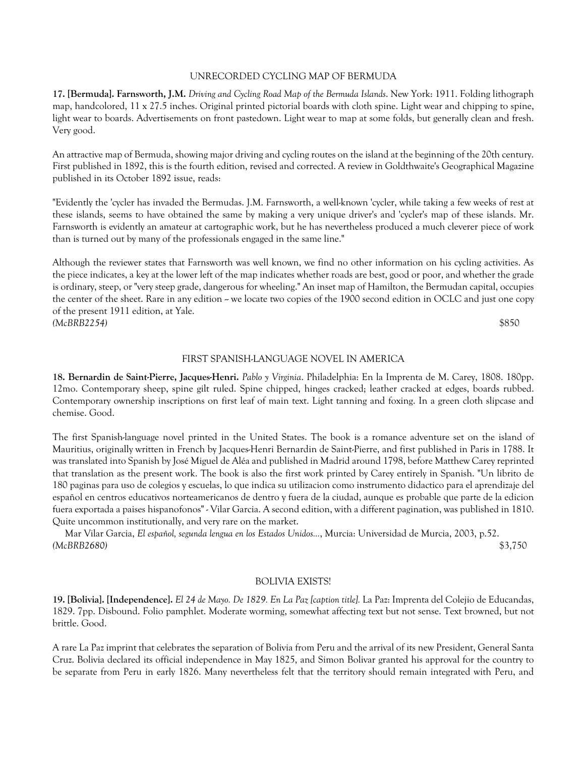UNRECORDED CYCLING MAP OF BERMUDA

**17. [Bermuda]. Farnsworth, J.M.** *Driving and Cycling Road Map of the Bermuda Islands*. New York: 1911. Folding lithograph map, handcolored, 11 x 27.5 inches. Original printed pictorial boards with cloth spine. Light wear and chipping to spine, light wear to boards. Advertisements on front pastedown. Light wear to map at some folds, but generally clean and fresh. Very good.

An attractive map of Bermuda, showing major driving and cycling routes on the island at the beginning of the 20th century. First published in 1892, this is the fourth edition, revised and corrected. A review in Goldthwaite's Geographical Magazine published in its October 1892 issue, reads:

"Evidently the 'cycler has invaded the Bermudas. J.M. Farnsworth, a well-known 'cycler, while taking a few weeks of rest at these islands, seems to have obtained the same by making a very unique driver's and 'cycler's map of these islands. Mr. Farnsworth is evidently an amateur at cartographic work, but he has nevertheless produced a much cleverer piece of work than is turned out by many of the professionals engaged in the same line."

Although the reviewer states that Farnsworth was well known, we find no other information on his cycling activities. As the piece indicates, a key at the lower left of the map indicates whether roads are best, good or poor, and whether the grade is ordinary, steep, or "very steep grade, dangerous for wheeling." An inset map of Hamilton, the Bermudan capital, occupies the center of the sheet. Rare in any edition -- we locate two copies of the 1900 second edition in OCLC and just one copy of the present 1911 edition, at Yale.
*(McBRB2254)* $850

FIRST SPANISH-LANGUAGE NOVEL IN AMERICA

**18. Bernardin de Saint-Pierre, Jacques-Henri.** *Pablo y Virginia*. Philadelphia: En la Imprenta de M. Carey, 1808. 180pp. 12mo. Contemporary sheep, spine gilt ruled. Spine chipped, hinges cracked; leather cracked at edges, boards rubbed. Contemporary ownership inscriptions on first leaf of main text. Light tanning and foxing. In a green cloth slipcase and chemise. Good.

The first Spanish-language novel printed in the United States. The book is a romance adventure set on the island of Mauritius, originally written in French by Jacques-Henri Bernardin de Saint-Pierre, and first published in Paris in 1788. It was translated into Spanish by José Miguel de Aléa and published in Madrid around 1798, before Matthew Carey reprinted that translation as the present work. The book is also the first work printed by Carey entirely in Spanish. "Un librito de 180 paginas para uso de colegios y escuelas, lo que indica su utilizacion como instrumento didactico para el aprendizaje del español en centros educativos norteamericanos de dentro y fuera de la ciudad, aunque es probable que parte de la edicion fuera exportada a paises hispanofonos" - Vilar Garcia. A second edition, with a different pagination, was published in 1810. Quite uncommon institutionally, and very rare on the market.

Mar Vilar Garcia, *El español, segunda lengua en los Estados Unidos...*, Murcia: Universidad de Murcia, 2003, p.52.
*(McBRB2680)* $3,750

BOLIVIA EXISTS!

**19. [Bolivia]. [Independence].** *El 24 de Mayo. De 1829. En La Paz [caption title].* La Paz: Imprenta del Colejio de Educandas, 1829. 7pp. Disbound. Folio pamphlet. Moderate worming, somewhat affecting text but not sense. Text browned, but not brittle. Good.

A rare La Paz imprint that celebrates the separation of Bolivia from Peru and the arrival of its new President, General Santa Cruz. Bolivia declared its official independence in May 1825, and Simon Bolivar granted his approval for the country to be separate from Peru in early 1826. Many nevertheless felt that the territory should remain integrated with Peru, and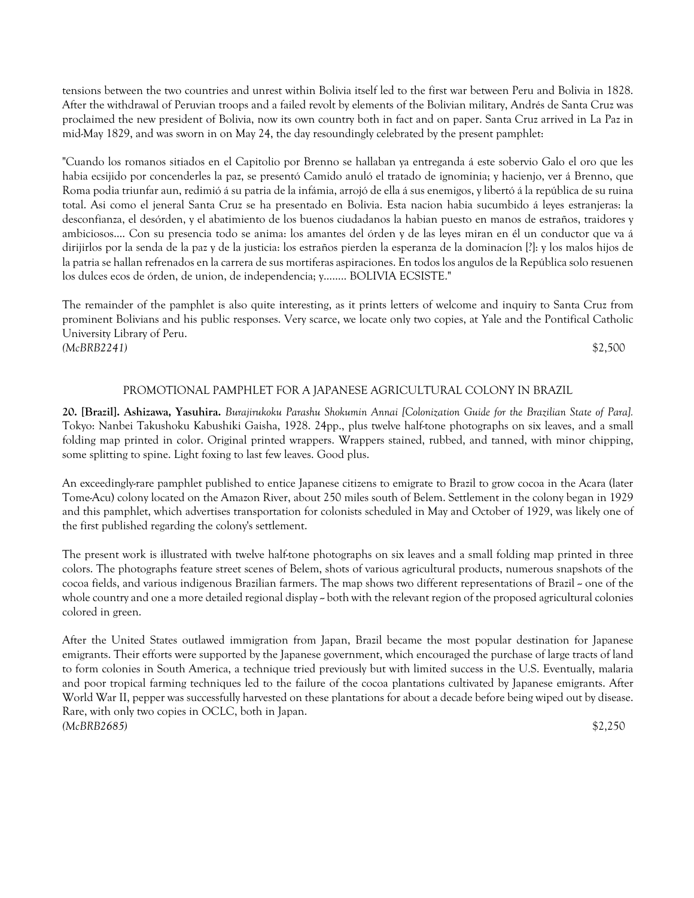tensions between the two countries and unrest within Bolivia itself led to the first war between Peru and Bolivia in 1828. After the withdrawal of Peruvian troops and a failed revolt by elements of the Bolivian military, Andrés de Santa Cruz was proclaimed the new president of Bolivia, now its own country both in fact and on paper. Santa Cruz arrived in La Paz in mid-May 1829, and was sworn in on May 24, the day resoundingly celebrated by the present pamphlet:

"Cuando los romanos sitiados en el Capitolio por Brenno se hallaban ya entreganda á este sobervio Galo el oro que les habia ecsijido por concenderles la paz, se presentó Camido anuló el tratado de ignominia; y hacienjo, ver á Brenno, que Roma podia triunfar aun, redimió á su patria de la infámia, arrojó de ella á sus enemigos, y libertó á la república de su ruina total. Asi como el jeneral Santa Cruz se ha presentado en Bolivia. Esta nacion habia sucumbido á leyes estranjeras: la desconfianza, el desórden, y el abatimiento de los buenos ciudadanos la habian puesto en manos de estraños, traidores y ambiciosos.... Con su presencia todo se anima: los amantes del órden y de las leyes miran en él un conductor que va á dirijirlos por la senda de la paz y de la justicia: los estraños pierden la esperanza de la dominacíon [?]: y los malos hijos de la patria se hallan refrenados en la carrera de sus mortiferas aspiraciones. En todos los angulos de la República solo resuenen los dulces ecos de órden, de union, de independencia; y........ BOLIVIA ECSISTE."

The remainder of the pamphlet is also quite interesting, as it prints letters of welcome and inquiry to Santa Cruz from prominent Bolivians and his public responses. Very scarce, we locate only two copies, at Yale and the Pontifical Catholic University Library of Peru.

*(McBRB2241)* $2,500

## PROMOTIONAL PAMPHLET FOR A JAPANESE AGRICULTURAL COLONY IN BRAZIL

**20. [Brazil]. Ashizawa, Yasuhira.** *Burajirukoku Parashu Shokumin Annai [Colonization Guide for the Brazilian State of Para].* Tokyo: Nanbei Takushoku Kabushiki Gaisha, 1928. 24pp., plus twelve half-tone photographs on six leaves, and a small folding map printed in color. Original printed wrappers. Wrappers stained, rubbed, and tanned, with minor chipping, some splitting to spine. Light foxing to last few leaves. Good plus.

An exceedingly-rare pamphlet published to entice Japanese citizens to emigrate to Brazil to grow cocoa in the Acara (later Tome-Acu) colony located on the Amazon River, about 250 miles south of Belem. Settlement in the colony began in 1929 and this pamphlet, which advertises transportation for colonists scheduled in May and October of 1929, was likely one of the first published regarding the colony's settlement.

The present work is illustrated with twelve half-tone photographs on six leaves and a small folding map printed in three colors. The photographs feature street scenes of Belem, shots of various agricultural products, numerous snapshots of the cocoa fields, and various indigenous Brazilian farmers. The map shows two different representations of Brazil -- one of the whole country and one a more detailed regional display -- both with the relevant region of the proposed agricultural colonies colored in green.

After the United States outlawed immigration from Japan, Brazil became the most popular destination for Japanese emigrants. Their efforts were supported by the Japanese government, which encouraged the purchase of large tracts of land to form colonies in South America, a technique tried previously but with limited success in the U.S. Eventually, malaria and poor tropical farming techniques led to the failure of the cocoa plantations cultivated by Japanese emigrants. After World War II, pepper was successfully harvested on these plantations for about a decade before being wiped out by disease. Rare, with only two copies in OCLC, both in Japan.

*(McBRB2685)* $2,250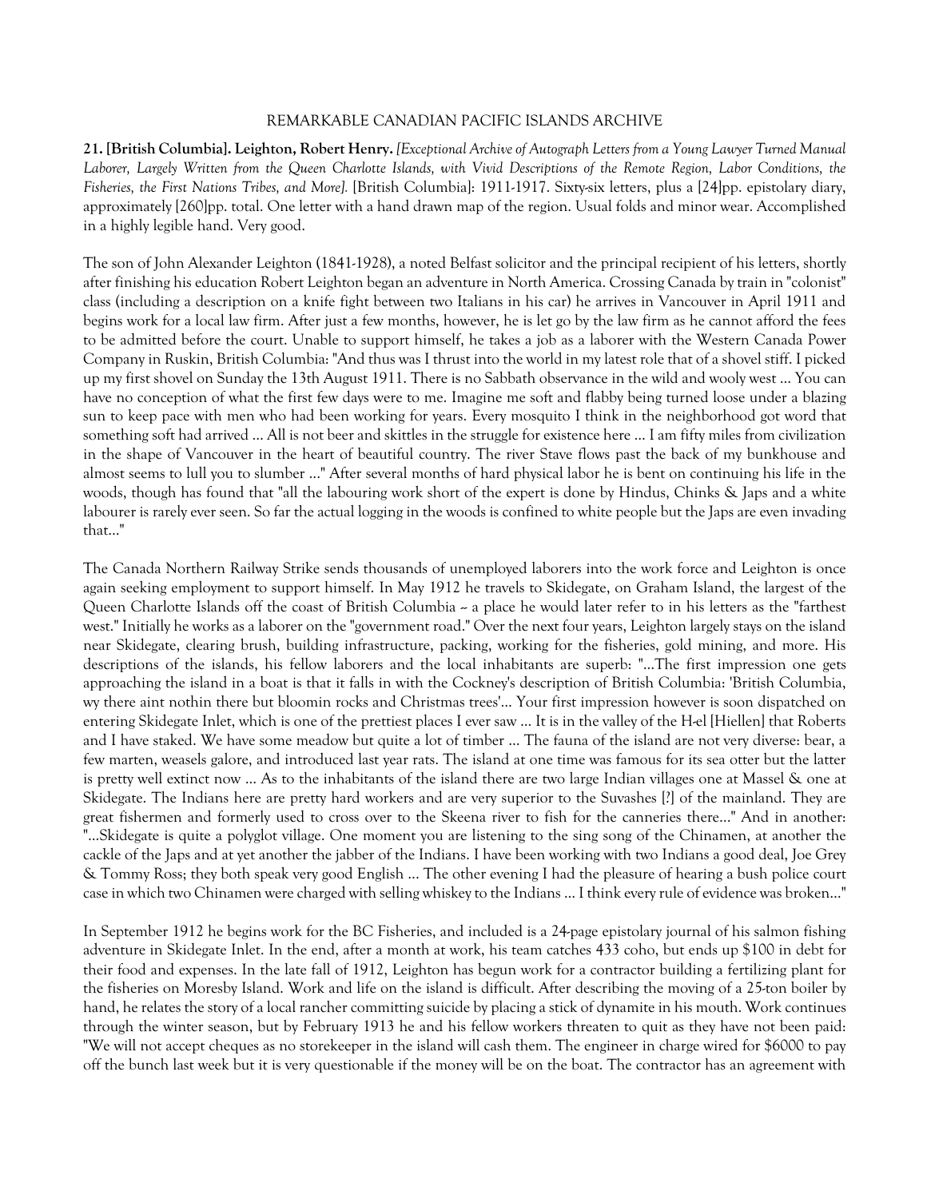REMARKABLE CANADIAN PACIFIC ISLANDS ARCHIVE

**21. [British Columbia]. Leighton, Robert Henry.** *[Exceptional Archive of Autograph Letters from a Young Lawyer Turned Manual Laborer, Largely Written from the Queen Charlotte Islands, with Vivid Descriptions of the Remote Region, Labor Conditions, the Fisheries, the First Nations Tribes, and More].* [British Columbia]: 1911-1917. Sixty-six letters, plus a [24]pp. epistolary diary, approximately [260]pp. total. One letter with a hand drawn map of the region. Usual folds and minor wear. Accomplished in a highly legible hand. Very good.

The son of John Alexander Leighton (1841-1928), a noted Belfast solicitor and the principal recipient of his letters, shortly after finishing his education Robert Leighton began an adventure in North America. Crossing Canada by train in "colonist" class (including a description on a knife fight between two Italians in his car) he arrives in Vancouver in April 1911 and begins work for a local law firm. After just a few months, however, he is let go by the law firm as he cannot afford the fees to be admitted before the court. Unable to support himself, he takes a job as a laborer with the Western Canada Power Company in Ruskin, British Columbia: "And thus was I thrust into the world in my latest role that of a shovel stiff. I picked up my first shovel on Sunday the 13th August 1911. There is no Sabbath observance in the wild and wooly west ... You can have no conception of what the first few days were to me. Imagine me soft and flabby being turned loose under a blazing sun to keep pace with men who had been working for years. Every mosquito I think in the neighborhood got word that something soft had arrived ... All is not beer and skittles in the struggle for existence here ... I am fifty miles from civilization in the shape of Vancouver in the heart of beautiful country. The river Stave flows past the back of my bunkhouse and almost seems to lull you to slumber ..." After several months of hard physical labor he is bent on continuing his life in the woods, though has found that "all the labouring work short of the expert is done by Hindus, Chinks & Japs and a white labourer is rarely ever seen. So far the actual logging in the woods is confined to white people but the Japs are even invading that..."

The Canada Northern Railway Strike sends thousands of unemployed laborers into the work force and Leighton is once again seeking employment to support himself. In May 1912 he travels to Skidegate, on Graham Island, the largest of the Queen Charlotte Islands off the coast of British Columbia -- a place he would later refer to in his letters as the "farthest west." Initially he works as a laborer on the "government road." Over the next four years, Leighton largely stays on the island near Skidegate, clearing brush, building infrastructure, packing, working for the fisheries, gold mining, and more. His descriptions of the islands, his fellow laborers and the local inhabitants are superb: "...The first impression one gets approaching the island in a boat is that it falls in with the Cockney's description of British Columbia: 'British Columbia, wy there aint nothin there but bloomin rocks and Christmas trees'... Your first impression however is soon dispatched on entering Skidegate Inlet, which is one of the prettiest places I ever saw ... It is in the valley of the H-el [Hiellen] that Roberts and I have staked. We have some meadow but quite a lot of timber ... The fauna of the island are not very diverse: bear, a few marten, weasels galore, and introduced last year rats. The island at one time was famous for its sea otter but the latter is pretty well extinct now ... As to the inhabitants of the island there are two large Indian villages one at Massel & one at Skidegate. The Indians here are pretty hard workers and are very superior to the Suvashes [?] of the mainland. They are great fishermen and formerly used to cross over to the Skeena river to fish for the canneries there..." And in another: "...Skidegate is quite a polyglot village. One moment you are listening to the sing song of the Chinamen, at another the cackle of the Japs and at yet another the jabber of the Indians. I have been working with two Indians a good deal, Joe Grey & Tommy Ross; they both speak very good English ... The other evening I had the pleasure of hearing a bush police court case in which two Chinamen were charged with selling whiskey to the Indians ... I think every rule of evidence was broken..."

In September 1912 he begins work for the BC Fisheries, and included is a 24-page epistolary journal of his salmon fishing adventure in Skidegate Inlet. In the end, after a month at work, his team catches 433 coho, but ends up $100 in debt for their food and expenses. In the late fall of 1912, Leighton has begun work for a contractor building a fertilizing plant for the fisheries on Moresby Island. Work and life on the island is difficult. After describing the moving of a 25-ton boiler by hand, he relates the story of a local rancher committing suicide by placing a stick of dynamite in his mouth. Work continues through the winter season, but by February 1913 he and his fellow workers threaten to quit as they have not been paid: "We will not accept cheques as no storekeeper in the island will cash them. The engineer in charge wired for $6000 to pay off the bunch last week but it is very questionable if the money will be on the boat. The contractor has an agreement with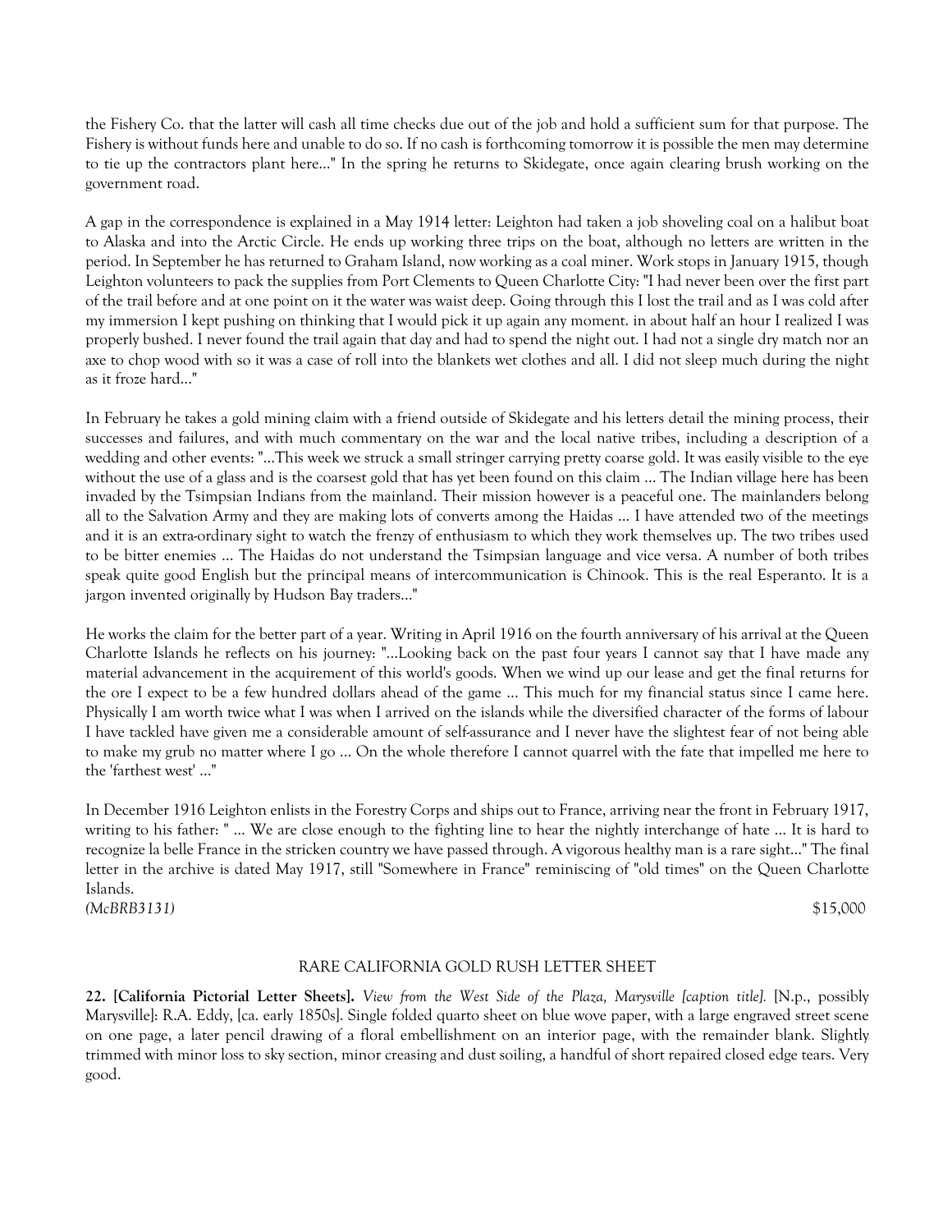the Fishery Co. that the latter will cash all time checks due out of the job and hold a sufficient sum for that purpose. The Fishery is without funds here and unable to do so. If no cash is forthcoming tomorrow it is possible the men may determine to tie up the contractors plant here..." In the spring he returns to Skidegate, once again clearing brush working on the government road.

A gap in the correspondence is explained in a May 1914 letter: Leighton had taken a job shoveling coal on a halibut boat to Alaska and into the Arctic Circle. He ends up working three trips on the boat, although no letters are written in the period. In September he has returned to Graham Island, now working as a coal miner. Work stops in January 1915, though Leighton volunteers to pack the supplies from Port Clements to Queen Charlotte City: "I had never been over the first part of the trail before and at one point on it the water was waist deep. Going through this I lost the trail and as I was cold after my immersion I kept pushing on thinking that I would pick it up again any moment. in about half an hour I realized I was properly bushed. I never found the trail again that day and had to spend the night out. I had not a single dry match nor an axe to chop wood with so it was a case of roll into the blankets wet clothes and all. I did not sleep much during the night as it froze hard..."

In February he takes a gold mining claim with a friend outside of Skidegate and his letters detail the mining process, their successes and failures, and with much commentary on the war and the local native tribes, including a description of a wedding and other events: "...This week we struck a small stringer carrying pretty coarse gold. It was easily visible to the eye without the use of a glass and is the coarsest gold that has yet been found on this claim ... The Indian village here has been invaded by the Tsimpsian Indians from the mainland. Their mission however is a peaceful one. The mainlanders belong all to the Salvation Army and they are making lots of converts among the Haidas ... I have attended two of the meetings and it is an extra-ordinary sight to watch the frenzy of enthusiasm to which they work themselves up. The two tribes used to be bitter enemies ... The Haidas do not understand the Tsimpsian language and vice versa. A number of both tribes speak quite good English but the principal means of intercommunication is Chinook. This is the real Esperanto. It is a jargon invented originally by Hudson Bay traders..."

He works the claim for the better part of a year. Writing in April 1916 on the fourth anniversary of his arrival at the Queen Charlotte Islands he reflects on his journey: "...Looking back on the past four years I cannot say that I have made any material advancement in the acquirement of this world's goods. When we wind up our lease and get the final returns for the ore I expect to be a few hundred dollars ahead of the game ... This much for my financial status since I came here. Physically I am worth twice what I was when I arrived on the islands while the diversified character of the forms of labour I have tackled have given me a considerable amount of self-assurance and I never have the slightest fear of not being able to make my grub no matter where I go ... On the whole therefore I cannot quarrel with the fate that impelled me here to the 'farthest west' ..."

In December 1916 Leighton enlists in the Forestry Corps and ships out to France, arriving near the front in February 1917, writing to his father: " ... We are close enough to the fighting line to hear the nightly interchange of hate ... It is hard to recognize la belle France in the stricken country we have passed through. A vigorous healthy man is a rare sight..." The final letter in the archive is dated May 1917, still "Somewhere in France" reminiscing of "old times" on the Queen Charlotte Islands.

*(McBRB3131)* $15,000

RARE CALIFORNIA GOLD RUSH LETTER SHEET

**22. [California Pictorial Letter Sheets].** *View from the West Side of the Plaza, Marysville [caption title].* [N.p., possibly Marysville]: R.A. Eddy, [ca. early 1850s]. Single folded quarto sheet on blue wove paper, with a large engraved street scene on one page, a later pencil drawing of a floral embellishment on an interior page, with the remainder blank. Slightly trimmed with minor loss to sky section, minor creasing and dust soiling, a handful of short repaired closed edge tears. Very good.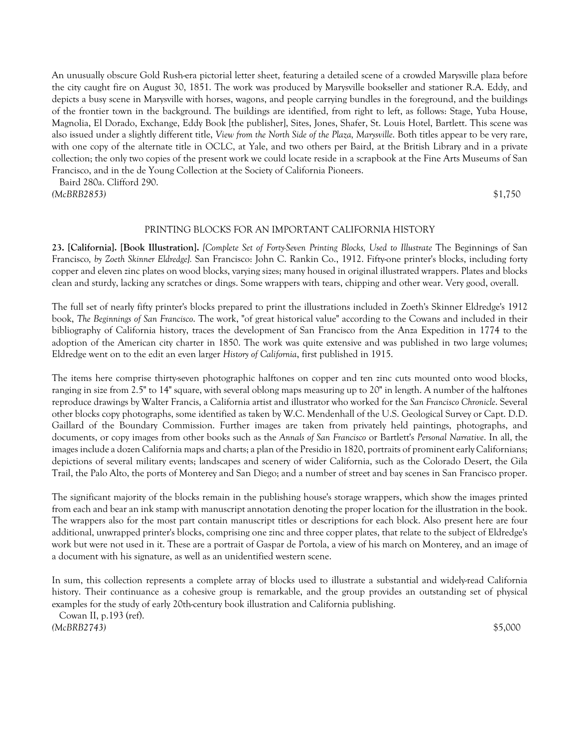An unusually obscure Gold Rush-era pictorial letter sheet, featuring a detailed scene of a crowded Marysville plaza before the city caught fire on August 30, 1851. The work was produced by Marysville bookseller and stationer R.A. Eddy, and depicts a busy scene in Marysville with horses, wagons, and people carrying bundles in the foreground, and the buildings of the frontier town in the background. The buildings are identified, from right to left, as follows: Stage, Yuba House, Magnolia, El Dorado, Exchange, Eddy Book [the publisher], Sites, Jones, Shafer, St. Louis Hotel, Bartlett. This scene was also issued under a slightly different title, *View from the North Side of the Plaza, Marysville*. Both titles appear to be very rare, with one copy of the alternate title in OCLC, at Yale, and two others per Baird, at the British Library and in a private collection; the only two copies of the present work we could locate reside in a scrapbook at the Fine Arts Museums of San Francisco, and in the de Young Collection at the Society of California Pioneers.

Baird 280a. Clifford 290.

*(McBRB2853)* $1,750

## PRINTING BLOCKS FOR AN IMPORTANT CALIFORNIA HISTORY

**23. [California]. [Book Illustration].** *[Complete Set of Forty-Seven Printing Blocks, Used to Illustrate* The Beginnings of San Francisco*, by Zoeth Skinner Eldredge].* San Francisco: John C. Rankin Co., 1912. Fifty-one printer's blocks, including forty copper and eleven zinc plates on wood blocks, varying sizes; many housed in original illustrated wrappers. Plates and blocks clean and sturdy, lacking any scratches or dings. Some wrappers with tears, chipping and other wear. Very good, overall.

The full set of nearly fifty printer's blocks prepared to print the illustrations included in Zoeth's Skinner Eldredge's 1912 book, *The Beginnings of San Francisco*. The work, "of great historical value" according to the Cowans and included in their bibliography of California history, traces the development of San Francisco from the Anza Expedition in 1774 to the adoption of the American city charter in 1850. The work was quite extensive and was published in two large volumes; Eldredge went on to the edit an even larger *History of California*, first published in 1915.

The items here comprise thirty-seven photographic halftones on copper and ten zinc cuts mounted onto wood blocks, ranging in size from 2.5" to 14" square, with several oblong maps measuring up to 20" in length. A number of the halftones reproduce drawings by Walter Francis, a California artist and illustrator who worked for the *San Francisco Chronicle*. Several other blocks copy photographs, some identified as taken by W.C. Mendenhall of the U.S. Geological Survey or Capt. D.D. Gaillard of the Boundary Commission. Further images are taken from privately held paintings, photographs, and documents, or copy images from other books such as the *Annals of San Francisco* or Bartlett's *Personal Narrative*. In all, the images include a dozen California maps and charts; a plan of the Presidio in 1820, portraits of prominent early Californians; depictions of several military events; landscapes and scenery of wider California, such as the Colorado Desert, the Gila Trail, the Palo Alto, the ports of Monterey and San Diego; and a number of street and bay scenes in San Francisco proper.

The significant majority of the blocks remain in the publishing house's storage wrappers, which show the images printed from each and bear an ink stamp with manuscript annotation denoting the proper location for the illustration in the book. The wrappers also for the most part contain manuscript titles or descriptions for each block. Also present here are four additional, unwrapped printer's blocks, comprising one zinc and three copper plates, that relate to the subject of Eldredge's work but were not used in it. These are a portrait of Gaspar de Portola, a view of his march on Monterey, and an image of a document with his signature, as well as an unidentified western scene.

In sum, this collection represents a complete array of blocks used to illustrate a substantial and widely-read California history. Their continuance as a cohesive group is remarkable, and the group provides an outstanding set of physical examples for the study of early 20th-century book illustration and California publishing.

Cowan II, p.193 (ref).

*(McBRB2743)* $5,000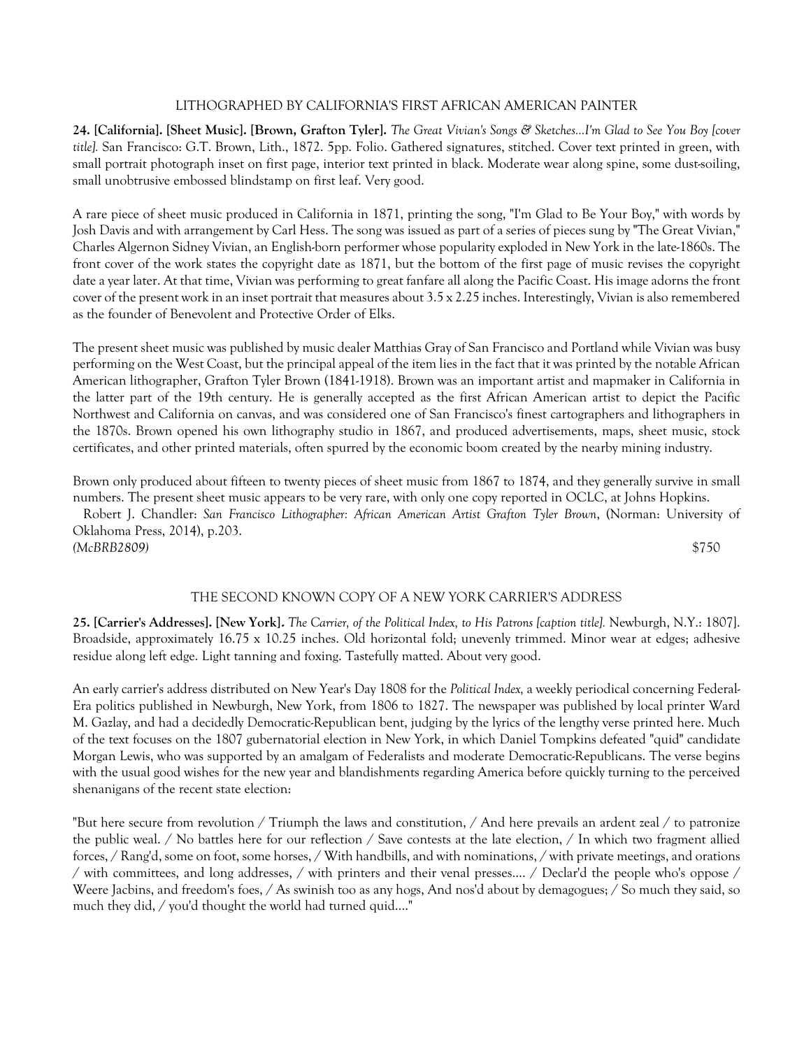### LITHOGRAPHED BY CALIFORNIA'S FIRST AFRICAN AMERICAN PAINTER

**24. [California]. [Sheet Music]. [Brown, Grafton Tyler].** *The Great Vivian's Songs & Sketches...I'm Glad to See You Boy [cover title].* San Francisco: G.T. Brown, Lith., 1872. 5pp. Folio. Gathered signatures, stitched. Cover text printed in green, with small portrait photograph inset on first page, interior text printed in black. Moderate wear along spine, some dust-soiling, small unobtrusive embossed blindstamp on first leaf. Very good.

A rare piece of sheet music produced in California in 1871, printing the song, "I'm Glad to Be Your Boy," with words by Josh Davis and with arrangement by Carl Hess. The song was issued as part of a series of pieces sung by "The Great Vivian," Charles Algernon Sidney Vivian, an English-born performer whose popularity exploded in New York in the late-1860s. The front cover of the work states the copyright date as 1871, but the bottom of the first page of music revises the copyright date a year later. At that time, Vivian was performing to great fanfare all along the Pacific Coast. His image adorns the front cover of the present work in an inset portrait that measures about 3.5 x 2.25 inches. Interestingly, Vivian is also remembered as the founder of Benevolent and Protective Order of Elks.

The present sheet music was published by music dealer Matthias Gray of San Francisco and Portland while Vivian was busy performing on the West Coast, but the principal appeal of the item lies in the fact that it was printed by the notable African American lithographer, Grafton Tyler Brown (1841-1918). Brown was an important artist and mapmaker in California in the latter part of the 19th century. He is generally accepted as the first African American artist to depict the Pacific Northwest and California on canvas, and was considered one of San Francisco's finest cartographers and lithographers in the 1870s. Brown opened his own lithography studio in 1867, and produced advertisements, maps, sheet music, stock certificates, and other printed materials, often spurred by the economic boom created by the nearby mining industry.

Brown only produced about fifteen to twenty pieces of sheet music from 1867 to 1874, and they generally survive in small numbers. The present sheet music appears to be very rare, with only one copy reported in OCLC, at Johns Hopkins.

Robert J. Chandler: *San Francisco Lithographer: African American Artist Grafton Tyler Brown*, (Norman: University of Oklahoma Press, 2014), p.203.

*(McBRB2809)* $750

### THE SECOND KNOWN COPY OF A NEW YORK CARRIER'S ADDRESS

**25. [Carrier's Addresses]. [New York].** *The Carrier, of the Political Index, to His Patrons [caption title].* Newburgh, N.Y.: 1807]. Broadside, approximately 16.75 x 10.25 inches. Old horizontal fold; unevenly trimmed. Minor wear at edges; adhesive residue along left edge. Light tanning and foxing. Tastefully matted. About very good.

An early carrier's address distributed on New Year's Day 1808 for the *Political Index,* a weekly periodical concerning Federal-Era politics published in Newburgh, New York, from 1806 to 1827. The newspaper was published by local printer Ward M. Gazlay, and had a decidedly Democratic-Republican bent, judging by the lyrics of the lengthy verse printed here. Much of the text focuses on the 1807 gubernatorial election in New York, in which Daniel Tompkins defeated "quid" candidate Morgan Lewis, who was supported by an amalgam of Federalists and moderate Democratic-Republicans. The verse begins with the usual good wishes for the new year and blandishments regarding America before quickly turning to the perceived shenanigans of the recent state election:

"But here secure from revolution / Triumph the laws and constitution, / And here prevails an ardent zeal / to patronize the public weal. / No battles here for our reflection / Save contests at the late election, / In which two fragment allied forces, / Rang'd, some on foot, some horses, / With handbills, and with nominations, / with private meetings, and orations / with committees, and long addresses, / with printers and their venal presses.... / Declar'd the people who's oppose / Weere Jacbins, and freedom's foes, / As swinish too as any hogs, And nos'd about by demagogues; / So much they said, so much they did, / you'd thought the world had turned quid...."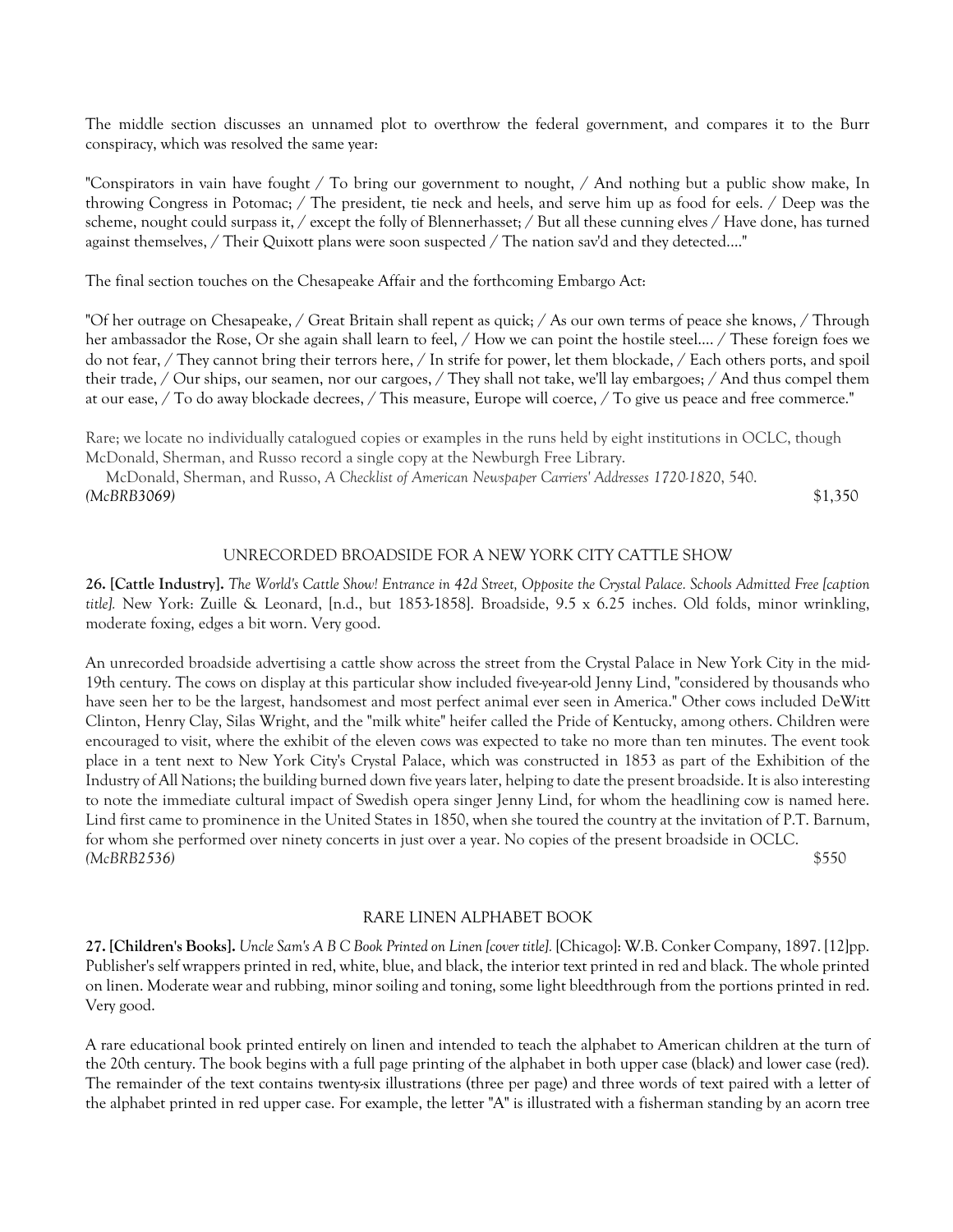The middle section discusses an unnamed plot to overthrow the federal government, and compares it to the Burr conspiracy, which was resolved the same year:

"Conspirators in vain have fought / To bring our government to nought, / And nothing but a public show make, In throwing Congress in Potomac; / The president, tie neck and heels, and serve him up as food for eels. / Deep was the scheme, nought could surpass it, / except the folly of Blennerhasset; / But all these cunning elves / Have done, has turned against themselves, / Their Quixott plans were soon suspected / The nation sav'd and they detected...."

The final section touches on the Chesapeake Affair and the forthcoming Embargo Act:

"Of her outrage on Chesapeake, / Great Britain shall repent as quick; / As our own terms of peace she knows, / Through her ambassador the Rose, Or she again shall learn to feel, / How we can point the hostile steel.... / These foreign foes we do not fear, / They cannot bring their terrors here, / In strife for power, let them blockade, / Each others ports, and spoil their trade, / Our ships, our seamen, nor our cargoes, / They shall not take, we'll lay embargoes; / And thus compel them at our ease, / To do away blockade decrees, / This measure, Europe will coerce, / To give us peace and free commerce."

Rare; we locate no individually catalogued copies or examples in the runs held by eight institutions in OCLC, though McDonald, Sherman, and Russo record a single copy at the Newburgh Free Library.

McDonald, Sherman, and Russo, *A Checklist of American Newspaper Carriers' Addresses 1720-1820*, 540.

*(McBRB3069)* $1,350

UNRECORDED BROADSIDE FOR A NEW YORK CITY CATTLE SHOW

**26. [Cattle Industry].** *The World's Cattle Show! Entrance in 42d Street, Opposite the Crystal Palace. Schools Admitted Free [caption title].* New York: Zuille & Leonard, [n.d., but 1853-1858]. Broadside, 9.5 x 6.25 inches. Old folds, minor wrinkling, moderate foxing, edges a bit worn. Very good.

An unrecorded broadside advertising a cattle show across the street from the Crystal Palace in New York City in the mid-19th century. The cows on display at this particular show included five-year-old Jenny Lind, "considered by thousands who have seen her to be the largest, handsomest and most perfect animal ever seen in America." Other cows included DeWitt Clinton, Henry Clay, Silas Wright, and the "milk white" heifer called the Pride of Kentucky, among others. Children were encouraged to visit, where the exhibit of the eleven cows was expected to take no more than ten minutes. The event took place in a tent next to New York City's Crystal Palace, which was constructed in 1853 as part of the Exhibition of the Industry of All Nations; the building burned down five years later, helping to date the present broadside. It is also interesting to note the immediate cultural impact of Swedish opera singer Jenny Lind, for whom the headlining cow is named here. Lind first came to prominence in the United States in 1850, when she toured the country at the invitation of P.T. Barnum, for whom she performed over ninety concerts in just over a year. No copies of the present broadside in OCLC.

*(McBRB2536)* $550

RARE LINEN ALPHABET BOOK

**27. [Children's Books].** *Uncle Sam's A B C Book Printed on Linen [cover title].* [Chicago]: W.B. Conker Company, 1897. [12]pp. Publisher's self wrappers printed in red, white, blue, and black, the interior text printed in red and black. The whole printed on linen. Moderate wear and rubbing, minor soiling and toning, some light bleedthrough from the portions printed in red. Very good.

A rare educational book printed entirely on linen and intended to teach the alphabet to American children at the turn of the 20th century. The book begins with a full page printing of the alphabet in both upper case (black) and lower case (red). The remainder of the text contains twenty-six illustrations (three per page) and three words of text paired with a letter of the alphabet printed in red upper case. For example, the letter "A" is illustrated with a fisherman standing by an acorn tree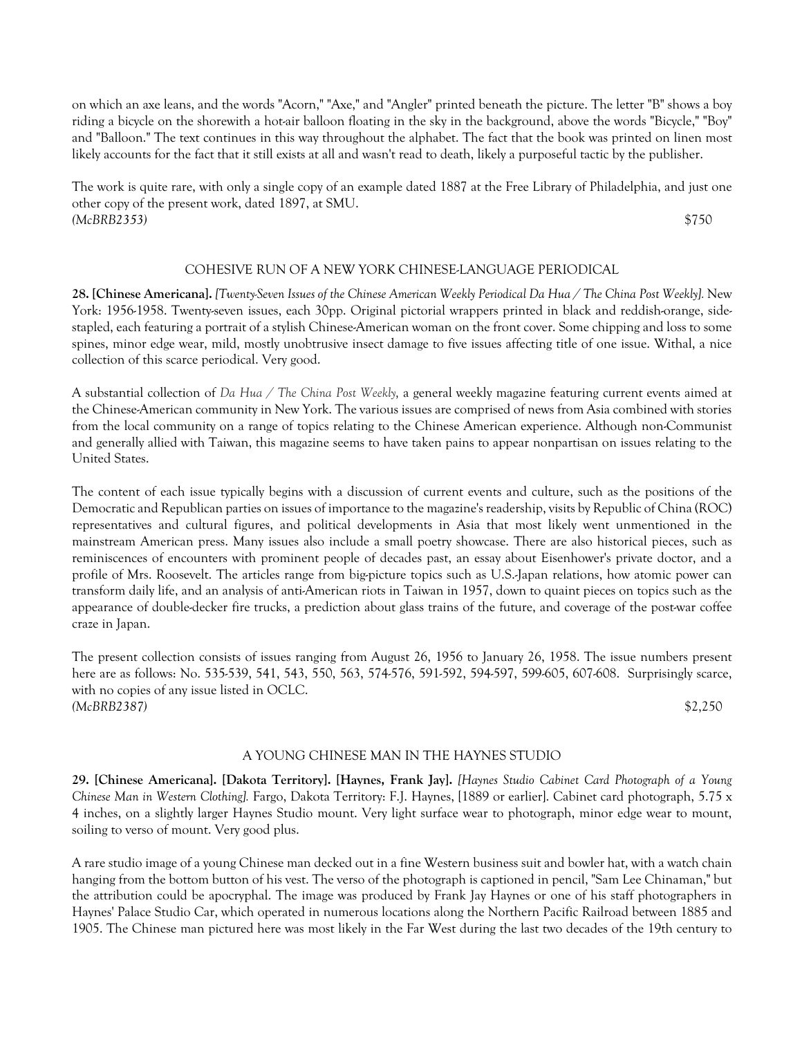on which an axe leans, and the words "Acorn," "Axe," and "Angler" printed beneath the picture. The letter "B" shows a boy riding a bicycle on the shorewith a hot-air balloon floating in the sky in the background, above the words "Bicycle," "Boy" and "Balloon." The text continues in this way throughout the alphabet. The fact that the book was printed on linen most likely accounts for the fact that it still exists at all and wasn't read to death, likely a purposeful tactic by the publisher.

The work is quite rare, with only a single copy of an example dated 1887 at the Free Library of Philadelphia, and just one other copy of the present work, dated 1897, at SMU.

*(McBRB2353)* $750

COHESIVE RUN OF A NEW YORK CHINESE-LANGUAGE PERIODICAL

**28. [Chinese Americana].** *[Twenty-Seven Issues of the Chinese American Weekly Periodical Da Hua / The China Post Weekly].* New York: 1956-1958. Twenty-seven issues, each 30pp. Original pictorial wrappers printed in black and reddish-orange, side-stapled, each featuring a portrait of a stylish Chinese-American woman on the front cover. Some chipping and loss to some spines, minor edge wear, mild, mostly unobtrusive insect damage to five issues affecting title of one issue. Withal, a nice collection of this scarce periodical. Very good.

A substantial collection of *Da Hua / The China Post Weekly,* a general weekly magazine featuring current events aimed at the Chinese-American community in New York. The various issues are comprised of news from Asia combined with stories from the local community on a range of topics relating to the Chinese American experience. Although non-Communist and generally allied with Taiwan, this magazine seems to have taken pains to appear nonpartisan on issues relating to the United States.

The content of each issue typically begins with a discussion of current events and culture, such as the positions of the Democratic and Republican parties on issues of importance to the magazine's readership, visits by Republic of China (ROC) representatives and cultural figures, and political developments in Asia that most likely went unmentioned in the mainstream American press. Many issues also include a small poetry showcase. There are also historical pieces, such as reminiscences of encounters with prominent people of decades past, an essay about Eisenhower's private doctor, and a profile of Mrs. Roosevelt. The articles range from big-picture topics such as U.S.-Japan relations, how atomic power can transform daily life, and an analysis of anti-American riots in Taiwan in 1957, down to quaint pieces on topics such as the appearance of double-decker fire trucks, a prediction about glass trains of the future, and coverage of the post-war coffee craze in Japan.

The present collection consists of issues ranging from August 26, 1956 to January 26, 1958. The issue numbers present here are as follows: No. 535-539, 541, 543, 550, 563, 574-576, 591-592, 594-597, 599-605, 607-608. Surprisingly scarce, with no copies of any issue listed in OCLC.

*(McBRB2387)* $2,250

A YOUNG CHINESE MAN IN THE HAYNES STUDIO

**29. [Chinese Americana]. [Dakota Territory]. [Haynes, Frank Jay].** *[Haynes Studio Cabinet Card Photograph of a Young Chinese Man in Western Clothing].* Fargo, Dakota Territory: F.J. Haynes, [1889 or earlier]. Cabinet card photograph, 5.75 x 4 inches, on a slightly larger Haynes Studio mount. Very light surface wear to photograph, minor edge wear to mount, soiling to verso of mount. Very good plus.

A rare studio image of a young Chinese man decked out in a fine Western business suit and bowler hat, with a watch chain hanging from the bottom button of his vest. The verso of the photograph is captioned in pencil, "Sam Lee Chinaman," but the attribution could be apocryphal. The image was produced by Frank Jay Haynes or one of his staff photographers in Haynes' Palace Studio Car, which operated in numerous locations along the Northern Pacific Railroad between 1885 and 1905. The Chinese man pictured here was most likely in the Far West during the last two decades of the 19th century to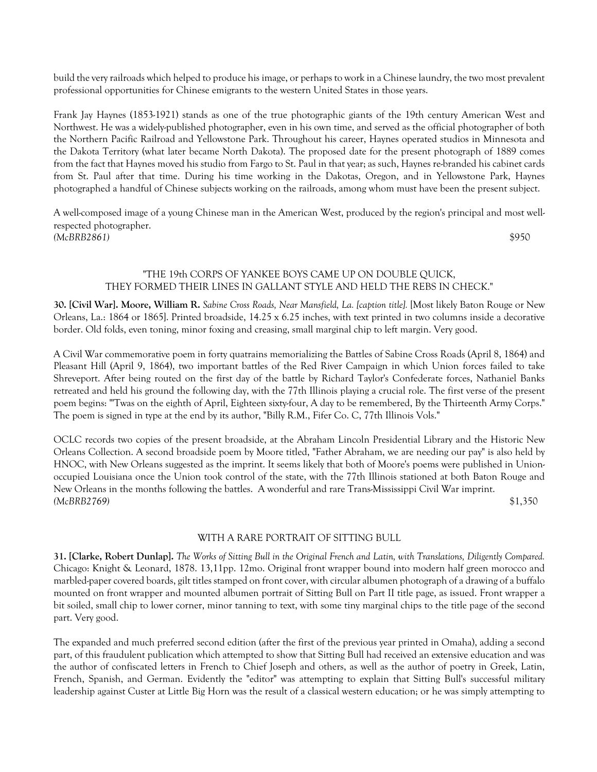build the very railroads which helped to produce his image, or perhaps to work in a Chinese laundry, the two most prevalent professional opportunities for Chinese emigrants to the western United States in those years.

Frank Jay Haynes (1853-1921) stands as one of the true photographic giants of the 19th century American West and Northwest. He was a widely-published photographer, even in his own time, and served as the official photographer of both the Northern Pacific Railroad and Yellowstone Park. Throughout his career, Haynes operated studios in Minnesota and the Dakota Territory (what later became North Dakota). The proposed date for the present photograph of 1889 comes from the fact that Haynes moved his studio from Fargo to St. Paul in that year; as such, Haynes re-branded his cabinet cards from St. Paul after that time. During his time working in the Dakotas, Oregon, and in Yellowstone Park, Haynes photographed a handful of Chinese subjects working on the railroads, among whom must have been the present subject.

A well-composed image of a young Chinese man in the American West, produced by the region's principal and most well-respected photographer.

*(McBRB2861)* $950

"THE 19th CORPS OF YANKEE BOYS CAME UP ON DOUBLE QUICK, THEY FORMED THEIR LINES IN GALLANT STYLE AND HELD THE REBS IN CHECK."

**30. [Civil War]. Moore, William R.** *Sabine Cross Roads, Near Mansfield, La. [caption title].* [Most likely Baton Rouge or New Orleans, La.: 1864 or 1865]. Printed broadside, 14.25 x 6.25 inches, with text printed in two columns inside a decorative border. Old folds, even toning, minor foxing and creasing, small marginal chip to left margin. Very good.

A Civil War commemorative poem in forty quatrains memorializing the Battles of Sabine Cross Roads (April 8, 1864) and Pleasant Hill (April 9, 1864), two important battles of the Red River Campaign in which Union forces failed to take Shreveport. After being routed on the first day of the battle by Richard Taylor's Confederate forces, Nathaniel Banks retreated and held his ground the following day, with the 77th Illinois playing a crucial role. The first verse of the present poem begins: "'Twas on the eighth of April, Eighteen sixty-four, A day to be remembered, By the Thirteenth Army Corps." The poem is signed in type at the end by its author, "Billy R.M., Fifer Co. C, 77th Illinois Vols."

OCLC records two copies of the present broadside, at the Abraham Lincoln Presidential Library and the Historic New Orleans Collection. A second broadside poem by Moore titled, "Father Abraham, we are needing our pay" is also held by HNOC, with New Orleans suggested as the imprint. It seems likely that both of Moore's poems were published in Union-occupied Louisiana once the Union took control of the state, with the 77th Illinois stationed at both Baton Rouge and New Orleans in the months following the battles. A wonderful and rare Trans-Mississippi Civil War imprint.

*(McBRB2769)* $1,350

WITH A RARE PORTRAIT OF SITTING BULL

**31. [Clarke, Robert Dunlap].** *The Works of Sitting Bull in the Original French and Latin, with Translations, Diligently Compared.* Chicago: Knight & Leonard, 1878. 13,11pp. 12mo. Original front wrapper bound into modern half green morocco and marbled-paper covered boards, gilt titles stamped on front cover, with circular albumen photograph of a drawing of a buffalo mounted on front wrapper and mounted albumen portrait of Sitting Bull on Part II title page, as issued. Front wrapper a bit soiled, small chip to lower corner, minor tanning to text, with some tiny marginal chips to the title page of the second part. Very good.

The expanded and much preferred second edition (after the first of the previous year printed in Omaha), adding a second part, of this fraudulent publication which attempted to show that Sitting Bull had received an extensive education and was the author of confiscated letters in French to Chief Joseph and others, as well as the author of poetry in Greek, Latin, French, Spanish, and German. Evidently the "editor" was attempting to explain that Sitting Bull's successful military leadership against Custer at Little Big Horn was the result of a classical western education; or he was simply attempting to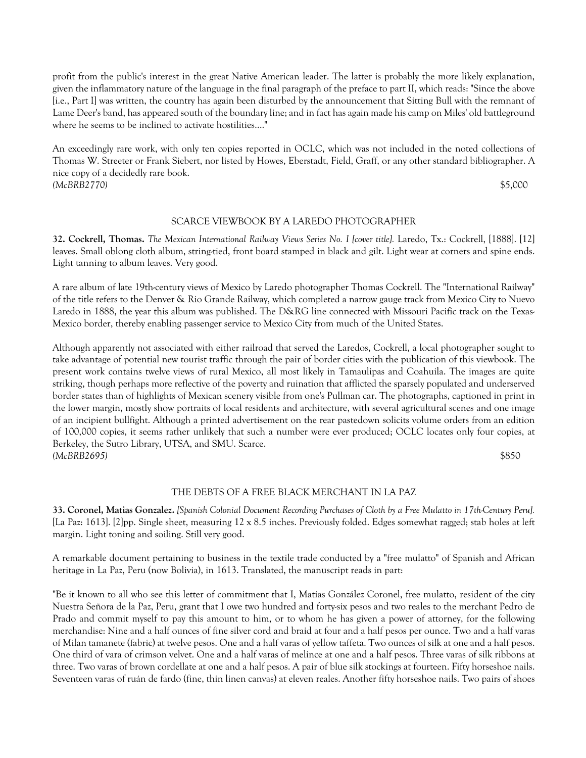profit from the public's interest in the great Native American leader. The latter is probably the more likely explanation, given the inflammatory nature of the language in the final paragraph of the preface to part II, which reads: "Since the above [i.e., Part I] was written, the country has again been disturbed by the announcement that Sitting Bull with the remnant of Lame Deer's band, has appeared south of the boundary line; and in fact has again made his camp on Miles' old battleground where he seems to be inclined to activate hostilities...."

An exceedingly rare work, with only ten copies reported in OCLC, which was not included in the noted collections of Thomas W. Streeter or Frank Siebert, nor listed by Howes, Eberstadt, Field, Graff, or any other standard bibliographer. A nice copy of a decidedly rare book.

*(McBRB2770)* $5,000

### SCARCE VIEWBOOK BY A LAREDO PHOTOGRAPHER

**32. Cockrell, Thomas.** *The Mexican International Railway Views Series No. I [cover title].* Laredo, Tx.: Cockrell, [1888]. [12] leaves. Small oblong cloth album, string-tied, front board stamped in black and gilt. Light wear at corners and spine ends. Light tanning to album leaves. Very good.

A rare album of late 19th-century views of Mexico by Laredo photographer Thomas Cockrell. The "International Railway" of the title refers to the Denver & Rio Grande Railway, which completed a narrow gauge track from Mexico City to Nuevo Laredo in 1888, the year this album was published. The D&RG line connected with Missouri Pacific track on the Texas-Mexico border, thereby enabling passenger service to Mexico City from much of the United States.

Although apparently not associated with either railroad that served the Laredos, Cockrell, a local photographer sought to take advantage of potential new tourist traffic through the pair of border cities with the publication of this viewbook. The present work contains twelve views of rural Mexico, all most likely in Tamaulipas and Coahuila. The images are quite striking, though perhaps more reflective of the poverty and ruination that afflicted the sparsely populated and underserved border states than of highlights of Mexican scenery visible from one's Pullman car. The photographs, captioned in print in the lower margin, mostly show portraits of local residents and architecture, with several agricultural scenes and one image of an incipient bullfight. Although a printed advertisement on the rear pastedown solicits volume orders from an edition of 100,000 copies, it seems rather unlikely that such a number were ever produced; OCLC locates only four copies, at Berkeley, the Sutro Library, UTSA, and SMU. Scarce.

*(McBRB2695)* $850

### THE DEBTS OF A FREE BLACK MERCHANT IN LA PAZ

**33. Coronel, Matias Gonzalez.** *[Spanish Colonial Document Recording Purchases of Cloth by a Free Mulatto in 17th-Century Peru].* [La Paz: 1613]. [2]pp. Single sheet, measuring 12 x 8.5 inches. Previously folded. Edges somewhat ragged; stab holes at left margin. Light toning and soiling. Still very good.

A remarkable document pertaining to business in the textile trade conducted by a "free mulatto" of Spanish and African heritage in La Paz, Peru (now Bolivia), in 1613. Translated, the manuscript reads in part:

"Be it known to all who see this letter of commitment that I, Matías González Coronel, free mulatto, resident of the city Nuestra Señora de la Paz, Peru, grant that I owe two hundred and forty-six pesos and two reales to the merchant Pedro de Prado and commit myself to pay this amount to him, or to whom he has given a power of attorney, for the following merchandise: Nine and a half ounces of fine silver cord and braid at four and a half pesos per ounce. Two and a half varas of Milan tamanete (fabric) at twelve pesos. One and a half varas of yellow taffeta. Two ounces of silk at one and a half pesos. One third of vara of crimson velvet. One and a half varas of melince at one and a half pesos. Three varas of silk ribbons at three. Two varas of brown cordellate at one and a half pesos. A pair of blue silk stockings at fourteen. Fifty horseshoe nails. Seventeen varas of ruán de fardo (fine, thin linen canvas) at eleven reales. Another fifty horseshoe nails. Two pairs of shoes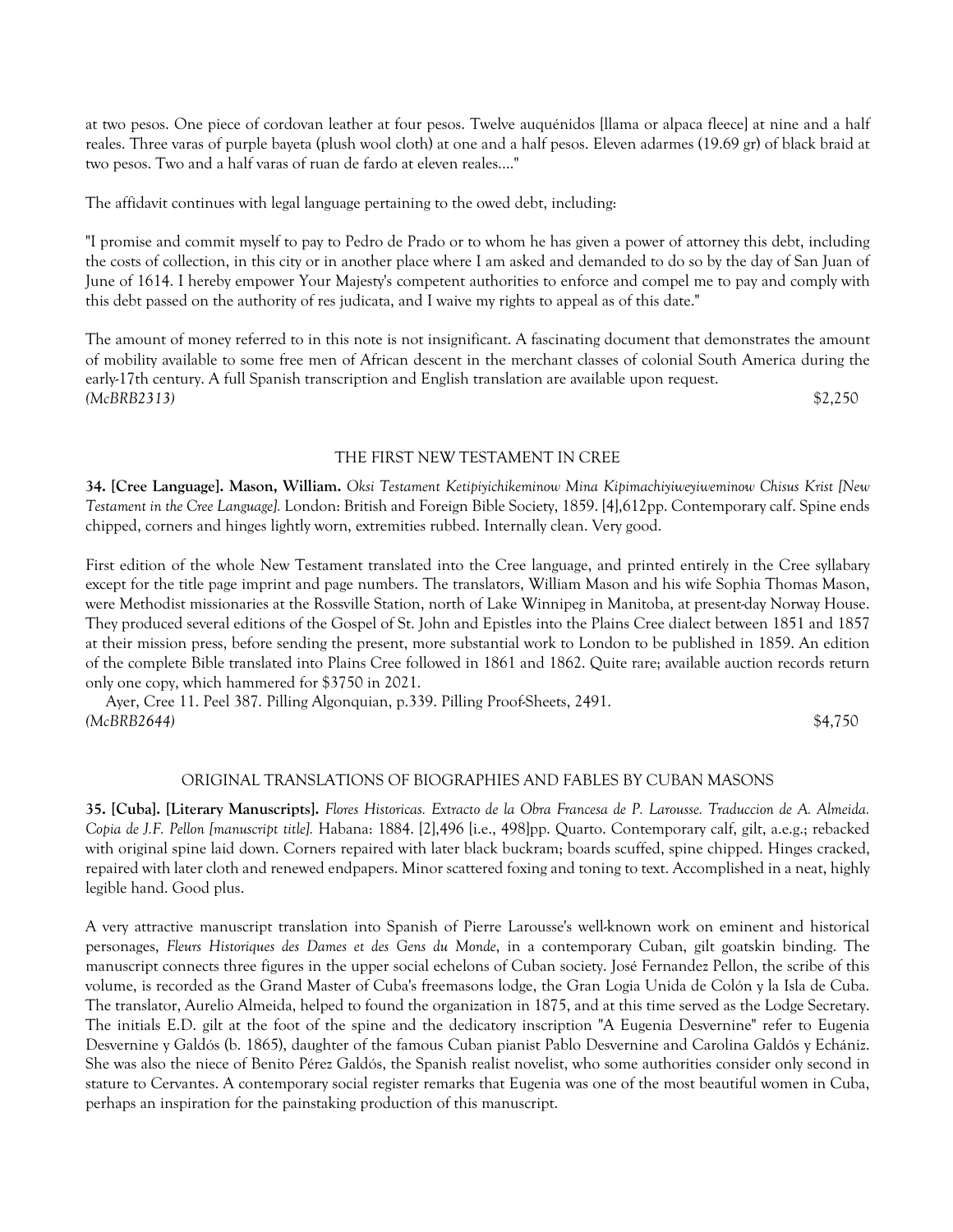at two pesos. One piece of cordovan leather at four pesos. Twelve auquénidos [llama or alpaca fleece] at nine and a half reales. Three varas of purple bayeta (plush wool cloth) at one and a half pesos. Eleven adarmes (19.69 gr) of black braid at two pesos. Two and a half varas of ruan de fardo at eleven reales...."

The affidavit continues with legal language pertaining to the owed debt, including:

"I promise and commit myself to pay to Pedro de Prado or to whom he has given a power of attorney this debt, including the costs of collection, in this city or in another place where I am asked and demanded to do so by the day of San Juan of June of 1614. I hereby empower Your Majesty's competent authorities to enforce and compel me to pay and comply with this debt passed on the authority of res judicata, and I waive my rights to appeal as of this date."

The amount of money referred to in this note is not insignificant. A fascinating document that demonstrates the amount of mobility available to some free men of African descent in the merchant classes of colonial South America during the early-17th century. A full Spanish transcription and English translation are available upon request.
*(McBRB2313)* $2,250

## THE FIRST NEW TESTAMENT IN CREE

**34. [Cree Language]. Mason, William.** *Oksi Testament Ketipiyichikeminow Mina Kipimachiyiweyiweminow Chisus Krist [New Testament in the Cree Language].* London: British and Foreign Bible Society, 1859. [4],612pp. Contemporary calf. Spine ends chipped, corners and hinges lightly worn, extremities rubbed. Internally clean. Very good.

First edition of the whole New Testament translated into the Cree language, and printed entirely in the Cree syllabary except for the title page imprint and page numbers. The translators, William Mason and his wife Sophia Thomas Mason, were Methodist missionaries at the Rossville Station, north of Lake Winnipeg in Manitoba, at present-day Norway House. They produced several editions of the Gospel of St. John and Epistles into the Plains Cree dialect between 1851 and 1857 at their mission press, before sending the present, more substantial work to London to be published in 1859. An edition of the complete Bible translated into Plains Cree followed in 1861 and 1862. Quite rare; available auction records return only one copy, which hammered for $3750 in 2021.

Ayer, Cree 11. Peel 387. Pilling Algonquian, p.339. Pilling Proof-Sheets, 2491.
*(McBRB2644)* $4,750

## ORIGINAL TRANSLATIONS OF BIOGRAPHIES AND FABLES BY CUBAN MASONS

**35. [Cuba]. [Literary Manuscripts].** *Flores Historicas. Extracto de la Obra Francesa de P. Larousse. Traduccion de A. Almeida. Copia de J.F. Pellon [manuscript title].* Habana: 1884. [2],496 [i.e., 498]pp. Quarto. Contemporary calf, gilt, a.e.g.; rebacked with original spine laid down. Corners repaired with later black buckram; boards scuffed, spine chipped. Hinges cracked, repaired with later cloth and renewed endpapers. Minor scattered foxing and toning to text. Accomplished in a neat, highly legible hand. Good plus.

A very attractive manuscript translation into Spanish of Pierre Larousse's well-known work on eminent and historical personages, *Fleurs Historiques des Dames et des Gens du Monde*, in a contemporary Cuban, gilt goatskin binding. The manuscript connects three figures in the upper social echelons of Cuban society. José Fernandez Pellon, the scribe of this volume, is recorded as the Grand Master of Cuba's freemasons lodge, the Gran Logia Unida de Colón y la Isla de Cuba. The translator, Aurelio Almeida, helped to found the organization in 1875, and at this time served as the Lodge Secretary. The initials E.D. gilt at the foot of the spine and the dedicatory inscription "A Eugenia Desvernine" refer to Eugenia Desvernine y Galdós (b. 1865), daughter of the famous Cuban pianist Pablo Desvernine and Carolina Galdós y Echániz. She was also the niece of Benito Pérez Galdós, the Spanish realist novelist, who some authorities consider only second in stature to Cervantes. A contemporary social register remarks that Eugenia was one of the most beautiful women in Cuba, perhaps an inspiration for the painstaking production of this manuscript.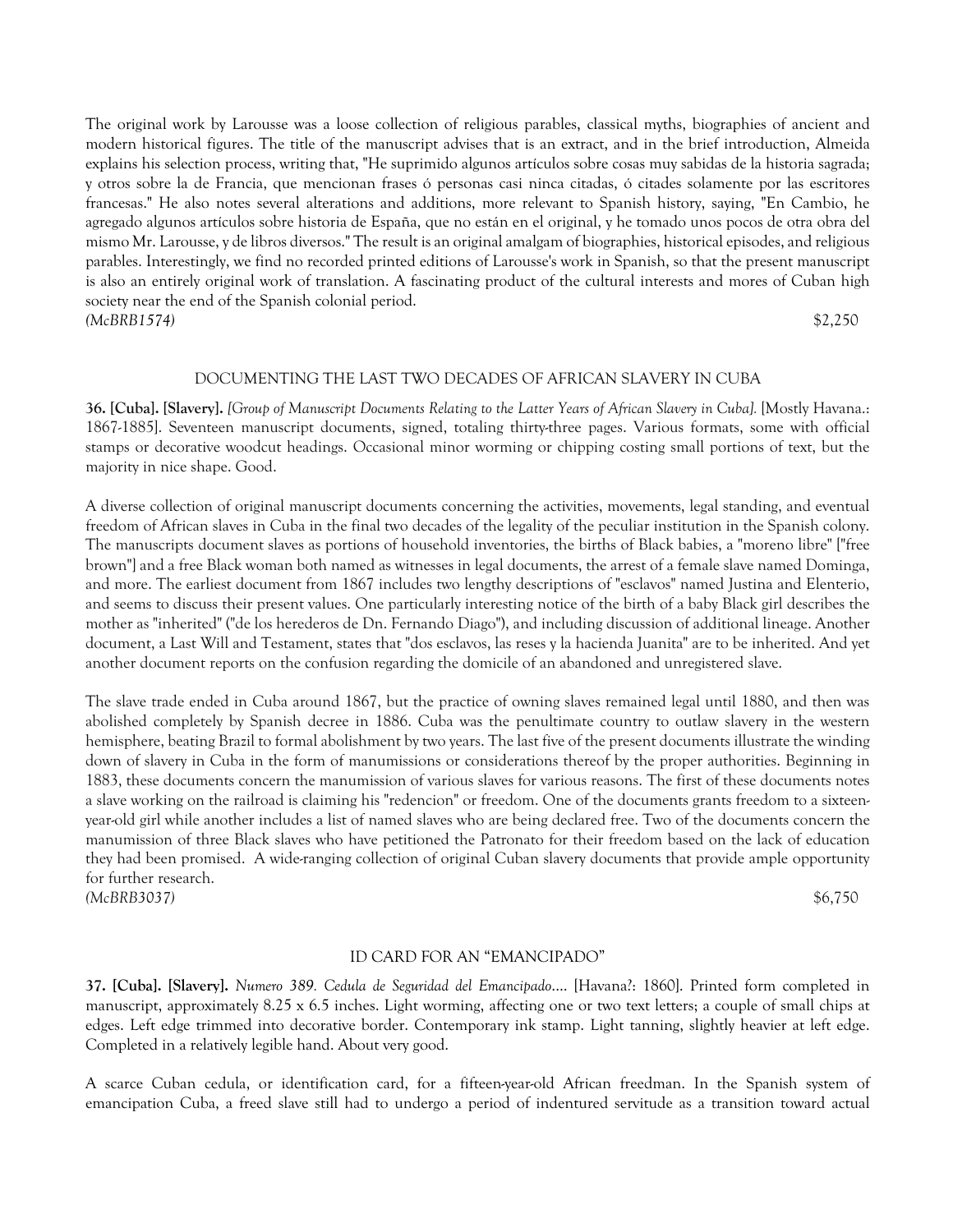The original work by Larousse was a loose collection of religious parables, classical myths, biographies of ancient and modern historical figures. The title of the manuscript advises that is an extract, and in the brief introduction, Almeida explains his selection process, writing that, "He suprimido algunos artículos sobre cosas muy sabidas de la historia sagrada; y otros sobre la de Francia, que mencionan frases ó personas casi ninca citadas, ó citades solamente por las escritores francesas." He also notes several alterations and additions, more relevant to Spanish history, saying, "En Cambio, he agregado algunos artículos sobre historia de España, que no están en el original, y he tomado unos pocos de otra obra del mismo Mr. Larousse, y de libros diversos." The result is an original amalgam of biographies, historical episodes, and religious parables. Interestingly, we find no recorded printed editions of Larousse's work in Spanish, so that the present manuscript is also an entirely original work of translation. A fascinating product of the cultural interests and mores of Cuban high society near the end of the Spanish colonial period.

*(McBRB1574)* $2,250

### DOCUMENTING THE LAST TWO DECADES OF AFRICAN SLAVERY IN CUBA

**36. [Cuba]. [Slavery].** *[Group of Manuscript Documents Relating to the Latter Years of African Slavery in Cuba].* [Mostly Havana.: 1867-1885]. Seventeen manuscript documents, signed, totaling thirty-three pages. Various formats, some with official stamps or decorative woodcut headings. Occasional minor worming or chipping costing small portions of text, but the majority in nice shape. Good.

A diverse collection of original manuscript documents concerning the activities, movements, legal standing, and eventual freedom of African slaves in Cuba in the final two decades of the legality of the peculiar institution in the Spanish colony. The manuscripts document slaves as portions of household inventories, the births of Black babies, a "moreno libre" ["free brown"] and a free Black woman both named as witnesses in legal documents, the arrest of a female slave named Dominga, and more. The earliest document from 1867 includes two lengthy descriptions of "esclavos" named Justina and Elenterio, and seems to discuss their present values. One particularly interesting notice of the birth of a baby Black girl describes the mother as "inherited" ("de los herederos de Dn. Fernando Diago"), and including discussion of additional lineage. Another document, a Last Will and Testament, states that "dos esclavos, las reses y la hacienda Juanita" are to be inherited. And yet another document reports on the confusion regarding the domicile of an abandoned and unregistered slave.

The slave trade ended in Cuba around 1867, but the practice of owning slaves remained legal until 1880, and then was abolished completely by Spanish decree in 1886. Cuba was the penultimate country to outlaw slavery in the western hemisphere, beating Brazil to formal abolishment by two years. The last five of the present documents illustrate the winding down of slavery in Cuba in the form of manumissions or considerations thereof by the proper authorities. Beginning in 1883, these documents concern the manumission of various slaves for various reasons. The first of these documents notes a slave working on the railroad is claiming his "redencion" or freedom. One of the documents grants freedom to a sixteen-year-old girl while another includes a list of named slaves who are being declared free. Two of the documents concern the manumission of three Black slaves who have petitioned the Patronato for their freedom based on the lack of education they had been promised. A wide-ranging collection of original Cuban slavery documents that provide ample opportunity for further research.

*(McBRB3037)* $6,750

### ID CARD FOR AN "EMANCIPADO"

**37. [Cuba]. [Slavery].** *Numero 389. Cedula de Seguridad del Emancipado....* [Havana?: 1860]. Printed form completed in manuscript, approximately 8.25 x 6.5 inches. Light worming, affecting one or two text letters; a couple of small chips at edges. Left edge trimmed into decorative border. Contemporary ink stamp. Light tanning, slightly heavier at left edge. Completed in a relatively legible hand. About very good.

A scarce Cuban cedula, or identification card, for a fifteen-year-old African freedman. In the Spanish system of emancipation Cuba, a freed slave still had to undergo a period of indentured servitude as a transition toward actual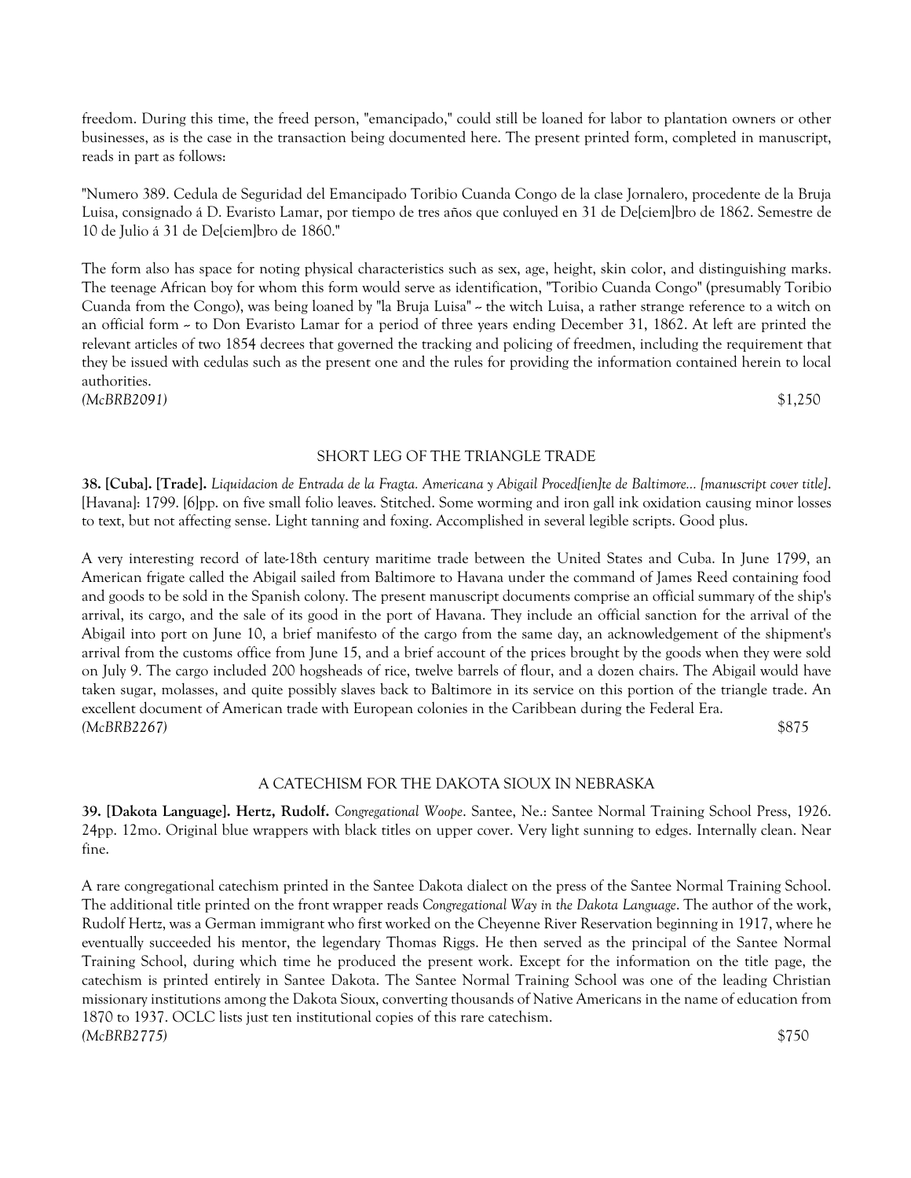freedom. During this time, the freed person, "emancipado," could still be loaned for labor to plantation owners or other businesses, as is the case in the transaction being documented here. The present printed form, completed in manuscript, reads in part as follows:

"Numero 389. Cedula de Seguridad del Emancipado Toribio Cuanda Congo de la clase Jornalero, procedente de la Bruja Luisa, consignado á D. Evaristo Lamar, por tiempo de tres años que conluyed en 31 de De[ciem]bro de 1862. Semestre de 10 de Julio á 31 de De[ciem]bro de 1860."

The form also has space for noting physical characteristics such as sex, age, height, skin color, and distinguishing marks. The teenage African boy for whom this form would serve as identification, "Toribio Cuanda Congo" (presumably Toribio Cuanda from the Congo), was being loaned by "la Bruja Luisa" ~ the witch Luisa, a rather strange reference to a witch on an official form ~ to Don Evaristo Lamar for a period of three years ending December 31, 1862. At left are printed the relevant articles of two 1854 decrees that governed the tracking and policing of freedmen, including the requirement that they be issued with cedulas such as the present one and the rules for providing the information contained herein to local authorities.

*(McBRB2091)* $1,250

## SHORT LEG OF THE TRIANGLE TRADE

**38. [Cuba]. [Trade].** *Liquidacion de Entrada de la Fragta. Americana y Abigail Proced[ien]te de Baltimore... [manuscript cover title].* [Havana]: 1799. [6]pp. on five small folio leaves. Stitched. Some worming and iron gall ink oxidation causing minor losses to text, but not affecting sense. Light tanning and foxing. Accomplished in several legible scripts. Good plus.

A very interesting record of late-18th century maritime trade between the United States and Cuba. In June 1799, an American frigate called the Abigail sailed from Baltimore to Havana under the command of James Reed containing food and goods to be sold in the Spanish colony. The present manuscript documents comprise an official summary of the ship's arrival, its cargo, and the sale of its good in the port of Havana. They include an official sanction for the arrival of the Abigail into port on June 10, a brief manifesto of the cargo from the same day, an acknowledgement of the shipment's arrival from the customs office from June 15, and a brief account of the prices brought by the goods when they were sold on July 9. The cargo included 200 hogsheads of rice, twelve barrels of flour, and a dozen chairs. The Abigail would have taken sugar, molasses, and quite possibly slaves back to Baltimore in its service on this portion of the triangle trade. An excellent document of American trade with European colonies in the Caribbean during the Federal Era.

*(McBRB2267)* $875

## A CATECHISM FOR THE DAKOTA SIOUX IN NEBRASKA

**39. [Dakota Language]. Hertz, Rudolf.** *Congregational Woope*. Santee, Ne.: Santee Normal Training School Press, 1926. 24pp. 12mo. Original blue wrappers with black titles on upper cover. Very light sunning to edges. Internally clean. Near fine.

A rare congregational catechism printed in the Santee Dakota dialect on the press of the Santee Normal Training School. The additional title printed on the front wrapper reads *Congregational Way in the Dakota Language*. The author of the work, Rudolf Hertz, was a German immigrant who first worked on the Cheyenne River Reservation beginning in 1917, where he eventually succeeded his mentor, the legendary Thomas Riggs. He then served as the principal of the Santee Normal Training School, during which time he produced the present work. Except for the information on the title page, the catechism is printed entirely in Santee Dakota. The Santee Normal Training School was one of the leading Christian missionary institutions among the Dakota Sioux, converting thousands of Native Americans in the name of education from 1870 to 1937. OCLC lists just ten institutional copies of this rare catechism.

*(McBRB2775)* $750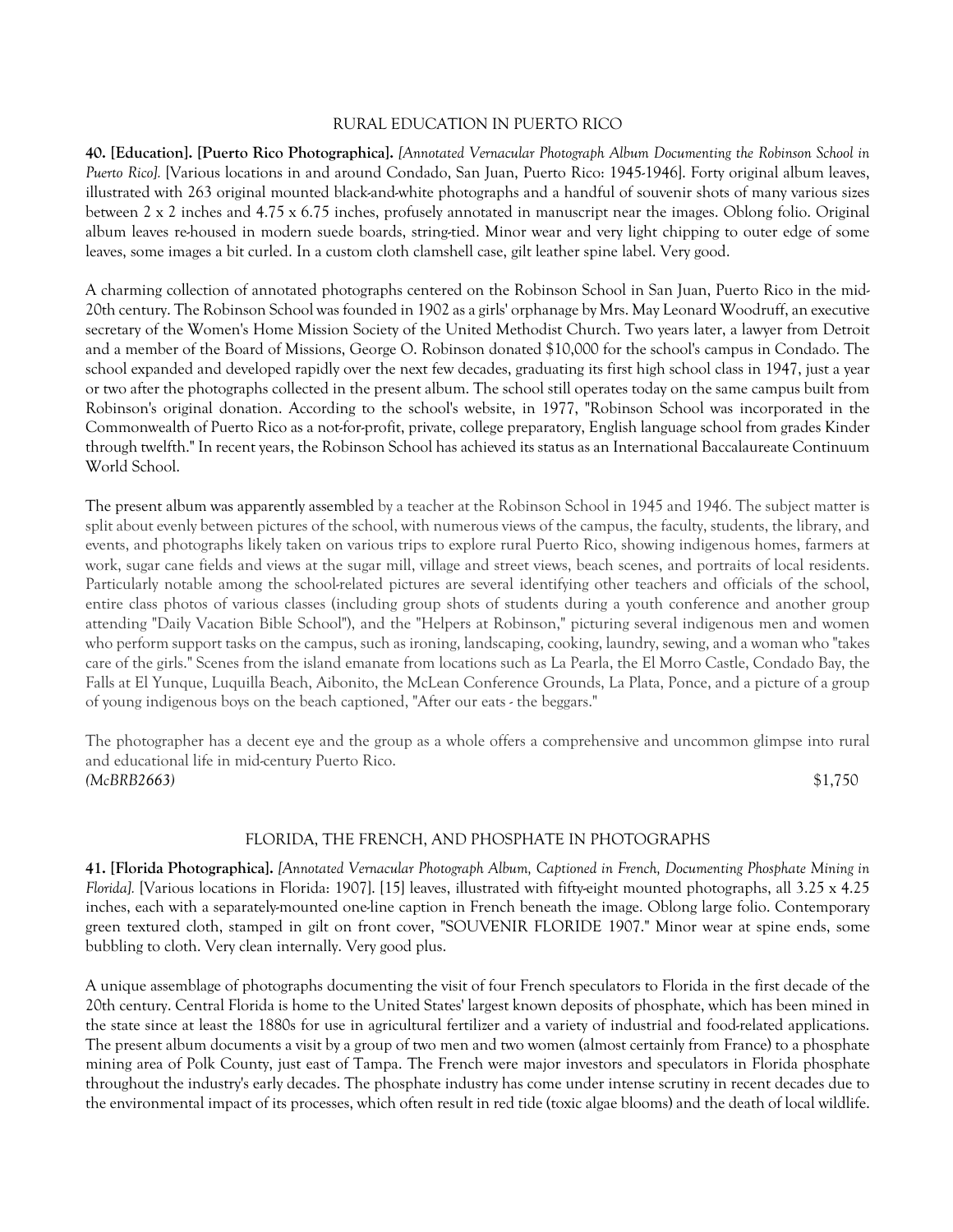## RURAL EDUCATION IN PUERTO RICO

**40. [Education]. [Puerto Rico Photographica].** *[Annotated Vernacular Photograph Album Documenting the Robinson School in Puerto Rico].* [Various locations in and around Condado, San Juan, Puerto Rico: 1945-1946]. Forty original album leaves, illustrated with 263 original mounted black-and-white photographs and a handful of souvenir shots of many various sizes between 2 x 2 inches and 4.75 x 6.75 inches, profusely annotated in manuscript near the images. Oblong folio. Original album leaves re-housed in modern suede boards, string-tied. Minor wear and very light chipping to outer edge of some leaves, some images a bit curled. In a custom cloth clamshell case, gilt leather spine label. Very good.

A charming collection of annotated photographs centered on the Robinson School in San Juan, Puerto Rico in the mid-20th century. The Robinson School was founded in 1902 as a girls' orphanage by Mrs. May Leonard Woodruff, an executive secretary of the Women's Home Mission Society of the United Methodist Church. Two years later, a lawyer from Detroit and a member of the Board of Missions, George O. Robinson donated $10,000 for the school's campus in Condado. The school expanded and developed rapidly over the next few decades, graduating its first high school class in 1947, just a year or two after the photographs collected in the present album. The school still operates today on the same campus built from Robinson's original donation. According to the school's website, in 1977, "Robinson School was incorporated in the Commonwealth of Puerto Rico as a not-for-profit, private, college preparatory, English language school from grades Kinder through twelfth." In recent years, the Robinson School has achieved its status as an International Baccalaureate Continuum World School.

The present album was apparently assembled by a teacher at the Robinson School in 1945 and 1946. The subject matter is split about evenly between pictures of the school, with numerous views of the campus, the faculty, students, the library, and events, and photographs likely taken on various trips to explore rural Puerto Rico, showing indigenous homes, farmers at work, sugar cane fields and views at the sugar mill, village and street views, beach scenes, and portraits of local residents. Particularly notable among the school-related pictures are several identifying other teachers and officials of the school, entire class photos of various classes (including group shots of students during a youth conference and another group attending "Daily Vacation Bible School"), and the "Helpers at Robinson," picturing several indigenous men and women who perform support tasks on the campus, such as ironing, landscaping, cooking, laundry, sewing, and a woman who "takes care of the girls." Scenes from the island emanate from locations such as La Pearla, the El Morro Castle, Condado Bay, the Falls at El Yunque, Luquilla Beach, Aibonito, the McLean Conference Grounds, La Plata, Ponce, and a picture of a group of young indigenous boys on the beach captioned, "After our eats - the beggars."

The photographer has a decent eye and the group as a whole offers a comprehensive and uncommon glimpse into rural and educational life in mid-century Puerto Rico.

*(McBRB2663)* $1,750

## FLORIDA, THE FRENCH, AND PHOSPHATE IN PHOTOGRAPHS

**41. [Florida Photographica].** *[Annotated Vernacular Photograph Album, Captioned in French, Documenting Phosphate Mining in Florida].* [Various locations in Florida: 1907]. [15] leaves, illustrated with fifty-eight mounted photographs, all 3.25 x 4.25 inches, each with a separately-mounted one-line caption in French beneath the image. Oblong large folio. Contemporary green textured cloth, stamped in gilt on front cover, "SOUVENIR FLORIDE 1907." Minor wear at spine ends, some bubbling to cloth. Very clean internally. Very good plus.

A unique assemblage of photographs documenting the visit of four French speculators to Florida in the first decade of the 20th century. Central Florida is home to the United States' largest known deposits of phosphate, which has been mined in the state since at least the 1880s for use in agricultural fertilizer and a variety of industrial and food-related applications. The present album documents a visit by a group of two men and two women (almost certainly from France) to a phosphate mining area of Polk County, just east of Tampa. The French were major investors and speculators in Florida phosphate throughout the industry's early decades. The phosphate industry has come under intense scrutiny in recent decades due to the environmental impact of its processes, which often result in red tide (toxic algae blooms) and the death of local wildlife.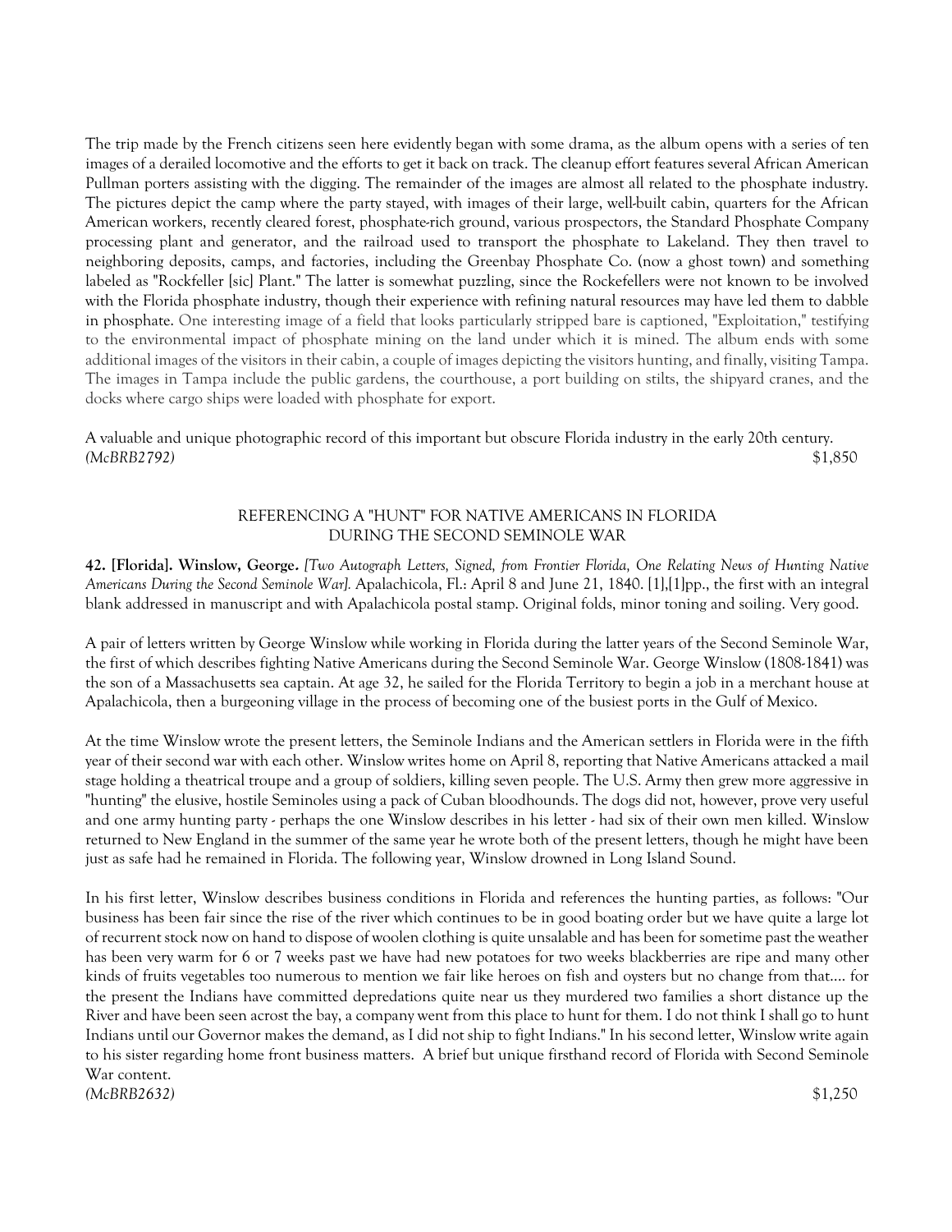The trip made by the French citizens seen here evidently began with some drama, as the album opens with a series of ten images of a derailed locomotive and the efforts to get it back on track. The cleanup effort features several African American Pullman porters assisting with the digging. The remainder of the images are almost all related to the phosphate industry. The pictures depict the camp where the party stayed, with images of their large, well-built cabin, quarters for the African American workers, recently cleared forest, phosphate-rich ground, various prospectors, the Standard Phosphate Company processing plant and generator, and the railroad used to transport the phosphate to Lakeland. They then travel to neighboring deposits, camps, and factories, including the Greenbay Phosphate Co. (now a ghost town) and something labeled as "Rockfeller [sic] Plant." The latter is somewhat puzzling, since the Rockefellers were not known to be involved with the Florida phosphate industry, though their experience with refining natural resources may have led them to dabble in phosphate. One interesting image of a field that looks particularly stripped bare is captioned, "Exploitation," testifying to the environmental impact of phosphate mining on the land under which it is mined. The album ends with some additional images of the visitors in their cabin, a couple of images depicting the visitors hunting, and finally, visiting Tampa. The images in Tampa include the public gardens, the courthouse, a port building on stilts, the shipyard cranes, and the docks where cargo ships were loaded with phosphate for export.

A valuable and unique photographic record of this important but obscure Florida industry in the early 20th century.
*(McBRB2792)* $1,850

### REFERENCING A "HUNT" FOR NATIVE AMERICANS IN FLORIDA DURING THE SECOND SEMINOLE WAR

**42. [Florida]. Winslow, George.** *[Two Autograph Letters, Signed, from Frontier Florida, One Relating News of Hunting Native Americans During the Second Seminole War].* Apalachicola, Fl.: April 8 and June 21, 1840. [1],[1]pp., the first with an integral blank addressed in manuscript and with Apalachicola postal stamp. Original folds, minor toning and soiling. Very good.

A pair of letters written by George Winslow while working in Florida during the latter years of the Second Seminole War, the first of which describes fighting Native Americans during the Second Seminole War. George Winslow (1808-1841) was the son of a Massachusetts sea captain. At age 32, he sailed for the Florida Territory to begin a job in a merchant house at Apalachicola, then a burgeoning village in the process of becoming one of the busiest ports in the Gulf of Mexico.

At the time Winslow wrote the present letters, the Seminole Indians and the American settlers in Florida were in the fifth year of their second war with each other. Winslow writes home on April 8, reporting that Native Americans attacked a mail stage holding a theatrical troupe and a group of soldiers, killing seven people. The U.S. Army then grew more aggressive in "hunting" the elusive, hostile Seminoles using a pack of Cuban bloodhounds. The dogs did not, however, prove very useful and one army hunting party - perhaps the one Winslow describes in his letter - had six of their own men killed. Winslow returned to New England in the summer of the same year he wrote both of the present letters, though he might have been just as safe had he remained in Florida. The following year, Winslow drowned in Long Island Sound.

In his first letter, Winslow describes business conditions in Florida and references the hunting parties, as follows: "Our business has been fair since the rise of the river which continues to be in good boating order but we have quite a large lot of recurrent stock now on hand to dispose of woolen clothing is quite unsalable and has been for sometime past the weather has been very warm for 6 or 7 weeks past we have had new potatoes for two weeks blackberries are ripe and many other kinds of fruits vegetables too numerous to mention we fair like heroes on fish and oysters but no change from that.... for the present the Indians have committed depredations quite near us they murdered two families a short distance up the River and have been seen acrost the bay, a company went from this place to hunt for them. I do not think I shall go to hunt Indians until our Governor makes the demand, as I did not ship to fight Indians." In his second letter, Winslow write again to his sister regarding home front business matters. A brief but unique firsthand record of Florida with Second Seminole War content.
*(McBRB2632)* $1,250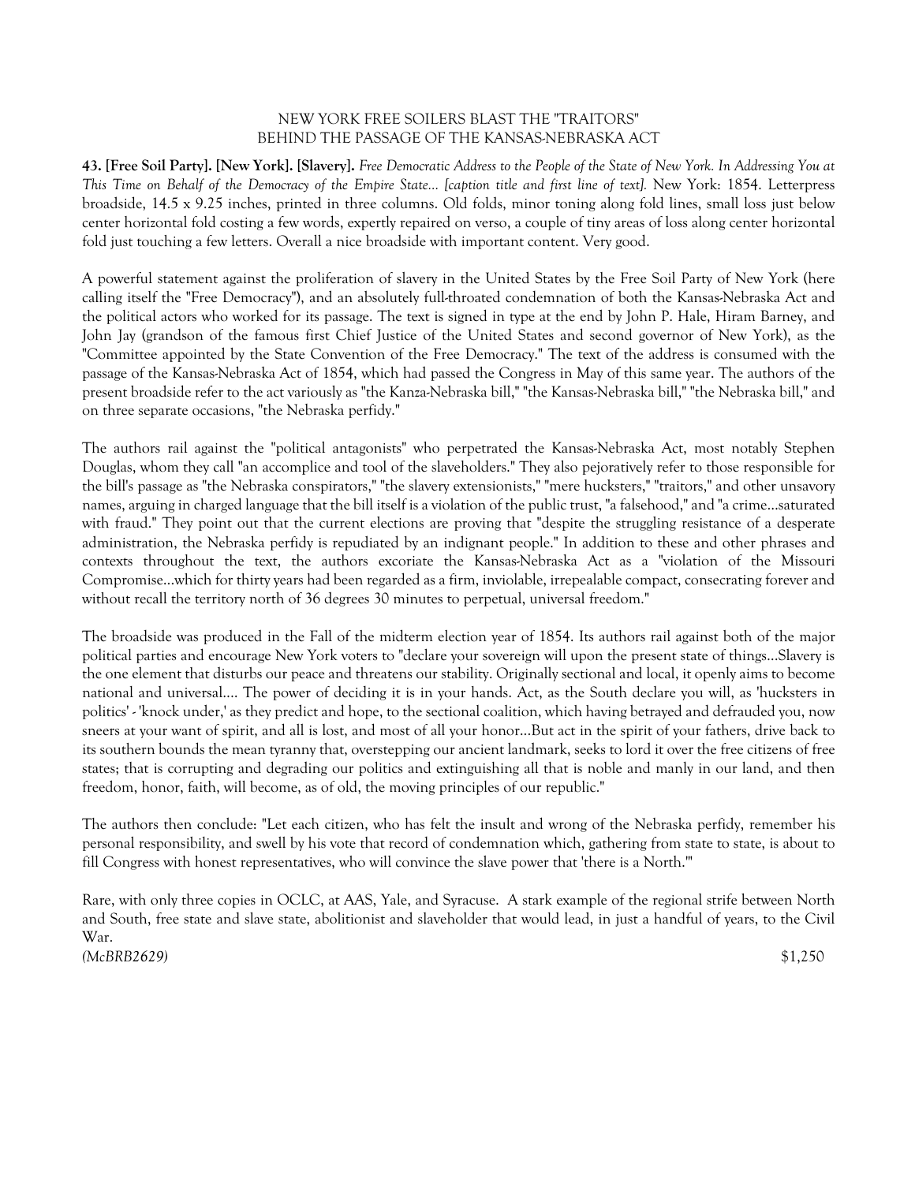NEW YORK FREE SOILERS BLAST THE "TRAITORS"
BEHIND THE PASSAGE OF THE KANSAS-NEBRASKA ACT

**43. [Free Soil Party]. [New York]. [Slavery].** *Free Democratic Address to the People of the State of New York. In Addressing You at This Time on Behalf of the Democracy of the Empire State... [caption title and first line of text].* New York: 1854. Letterpress broadside, 14.5 x 9.25 inches, printed in three columns. Old folds, minor toning along fold lines, small loss just below center horizontal fold costing a few words, expertly repaired on verso, a couple of tiny areas of loss along center horizontal fold just touching a few letters. Overall a nice broadside with important content. Very good.

A powerful statement against the proliferation of slavery in the United States by the Free Soil Party of New York (here calling itself the "Free Democracy"), and an absolutely full-throated condemnation of both the Kansas-Nebraska Act and the political actors who worked for its passage. The text is signed in type at the end by John P. Hale, Hiram Barney, and John Jay (grandson of the famous first Chief Justice of the United States and second governor of New York), as the "Committee appointed by the State Convention of the Free Democracy." The text of the address is consumed with the passage of the Kansas-Nebraska Act of 1854, which had passed the Congress in May of this same year. The authors of the present broadside refer to the act variously as "the Kanza-Nebraska bill," "the Kansas-Nebraska bill," "the Nebraska bill," and on three separate occasions, "the Nebraska perfidy."

The authors rail against the "political antagonists" who perpetrated the Kansas-Nebraska Act, most notably Stephen Douglas, whom they call "an accomplice and tool of the slaveholders." They also pejoratively refer to those responsible for the bill's passage as "the Nebraska conspirators," "the slavery extensionists," "mere hucksters," "traitors," and other unsavory names, arguing in charged language that the bill itself is a violation of the public trust, "a falsehood," and "a crime...saturated with fraud." They point out that the current elections are proving that "despite the struggling resistance of a desperate administration, the Nebraska perfidy is repudiated by an indignant people." In addition to these and other phrases and contexts throughout the text, the authors excoriate the Kansas-Nebraska Act as a "violation of the Missouri Compromise...which for thirty years had been regarded as a firm, inviolable, irrepealable compact, consecrating forever and without recall the territory north of 36 degrees 30 minutes to perpetual, universal freedom."

The broadside was produced in the Fall of the midterm election year of 1854. Its authors rail against both of the major political parties and encourage New York voters to "declare your sovereign will upon the present state of things...Slavery is the one element that disturbs our peace and threatens our stability. Originally sectional and local, it openly aims to become national and universal.... The power of deciding it is in your hands. Act, as the South declare you will, as 'hucksters in politics' - 'knock under,' as they predict and hope, to the sectional coalition, which having betrayed and defrauded you, now sneers at your want of spirit, and all is lost, and most of all your honor...But act in the spirit of your fathers, drive back to its southern bounds the mean tyranny that, overstepping our ancient landmark, seeks to lord it over the free citizens of free states; that is corrupting and degrading our politics and extinguishing all that is noble and manly in our land, and then freedom, honor, faith, will become, as of old, the moving principles of our republic."

The authors then conclude: "Let each citizen, who has felt the insult and wrong of the Nebraska perfidy, remember his personal responsibility, and swell by his vote that record of condemnation which, gathering from state to state, is about to fill Congress with honest representatives, who will convince the slave power that 'there is a North.'"

Rare, with only three copies in OCLC, at AAS, Yale, and Syracuse. A stark example of the regional strife between North and South, free state and slave state, abolitionist and slaveholder that would lead, in just a handful of years, to the Civil War.

*(McBRB2629)* $1,250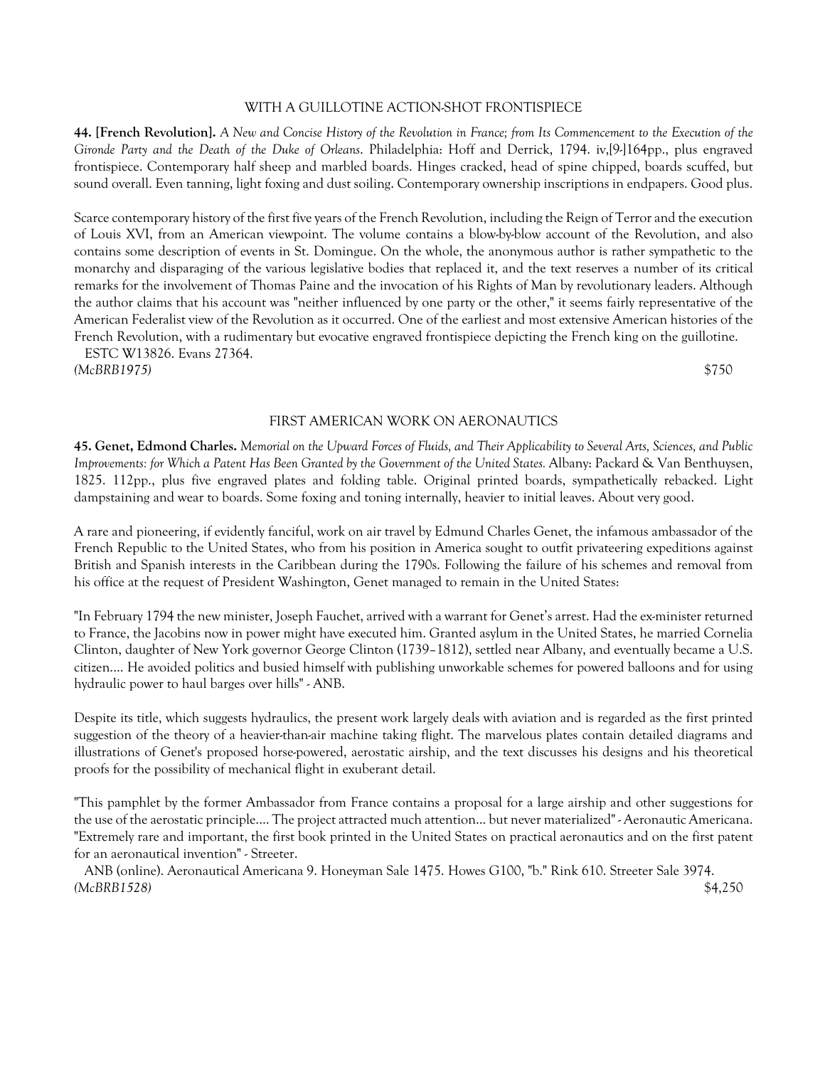WITH A GUILLOTINE ACTION-SHOT FRONTISPIECE

**44. [French Revolution].** *A New and Concise History of the Revolution in France; from Its Commencement to the Execution of the Gironde Party and the Death of the Duke of Orleans.* Philadelphia: Hoff and Derrick, 1794. iv,[9-]164pp., plus engraved frontispiece. Contemporary half sheep and marbled boards. Hinges cracked, head of spine chipped, boards scuffed, but sound overall. Even tanning, light foxing and dust soiling. Contemporary ownership inscriptions in endpapers. Good plus.

Scarce contemporary history of the first five years of the French Revolution, including the Reign of Terror and the execution of Louis XVI, from an American viewpoint. The volume contains a blow-by-blow account of the Revolution, and also contains some description of events in St. Domingue. On the whole, the anonymous author is rather sympathetic to the monarchy and disparaging of the various legislative bodies that replaced it, and the text reserves a number of its critical remarks for the involvement of Thomas Paine and the invocation of his Rights of Man by revolutionary leaders. Although the author claims that his account was "neither influenced by one party or the other," it seems fairly representative of the American Federalist view of the Revolution as it occurred. One of the earliest and most extensive American histories of the French Revolution, with a rudimentary but evocative engraved frontispiece depicting the French king on the guillotine.

ESTC W13826. Evans 27364.

*(McBRB1975)* $750

FIRST AMERICAN WORK ON AERONAUTICS

**45. Genet, Edmond Charles.** *Memorial on the Upward Forces of Fluids, and Their Applicability to Several Arts, Sciences, and Public Improvements: for Which a Patent Has Been Granted by the Government of the United States.* Albany: Packard & Van Benthuysen, 1825. 112pp., plus five engraved plates and folding table. Original printed boards, sympathetically rebacked. Light dampstaining and wear to boards. Some foxing and toning internally, heavier to initial leaves. About very good.

A rare and pioneering, if evidently fanciful, work on air travel by Edmund Charles Genet, the infamous ambassador of the French Republic to the United States, who from his position in America sought to outfit privateering expeditions against British and Spanish interests in the Caribbean during the 1790s. Following the failure of his schemes and removal from his office at the request of President Washington, Genet managed to remain in the United States:

"In February 1794 the new minister, Joseph Fauchet, arrived with a warrant for Genet's arrest. Had the ex-minister returned to France, the Jacobins now in power might have executed him. Granted asylum in the United States, he married Cornelia Clinton, daughter of New York governor George Clinton (1739–1812), settled near Albany, and eventually became a U.S. citizen.... He avoided politics and busied himself with publishing unworkable schemes for powered balloons and for using hydraulic power to haul barges over hills" - ANB.

Despite its title, which suggests hydraulics, the present work largely deals with aviation and is regarded as the first printed suggestion of the theory of a heavier-than-air machine taking flight. The marvelous plates contain detailed diagrams and illustrations of Genet's proposed horse-powered, aerostatic airship, and the text discusses his designs and his theoretical proofs for the possibility of mechanical flight in exuberant detail.

"This pamphlet by the former Ambassador from France contains a proposal for a large airship and other suggestions for the use of the aerostatic principle.... The project attracted much attention... but never materialized" - Aeronautic Americana. "Extremely rare and important, the first book printed in the United States on practical aeronautics and on the first patent for an aeronautical invention" - Streeter.

ANB (online). Aeronautical Americana 9. Honeyman Sale 1475. Howes G100, "b." Rink 610. Streeter Sale 3974.

*(McBRB1528)* $4,250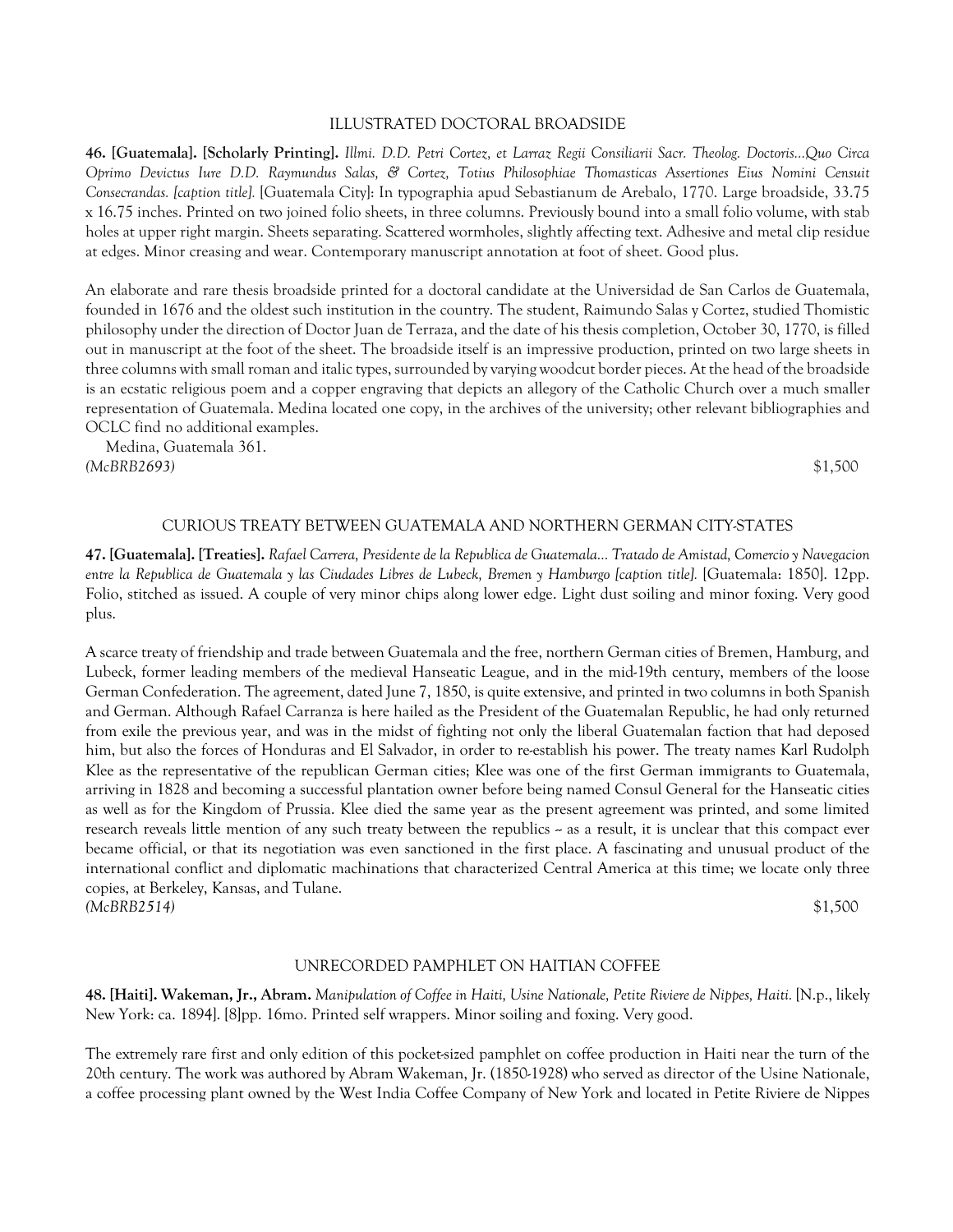### ILLUSTRATED DOCTORAL BROADSIDE

**46. [Guatemala]. [Scholarly Printing].** *Illmi. D.D. Petri Cortez, et Larraz Regii Consiliarii Sacr. Theolog. Doctoris...Quo Circa Oprimo Devictus Iure D.D. Raymundus Salas, & Cortez, Totius Philosophiae Thomasticas Assertiones Eius Nomini Censuit Consecrandas. [caption title].* [Guatemala City]: In typographia apud Sebastianum de Arebalo, 1770. Large broadside, 33.75 x 16.75 inches. Printed on two joined folio sheets, in three columns. Previously bound into a small folio volume, with stab holes at upper right margin. Sheets separating. Scattered wormholes, slightly affecting text. Adhesive and metal clip residue at edges. Minor creasing and wear. Contemporary manuscript annotation at foot of sheet. Good plus.

An elaborate and rare thesis broadside printed for a doctoral candidate at the Universidad de San Carlos de Guatemala, founded in 1676 and the oldest such institution in the country. The student, Raimundo Salas y Cortez, studied Thomistic philosophy under the direction of Doctor Juan de Terraza, and the date of his thesis completion, October 30, 1770, is filled out in manuscript at the foot of the sheet. The broadside itself is an impressive production, printed on two large sheets in three columns with small roman and italic types, surrounded by varying woodcut border pieces. At the head of the broadside is an ecstatic religious poem and a copper engraving that depicts an allegory of the Catholic Church over a much smaller representation of Guatemala. Medina located one copy, in the archives of the university; other relevant bibliographies and OCLC find no additional examples.

Medina, Guatemala 361.

*(McBRB2693)* $1,500

### CURIOUS TREATY BETWEEN GUATEMALA AND NORTHERN GERMAN CITY-STATES

**47. [Guatemala]. [Treaties].** *Rafael Carrera, Presidente de la Republica de Guatemala... Tratado de Amistad, Comercio y Navegacion entre la Republica de Guatemala y las Ciudades Libres de Lubeck, Bremen y Hamburgo [caption title].* [Guatemala: 1850]. 12pp. Folio, stitched as issued. A couple of very minor chips along lower edge. Light dust soiling and minor foxing. Very good plus.

A scarce treaty of friendship and trade between Guatemala and the free, northern German cities of Bremen, Hamburg, and Lubeck, former leading members of the medieval Hanseatic League, and in the mid-19th century, members of the loose German Confederation. The agreement, dated June 7, 1850, is quite extensive, and printed in two columns in both Spanish and German. Although Rafael Carranza is here hailed as the President of the Guatemalan Republic, he had only returned from exile the previous year, and was in the midst of fighting not only the liberal Guatemalan faction that had deposed him, but also the forces of Honduras and El Salvador, in order to re-establish his power. The treaty names Karl Rudolph Klee as the representative of the republican German cities; Klee was one of the first German immigrants to Guatemala, arriving in 1828 and becoming a successful plantation owner before being named Consul General for the Hanseatic cities as well as for the Kingdom of Prussia. Klee died the same year as the present agreement was printed, and some limited research reveals little mention of any such treaty between the republics -- as a result, it is unclear that this compact ever became official, or that its negotiation was even sanctioned in the first place. A fascinating and unusual product of the international conflict and diplomatic machinations that characterized Central America at this time; we locate only three copies, at Berkeley, Kansas, and Tulane.

*(McBRB2514)* $1,500

### UNRECORDED PAMPHLET ON HAITIAN COFFEE

**48. [Haiti]. Wakeman, Jr., Abram.** *Manipulation of Coffee in Haiti, Usine Nationale, Petite Riviere de Nippes, Haiti.* [N.p., likely New York: ca. 1894]. [8]pp. 16mo. Printed self wrappers. Minor soiling and foxing. Very good.

The extremely rare first and only edition of this pocket-sized pamphlet on coffee production in Haiti near the turn of the 20th century. The work was authored by Abram Wakeman, Jr. (1850-1928) who served as director of the Usine Nationale, a coffee processing plant owned by the West India Coffee Company of New York and located in Petite Riviere de Nippes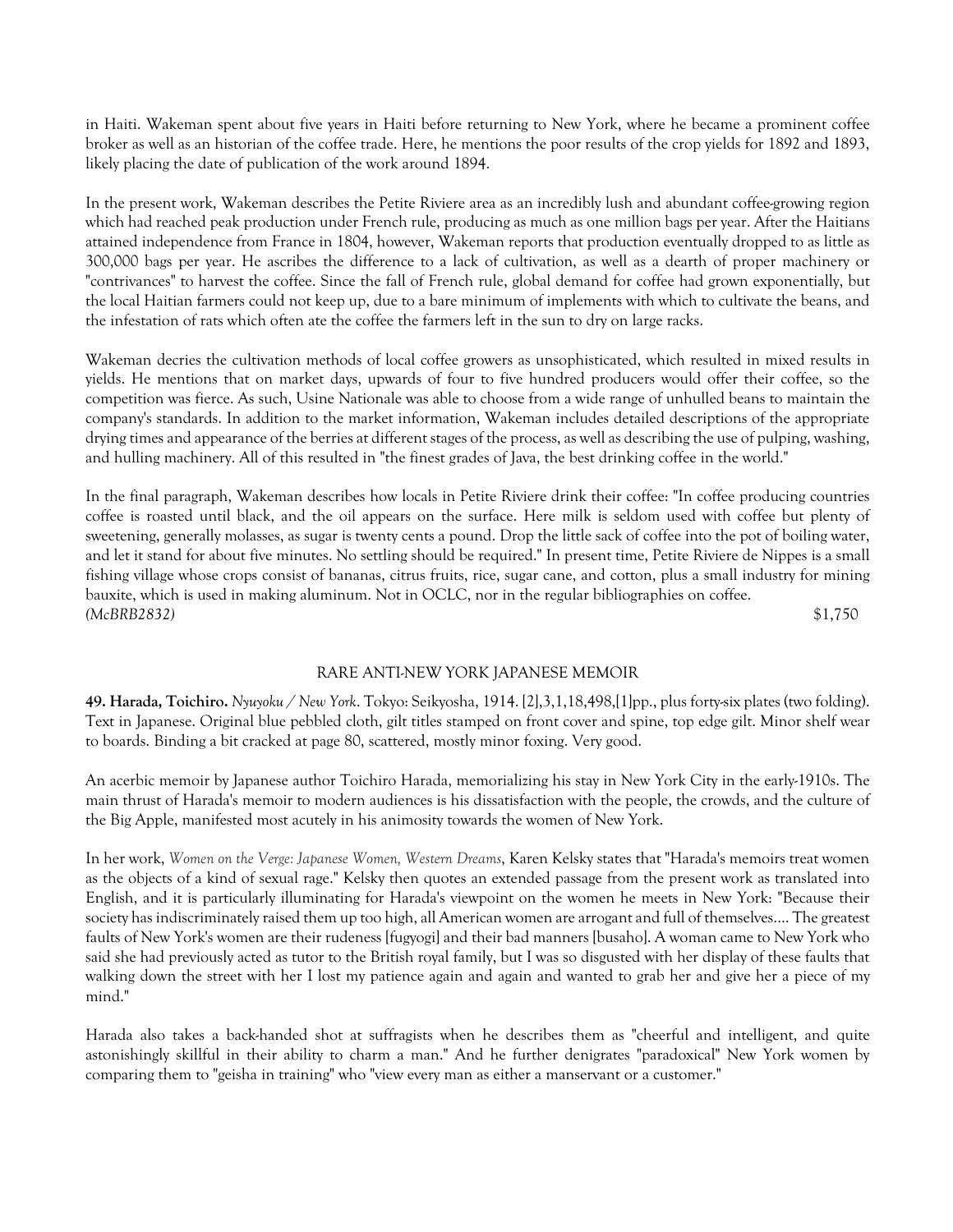in Haiti. Wakeman spent about five years in Haiti before returning to New York, where he became a prominent coffee broker as well as an historian of the coffee trade. Here, he mentions the poor results of the crop yields for 1892 and 1893, likely placing the date of publication of the work around 1894.

In the present work, Wakeman describes the Petite Riviere area as an incredibly lush and abundant coffee-growing region which had reached peak production under French rule, producing as much as one million bags per year. After the Haitians attained independence from France in 1804, however, Wakeman reports that production eventually dropped to as little as 300,000 bags per year. He ascribes the difference to a lack of cultivation, as well as a dearth of proper machinery or "contrivances" to harvest the coffee. Since the fall of French rule, global demand for coffee had grown exponentially, but the local Haitian farmers could not keep up, due to a bare minimum of implements with which to cultivate the beans, and the infestation of rats which often ate the coffee the farmers left in the sun to dry on large racks.

Wakeman decries the cultivation methods of local coffee growers as unsophisticated, which resulted in mixed results in yields. He mentions that on market days, upwards of four to five hundred producers would offer their coffee, so the competition was fierce. As such, Usine Nationale was able to choose from a wide range of unhulled beans to maintain the company's standards. In addition to the market information, Wakeman includes detailed descriptions of the appropriate drying times and appearance of the berries at different stages of the process, as well as describing the use of pulping, washing, and hulling machinery. All of this resulted in "the finest grades of Java, the best drinking coffee in the world."

In the final paragraph, Wakeman describes how locals in Petite Riviere drink their coffee: "In coffee producing countries coffee is roasted until black, and the oil appears on the surface. Here milk is seldom used with coffee but plenty of sweetening, generally molasses, as sugar is twenty cents a pound. Droop the little sack of coffee into the pot of boiling water, and let it stand for about five minutes. No settling should be required." In present time, Petite Riviere de Nippes is a small fishing village whose crops consist of bananas, citrus fruits, rice, sugar cane, and cotton, plus a small industry for mining bauxite, which is used in making aluminum. Not in OCLC, nor in the regular bibliographies on coffee.
*(McBRB2832)* $1,750

## RARE ANTI-NEW YORK JAPANESE MEMOIR

**49. Harada, Toichiro.** *Nyuyoku / New York*. Tokyo: Seikyosha, 1914. [2],3,1,18,498,[1]pp., plus forty-six plates (two folding). Text in Japanese. Original blue pebbled cloth, gilt titles stamped on front cover and spine, top edge gilt. Minor shelf wear to boards. Binding a bit cracked at page 80, scattered, mostly minor foxing. Very good.

An acerbic memoir by Japanese author Toichiro Harada, memorializing his stay in New York City in the early-1910s. The main thrust of Harada's memoir to modern audiences is his dissatisfaction with the people, the crowds, and the culture of the Big Apple, manifested most acutely in his animosity towards the women of New York.

In her work, *Women on the Verge: Japanese Women, Western Dreams*, Karen Kelsky states that "Harada's memoirs treat women as the objects of a kind of sexual rage." Kelsky then quotes an extended passage from the present work as translated into English, and it is particularly illuminating for Harada's viewpoint on the women he meets in New York: "Because their society has indiscriminately raised them up too high, all American women are arrogant and full of themselves.... The greatest faults of New York's women are their rudeness [fugyogi] and their bad manners [busaho]. A woman came to New York who said she had previously acted as tutor to the British royal family, but I was so disgusted with her display of these faults that walking down the street with her I lost my patience again and again and wanted to grab her and give her a piece of my mind."

Harada also takes a back-handed shot at suffragists when he describes them as "cheerful and intelligent, and quite astonishingly skillful in their ability to charm a man." And he further denigrates "paradoxical" New York women by comparing them to "geisha in training" who "view every man as either a manservant or a customer."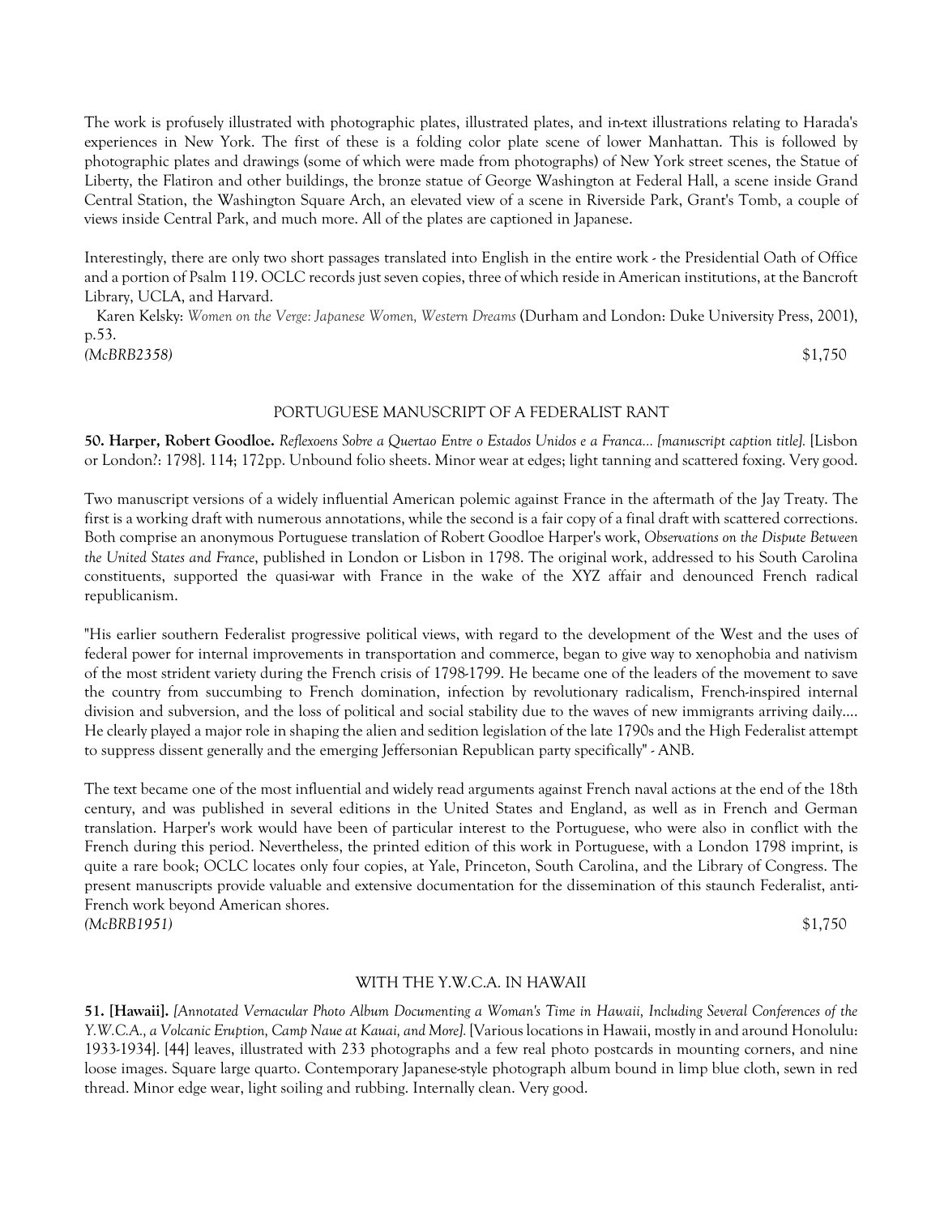The work is profusely illustrated with photographic plates, illustrated plates, and in-text illustrations relating to Harada's experiences in New York. The first of these is a folding color plate scene of lower Manhattan. This is followed by photographic plates and drawings (some of which were made from photographs) of New York street scenes, the Statue of Liberty, the Flatiron and other buildings, the bronze statue of George Washington at Federal Hall, a scene inside Grand Central Station, the Washington Square Arch, an elevated view of a scene in Riverside Park, Grant's Tomb, a couple of views inside Central Park, and much more. All of the plates are captioned in Japanese.

Interestingly, there are only two short passages translated into English in the entire work - the Presidential Oath of Office and a portion of Psalm 119. OCLC records just seven copies, three of which reside in American institutions, at the Bancroft Library, UCLA, and Harvard.

Karen Kelsky: *Women on the Verge: Japanese Women, Western Dreams* (Durham and London: Duke University Press, 2001), p.53.

*(McBRB2358)* $1,750

PORTUGUESE MANUSCRIPT OF A FEDERALIST RANT

**50. Harper, Robert Goodloe.** *Reflexoens Sobre a Quertao Entre o Estados Unidos e a Franca... [manuscript caption title].* [Lisbon or London?: 1798]. 114; 172pp. Unbound folio sheets. Minor wear at edges; light tanning and scattered foxing. Very good.

Two manuscript versions of a widely influential American polemic against France in the aftermath of the Jay Treaty. The first is a working draft with numerous annotations, while the second is a fair copy of a final draft with scattered corrections. Both comprise an anonymous Portuguese translation of Robert Goodloe Harper's work, *Observations on the Dispute Between the United States and France*, published in London or Lisbon in 1798. The original work, addressed to his South Carolina constituents, supported the quasi-war with France in the wake of the XYZ affair and denounced French radical republicanism.

"His earlier southern Federalist progressive political views, with regard to the development of the West and the uses of federal power for internal improvements in transportation and commerce, began to give way to xenophobia and nativism of the most strident variety during the French crisis of 1798-1799. He became one of the leaders of the movement to save the country from succumbing to French domination, infection by revolutionary radicalism, French-inspired internal division and subversion, and the loss of political and social stability due to the waves of new immigrants arriving daily.... He clearly played a major role in shaping the alien and sedition legislation of the late 1790s and the High Federalist attempt to suppress dissent generally and the emerging Jeffersonian Republican party specifically" - ANB.

The text became one of the most influential and widely read arguments against French naval actions at the end of the 18th century, and was published in several editions in the United States and England, as well as in French and German translation. Harper's work would have been of particular interest to the Portuguese, who were also in conflict with the French during this period. Nevertheless, the printed edition of this work in Portuguese, with a London 1798 imprint, is quite a rare book; OCLC locates only four copies, at Yale, Princeton, South Carolina, and the Library of Congress. The present manuscripts provide valuable and extensive documentation for the dissemination of this staunch Federalist, anti-French work beyond American shores.

*(McBRB1951)* $1,750

WITH THE Y.W.C.A. IN HAWAII

**51. [Hawaii].** *[Annotated Vernacular Photo Album Documenting a Woman's Time in Hawaii, Including Several Conferences of the Y.W.C.A., a Volcanic Eruption, Camp Naue at Kauai, and More].* [Various locations in Hawaii, mostly in and around Honolulu: 1933-1934]. [44] leaves, illustrated with 233 photographs and a few real photo postcards in mounting corners, and nine loose images. Square large quarto. Contemporary Japanese-style photograph album bound in limp blue cloth, sewn in red thread. Minor edge wear, light soiling and rubbing. Internally clean. Very good.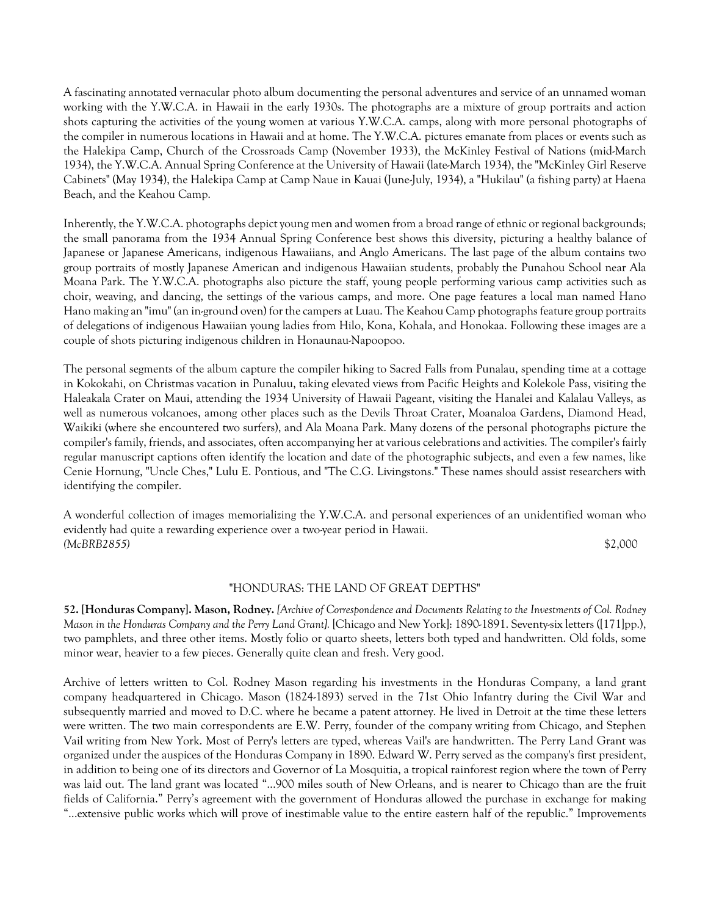A fascinating annotated vernacular photo album documenting the personal adventures and service of an unnamed woman working with the Y.W.C.A. in Hawaii in the early 1930s. The photographs are a mixture of group portraits and action shots capturing the activities of the young women at various Y.W.C.A. camps, along with more personal photographs of the compiler in numerous locations in Hawaii and at home. The Y.W.C.A. pictures emanate from places or events such as the Halekipa Camp, Church of the Crossroads Camp (November 1933), the McKinley Festival of Nations (mid-March 1934), the Y.W.C.A. Annual Spring Conference at the University of Hawaii (late-March 1934), the "McKinley Girl Reserve Cabinets" (May 1934), the Halekipa Camp at Camp Naue in Kauai (June-July, 1934), a "Hukilau" (a fishing party) at Haena Beach, and the Keahou Camp.

Inherently, the Y.W.C.A. photographs depict young men and women from a broad range of ethnic or regional backgrounds; the small panorama from the 1934 Annual Spring Conference best shows this diversity, picturing a healthy balance of Japanese or Japanese Americans, indigenous Hawaiians, and Anglo Americans. The last page of the album contains two group portraits of mostly Japanese American and indigenous Hawaiian students, probably the Punahou School near Ala Moana Park. The Y.W.C.A. photographs also picture the staff, young people performing various camp activities such as choir, weaving, and dancing, the settings of the various camps, and more. One page features a local man named Hano Hano making an "imu" (an in-ground oven) for the campers at Luau. The Keahou Camp photographs feature group portraits of delegations of indigenous Hawaiian young ladies from Hilo, Kona, Kohala, and Honokaa. Following these images are a couple of shots picturing indigenous children in Honaunau-Napoopoo.

The personal segments of the album capture the compiler hiking to Sacred Falls from Punalau, spending time at a cottage in Kokokahi, on Christmas vacation in Punaluu, taking elevated views from Pacific Heights and Kolekole Pass, visiting the Haleakala Crater on Maui, attending the 1934 University of Hawaii Pageant, visiting the Hanalei and Kalalau Valleys, as well as numerous volcanoes, among other places such as the Devils Throat Crater, Moanaloa Gardens, Diamond Head, Waikiki (where she encountered two surfers), and Ala Moana Park. Many dozens of the personal photographs picture the compiler's family, friends, and associates, often accompanying her at various celebrations and activities. The compiler's fairly regular manuscript captions often identify the location and date of the photographic subjects, and even a few names, like Cenie Hornung, "Uncle Ches," Lulu E. Pontious, and "The C.G. Livingstons." These names should assist researchers with identifying the compiler.

A wonderful collection of images memorializing the Y.W.C.A. and personal experiences of an unidentified woman who evidently had quite a rewarding experience over a two-year period in Hawaii.
*(McBRB2855)* $2,000

"HONDURAS: THE LAND OF GREAT DEPTHS"

**52. [Honduras Company]. Mason, Rodney.** *[Archive of Correspondence and Documents Relating to the Investments of Col. Rodney Mason in the Honduras Company and the Perry Land Grant].* [Chicago and New York]: 1890-1891. Seventy-six letters ([171]pp.), two pamphlets, and three other items. Mostly folio or quarto sheets, letters both typed and handwritten. Old folds, some minor wear, heavier to a few pieces. Generally quite clean and fresh. Very good.

Archive of letters written to Col. Rodney Mason regarding his investments in the Honduras Company, a land grant company headquartered in Chicago. Mason (1824-1893) served in the 71st Ohio Infantry during the Civil War and subsequently married and moved to D.C. where he became a patent attorney. He lived in Detroit at the time these letters were written. The two main correspondents are E.W. Perry, founder of the company writing from Chicago, and Stephen Vail writing from New York. Most of Perry's letters are typed, whereas Vail's are handwritten. The Perry Land Grant was organized under the auspices of the Honduras Company in 1890. Edward W. Perry served as the company's first president, in addition to being one of its directors and Governor of La Mosquitia, a tropical rainforest region where the town of Perry was laid out. The land grant was located "...900 miles south of New Orleans, and is nearer to Chicago than are the fruit fields of California." Perry's agreement with the government of Honduras allowed the purchase in exchange for making "...extensive public works which will prove of inestimable value to the entire eastern half of the republic." Improvements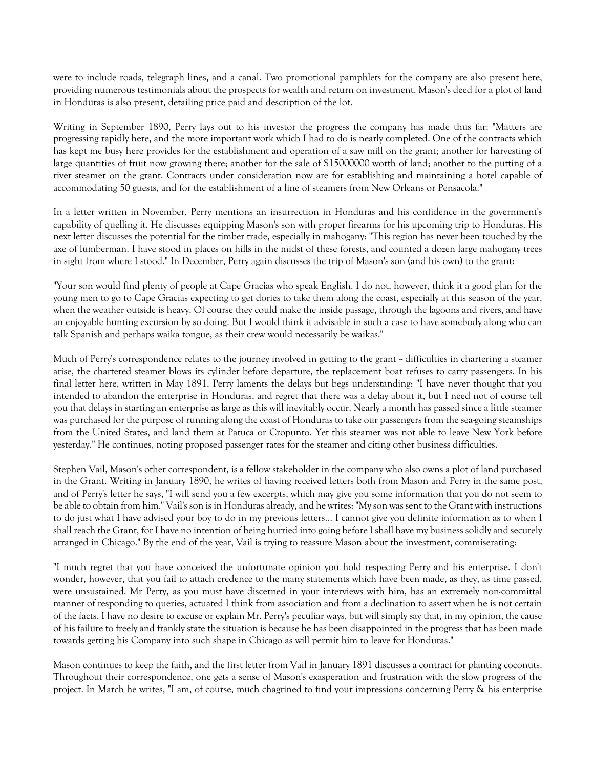were to include roads, telegraph lines, and a canal. Two promotional pamphlets for the company are also present here, providing numerous testimonials about the prospects for wealth and return on investment. Mason's deed for a plot of land in Honduras is also present, detailing price paid and description of the lot.

Writing in September 1890, Perry lays out to his investor the progress the company has made thus far: "Matters are progressing rapidly here, and the more important work which I had to do is nearly completed. One of the contracts which has kept me busy here provides for the establishment and operation of a saw mill on the grant; another for harvesting of large quantities of fruit now growing there; another for the sale of $15000000 worth of land; another to the putting of a river steamer on the grant. Contracts under consideration now are for establishing and maintaining a hotel capable of accommodating 50 guests, and for the establishment of a line of steamers from New Orleans or Pensacola."

In a letter written in November, Perry mentions an insurrection in Honduras and his confidence in the government's capability of quelling it. He discusses equipping Mason's son with proper firearms for his upcoming trip to Honduras. His next letter discusses the potential for the timber trade, especially in mahogany: "This region has never been touched by the axe of lumberman. I have stood in places on hills in the midst of these forests, and counted a dozen large mahogany trees in sight from where I stood." In December, Perry again discusses the trip of Mason's son (and his own) to the grant:

"Your son would find plenty of people at Cape Gracias who speak English. I do not, however, think it a good plan for the young men to go to Cape Gracias expecting to get dories to take them along the coast, especially at this season of the year, when the weather outside is heavy. Of course they could make the inside passage, through the lagoons and rivers, and have an enjoyable hunting excursion by so doing. But I would think it advisable in such a case to have somebody along who can talk Spanish and perhaps waika tongue, as their crew would necessarily be waikas."

Much of Perry's correspondence relates to the journey involved in getting to the grant -- difficulties in chartering a steamer arise, the chartered steamer blows its cylinder before departure, the replacement boat refuses to carry passengers. In his final letter here, written in May 1891, Perry laments the delays but begs understanding: "I have never thought that you intended to abandon the enterprise in Honduras, and regret that there was a delay about it, but I need not of course tell you that delays in starting an enterprise as large as this will inevitably occur. Nearly a month has passed since a little steamer was purchased for the purpose of running along the coast of Honduras to take our passengers from the sea-going steamships from the United States, and land them at Patuca or Cropunto. Yet this steamer was not able to leave New York before yesterday." He continues, noting proposed passenger rates for the steamer and citing other business difficulties.

Stephen Vail, Mason's other correspondent, is a fellow stakeholder in the company who also owns a plot of land purchased in the Grant. Writing in January 1890, he writes of having received letters both from Mason and Perry in the same post, and of Perry's letter he says, "I will send you a few excerpts, which may give you some information that you do not seem to be able to obtain from him." Vail's son is in Honduras already, and he writes: "My son was sent to the Grant with instructions to do just what I have advised your boy to do in my previous letters... I cannot give you definite information as to when I shall reach the Grant, for I have no intention of being hurried into going before I shall have my business solidly and securely arranged in Chicago." By the end of the year, Vail is trying to reassure Mason about the investment, commiserating:

"I much regret that you have conceived the unfortunate opinion you hold respecting Perry and his enterprise. I don't wonder, however, that you fail to attach credence to the many statements which have been made, as they, as time passed, were unsustained. Mr Perry, as you must have discerned in your interviews with him, has an extremely non-committal manner of responding to queries, actuated I think from association and from a declination to assert when he is not certain of the facts. I have no desire to excuse or explain Mr. Perry's peculiar ways, but will simply say that, in my opinion, the cause of his failure to freely and frankly state the situation is because he has been disappointed in the progress that has been made towards getting his Company into such shape in Chicago as will permit him to leave for Honduras."

Mason continues to keep the faith, and the first letter from Vail in January 1891 discusses a contract for planting coconuts. Throughout their correspondence, one gets a sense of Mason's exasperation and frustration with the slow progress of the project. In March he writes, "I am, of course, much chagrined to find your impressions concerning Perry & his enterprise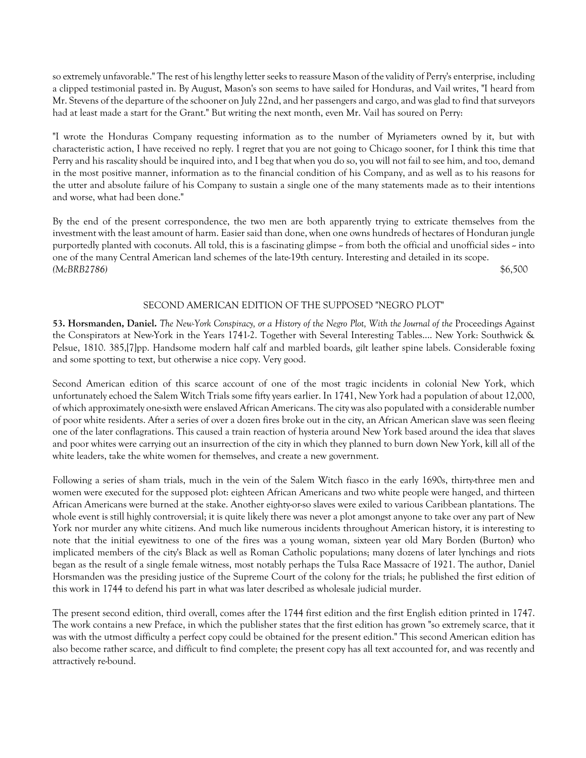so extremely unfavorable." The rest of his lengthy letter seeks to reassure Mason of the validity of Perry's enterprise, including a clipped testimonial pasted in. By August, Mason's son seems to have sailed for Honduras, and Vail writes, "I heard from Mr. Stevens of the departure of the schooner on July 22nd, and her passengers and cargo, and was glad to find that surveyors had at least made a start for the Grant." But writing the next month, even Mr. Vail has soured on Perry:

"I wrote the Honduras Company requesting information as to the number of Myriameters owned by it, but with characteristic action, I have received no reply. I regret that you are not going to Chicago sooner, for I think this time that Perry and his rascality should be inquired into, and I beg that when you do so, you will not fail to see him, and too, demand in the most positive manner, information as to the financial condition of his Company, and as well as to his reasons for the utter and absolute failure of his Company to sustain a single one of the many statements made as to their intentions and worse, what had been done."

By the end of the present correspondence, the two men are both apparently trying to extricate themselves from the investment with the least amount of harm. Easier said than done, when one owns hundreds of hectares of Honduran jungle purportedly planted with coconuts. All told, this is a fascinating glimpse ~ from both the official and unofficial sides ~ into one of the many Central American land schemes of the late-19th century. Interesting and detailed in its scope.
*(McBRB2786)* $6,500

SECOND AMERICAN EDITION OF THE SUPPOSED "NEGRO PLOT"

**53. Horsmanden, Daniel.** *The New-York Conspiracy, or a History of the Negro Plot, With the Journal of the* Proceedings Against the Conspirators at New-York in the Years 1741-2. Together with Several Interesting Tables.... New York: Southwick & Pelsue, 1810. 385,[7]pp. Handsome modern half calf and marbled boards, gilt leather spine labels. Considerable foxing and some spotting to text, but otherwise a nice copy. Very good.

Second American edition of this scarce account of one of the most tragic incidents in colonial New York, which unfortunately echoed the Salem Witch Trials some fifty years earlier. In 1741, New York had a population of about 12,000, of which approximately one-sixth were enslaved African Americans. The city was also populated with a considerable number of poor white residents. After a series of over a dozen fires broke out in the city, an African American slave was seen fleeing one of the later conflagrations. This caused a train reaction of hysteria around New York based around the idea that slaves and poor whites were carrying out an insurrection of the city in which they planned to burn down New York, kill all of the white leaders, take the white women for themselves, and create a new government.

Following a series of sham trials, much in the vein of the Salem Witch fiasco in the early 1690s, thirty-three men and women were executed for the supposed plot: eighteen African Americans and two white people were hanged, and thirteen African Americans were burned at the stake. Another eighty-or-so slaves were exiled to various Caribbean plantations. The whole event is still highly controversial; it is quite likely there was never a plot amongst anyone to take over any part of New York nor murder any white citizens. And much like numerous incidents throughout American history, it is interesting to note that the initial eyewitness to one of the fires was a young woman, sixteen year old Mary Borden (Burton) who implicated members of the city's Black as well as Roman Catholic populations; many dozens of later lynchings and riots began as the result of a single female witness, most notably perhaps the Tulsa Race Massacre of 1921. The author, Daniel Horsmanden was the presiding justice of the Supreme Court of the colony for the trials; he published the first edition of this work in 1744 to defend his part in what was later described as wholesale judicial murder.

The present second edition, third overall, comes after the 1744 first edition and the first English edition printed in 1747. The work contains a new Preface, in which the publisher states that the first edition has grown "so extremely scarce, that it was with the utmost difficulty a perfect copy could be obtained for the present edition." This second American edition has also become rather scarce, and difficult to find complete; the present copy has all text accounted for, and was recently and attractively re-bound.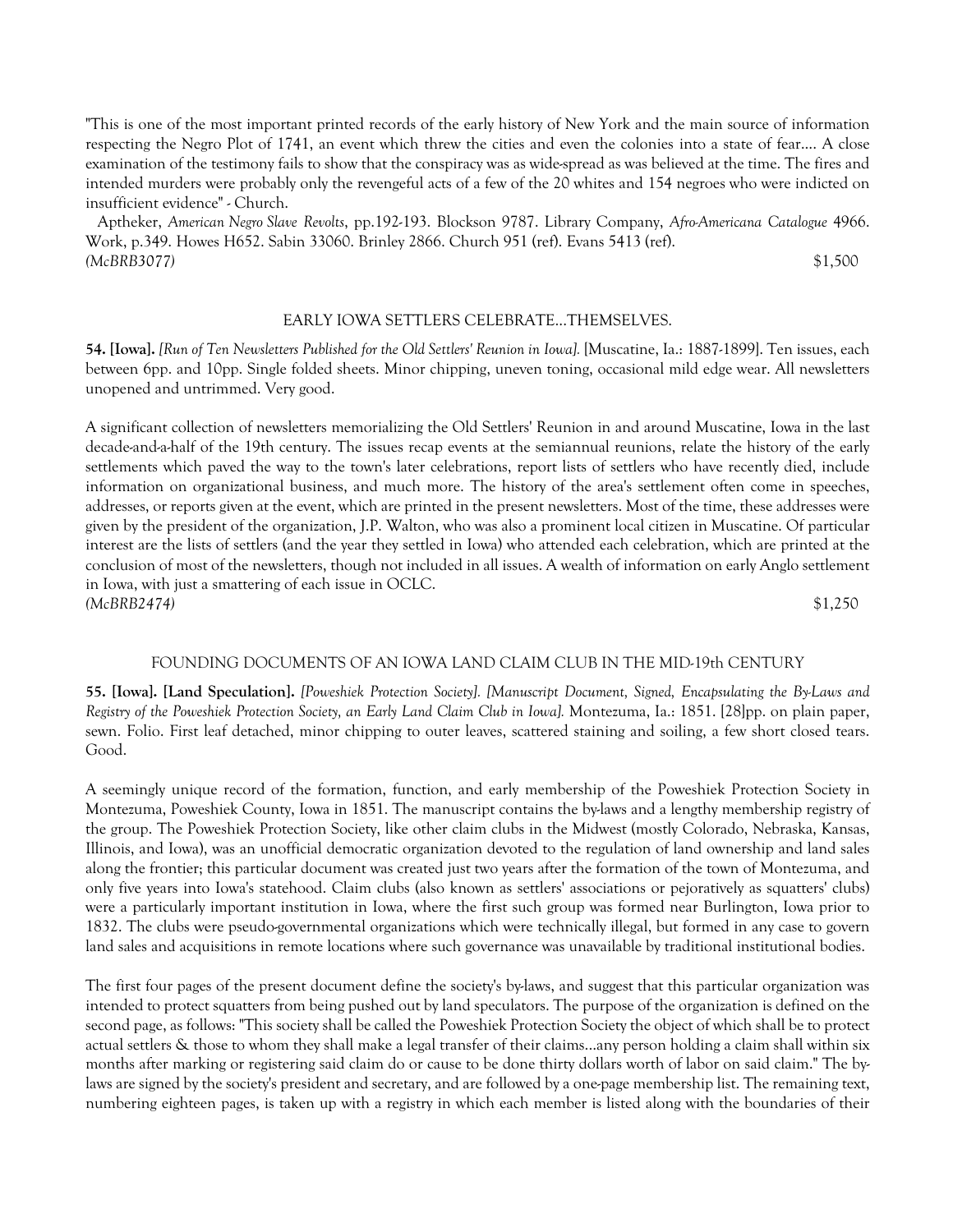"This is one of the most important printed records of the early history of New York and the main source of information respecting the Negro Plot of 1741, an event which threw the cities and even the colonies into a state of fear.... A close examination of the testimony fails to show that the conspiracy was as wide-spread as was believed at the time. The fires and intended murders were probably only the revengeful acts of a few of the 20 whites and 154 negroes who were indicted on insufficient evidence" - Church.

Aptheker, *American Negro Slave Revolts*, pp.192-193. Blockson 9787. Library Company, *Afro-Americana Catalogue* 4966. Work, p.349. Howes H652. Sabin 33060. Brinley 2866. Church 951 (ref). Evans 5413 (ref).
*(McBRB3077)* $1,500

EARLY IOWA SETTLERS CELEBRATE...THEMSELVES.

**54. [Iowa].** *[Run of Ten Newsletters Published for the Old Settlers' Reunion in Iowa].* [Muscatine, Ia.: 1887-1899]. Ten issues, each between 6pp. and 10pp. Single folded sheets. Minor chipping, uneven toning, occasional mild edge wear. All newsletters unopened and untrimmed. Very good.

A significant collection of newsletters memorializing the Old Settlers' Reunion in and around Muscatine, Iowa in the last decade-and-a-half of the 19th century. The issues recap events at the semiannual reunions, relate the history of the early settlements which paved the way to the town's later celebrations, report lists of settlers who have recently died, include information on organizational business, and much more. The history of the area's settlement often come in speeches, addresses, or reports given at the event, which are printed in the present newsletters. Most of the time, these addresses were given by the president of the organization, J.P. Walton, who was also a prominent local citizen in Muscatine. Of particular interest are the lists of settlers (and the year they settled in Iowa) who attended each celebration, which are printed at the conclusion of most of the newsletters, though not included in all issues. A wealth of information on early Anglo settlement in Iowa, with just a smattering of each issue in OCLC.
*(McBRB2474)* $1,250

FOUNDING DOCUMENTS OF AN IOWA LAND CLAIM CLUB IN THE MID-19th CENTURY

**55. [Iowa]. [Land Speculation].** *[Poweshiek Protection Society]. [Manuscript Document, Signed, Encapsulating the By-Laws and Registry of the Poweshiek Protection Society, an Early Land Claim Club in Iowa].* Montezuma, Ia.: 1851. [28]pp. on plain paper, sewn. Folio. First leaf detached, minor chipping to outer leaves, scattered staining and soiling, a few short closed tears. Good.

A seemingly unique record of the formation, function, and early membership of the Poweshiek Protection Society in Montezuma, Poweshiek County, Iowa in 1851. The manuscript contains the by-laws and a lengthy membership registry of the group. The Poweshiek Protection Society, like other claim clubs in the Midwest (mostly Colorado, Nebraska, Kansas, Illinois, and Iowa), was an unofficial democratic organization devoted to the regulation of land ownership and land sales along the frontier; this particular document was created just two years after the formation of the town of Montezuma, and only five years into Iowa's statehood. Claim clubs (also known as settlers' associations or pejoratively as squatters' clubs) were a particularly important institution in Iowa, where the first such group was formed near Burlington, Iowa prior to 1832. The clubs were pseudo-governmental organizations which were technically illegal, but formed in any case to govern land sales and acquisitions in remote locations where such governance was unavailable by traditional institutional bodies.

The first four pages of the present document define the society's by-laws, and suggest that this particular organization was intended to protect squatters from being pushed out by land speculators. The purpose of the organization is defined on the second page, as follows: "This society shall be called the Poweshiek Protection Society the object of which shall be to protect actual settlers & those to whom they shall make a legal transfer of their claims...any person holding a claim shall within six months after marking or registering said claim do or cause to be done thirty dollars worth of labor on said claim." The by-laws are signed by the society's president and secretary, and are followed by a one-page membership list. The remaining text, numbering eighteen pages, is taken up with a registry in which each member is listed along with the boundaries of their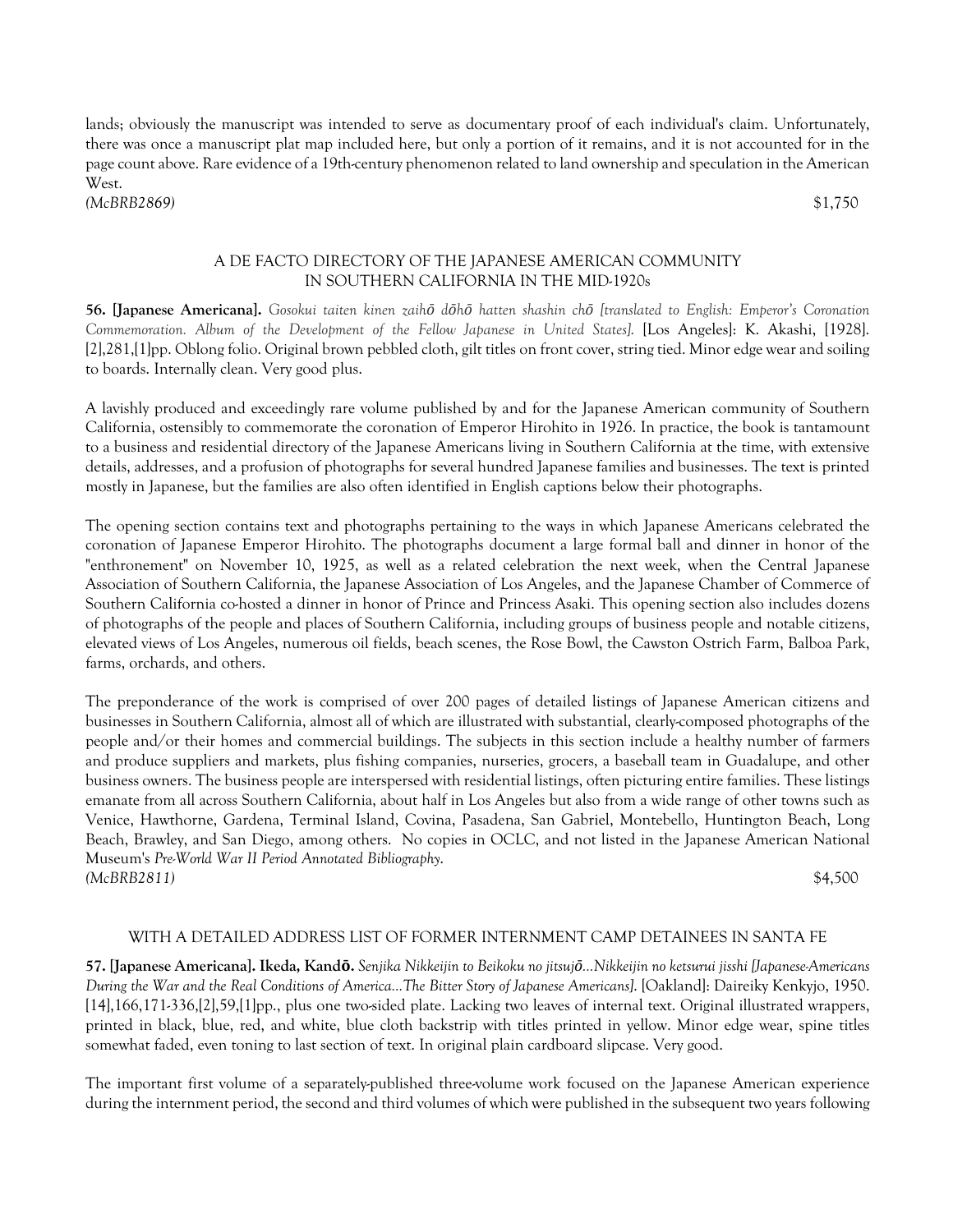lands; obviously the manuscript was intended to serve as documentary proof of each individual's claim. Unfortunately, there was once a manuscript plat map included here, but only a portion of it remains, and it is not accounted for in the page count above. Rare evidence of a 19th-century phenomenon related to land ownership and speculation in the American West.

*(McBRB2869)* $1,750

### A DE FACTO DIRECTORY OF THE JAPANESE AMERICAN COMMUNITY IN SOUTHERN CALIFORNIA IN THE MID-1920s

**56. [Japanese Americana].** *Gosokui taiten kinen zaihō dōhō hatten shashin chō [translated to English: Emperor's Coronation Commemoration. Album of the Development of the Fellow Japanese in United States].* [Los Angeles]: K. Akashi, [1928]. [2],281,[1]pp. Oblong folio. Original brown pebbled cloth, gilt titles on front cover, string tied. Minor edge wear and soiling to boards. Internally clean. Very good plus.

A lavishly produced and exceedingly rare volume published by and for the Japanese American community of Southern California, ostensibly to commemorate the coronation of Emperor Hirohito in 1926. In practice, the book is tantamount to a business and residential directory of the Japanese Americans living in Southern California at the time, with extensive details, addresses, and a profusion of photographs for several hundred Japanese families and businesses. The text is printed mostly in Japanese, but the families are also often identified in English captions below their photographs.

The opening section contains text and photographs pertaining to the ways in which Japanese Americans celebrated the coronation of Japanese Emperor Hirohito. The photographs document a large formal ball and dinner in honor of the "enthronement" on November 10, 1925, as well as a related celebration the next week, when the Central Japanese Association of Southern California, the Japanese Association of Los Angeles, and the Japanese Chamber of Commerce of Southern California co-hosted a dinner in honor of Prince and Princess Asaki. This opening section also includes dozens of photographs of the people and places of Southern California, including groups of business people and notable citizens, elevated views of Los Angeles, numerous oil fields, beach scenes, the Rose Bowl, the Cawston Ostrich Farm, Balboa Park, farms, orchards, and others.

The preponderance of the work is comprised of over 200 pages of detailed listings of Japanese American citizens and businesses in Southern California, almost all of which are illustrated with substantial, clearly-composed photographs of the people and/or their homes and commercial buildings. The subjects in this section include a healthy number of farmers and produce suppliers and markets, plus fishing companies, nurseries, grocers, a baseball team in Guadalupe, and other business owners. The business people are interspersed with residential listings, often picturing entire families. These listings emanate from all across Southern California, about half in Los Angeles but also from a wide range of other towns such as Venice, Hawthorne, Gardena, Terminal Island, Covina, Pasadena, San Gabriel, Montebello, Huntington Beach, Long Beach, Brawley, and San Diego, among others. No copies in OCLC, and not listed in the Japanese American National Museum's *Pre-World War II Period Annotated Bibliography*.

*(McBRB2811)* $4,500

### WITH A DETAILED ADDRESS LIST OF FORMER INTERNMENT CAMP DETAINEES IN SANTA FE

**57. [Japanese Americana]. Ikeda, Kandō.** *Senjika Nikkeijin to Beikoku no jitsujō...Nikkeijin no ketsurui jisshi [Japanese-Americans During the War and the Real Conditions of America...The Bitter Story of Japanese Americans].* [Oakland]: Daireiky Kenkyjo, 1950. [14],166,171-336,[2],59,[1]pp., plus one two-sided plate. Lacking two leaves of internal text. Original illustrated wrappers, printed in black, blue, red, and white, blue cloth backstrip with titles printed in yellow. Minor edge wear, spine titles somewhat faded, even toning to last section of text. In original plain cardboard slipcase. Very good.

The important first volume of a separately-published three-volume work focused on the Japanese American experience during the internment period, the second and third volumes of which were published in the subsequent two years following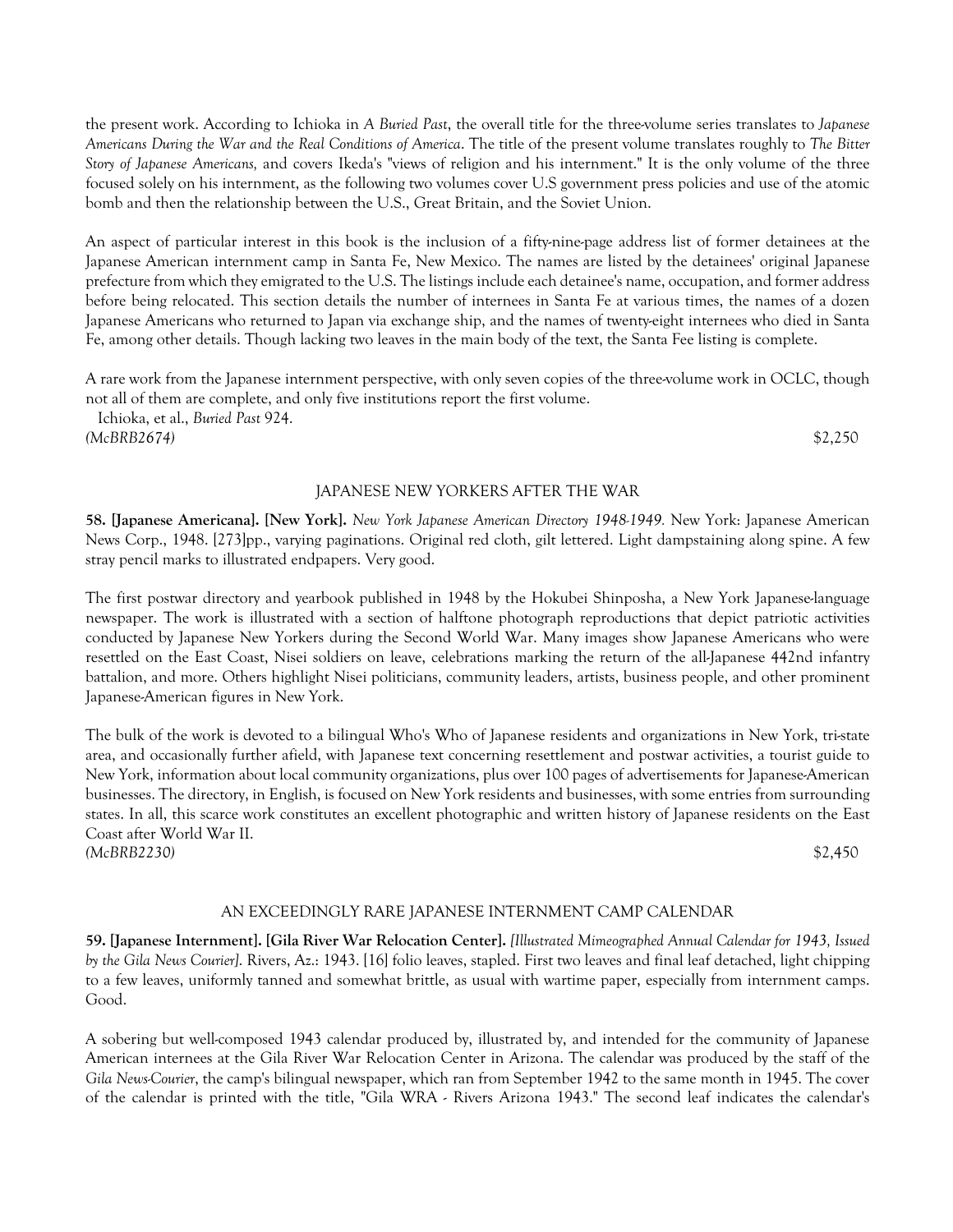the present work. According to Ichioka in *A Buried Past*, the overall title for the three-volume series translates to *Japanese Americans During the War and the Real Conditions of America*. The title of the present volume translates roughly to *The Bitter Story of Japanese Americans,* and covers Ikeda's "views of religion and his internment." It is the only volume of the three focused solely on his internment, as the following two volumes cover U.S government press policies and use of the atomic bomb and then the relationship between the U.S., Great Britain, and the Soviet Union.

An aspect of particular interest in this book is the inclusion of a fifty-nine-page address list of former detainees at the Japanese American internment camp in Santa Fe, New Mexico. The names are listed by the detainees' original Japanese prefecture from which they emigrated to the U.S. The listings include each detainee's name, occupation, and former address before being relocated. This section details the number of internees in Santa Fe at various times, the names of a dozen Japanese Americans who returned to Japan via exchange ship, and the names of twenty-eight internees who died in Santa Fe, among other details. Though lacking two leaves in the main body of the text, the Santa Fee listing is complete.

A rare work from the Japanese internment perspective, with only seven copies of the three-volume work in OCLC, though not all of them are complete, and only five institutions report the first volume.

Ichioka, et al., *Buried Past* 924.

*(McBRB2674)* $2,250

## JAPANESE NEW YORKERS AFTER THE WAR

**58. [Japanese Americana]. [New York].** *New York Japanese American Directory 1948-1949.* New York: Japanese American News Corp., 1948. [273]pp., varying paginations. Original red cloth, gilt lettered. Light dampstaining along spine. A few stray pencil marks to illustrated endpapers. Very good.

The first postwar directory and yearbook published in 1948 by the Hokubei Shinposha, a New York Japanese-language newspaper. The work is illustrated with a section of halftone photograph reproductions that depict patriotic activities conducted by Japanese New Yorkers during the Second World War. Many images show Japanese Americans who were resettled on the East Coast, Nisei soldiers on leave, celebrations marking the return of the all-Japanese 442nd infantry battalion, and more. Others highlight Nisei politicians, community leaders, artists, business people, and other prominent Japanese-American figures in New York.

The bulk of the work is devoted to a bilingual Who's Who of Japanese residents and organizations in New York, tri-state area, and occasionally further afield, with Japanese text concerning resettlement and postwar activities, a tourist guide to New York, information about local community organizations, plus over 100 pages of advertisements for Japanese-American businesses. The directory, in English, is focused on New York residents and businesses, with some entries from surrounding states. In all, this scarce work constitutes an excellent photographic and written history of Japanese residents on the East Coast after World War II.

*(McBRB2230)* $2,450

## AN EXCEEDINGLY RARE JAPANESE INTERNMENT CAMP CALENDAR

**59. [Japanese Internment]. [Gila River War Relocation Center].** *[Illustrated Mimeographed Annual Calendar for 1943, Issued by the Gila News Courier].* Rivers, Az.: 1943. [16] folio leaves, stapled. First two leaves and final leaf detached, light chipping to a few leaves, uniformly tanned and somewhat brittle, as usual with wartime paper, especially from internment camps. Good.

A sobering but well-composed 1943 calendar produced by, illustrated by, and intended for the community of Japanese American internees at the Gila River War Relocation Center in Arizona. The calendar was produced by the staff of the *Gila News-Courier*, the camp's bilingual newspaper, which ran from September 1942 to the same month in 1945. The cover of the calendar is printed with the title, "Gila WRA - Rivers Arizona 1943." The second leaf indicates the calendar's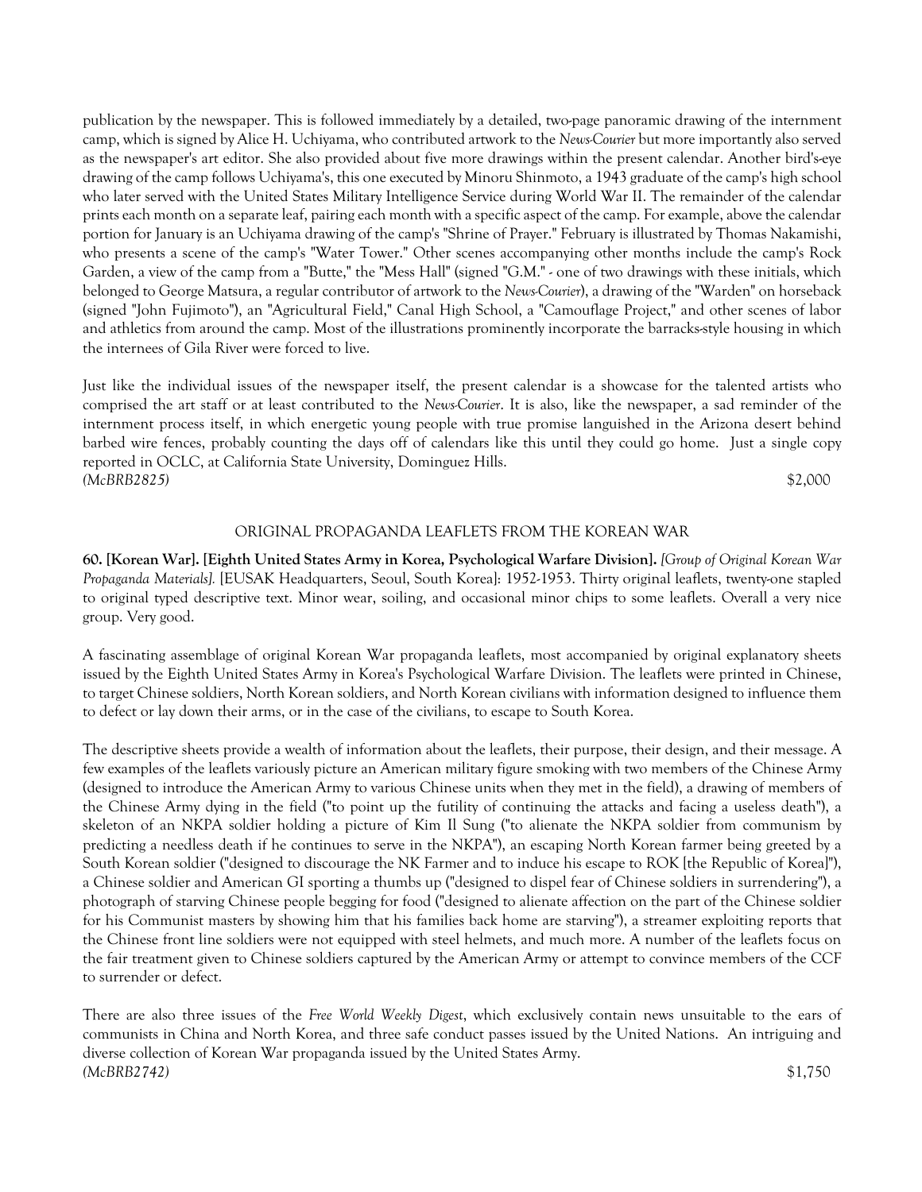publication by the newspaper. This is followed immediately by a detailed, two-page panoramic drawing of the internment camp, which is signed by Alice H. Uchiyama, who contributed artwork to the *News-Courier* but more importantly also served as the newspaper's art editor. She also provided about five more drawings within the present calendar. Another bird's-eye drawing of the camp follows Uchiyama's, this one executed by Minoru Shinmoto, a 1943 graduate of the camp's high school who later served with the United States Military Intelligence Service during World War II. The remainder of the calendar prints each month on a separate leaf, pairing each month with a specific aspect of the camp. For example, above the calendar portion for January is an Uchiyama drawing of the camp's "Shrine of Prayer." February is illustrated by Thomas Nakamishi, who presents a scene of the camp's "Water Tower." Other scenes accompanying other months include the camp's Rock Garden, a view of the camp from a "Butte," the "Mess Hall" (signed "G.M." - one of two drawings with these initials, which belonged to George Matsura, a regular contributor of artwork to the *News-Courier*), a drawing of the "Warden" on horseback (signed "John Fujimoto"), an "Agricultural Field," Canal High School, a "Camouflage Project," and other scenes of labor and athletics from around the camp. Most of the illustrations prominently incorporate the barracks-style housing in which the internees of Gila River were forced to live.

Just like the individual issues of the newspaper itself, the present calendar is a showcase for the talented artists who comprised the art staff or at least contributed to the *News-Courier*. It is also, like the newspaper, a sad reminder of the internment process itself, in which energetic young people with true promise languished in the Arizona desert behind barbed wire fences, probably counting the days off of calendars like this until they could go home. Just a single copy reported in OCLC, at California State University, Dominguez Hills.

*(McBRB2825)* $2,000

## ORIGINAL PROPAGANDA LEAFLETS FROM THE KOREAN WAR

**60. [Korean War]. [Eighth United States Army in Korea, Psychological Warfare Division].** *[Group of Original Korean War Propaganda Materials].* [EUSAK Headquarters, Seoul, South Korea]: 1952-1953. Thirty original leaflets, twenty-one stapled to original typed descriptive text. Minor wear, soiling, and occasional minor chips to some leaflets. Overall a very nice group. Very good.

A fascinating assemblage of original Korean War propaganda leaflets, most accompanied by original explanatory sheets issued by the Eighth United States Army in Korea's Psychological Warfare Division. The leaflets were printed in Chinese, to target Chinese soldiers, North Korean soldiers, and North Korean civilians with information designed to influence them to defect or lay down their arms, or in the case of the civilians, to escape to South Korea.

The descriptive sheets provide a wealth of information about the leaflets, their purpose, their design, and their message. A few examples of the leaflets variously picture an American military figure smoking with two members of the Chinese Army (designed to introduce the American Army to various Chinese units when they met in the field), a drawing of members of the Chinese Army dying in the field ("to point up the futility of continuing the attacks and facing a useless death"), a skeleton of an NKPA soldier holding a picture of Kim Il Sung ("to alienate the NKPA soldier from communism by predicting a needless death if he continues to serve in the NKPA"), an escaping North Korean farmer being greeted by a South Korean soldier ("designed to discourage the NK Farmer and to induce his escape to ROK [the Republic of Korea]"), a Chinese soldier and American GI sporting a thumbs up ("designed to dispel fear of Chinese soldiers in surrendering"), a photograph of starving Chinese people begging for food ("designed to alienate affection on the part of the Chinese soldier for his Communist masters by showing him that his families back home are starving"), a streamer exploiting reports that the Chinese front line soldiers were not equipped with steel helmets, and much more. A number of the leaflets focus on the fair treatment given to Chinese soldiers captured by the American Army or attempt to convince members of the CCF to surrender or defect.

There are also three issues of the *Free World Weekly Digest*, which exclusively contain news unsuitable to the ears of communists in China and North Korea, and three safe conduct passes issued by the United Nations. An intriguing and diverse collection of Korean War propaganda issued by the United States Army.

*(McBRB2742)* $1,750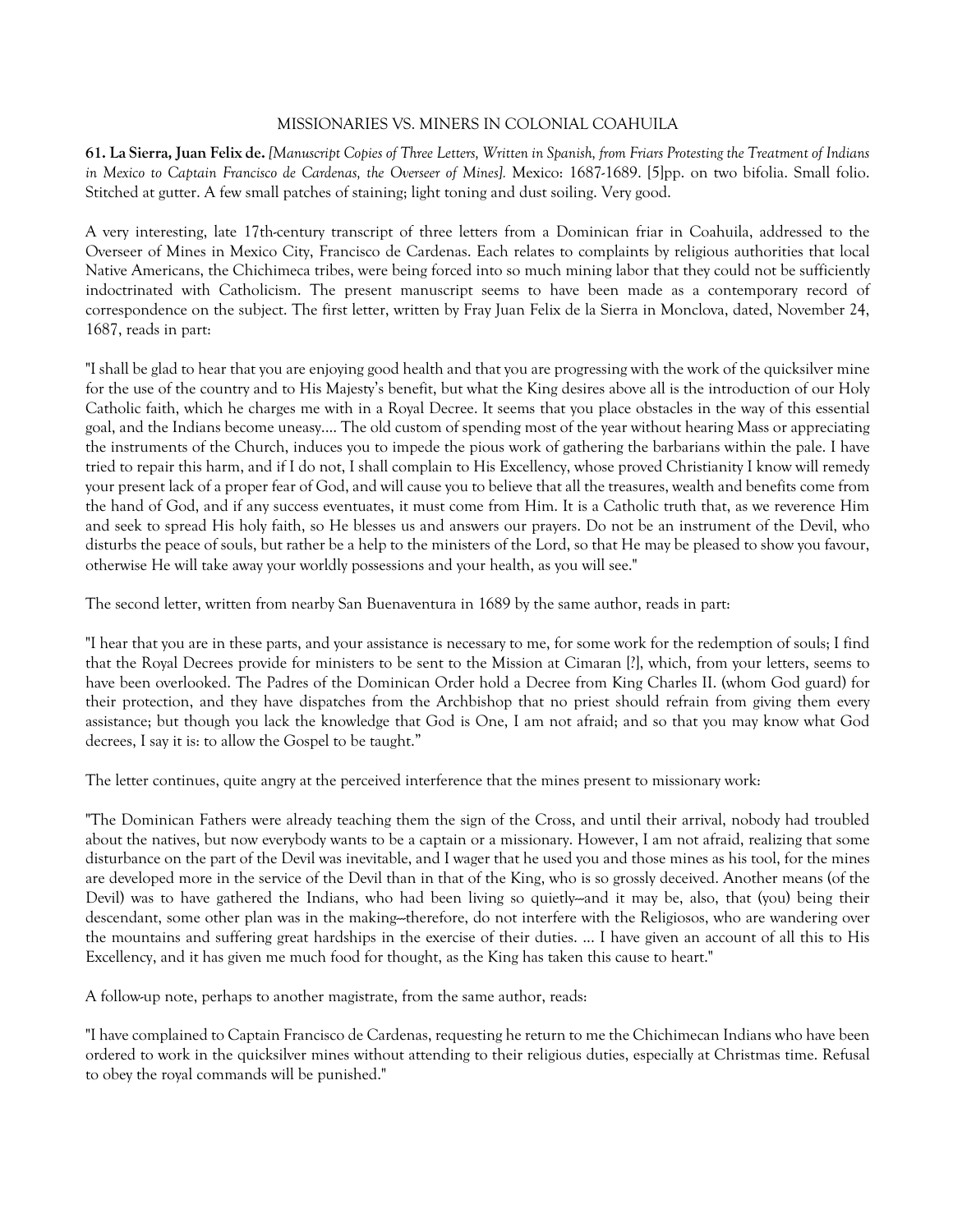MISSIONARIES VS. MINERS IN COLONIAL COAHUILA

**61. La Sierra, Juan Felix de.** *[Manuscript Copies of Three Letters, Written in Spanish, from Friars Protesting the Treatment of Indians in Mexico to Captain Francisco de Cardenas, the Overseer of Mines].* Mexico: 1687-1689. [5]pp. on two bifolia. Small folio. Stitched at gutter. A few small patches of staining; light toning and dust soiling. Very good.

A very interesting, late 17th-century transcript of three letters from a Dominican friar in Coahuila, addressed to the Overseer of Mines in Mexico City, Francisco de Cardenas. Each relates to complaints by religious authorities that local Native Americans, the Chichimeca tribes, were being forced into so much mining labor that they could not be sufficiently indoctrinated with Catholicism. The present manuscript seems to have been made as a contemporary record of correspondence on the subject. The first letter, written by Fray Juan Felix de la Sierra in Monclova, dated, November 24, 1687, reads in part:

"I shall be glad to hear that you are enjoying good health and that you are progressing with the work of the quicksilver mine for the use of the country and to His Majesty's benefit, but what the King desires above all is the introduction of our Holy Catholic faith, which he charges me with in a Royal Decree. It seems that you place obstacles in the way of this essential goal, and the Indians become uneasy.... The old custom of spending most of the year without hearing Mass or appreciating the instruments of the Church, induces you to impede the pious work of gathering the barbarians within the pale. I have tried to repair this harm, and if I do not, I shall complain to His Excellency, whose proved Christianity I know will remedy your present lack of a proper fear of God, and will cause you to believe that all the treasures, wealth and benefits come from the hand of God, and if any success eventuates, it must come from Him. It is a Catholic truth that, as we reverence Him and seek to spread His holy faith, so He blesses us and answers our prayers. Do not be an instrument of the Devil, who disturbs the peace of souls, but rather be a help to the ministers of the Lord, so that He may be pleased to show you favour, otherwise He will take away your worldly possessions and your health, as you will see."

The second letter, written from nearby San Buenaventura in 1689 by the same author, reads in part:

"I hear that you are in these parts, and your assistance is necessary to me, for some work for the redemption of souls; I find that the Royal Decrees provide for ministers to be sent to the Mission at Cimaran [?], which, from your letters, seems to have been overlooked. The Padres of the Dominican Order hold a Decree from King Charles II. (whom God guard) for their protection, and they have dispatches from the Archbishop that no priest should refrain from giving them every assistance; but though you lack the knowledge that God is One, I am not afraid; and so that you may know what God decrees, I say it is: to allow the Gospel to be taught."

The letter continues, quite angry at the perceived interference that the mines present to missionary work:

"The Dominican Fathers were already teaching them the sign of the Cross, and until their arrival, nobody had troubled about the natives, but now everybody wants to be a captain or a missionary. However, I am not afraid, realizing that some disturbance on the part of the Devil was inevitable, and I wager that he used you and those mines as his tool, for the mines are developed more in the service of the Devil than in that of the King, who is so grossly deceived. Another means (of the Devil) was to have gathered the Indians, who had been living so quietly--and it may be, also, that (you) being their descendant, some other plan was in the making--therefore, do not interfere with the Religiosos, who are wandering over the mountains and suffering great hardships in the exercise of their duties. ... I have given an account of all this to His Excellency, and it has given me much food for thought, as the King has taken this cause to heart."

A follow-up note, perhaps to another magistrate, from the same author, reads:

"I have complained to Captain Francisco de Cardenas, requesting he return to me the Chichimecan Indians who have been ordered to work in the quicksilver mines without attending to their religious duties, especially at Christmas time. Refusal to obey the royal commands will be punished."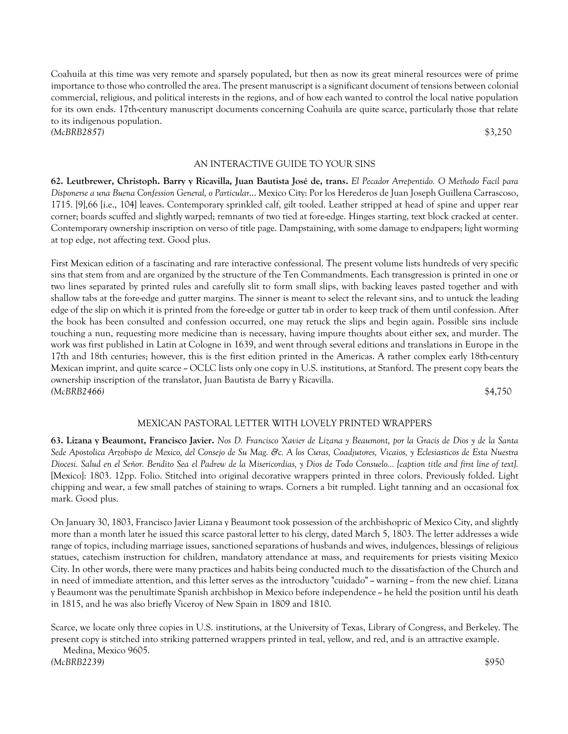Coahuila at this time was very remote and sparsely populated, but then as now its great mineral resources were of prime importance to those who controlled the area. The present manuscript is a significant document of tensions between colonial commercial, religious, and political interests in the regions, and of how each wanted to control the local native population for its own ends. 17th-century manuscript documents concerning Coahuila are quite scarce, particularly those that relate to its indigenous population.

*(McBRB2857)* $3,250

### AN INTERACTIVE GUIDE TO YOUR SINS

**62. Leutbrewer, Christoph. Barry y Ricavilla, Juan Bautista José de, trans.** *El Pecador Arrepentido. O Methodo Facil para Disponerse a una Buena Confession General, o Particular...* Mexico City: Por los Herederos de Juan Joseph Guillena Carrascoso, 1715. [9],66 [i.e., 104] leaves. Contemporary sprinkled calf, gilt tooled. Leather stripped at head of spine and upper rear corner; boards scuffed and slightly warped; remnants of two tied at fore-edge. Hinges starting, text block cracked at center. Contemporary ownership inscription on verso of title page. Dampstaining, with some damage to endpapers; light worming at top edge, not affecting text. Good plus.

First Mexican edition of a fascinating and rare interactive confessional. The present volume lists hundreds of very specific sins that stem from and are organized by the structure of the Ten Commandments. Each transgression is printed in one or two lines separated by printed rules and carefully slit to form small slips, with backing leaves pasted together and with shallow tabs at the fore-edge and gutter margins. The sinner is meant to select the relevant sins, and to untuck the leading edge of the slip on which it is printed from the fore-edge or gutter tab in order to keep track of them until confession. After the book has been consulted and confession occurred, one may retuck the slips and begin again. Possible sins include touching a nun, requesting more medicine than is necessary, having impure thoughts about either sex, and murder. The work was first published in Latin at Cologne in 1639, and went through several editions and translations in Europe in the 17th and 18th centuries; however, this is the first edition printed in the Americas. A rather complex early 18th-century Mexican imprint, and quite scarce -- OCLC lists only one copy in U.S. institutions, at Stanford. The present copy bears the ownership inscription of the translator, Juan Bautista de Barry y Ricavilla.

*(McBRB2466)* $4,750

### MEXICAN PASTORAL LETTER WITH LOVELY PRINTED WRAPPERS

**63. Lizana y Beaumont, Francisco Javier.** *Nos D. Francisco Xavier de Lizana y Beaumont, por la Gracis de Dios y de la Santa Sede Apostolica Arzobispo de Mexico, del Consejo de Su Mag. &c. A los Curas, Coadjutores, Vicaios, y Eclesiasticos de Esta Nuestra Diocesi. Salud en el Señor. Bendito Sea el Padrew de la Misericordias, y Dios de Todo Consuelo... [caption title and first line of text].* [Mexico]: 1803. 12pp. Folio. Stitched into original decorative wrappers printed in three colors. Previously folded. Light chipping and wear, a few small patches of staining to wraps. Corners a bit rumpled. Light tanning and an occasional fox mark. Good plus.

On January 30, 1803, Francisco Javier Lizana y Beaumont took possession of the archbishopric of Mexico City, and slightly more than a month later he issued this scarce pastoral letter to his clergy, dated March 5, 1803. The letter addresses a wide range of topics, including marriage issues, sanctioned separations of husbands and wives, indulgences, blessings of religious statues, catechism instruction for children, mandatory attendance at mass, and requirements for priests visiting Mexico City. In other words, there were many practices and habits being conducted much to the dissatisfaction of the Church and in need of immediate attention, and this letter serves as the introductory "cuidado" -- warning -- from the new chief. Lizana y Beaumont was the penultimate Spanish archbishop in Mexico before independence -- he held the position until his death in 1815, and he was also briefly Viceroy of New Spain in 1809 and 1810.

Scarce, we locate only three copies in U.S. institutions, at the University of Texas, Library of Congress, and Berkeley. The present copy is stitched into striking patterned wrappers printed in teal, yellow, and red, and is an attractive example.

Medina, Mexico 9605.

*(McBRB2239)* $950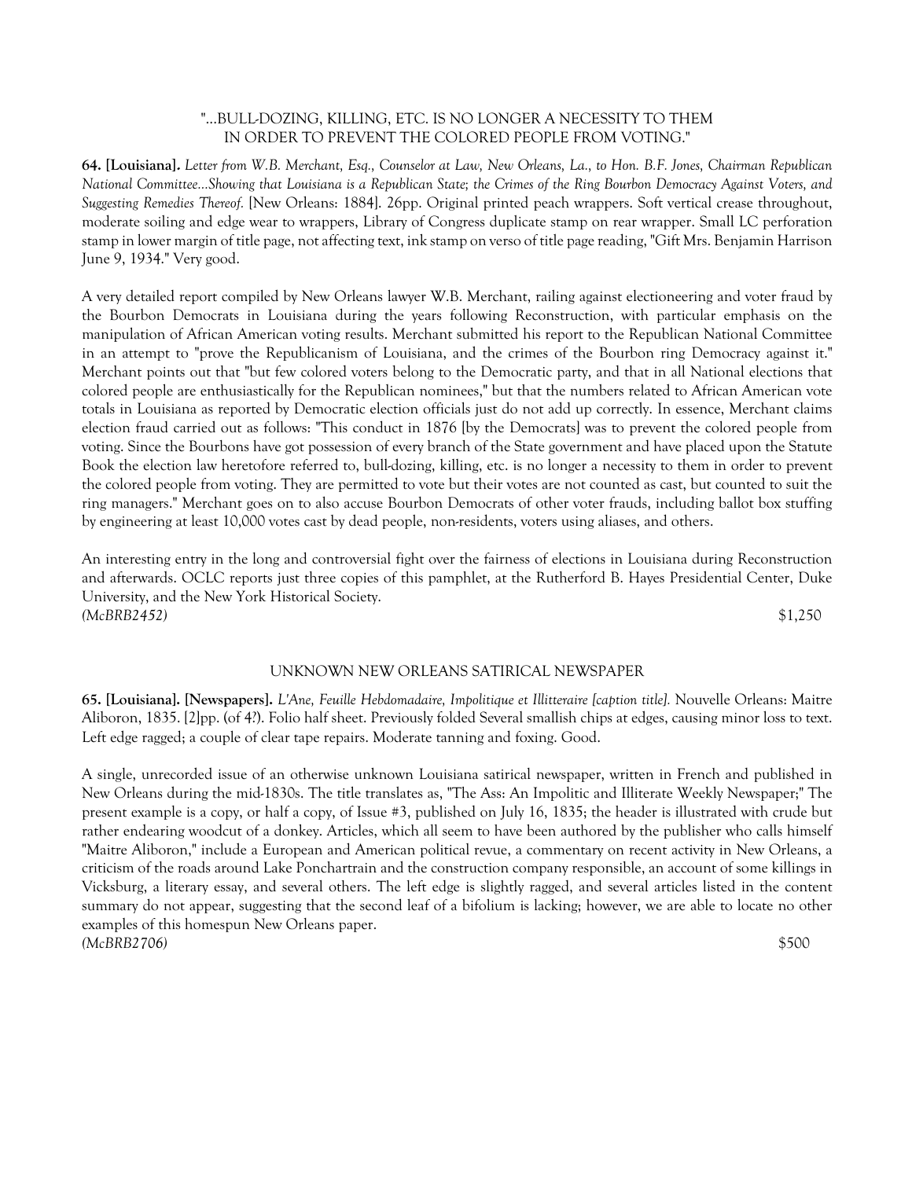"...BULL-DOZING, KILLING, ETC. IS NO LONGER A NECESSITY TO THEM IN ORDER TO PREVENT THE COLORED PEOPLE FROM VOTING."

**64. [Louisiana].** *Letter from W.B. Merchant, Esq., Counselor at Law, New Orleans, La., to Hon. B.F. Jones, Chairman Republican National Committee...Showing that Louisiana is a Republican State; the Crimes of the Ring Bourbon Democracy Against Voters, and Suggesting Remedies Thereof.* [New Orleans: 1884]. 26pp. Original printed peach wrappers. Soft vertical crease throughout, moderate soiling and edge wear to wrappers, Library of Congress duplicate stamp on rear wrapper. Small LC perforation stamp in lower margin of title page, not affecting text, ink stamp on verso of title page reading, "Gift Mrs. Benjamin Harrison June 9, 1934." Very good.

A very detailed report compiled by New Orleans lawyer W.B. Merchant, railing against electioneering and voter fraud by the Bourbon Democrats in Louisiana during the years following Reconstruction, with particular emphasis on the manipulation of African American voting results. Merchant submitted his report to the Republican National Committee in an attempt to "prove the Republicanism of Louisiana, and the crimes of the Bourbon ring Democracy against it." Merchant points out that "but few colored voters belong to the Democratic party, and that in all National elections that colored people are enthusiastically for the Republican nominees," but that the numbers related to African American vote totals in Louisiana as reported by Democratic election officials just do not add up correctly. In essence, Merchant claims election fraud carried out as follows: "This conduct in 1876 [by the Democrats] was to prevent the colored people from voting. Since the Bourbons have got possession of every branch of the State government and have placed upon the Statute Book the election law heretofore referred to, bull-dozing, killing, etc. is no longer a necessity to them in order to prevent the colored people from voting. They are permitted to vote but their votes are not counted as cast, but counted to suit the ring managers." Merchant goes on to also accuse Bourbon Democrats of other voter frauds, including ballot box stuffing by engineering at least 10,000 votes cast by dead people, non-residents, voters using aliases, and others.

An interesting entry in the long and controversial fight over the fairness of elections in Louisiana during Reconstruction and afterwards. OCLC reports just three copies of this pamphlet, at the Rutherford B. Hayes Presidential Center, Duke University, and the New York Historical Society.

*(McBRB2452)* $1,250

UNKNOWN NEW ORLEANS SATIRICAL NEWSPAPER

**65. [Louisiana]. [Newspapers].** *L'Ane, Feuille Hebdomadaire, Impolitique et Illitteraire [caption title].* Nouvelle Orleans: Maitre Aliboron, 1835. [2]pp. (of 4?). Folio half sheet. Previously folded Several smallish chips at edges, causing minor loss to text. Left edge ragged; a couple of clear tape repairs. Moderate tanning and foxing. Good.

A single, unrecorded issue of an otherwise unknown Louisiana satirical newspaper, written in French and published in New Orleans during the mid-1830s. The title translates as, "The Ass: An Impolitic and Illiterate Weekly Newspaper;" The present example is a copy, or half a copy, of Issue #3, published on July 16, 1835; the header is illustrated with crude but rather endearing woodcut of a donkey. Articles, which all seem to have been authored by the publisher who calls himself "Maitre Aliboron," include a European and American political revue, a commentary on recent activity in New Orleans, a criticism of the roads around Lake Ponchartrain and the construction company responsible, an account of some killings in Vicksburg, a literary essay, and several others. The left edge is slightly ragged, and several articles listed in the content summary do not appear, suggesting that the second leaf of a bifolium is lacking; however, we are able to locate no other examples of this homespun New Orleans paper.

*(McBRB2706)* $500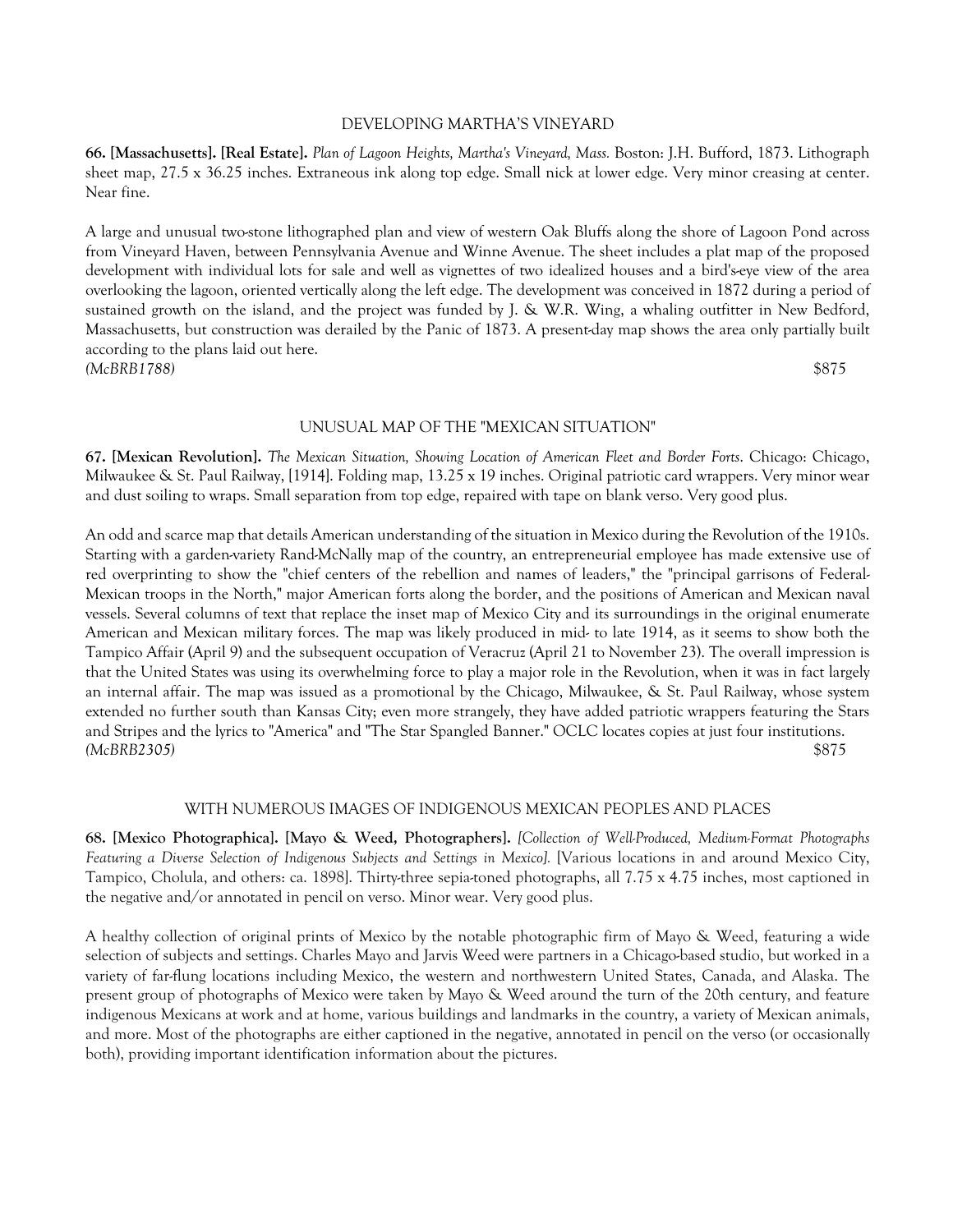## DEVELOPING MARTHA'S VINEYARD

**66. [Massachusetts]. [Real Estate].** *Plan of Lagoon Heights, Martha's Vineyard, Mass.* Boston: J.H. Bufford, 1873. Lithograph sheet map, 27.5 x 36.25 inches. Extraneous ink along top edge. Small nick at lower edge. Very minor creasing at center. Near fine.

A large and unusual two-stone lithographed plan and view of western Oak Bluffs along the shore of Lagoon Pond across from Vineyard Haven, between Pennsylvania Avenue and Winne Avenue. The sheet includes a plat map of the proposed development with individual lots for sale and well as vignettes of two idealized houses and a bird's-eye view of the area overlooking the lagoon, oriented vertically along the left edge. The development was conceived in 1872 during a period of sustained growth on the island, and the project was funded by J. & W.R. Wing, a whaling outfitter in New Bedford, Massachusetts, but construction was derailed by the Panic of 1873. A present-day map shows the area only partially built according to the plans laid out here.

*(McBRB1788)* $875

## UNUSUAL MAP OF THE "MEXICAN SITUATION"

**67. [Mexican Revolution].** *The Mexican Situation, Showing Location of American Fleet and Border Forts*. Chicago: Chicago, Milwaukee & St. Paul Railway, [1914]. Folding map, 13.25 x 19 inches. Original patriotic card wrappers. Very minor wear and dust soiling to wraps. Small separation from top edge, repaired with tape on blank verso. Very good plus.

An odd and scarce map that details American understanding of the situation in Mexico during the Revolution of the 1910s. Starting with a garden-variety Rand-McNally map of the country, an entrepreneurial employee has made extensive use of red overprinting to show the "chief centers of the rebellion and names of leaders," the "principal garrisons of Federal-Mexican troops in the North," major American forts along the border, and the positions of American and Mexican naval vessels. Several columns of text that replace the inset map of Mexico City and its surroundings in the original enumerate American and Mexican military forces. The map was likely produced in mid- to late 1914, as it seems to show both the Tampico Affair (April 9) and the subsequent occupation of Veracruz (April 21 to November 23). The overall impression is that the United States was using its overwhelming force to play a major role in the Revolution, when it was in fact largely an internal affair. The map was issued as a promotional by the Chicago, Milwaukee, & St. Paul Railway, whose system extended no further south than Kansas City; even more strangely, they have added patriotic wrappers featuring the Stars and Stripes and the lyrics to "America" and "The Star Spangled Banner." OCLC locates copies at just four institutions.

*(McBRB2305)* $875

## WITH NUMEROUS IMAGES OF INDIGENOUS MEXICAN PEOPLES AND PLACES

**68. [Mexico Photographica]. [Mayo & Weed, Photographers].** *[Collection of Well-Produced, Medium-Format Photographs Featuring a Diverse Selection of Indigenous Subjects and Settings in Mexico].* [Various locations in and around Mexico City, Tampico, Cholula, and others: ca. 1898]. Thirty-three sepia-toned photographs, all 7.75 x 4.75 inches, most captioned in the negative and/or annotated in pencil on verso. Minor wear. Very good plus.

A healthy collection of original prints of Mexico by the notable photographic firm of Mayo & Weed, featuring a wide selection of subjects and settings. Charles Mayo and Jarvis Weed were partners in a Chicago-based studio, but worked in a variety of far-flung locations including Mexico, the western and northwestern United States, Canada, and Alaska. The present group of photographs of Mexico were taken by Mayo & Weed around the turn of the 20th century, and feature indigenous Mexicans at work and at home, various buildings and landmarks in the country, a variety of Mexican animals, and more. Most of the photographs are either captioned in the negative, annotated in pencil on the verso (or occasionally both), providing important identification information about the pictures.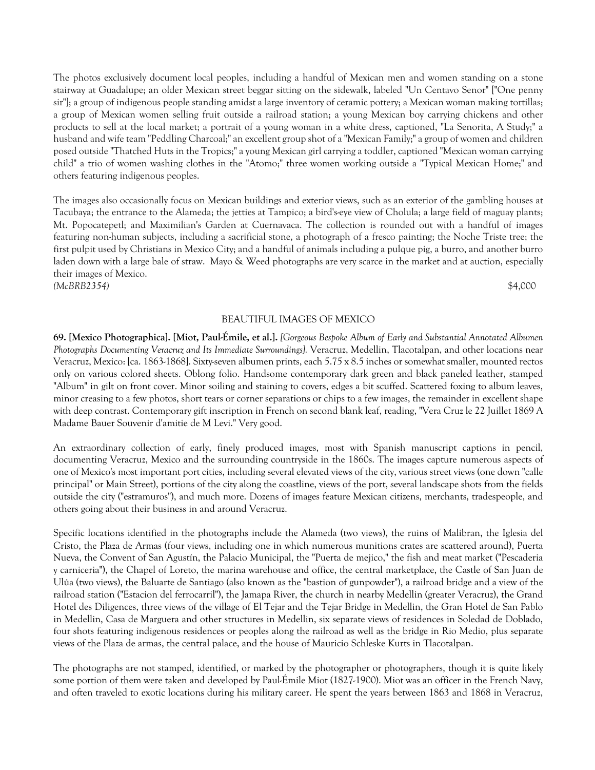The photos exclusively document local peoples, including a handful of Mexican men and women standing on a stone stairway at Guadalupe; an older Mexican street beggar sitting on the sidewalk, labeled "Un Centavo Senor" ["One penny sir"]; a group of indigenous people standing amidst a large inventory of ceramic pottery; a Mexican woman making tortillas; a group of Mexican women selling fruit outside a railroad station; a young Mexican boy carrying chickens and other products to sell at the local market; a portrait of a young woman in a white dress, captioned, "La Senorita, A Study;" a husband and wife team "Peddling Charcoal;" an excellent group shot of a "Mexican Family;" a group of women and children posed outside "Thatched Huts in the Tropics;" a young Mexican girl carrying a toddler, captioned "Mexican woman carrying child" a trio of women washing clothes in the "Atomo;" three women working outside a "Typical Mexican Home;" and others featuring indigenous peoples.

The images also occasionally focus on Mexican buildings and exterior views, such as an exterior of the gambling houses at Tacubaya; the entrance to the Alameda; the jetties at Tampico; a bird's-eye view of Cholula; a large field of maguay plants; Mt. Popocatepetl; and Maximilian's Garden at Cuernavaca. The collection is rounded out with a handful of images featuring non-human subjects, including a sacrificial stone, a photograph of a fresco painting; the Noche Triste tree; the first pulpit used by Christians in Mexico City; and a handful of animals including a pulque pig, a burro, and another burro laden down with a large bale of straw. Mayo & Weed photographs are very scarce in the market and at auction, especially their images of Mexico.

*(McBRB2354)* $4,000

BEAUTIFUL IMAGES OF MEXICO

**69. [Mexico Photographica]. [Miot, Paul-Émile, et al.].** *[Gorgeous Bespoke Album of Early and Substantial Annotated Albumen Photographs Documenting Veracruz and Its Immediate Surroundings].* Veracruz, Medellin, Tlacotalpan, and other locations near Veracruz, Mexico: [ca. 1863-1868]. Sixty-seven albumen prints, each 5.75 x 8.5 inches or somewhat smaller, mounted rectos only on various colored sheets. Oblong folio. Handsome contemporary dark green and black paneled leather, stamped "Album" in gilt on front cover. Minor soiling and staining to covers, edges a bit scuffed. Scattered foxing to album leaves, minor creasing to a few photos, short tears or corner separations or chips to a few images, the remainder in excellent shape with deep contrast. Contemporary gift inscription in French on second blank leaf, reading, "Vera Cruz le 22 Juillet 1869 A Madame Bauer Souvenir d'amitie de M Levi." Very good.

An extraordinary collection of early, finely produced images, most with Spanish manuscript captions in pencil, documenting Veracruz, Mexico and the surrounding countryside in the 1860s. The images capture numerous aspects of one of Mexico's most important port cities, including several elevated views of the city, various street views (one down "calle principal" or Main Street), portions of the city along the coastline, views of the port, several landscape shots from the fields outside the city ("estramuros"), and much more. Dozens of images feature Mexican citizens, merchants, tradespeople, and others going about their business in and around Veracruz.

Specific locations identified in the photographs include the Alameda (two views), the ruins of Malibran, the Iglesia del Cristo, the Plaza de Armas (four views, including one in which numerous munitions crates are scattered around), Puerta Nueva, the Convent of San Agustín, the Palacio Municipal, the "Puerta de mejico," the fish and meat market ("Pescaderia y carniceria"), the Chapel of Loreto, the marina warehouse and office, the central marketplace, the Castle of San Juan de Ulúa (two views), the Baluarte de Santiago (also known as the "bastion of gunpowder"), a railroad bridge and a view of the railroad station ("Estacion del ferrocarril"), the Jamapa River, the church in nearby Medellin (greater Veracruz), the Grand Hotel des Diligences, three views of the village of El Tejar and the Tejar Bridge in Medellin, the Gran Hotel de San Pablo in Medellin, Casa de Marguera and other structures in Medellin, six separate views of residences in Soledad de Doblado, four shots featuring indigenous residences or peoples along the railroad as well as the bridge in Rio Medio, plus separate views of the Plaza de armas, the central palace, and the house of Mauricio Schleske Kurts in Tlacotalpan.

The photographs are not stamped, identified, or marked by the photographer or photographers, though it is quite likely some portion of them were taken and developed by Paul-Émile Miot (1827-1900). Miot was an officer in the French Navy, and often traveled to exotic locations during his military career. He spent the years between 1863 and 1868 in Veracruz,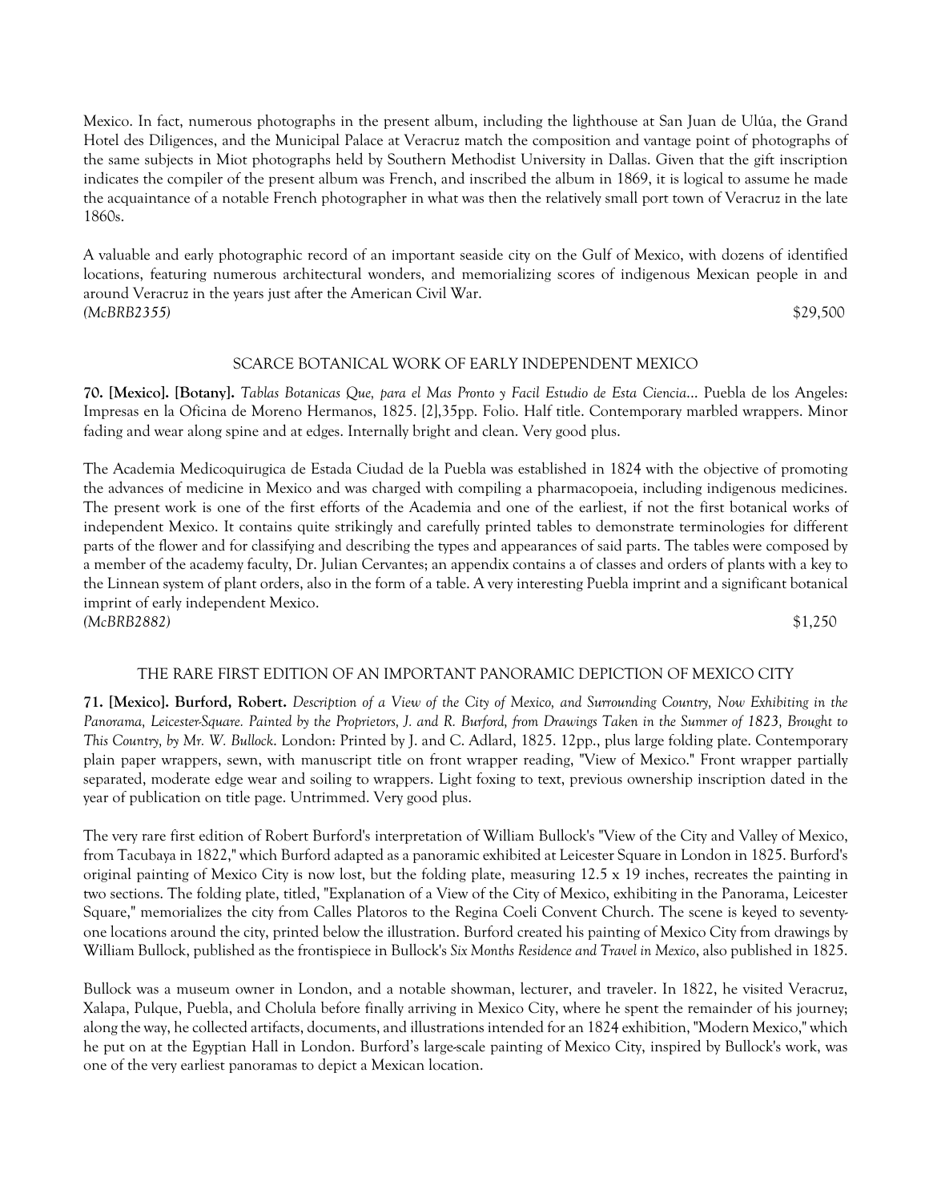Mexico. In fact, numerous photographs in the present album, including the lighthouse at San Juan de Ulúa, the Grand Hotel des Diligences, and the Municipal Palace at Veracruz match the composition and vantage point of photographs of the same subjects in Miot photographs held by Southern Methodist University in Dallas. Given that the gift inscription indicates the compiler of the present album was French, and inscribed the album in 1869, it is logical to assume he made the acquaintance of a notable French photographer in what was then the relatively small port town of Veracruz in the late 1860s.

A valuable and early photographic record of an important seaside city on the Gulf of Mexico, with dozens of identified locations, featuring numerous architectural wonders, and memorializing scores of indigenous Mexican people in and around Veracruz in the years just after the American Civil War.
*(McBRB2355)* $29,500

### SCARCE BOTANICAL WORK OF EARLY INDEPENDENT MEXICO

**70. [Mexico]. [Botany].** *Tablas Botanicas Que, para el Mas Pronto y Facil Estudio de Esta Ciencia...* Puebla de los Angeles: Impresas en la Oficina de Moreno Hermanos, 1825. [2],35pp. Folio. Half title. Contemporary marbled wrappers. Minor fading and wear along spine and at edges. Internally bright and clean. Very good plus.

The Academia Medicoquirugica de Estada Ciudad de la Puebla was established in 1824 with the objective of promoting the advances of medicine in Mexico and was charged with compiling a pharmacopoeia, including indigenous medicines. The present work is one of the first efforts of the Academia and one of the earliest, if not the first botanical works of independent Mexico. It contains quite strikingly and carefully printed tables to demonstrate terminologies for different parts of the flower and for classifying and describing the types and appearances of said parts. The tables were composed by a member of the academy faculty, Dr. Julian Cervantes; an appendix contains a of classes and orders of plants with a key to the Linnean system of plant orders, also in the form of a table. A very interesting Puebla imprint and a significant botanical imprint of early independent Mexico.
*(McBRB2882)* $1,250

### THE RARE FIRST EDITION OF AN IMPORTANT PANORAMIC DEPICTION OF MEXICO CITY

**71. [Mexico]. Burford, Robert.** *Description of a View of the City of Mexico, and Surrounding Country, Now Exhibiting in the Panorama, Leicester-Square. Painted by the Proprietors, J. and R. Burford, from Drawings Taken in the Summer of 1823, Brought to This Country, by Mr. W. Bullock*. London: Printed by J. and C. Adlard, 1825. 12pp., plus large folding plate. Contemporary plain paper wrappers, sewn, with manuscript title on front wrapper reading, "View of Mexico." Front wrapper partially separated, moderate edge wear and soiling to wrappers. Light foxing to text, previous ownership inscription dated in the year of publication on title page. Untrimmed. Very good plus.

The very rare first edition of Robert Burford's interpretation of William Bullock's "View of the City and Valley of Mexico, from Tacubaya in 1822," which Burford adapted as a panoramic exhibited at Leicester Square in London in 1825. Burford's original painting of Mexico City is now lost, but the folding plate, measuring 12.5 x 19 inches, recreates the painting in two sections. The folding plate, titled, "Explanation of a View of the City of Mexico, exhibiting in the Panorama, Leicester Square," memorializes the city from Calles Platoros to the Regina Coeli Convent Church. The scene is keyed to seventy-one locations around the city, printed below the illustration. Burford created his painting of Mexico City from drawings by William Bullock, published as the frontispiece in Bullock's *Six Months Residence and Travel in Mexico*, also published in 1825.

Bullock was a museum owner in London, and a notable showman, lecturer, and traveler. In 1822, he visited Veracruz, Xalapa, Pulque, Puebla, and Cholula before finally arriving in Mexico City, where he spent the remainder of his journey; along the way, he collected artifacts, documents, and illustrations intended for an 1824 exhibition, "Modern Mexico," which he put on at the Egyptian Hall in London. Burford's large-scale painting of Mexico City, inspired by Bullock's work, was one of the very earliest panoramas to depict a Mexican location.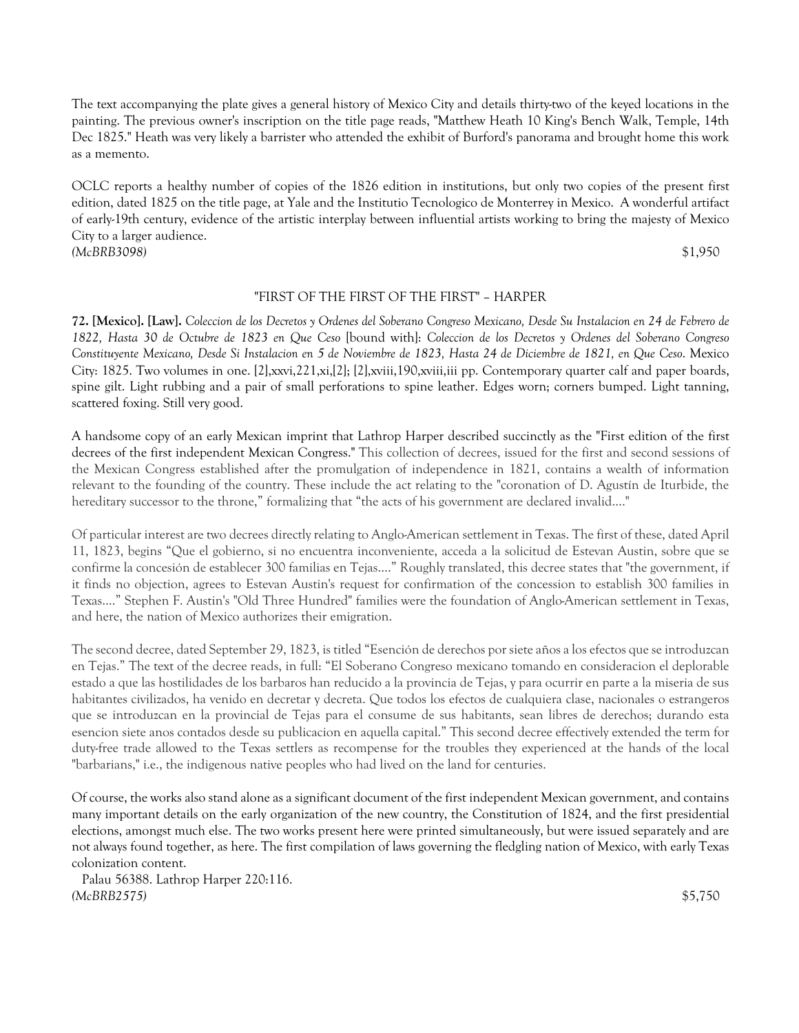The text accompanying the plate gives a general history of Mexico City and details thirty-two of the keyed locations in the painting. The previous owner's inscription on the title page reads, "Matthew Heath 10 King's Bench Walk, Temple, 14th Dec 1825." Heath was very likely a barrister who attended the exhibit of Burford's panorama and brought home this work as a memento.

OCLC reports a healthy number of copies of the 1826 edition in institutions, but only two copies of the present first edition, dated 1825 on the title page, at Yale and the Institutio Tecnologico de Monterrey in Mexico. A wonderful artifact of early-19th century, evidence of the artistic interplay between influential artists working to bring the majesty of Mexico City to a larger audience.

*(McBRB3098)* $1,950

## "FIRST OF THE FIRST OF THE FIRST" – HARPER

**72. [Mexico]. [Law].** *Coleccion de los Decretos y Ordenes del Soberano Congreso Mexicano, Desde Su Instalacion en 24 de Febrero de 1822, Hasta 30 de Octubre de 1823 en Que Ceso* [bound with]: *Coleccion de los Decretos y Ordenes del Soberano Congreso Constituyente Mexicano, Desde Si Instalacion en 5 de Noviembre de 1823, Hasta 24 de Diciembre de 1821, en Que Ceso.* Mexico City: 1825. Two volumes in one. [2],xxvi,221,xi,[2]; [2],xviii,190,xviii,iii pp. Contemporary quarter calf and paper boards, spine gilt. Light rubbing and a pair of small perforations to spine leather. Edges worn; corners bumped. Light tanning, scattered foxing. Still very good.

A handsome copy of an early Mexican imprint that Lathrop Harper described succinctly as the "First edition of the first decrees of the first independent Mexican Congress." This collection of decrees, issued for the first and second sessions of the Mexican Congress established after the promulgation of independence in 1821, contains a wealth of information relevant to the founding of the country. These include the act relating to the "coronation of D. Agustín de Iturbide, the hereditary successor to the throne," formalizing that "the acts of his government are declared invalid...."

Of particular interest are two decrees directly relating to Anglo-American settlement in Texas. The first of these, dated April 11, 1823, begins "Que el gobierno, si no encuentra inconveniente, acceda a la solicitud de Estevan Austin, sobre que se confirme la concesión de establecer 300 familias en Tejas...." Roughly translated, this decree states that "the government, if it finds no objection, agrees to Estevan Austin's request for confirmation of the concession to establish 300 families in Texas...." Stephen F. Austin's "Old Three Hundred" families were the foundation of Anglo-American settlement in Texas, and here, the nation of Mexico authorizes their emigration.

The second decree, dated September 29, 1823, is titled "Esención de derechos por siete años a los efectos que se introduzcan en Tejas." The text of the decree reads, in full: "El Soberano Congreso mexicano tomando en consideracion el deplorable estado a que las hostilidades de los barbaros han reducido a la provincia de Tejas, y para ocurrir en parte a la miseria de sus habitantes civilizados, ha venido en decretar y decreta. Que todos los efectos de cualquiera clase, nacionales o estrangeros que se introduzcan en la provincial de Tejas para el consume de sus habitants, sean libres de derechos; durando esta esencion siete anos contados desde su publicacion en aquella capital." This second decree effectively extended the term for duty-free trade allowed to the Texas settlers as recompense for the troubles they experienced at the hands of the local "barbarians," i.e., the indigenous native peoples who had lived on the land for centuries.

Of course, the works also stand alone as a significant document of the first independent Mexican government, and contains many important details on the early organization of the new country, the Constitution of 1824, and the first presidential elections, amongst much else. The two works present here were printed simultaneously, but were issued separately and are not always found together, as here. The first compilation of laws governing the fledgling nation of Mexico, with early Texas colonization content.

Palau 56388. Lathrop Harper 220:116.

*(McBRB2575)* $5,750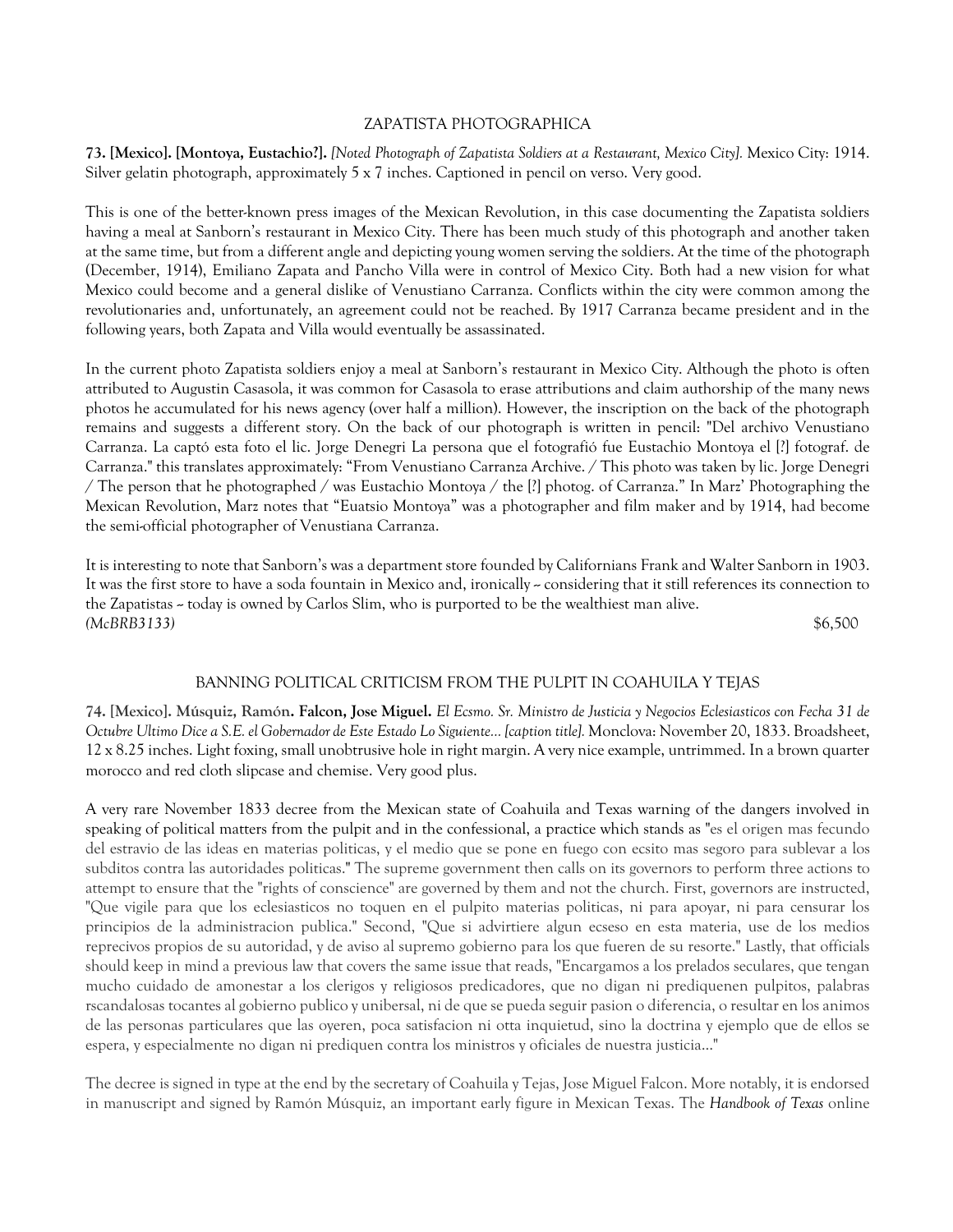## ZAPATISTA PHOTOGRAPHICA

**73. [Mexico]. [Montoya, Eustachio?].** *[Noted Photograph of Zapatista Soldiers at a Restaurant, Mexico City].* Mexico City: 1914. Silver gelatin photograph, approximately 5 x 7 inches. Captioned in pencil on verso. Very good.

This is one of the better-known press images of the Mexican Revolution, in this case documenting the Zapatista soldiers having a meal at Sanborn's restaurant in Mexico City. There has been much study of this photograph and another taken at the same time, but from a different angle and depicting young women serving the soldiers. At the time of the photograph (December, 1914), Emiliano Zapata and Pancho Villa were in control of Mexico City. Both had a new vision for what Mexico could become and a general dislike of Venustiano Carranza. Conflicts within the city were common among the revolutionaries and, unfortunately, an agreement could not be reached. By 1917 Carranza became president and in the following years, both Zapata and Villa would eventually be assassinated.

In the current photo Zapatista soldiers enjoy a meal at Sanborn's restaurant in Mexico City. Although the photo is often attributed to Augustin Casasola, it was common for Casasola to erase attributions and claim authorship of the many news photos he accumulated for his news agency (over half a million). However, the inscription on the back of the photograph remains and suggests a different story. On the back of our photograph is written in pencil: "Del archivo Venustiano Carranza. La captó esta foto el lic. Jorge Denegri La persona que el fotografió fue Eustachio Montoya el [?] fotograf. de Carranza." this translates approximately: "From Venustiano Carranza Archive. / This photo was taken by lic. Jorge Denegri / The person that he photographed / was Eustachio Montoya / the [?] photog. of Carranza." In Marz' Photographing the Mexican Revolution, Marz notes that "Euatsio Montoya" was a photographer and film maker and by 1914, had become the semi-official photographer of Venustiana Carranza.

It is interesting to note that Sanborn's was a department store founded by Californians Frank and Walter Sanborn in 1903. It was the first store to have a soda fountain in Mexico and, ironically ~ considering that it still references its connection to the Zapatistas ~ today is owned by Carlos Slim, who is purported to be the wealthiest man alive.
*(McBRB3133)* $6,500

## BANNING POLITICAL CRITICISM FROM THE PULPIT IN COAHUILA Y TEJAS

**74. [Mexico]. Músquiz, Ramón. Falcon, Jose Miguel.** *El Ecsmo. Sr. Ministro de Justicia y Negocios Eclesiasticos con Fecha 31 de Octubre Ultimo Dice a S.E. el Gobernador de Este Estado Lo Siguiente... [caption title].* Monclova: November 20, 1833. Broadsheet, 12 x 8.25 inches. Light foxing, small unobtrusive hole in right margin. A very nice example, untrimmed. In a brown quarter morocco and red cloth slipcase and chemise. Very good plus.

A very rare November 1833 decree from the Mexican state of Coahuila and Texas warning of the dangers involved in speaking of political matters from the pulpit and in the confessional, a practice which stands as "es el origen mas fecundo del estravio de las ideas en materias politicas, y el medio que se pone en fuego con ecsito mas segoro para sublevar a los subditos contra las autoridades politicas." The supreme government then calls on its governors to perform three actions to attempt to ensure that the "rights of conscience" are governed by them and not the church. First, governors are instructed, "Que vigile para que los eclesiasticos no toquen en el pulpito materias politicas, ni para apoyar, ni para censurar los principios de la administracion publica." Second, "Que si advirtiere algun ecseso en esta materia, use de los medios reprecivos propios de su autoridad, y de aviso al supremo gobierno para los que fueren de su resorte." Lastly, that officials should keep in mind a previous law that covers the same issue that reads, "Encargamos a los prelados seculares, que tengan mucho cuidado de amonestar a los clerigos y religiosos predicadores, que no digan ni prediquenen pulpitos, palabras rscandalosas tocantes al gobierno publico y unibersal, ni de que se pueda seguir pasion o diferencia, o resultar en los animos de las personas particulares que las oyeren, poca satisfacion ni otta inquietud, sino la doctrina y ejemplo que de ellos se espera, y especialmente no digan ni prediquen contra los ministros y oficiales de nuestra justicia..."

The decree is signed in type at the end by the secretary of Coahuila y Tejas, Jose Miguel Falcon. More notably, it is endorsed in manuscript and signed by Ramón Músquiz, an important early figure in Mexican Texas. The *Handbook of Texas* online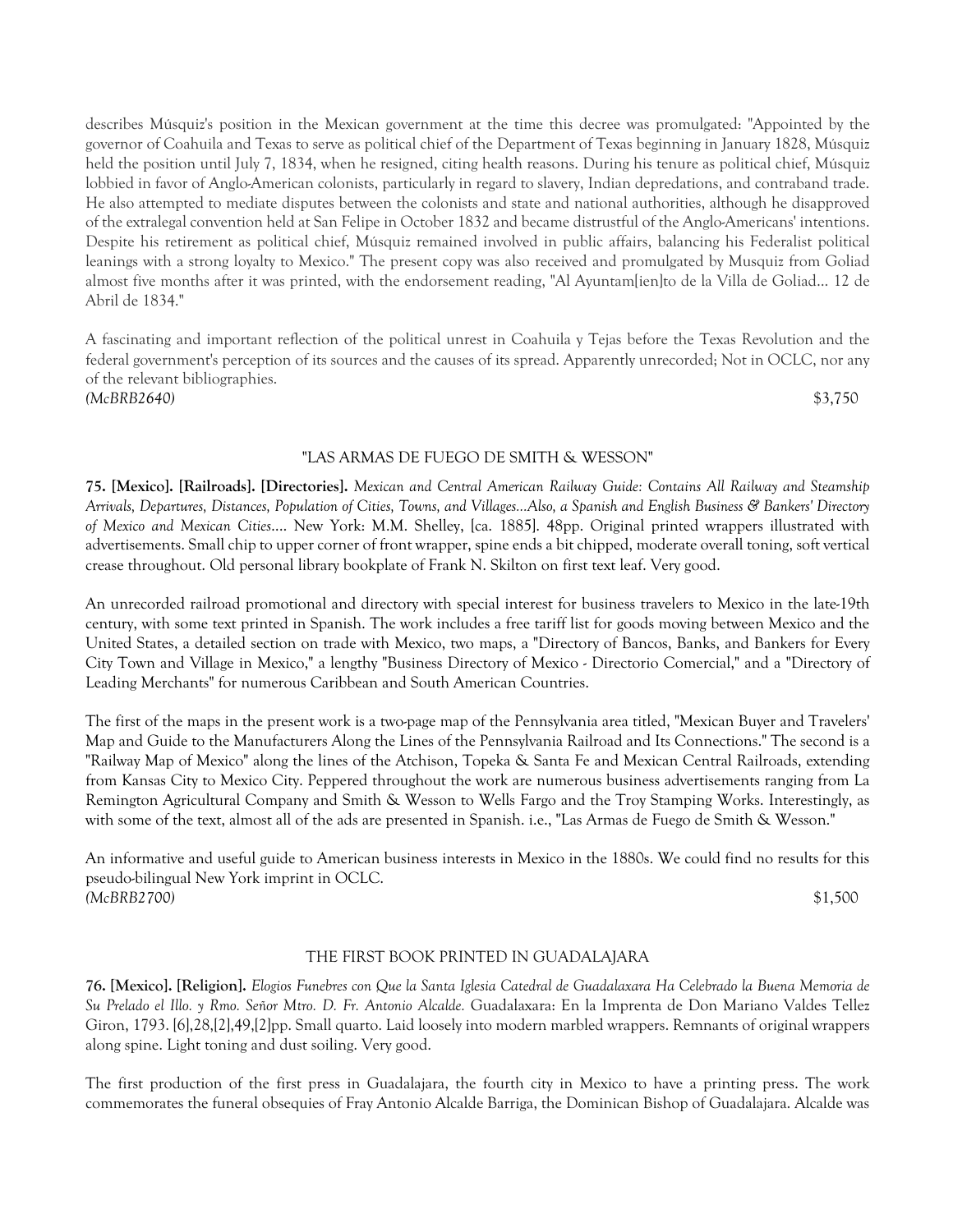describes Músquiz's position in the Mexican government at the time this decree was promulgated: "Appointed by the governor of Coahuila and Texas to serve as political chief of the Department of Texas beginning in January 1828, Músquiz held the position until July 7, 1834, when he resigned, citing health reasons. During his tenure as political chief, Músquiz lobbied in favor of Anglo-American colonists, particularly in regard to slavery, Indian depredations, and contraband trade. He also attempted to mediate disputes between the colonists and state and national authorities, although he disapproved of the extralegal convention held at San Felipe in October 1832 and became distrustful of the Anglo-Americans' intentions. Despite his retirement as political chief, Músquiz remained involved in public affairs, balancing his Federalist political leanings with a strong loyalty to Mexico." The present copy was also received and promulgated by Musquiz from Goliad almost five months after it was printed, with the endorsement reading, "Al Ayuntam[ien]to de la Villa de Goliad... 12 de Abril de 1834."

A fascinating and important reflection of the political unrest in Coahuila y Tejas before the Texas Revolution and the federal government's perception of its sources and the causes of its spread. Apparently unrecorded; Not in OCLC, nor any of the relevant bibliographies.

*(McBRB2640)* $3,750

### "LAS ARMAS DE FUEGO DE SMITH & WESSON"

**75. [Mexico]. [Railroads]. [Directories].** *Mexican and Central American Railway Guide: Contains All Railway and Steamship Arrivals, Departures, Distances, Population of Cities, Towns, and Villages...Also, a Spanish and English Business & Bankers' Directory of Mexico and Mexican Cities....* New York: M.M. Shelley, [ca. 1885]. 48pp. Original printed wrappers illustrated with advertisements. Small chip to upper corner of front wrapper, spine ends a bit chipped, moderate overall toning, soft vertical crease throughout. Old personal library bookplate of Frank N. Skilton on first text leaf. Very good.

An unrecorded railroad promotional and directory with special interest for business travelers to Mexico in the late-19th century, with some text printed in Spanish. The work includes a free tariff list for goods moving between Mexico and the United States, a detailed section on trade with Mexico, two maps, a "Directory of Bancos, Banks, and Bankers for Every City Town and Village in Mexico," a lengthy "Business Directory of Mexico - Directorio Comercial," and a "Directory of Leading Merchants" for numerous Caribbean and South American Countries.

The first of the maps in the present work is a two-page map of the Pennsylvania area titled, "Mexican Buyer and Travelers' Map and Guide to the Manufacturers Along the Lines of the Pennsylvania Railroad and Its Connections." The second is a "Railway Map of Mexico" along the lines of the Atchison, Topeka & Santa Fe and Mexican Central Railroads, extending from Kansas City to Mexico City. Peppered throughout the work are numerous business advertisements ranging from La Remington Agricultural Company and Smith & Wesson to Wells Fargo and the Troy Stamping Works. Interestingly, as with some of the text, almost all of the ads are presented in Spanish. i.e., "Las Armas de Fuego de Smith & Wesson."

An informative and useful guide to American business interests in Mexico in the 1880s. We could find no results for this pseudo-bilingual New York imprint in OCLC.

*(McBRB2700)* $1,500

### THE FIRST BOOK PRINTED IN GUADALAJARA

**76. [Mexico]. [Religion].** *Elogios Funebres con Que la Santa Iglesia Catedral de Guadalaxara Ha Celebrado la Buena Memoria de Su Prelado el Illo. y Rmo. Señor Mtro. D. Fr. Antonio Alcalde.* Guadalaxara: En la Imprenta de Don Mariano Valdes Tellez Giron, 1793. [6],28,[2],49,[2]pp. Small quarto. Laid loosely into modern marbled wrappers. Remnants of original wrappers along spine. Light toning and dust soiling. Very good.

The first production of the first press in Guadalajara, the fourth city in Mexico to have a printing press. The work commemorates the funeral obsequies of Fray Antonio Alcalde Barriga, the Dominican Bishop of Guadalajara. Alcalde was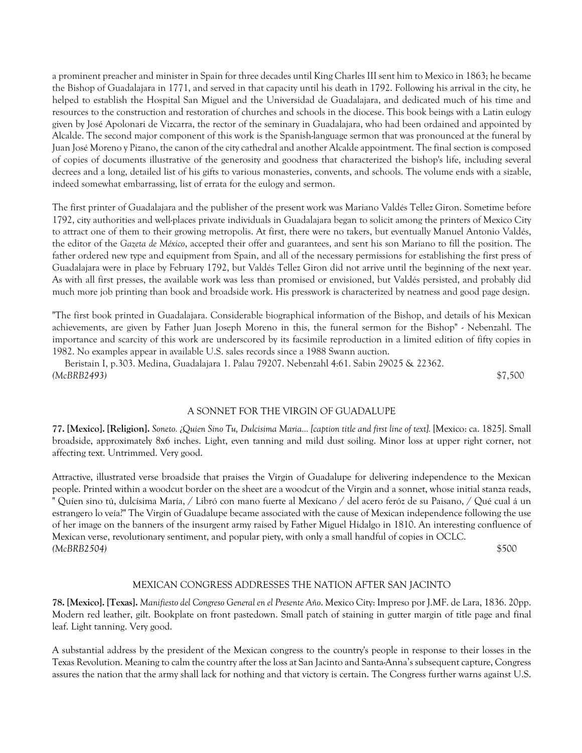a prominent preacher and minister in Spain for three decades until King Charles III sent him to Mexico in 1863; he became the Bishop of Guadalajara in 1771, and served in that capacity until his death in 1792. Following his arrival in the city, he helped to establish the Hospital San Miguel and the Universidad de Guadalajara, and dedicated much of his time and resources to the construction and restoration of churches and schools in the diocese. This book beings with a Latin eulogy given by José Apolonari de Vizcarra, the rector of the seminary in Guadalajara, who had been ordained and appointed by Alcalde. The second major component of this work is the Spanish-language sermon that was pronounced at the funeral by Juan José Moreno y Pizano, the canon of the city cathedral and another Alcalde appointment. The final section is composed of copies of documents illustrative of the generosity and goodness that characterized the bishop's life, including several decrees and a long, detailed list of his gifts to various monasteries, convents, and schools. The volume ends with a sizable, indeed somewhat embarrassing, list of errata for the eulogy and sermon.

The first printer of Guadalajara and the publisher of the present work was Mariano Valdés Tellez Giron. Sometime before 1792, city authorities and well-places private individuals in Guadalajara began to solicit among the printers of Mexico City to attract one of them to their growing metropolis. At first, there were no takers, but eventually Manuel Antonio Valdés, the editor of the *Gazeta de México*, accepted their offer and guarantees, and sent his son Mariano to fill the position. The father ordered new type and equipment from Spain, and all of the necessary permissions for establishing the first press of Guadalajara were in place by February 1792, but Valdés Tellez Giron did not arrive until the beginning of the next year. As with all first presses, the available work was less than promised or envisioned, but Valdés persisted, and probably did much more job printing than book and broadside work. His presswork is characterized by neatness and good page design.

"The first book printed in Guadalajara. Considerable biographical information of the Bishop, and details of his Mexican achievements, are given by Father Juan Joseph Moreno in this, the funeral sermon for the Bishop" - Nebenzahl. The importance and scarcity of this work are underscored by its facsimile reproduction in a limited edition of fifty copies in 1982. No examples appear in available U.S. sales records since a 1988 Swann auction.

Beristain I, p.303. Medina, Guadalajara 1. Palau 79207. Nebenzahl 4:61. Sabin 29025 & 22362.
*(McBRB2493)* $7,500

## A SONNET FOR THE VIRGIN OF GUADALUPE

**77. [Mexico]. [Religion].** *Soneto. ¿Quien Sino Tu, Dulcisima Maria... [caption title and first line of text].* [Mexico: ca. 1825]. Small broadside, approximately 8x6 inches. Light, even tanning and mild dust soiling. Minor loss at upper right corner, not affecting text. Untrimmed. Very good.

Attractive, illustrated verse broadside that praises the Virgin of Guadalupe for delivering independence to the Mexican people. Printed within a woodcut border on the sheet are a woodcut of the Virgin and a sonnet, whose initial stanza reads, " Quíen sino tú, dulcísima María, / Libró con mano fuerte al Mexícano / del acero feróz de su Paisano, / Qué cual á un estrangero lo veía?" The Virgin of Guadalupe became associated with the cause of Mexican independence following the use of her image on the banners of the insurgent army raised by Father Miguel Hidalgo in 1810. An interesting confluence of Mexican verse, revolutionary sentiment, and popular piety, with only a small handful of copies in OCLC.
*(McBRB2504)* $500

## MEXICAN CONGRESS ADDRESSES THE NATION AFTER SAN JACINTO

**78. [Mexico]. [Texas].** *Manifiesto del Congreso General en el Presente Año*. Mexico City: Impreso por J.MF. de Lara, 1836. 20pp. Modern red leather, gilt. Bookplate on front pastedown. Small patch of staining in gutter margin of title page and final leaf. Light tanning. Very good.

A substantial address by the president of the Mexican congress to the country's people in response to their losses in the Texas Revolution. Meaning to calm the country after the loss at San Jacinto and Santa-Anna's subsequent capture, Congress assures the nation that the army shall lack for nothing and that victory is certain. The Congress further warns against U.S.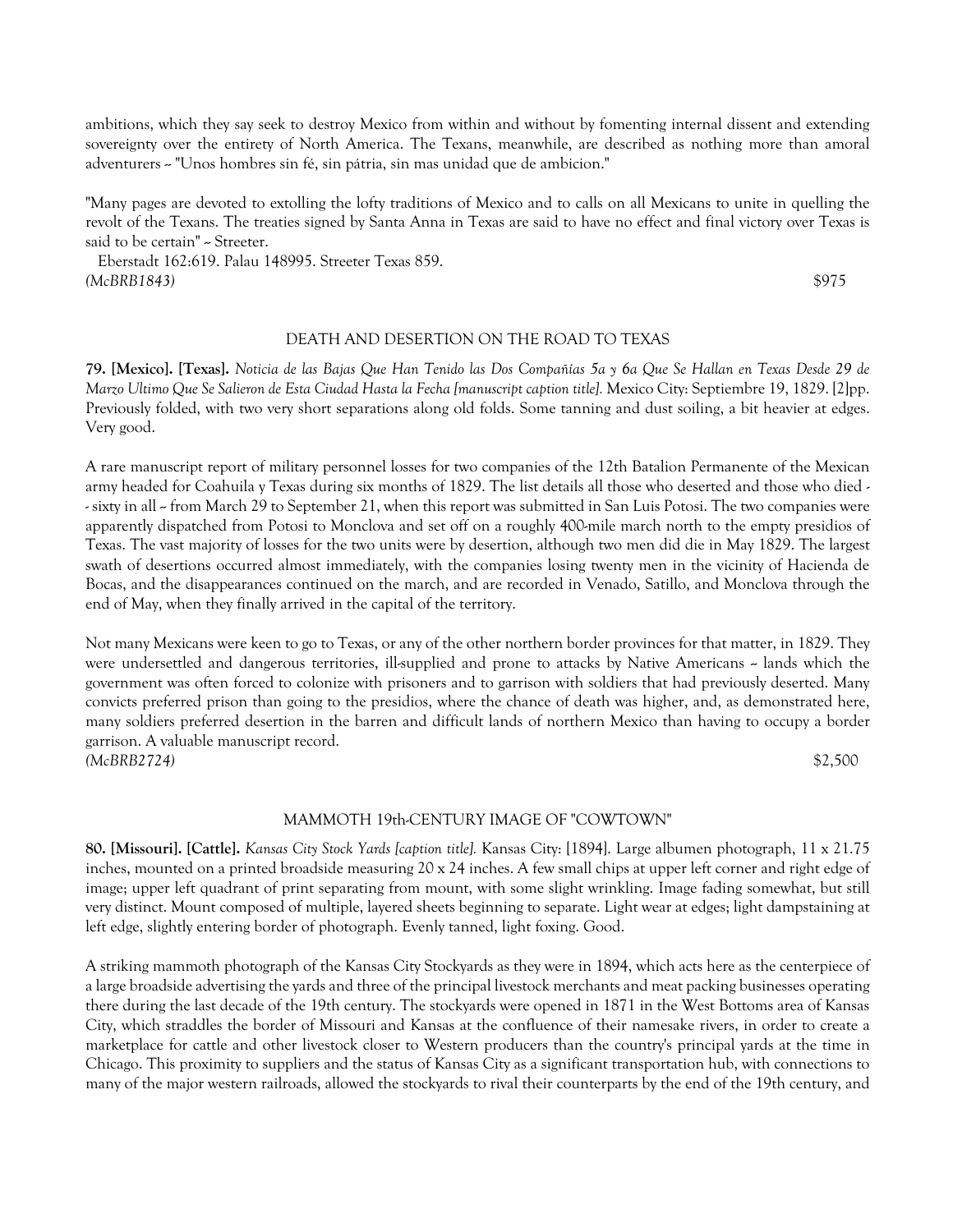ambitions, which they say seek to destroy Mexico from within and without by fomenting internal dissent and extending sovereignty over the entirety of North America. The Texans, meanwhile, are described as nothing more than amoral adventurers -- "Unos hombres sin fé, sin pátria, sin mas unidad que de ambicion."

"Many pages are devoted to extolling the lofty traditions of Mexico and to calls on all Mexicans to unite in quelling the revolt of the Texans. The treaties signed by Santa Anna in Texas are said to have no effect and final victory over Texas is said to be certain" -- Streeter.

Eberstadt 162:619. Palau 148995. Streeter Texas 859.

*(McBRB1843)* $975

### DEATH AND DESERTION ON THE ROAD TO TEXAS

**79. [Mexico]. [Texas].** *Noticia de las Bajas Que Han Tenido las Dos Compañías 5a y 6a Que Se Hallan en Texas Desde 29 de Marzo Ultimo Que Se Salieron de Esta Ciudad Hasta la Fecha [manuscript caption title].* Mexico City: Septiembre 19, 1829. [2]pp. Previously folded, with two very short separations along old folds. Some tanning and dust soiling, a bit heavier at edges. Very good.

A rare manuscript report of military personnel losses for two companies of the 12th Batalion Permanente of the Mexican army headed for Coahuila y Texas during six months of 1829. The list details all those who deserted and those who died -- sixty in all -- from March 29 to September 21, when this report was submitted in San Luis Potosi. The two companies were apparently dispatched from Potosi to Monclova and set off on a roughly 400-mile march north to the empty presidios of Texas. The vast majority of losses for the two units were by desertion, although two men did die in May 1829. The largest swath of desertions occurred almost immediately, with the companies losing twenty men in the vicinity of Hacienda de Bocas, and the disappearances continued on the march, and are recorded in Venado, Satillo, and Monclova through the end of May, when they finally arrived in the capital of the territory.

Not many Mexicans were keen to go to Texas, or any of the other northern border provinces for that matter, in 1829. They were undersettled and dangerous territories, ill-supplied and prone to attacks by Native Americans -- lands which the government was often forced to colonize with prisoners and to garrison with soldiers that had previously deserted. Many convicts preferred prison than going to the presidios, where the chance of death was higher, and, as demonstrated here, many soldiers preferred desertion in the barren and difficult lands of northern Mexico than having to occupy a border garrison. A valuable manuscript record.

*(McBRB2724)* $2,500

### MAMMOTH 19th-CENTURY IMAGE OF "COWTOWN"

**80. [Missouri]. [Cattle].** *Kansas City Stock Yards [caption title].* Kansas City: [1894]. Large albumen photograph, 11 x 21.75 inches, mounted on a printed broadside measuring 20 x 24 inches. A few small chips at upper left corner and right edge of image; upper left quadrant of print separating from mount, with some slight wrinkling. Image fading somewhat, but still very distinct. Mount composed of multiple, layered sheets beginning to separate. Light wear at edges; light dampstaining at left edge, slightly entering border of photograph. Evenly tanned, light foxing. Good.

A striking mammoth photograph of the Kansas City Stockyards as they were in 1894, which acts here as the centerpiece of a large broadside advertising the yards and three of the principal livestock merchants and meat packing businesses operating there during the last decade of the 19th century. The stockyards were opened in 1871 in the West Bottoms area of Kansas City, which straddles the border of Missouri and Kansas at the confluence of their namesake rivers, in order to create a marketplace for cattle and other livestock closer to Western producers than the country's principal yards at the time in Chicago. This proximity to suppliers and the status of Kansas City as a significant transportation hub, with connections to many of the major western railroads, allowed the stockyards to rival their counterparts by the end of the 19th century, and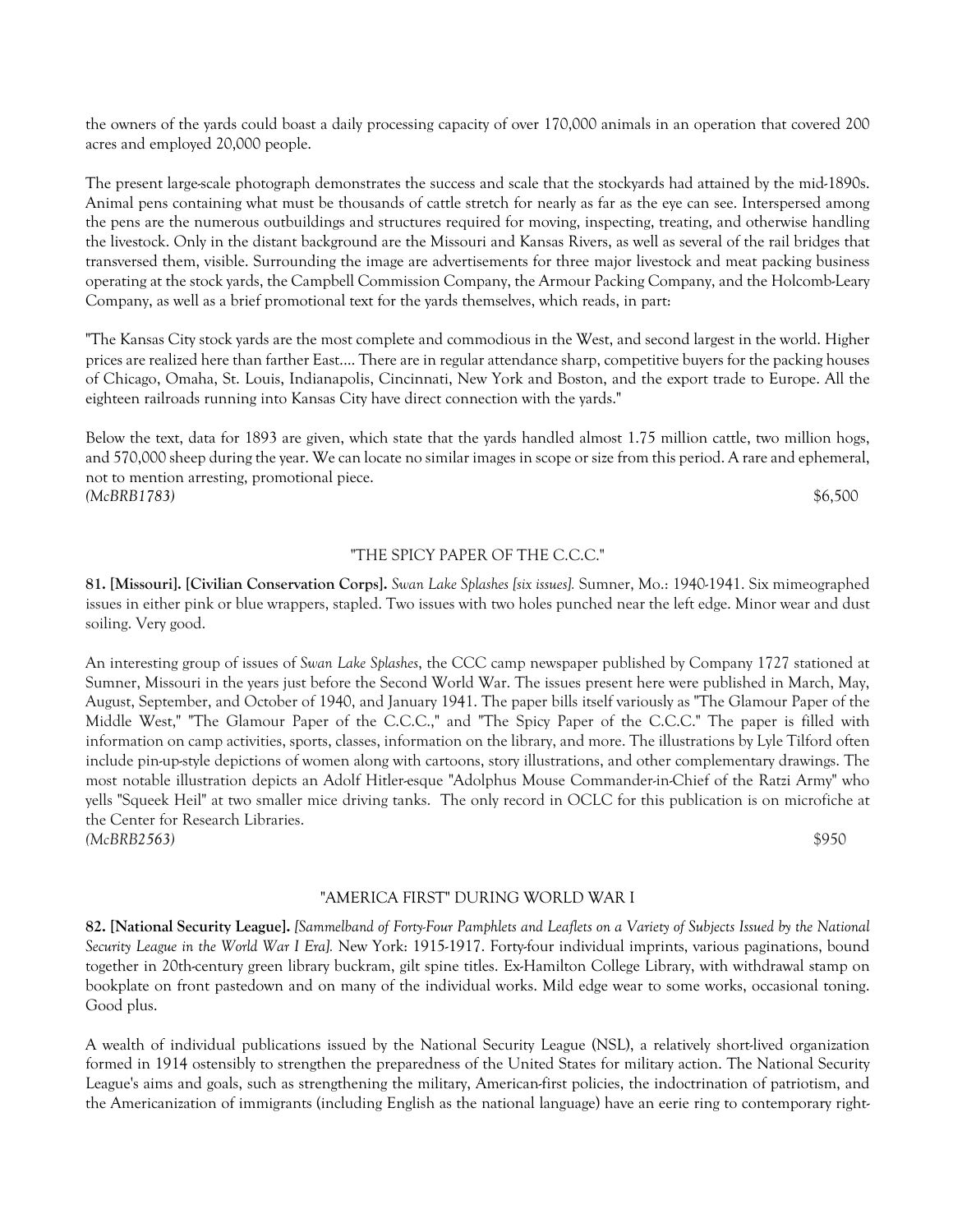the owners of the yards could boast a daily processing capacity of over 170,000 animals in an operation that covered 200 acres and employed 20,000 people.

The present large-scale photograph demonstrates the success and scale that the stockyards had attained by the mid-1890s. Animal pens containing what must be thousands of cattle stretch for nearly as far as the eye can see. Interspersed among the pens are the numerous outbuildings and structures required for moving, inspecting, treating, and otherwise handling the livestock. Only in the distant background are the Missouri and Kansas Rivers, as well as several of the rail bridges that transversed them, visible. Surrounding the image are advertisements for three major livestock and meat packing business operating at the stock yards, the Campbell Commission Company, the Armour Packing Company, and the Holcomb-Leary Company, as well as a brief promotional text for the yards themselves, which reads, in part:

"The Kansas City stock yards are the most complete and commodious in the West, and second largest in the world. Higher prices are realized here than farther East.... There are in regular attendance sharp, competitive buyers for the packing houses of Chicago, Omaha, St. Louis, Indianapolis, Cincinnati, New York and Boston, and the export trade to Europe. All the eighteen railroads running into Kansas City have direct connection with the yards."

Below the text, data for 1893 are given, which state that the yards handled almost 1.75 million cattle, two million hogs, and 570,000 sheep during the year. We can locate no similar images in scope or size from this period. A rare and ephemeral, not to mention arresting, promotional piece.
*(McBRB1783)* $6,500

### "THE SPICY PAPER OF THE C.C.C."

**81. [Missouri]. [Civilian Conservation Corps].** *Swan Lake Splashes [six issues].* Sumner, Mo.: 1940-1941. Six mimeographed issues in either pink or blue wrappers, stapled. Two issues with two holes punched near the left edge. Minor wear and dust soiling. Very good.

An interesting group of issues of *Swan Lake Splashes*, the CCC camp newspaper published by Company 1727 stationed at Sumner, Missouri in the years just before the Second World War. The issues present here were published in March, May, August, September, and October of 1940, and January 1941. The paper bills itself variously as "The Glamour Paper of the Middle West," "The Glamour Paper of the C.C.C.," and "The Spicy Paper of the C.C.C." The paper is filled with information on camp activities, sports, classes, information on the library, and more. The illustrations by Lyle Tilford often include pin-up-style depictions of women along with cartoons, story illustrations, and other complementary drawings. The most notable illustration depicts an Adolf Hitler-esque "Adolphus Mouse Commander-in-Chief of the Ratzi Army" who yells "Squeek Heil" at two smaller mice driving tanks. The only record in OCLC for this publication is on microfiche at the Center for Research Libraries.
*(McBRB2563)* $950

### "AMERICA FIRST" DURING WORLD WAR I

**82. [National Security League].** *[Sammelband of Forty-Four Pamphlets and Leaflets on a Variety of Subjects Issued by the National Security League in the World War I Era].* New York: 1915-1917. Forty-four individual imprints, various paginations, bound together in 20th-century green library buckram, gilt spine titles. Ex-Hamilton College Library, with withdrawal stamp on bookplate on front pastedown and on many of the individual works. Mild edge wear to some works, occasional toning. Good plus.

A wealth of individual publications issued by the National Security League (NSL), a relatively short-lived organization formed in 1914 ostensibly to strengthen the preparedness of the United States for military action. The National Security League's aims and goals, such as strengthening the military, American-first policies, the indoctrination of patriotism, and the Americanization of immigrants (including English as the national language) have an eerie ring to contemporary right-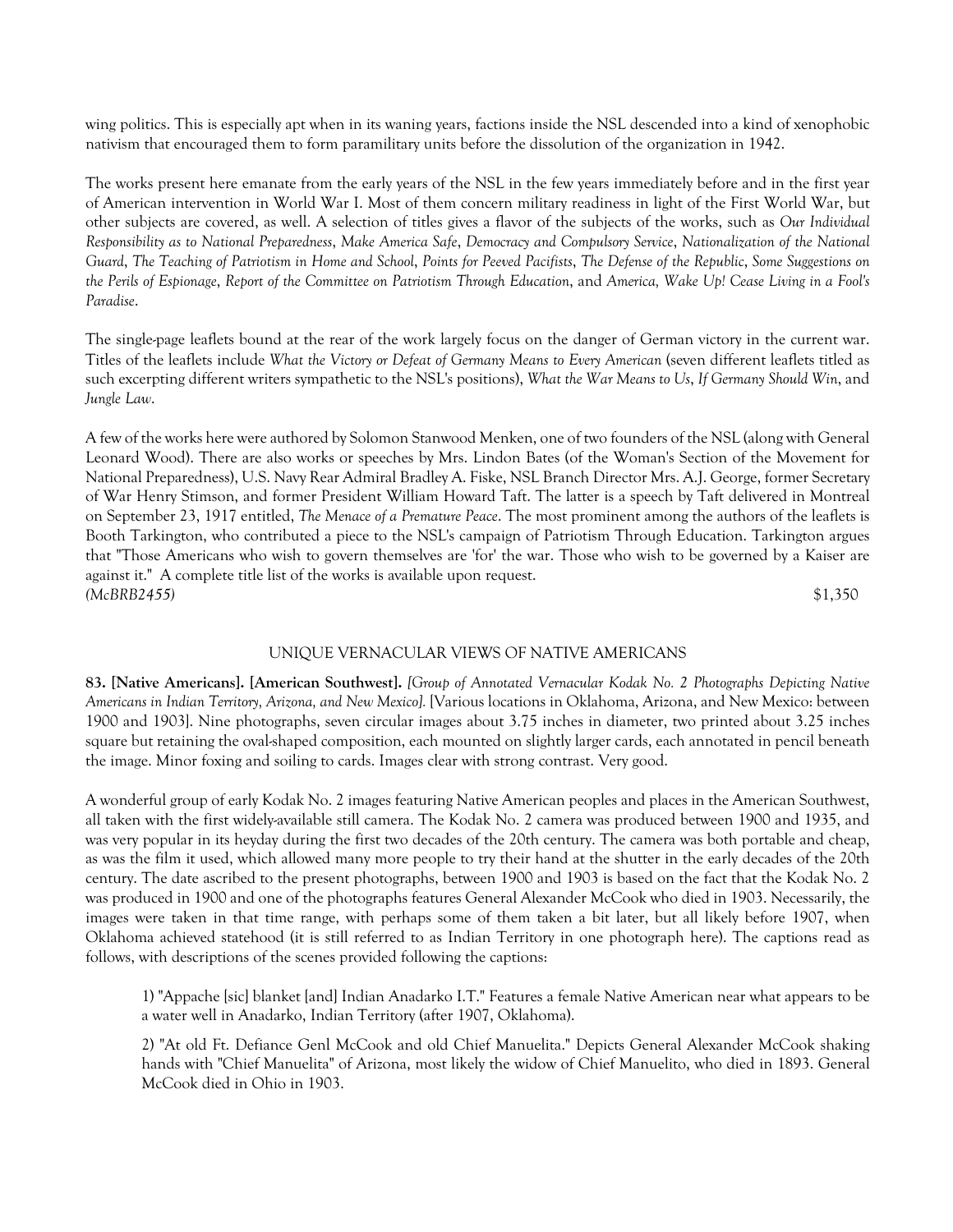wing politics. This is especially apt when in its waning years, factions inside the NSL descended into a kind of xenophobic nativism that encouraged them to form paramilitary units before the dissolution of the organization in 1942.

The works present here emanate from the early years of the NSL in the few years immediately before and in the first year of American intervention in World War I. Most of them concern military readiness in light of the First World War, but other subjects are covered, as well. A selection of titles gives a flavor of the subjects of the works, such as *Our Individual Responsibility as to National Preparedness*, *Make America Safe*, *Democracy and Compulsory Service*, *Nationalization of the National Guard*, *The Teaching of Patriotism in Home and School*, *Points for Peeved Pacifists*, *The Defense of the Republic*, *Some Suggestions on the Perils of Espionage*, *Report of the Committee on Patriotism Through Education*, and *America, Wake Up! Cease Living in a Fool's Paradise*.

The single-page leaflets bound at the rear of the work largely focus on the danger of German victory in the current war. Titles of the leaflets include *What the Victory or Defeat of Germany Means to Every American* (seven different leaflets titled as such excerpting different writers sympathetic to the NSL's positions), *What the War Means to Us*, *If Germany Should Win*, and *Jungle Law*.

A few of the works here were authored by Solomon Stanwood Menken, one of two founders of the NSL (along with General Leonard Wood). There are also works or speeches by Mrs. Lindon Bates (of the Woman's Section of the Movement for National Preparedness), U.S. Navy Rear Admiral Bradley A. Fiske, NSL Branch Director Mrs. A.J. George, former Secretary of War Henry Stimson, and former President William Howard Taft. The latter is a speech by Taft delivered in Montreal on September 23, 1917 entitled, *The Menace of a Premature Peace*. The most prominent among the authors of the leaflets is Booth Tarkington, who contributed a piece to the NSL's campaign of Patriotism Through Education. Tarkington argues that "Those Americans who wish to govern themselves are 'for' the war. Those who wish to be governed by a Kaiser are against it." A complete title list of the works is available upon request.
*(McBRB2455)* $1,350

UNIQUE VERNACULAR VIEWS OF NATIVE AMERICANS

**83. [Native Americans]. [American Southwest].** *[Group of Annotated Vernacular Kodak No. 2 Photographs Depicting Native Americans in Indian Territory, Arizona, and New Mexico].* [Various locations in Oklahoma, Arizona, and New Mexico: between 1900 and 1903]. Nine photographs, seven circular images about 3.75 inches in diameter, two printed about 3.25 inches square but retaining the oval-shaped composition, each mounted on slightly larger cards, each annotated in pencil beneath the image. Minor foxing and soiling to cards. Images clear with strong contrast. Very good.

A wonderful group of early Kodak No. 2 images featuring Native American peoples and places in the American Southwest, all taken with the first widely-available still camera. The Kodak No. 2 camera was produced between 1900 and 1935, and was very popular in its heyday during the first two decades of the 20th century. The camera was both portable and cheap, as was the film it used, which allowed many more people to try their hand at the shutter in the early decades of the 20th century. The date ascribed to the present photographs, between 1900 and 1903 is based on the fact that the Kodak No. 2 was produced in 1900 and one of the photographs features General Alexander McCook who died in 1903. Necessarily, the images were taken in that time range, with perhaps some of them taken a bit later, but all likely before 1907, when Oklahoma achieved statehood (it is still referred to as Indian Territory in one photograph here). The captions read as follows, with descriptions of the scenes provided following the captions:

> 1) "Appache [sic] blanket [and] Indian Anadarko I.T." Features a female Native American near what appears to be a water well in Anadarko, Indian Territory (after 1907, Oklahoma).
>
> 2) "At old Ft. Defiance Genl McCook and old Chief Manuelita." Depicts General Alexander McCook shaking hands with "Chief Manuelita" of Arizona, most likely the widow of Chief Manuelito, who died in 1893. General McCook died in Ohio in 1903.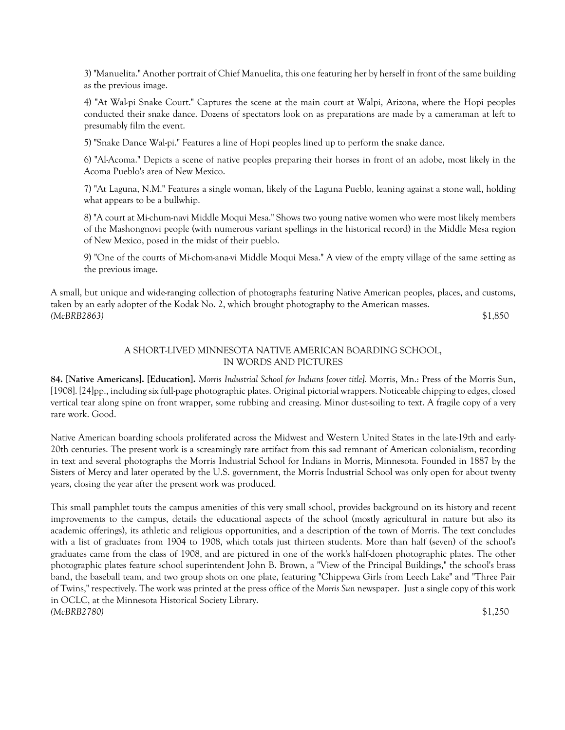3) "Manuelita." Another portrait of Chief Manuelita, this one featuring her by herself in front of the same building as the previous image.

4) "At Wal-pi Snake Court." Captures the scene at the main court at Walpi, Arizona, where the Hopi peoples conducted their snake dance. Dozens of spectators look on as preparations are made by a cameraman at left to presumably film the event.

5) "Snake Dance Wal-pi." Features a line of Hopi peoples lined up to perform the snake dance.

6) "Al-Acoma." Depicts a scene of native peoples preparing their horses in front of an adobe, most likely in the Acoma Pueblo's area of New Mexico.

7) "At Laguna, N.M." Features a single woman, likely of the Laguna Pueblo, leaning against a stone wall, holding what appears to be a bullwhip.

8) "A court at Mi-chum-navi Middle Moqui Mesa." Shows two young native women who were most likely members of the Mashongnovi people (with numerous variant spellings in the historical record) in the Middle Mesa region of New Mexico, posed in the midst of their pueblo.

9) "One of the courts of Mi-chom-ana-vi Middle Moqui Mesa." A view of the empty village of the same setting as the previous image.

A small, but unique and wide-ranging collection of photographs featuring Native American peoples, places, and customs, taken by an early adopter of the Kodak No. 2, which brought photography to the American masses.
*(McBRB2863)* $1,850

### A SHORT-LIVED MINNESOTA NATIVE AMERICAN BOARDING SCHOOL, IN WORDS AND PICTURES

**84. [Native Americans]. [Education].** *Morris Industrial School for Indians [cover title].* Morris, Mn.: Press of the Morris Sun, [1908]. [24]pp., including six full-page photographic plates. Original pictorial wrappers. Noticeable chipping to edges, closed vertical tear along spine on front wrapper, some rubbing and creasing. Minor dust-soiling to text. A fragile copy of a very rare work. Good.

Native American boarding schools proliferated across the Midwest and Western United States in the late-19th and early-20th centuries. The present work is a screamingly rare artifact from this sad remnant of American colonialism, recording in text and several photographs the Morris Industrial School for Indians in Morris, Minnesota. Founded in 1887 by the Sisters of Mercy and later operated by the U.S. government, the Morris Industrial School was only open for about twenty years, closing the year after the present work was produced.

This small pamphlet touts the campus amenities of this very small school, provides background on its history and recent improvements to the campus, details the educational aspects of the school (mostly agricultural in nature but also its academic offerings), its athletic and religious opportunities, and a description of the town of Morris. The text concludes with a list of graduates from 1904 to 1908, which totals just thirteen students. More than half (seven) of the school's graduates came from the class of 1908, and are pictured in one of the work's half-dozen photographic plates. The other photographic plates feature school superintendent John B. Brown, a "View of the Principal Buildings," the school's brass band, the baseball team, and two group shots on one plate, featuring "Chippewa Girls from Leech Lake" and "Three Pair of Twins," respectively. The work was printed at the press office of the *Morris Sun* newspaper. Just a single copy of this work in OCLC, at the Minnesota Historical Society Library.
*(McBRB2780)* $1,250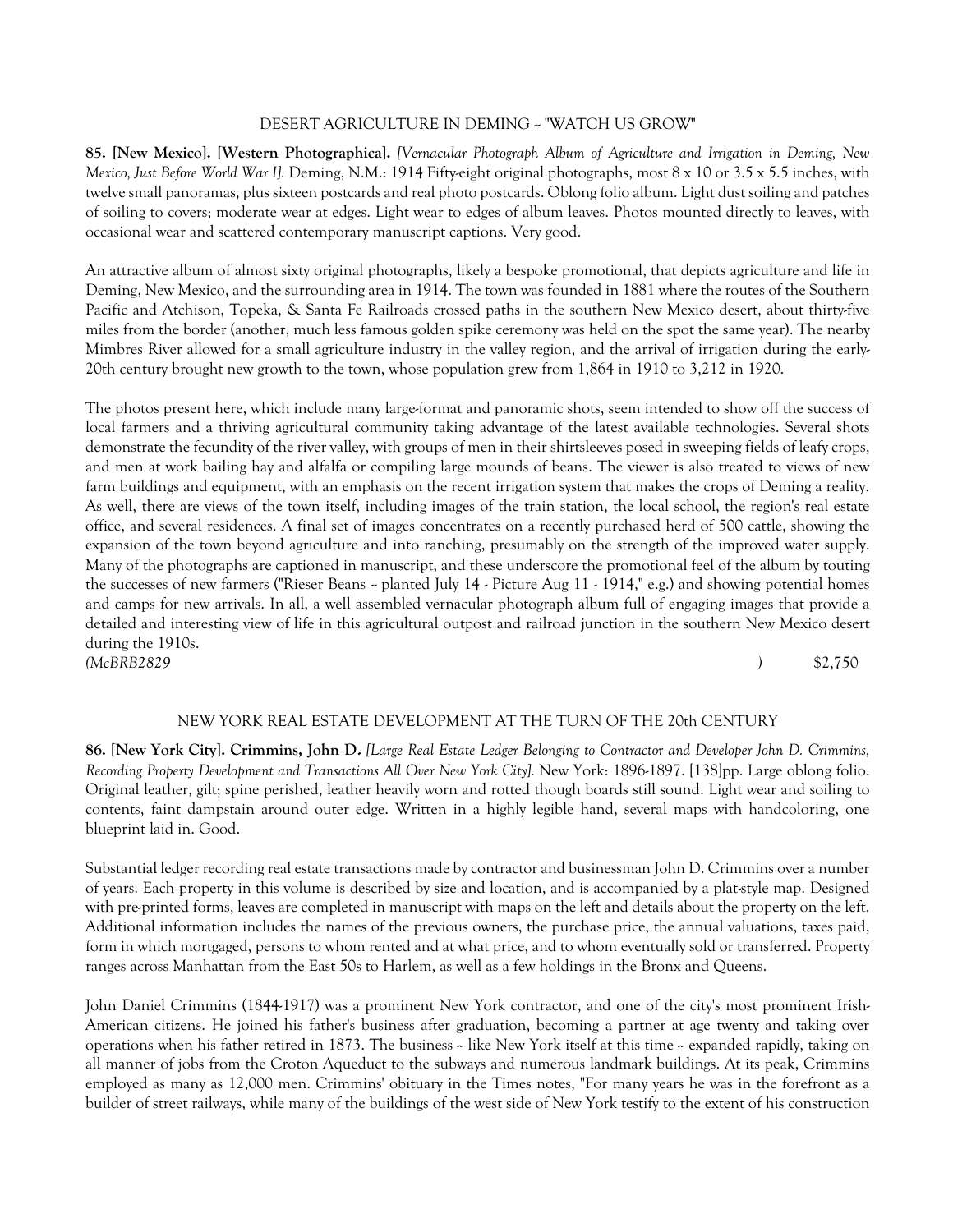## DESERT AGRICULTURE IN DEMING -- "WATCH US GROW"

**85. [New Mexico]. [Western Photographica].** *[Vernacular Photograph Album of Agriculture and Irrigation in Deming, New Mexico, Just Before World War I].* Deming, N.M.: 1914 Fifty-eight original photographs, most 8 x 10 or 3.5 x 5.5 inches, with twelve small panoramas, plus sixteen postcards and real photo postcards. Oblong folio album. Light dust soiling and patches of soiling to covers; moderate wear at edges. Light wear to edges of album leaves. Photos mounted directly to leaves, with occasional wear and scattered contemporary manuscript captions. Very good.

An attractive album of almost sixty original photographs, likely a bespoke promotional, that depicts agriculture and life in Deming, New Mexico, and the surrounding area in 1914. The town was founded in 1881 where the routes of the Southern Pacific and Atchison, Topeka, & Santa Fe Railroads crossed paths in the southern New Mexico desert, about thirty-five miles from the border (another, much less famous golden spike ceremony was held on the spot the same year). The nearby Mimbres River allowed for a small agriculture industry in the valley region, and the arrival of irrigation during the early-20th century brought new growth to the town, whose population grew from 1,864 in 1910 to 3,212 in 1920.

The photos present here, which include many large-format and panoramic shots, seem intended to show off the success of local farmers and a thriving agricultural community taking advantage of the latest available technologies. Several shots demonstrate the fecundity of the river valley, with groups of men in their shirtsleeves posed in sweeping fields of leafy crops, and men at work bailing hay and alfalfa or compiling large mounds of beans. The viewer is also treated to views of new farm buildings and equipment, with an emphasis on the recent irrigation system that makes the crops of Deming a reality. As well, there are views of the town itself, including images of the train station, the local school, the region's real estate office, and several residences. A final set of images concentrates on a recently purchased herd of 500 cattle, showing the expansion of the town beyond agriculture and into ranching, presumably on the strength of the improved water supply. Many of the photographs are captioned in manuscript, and these underscore the promotional feel of the album by touting the successes of new farmers ("Rieser Beans -- planted July 14 - Picture Aug 11 - 1914," e.g.) and showing potential homes and camps for new arrivals. In all, a well assembled vernacular photograph album full of engaging images that provide a detailed and interesting view of life in this agricultural outpost and railroad junction in the southern New Mexico desert during the 1910s.

*(McBRB2829 )* $2,750

## NEW YORK REAL ESTATE DEVELOPMENT AT THE TURN OF THE 20th CENTURY

**86. [New York City]. Crimmins, John D.** *[Large Real Estate Ledger Belonging to Contractor and Developer John D. Crimmins, Recording Property Development and Transactions All Over New York City].* New York: 1896-1897. [138]pp. Large oblong folio. Original leather, gilt; spine perished, leather heavily worn and rotted though boards still sound. Light wear and soiling to contents, faint dampstain around outer edge. Written in a highly legible hand, several maps with handcoloring, one blueprint laid in. Good.

Substantial ledger recording real estate transactions made by contractor and businessman John D. Crimmins over a number of years. Each property in this volume is described by size and location, and is accompanied by a plat-style map. Designed with pre-printed forms, leaves are completed in manuscript with maps on the left and details about the property on the left. Additional information includes the names of the previous owners, the purchase price, the annual valuations, taxes paid, form in which mortgaged, persons to whom rented and at what price, and to whom eventually sold or transferred. Property ranges across Manhattan from the East 50s to Harlem, as well as a few holdings in the Bronx and Queens.

John Daniel Crimmins (1844-1917) was a prominent New York contractor, and one of the city's most prominent Irish-American citizens. He joined his father's business after graduation, becoming a partner at age twenty and taking over operations when his father retired in 1873. The business -- like New York itself at this time -- expanded rapidly, taking on all manner of jobs from the Croton Aqueduct to the subways and numerous landmark buildings. At its peak, Crimmins employed as many as 12,000 men. Crimmins' obituary in the Times notes, "For many years he was in the forefront as a builder of street railways, while many of the buildings of the west side of New York testify to the extent of his construction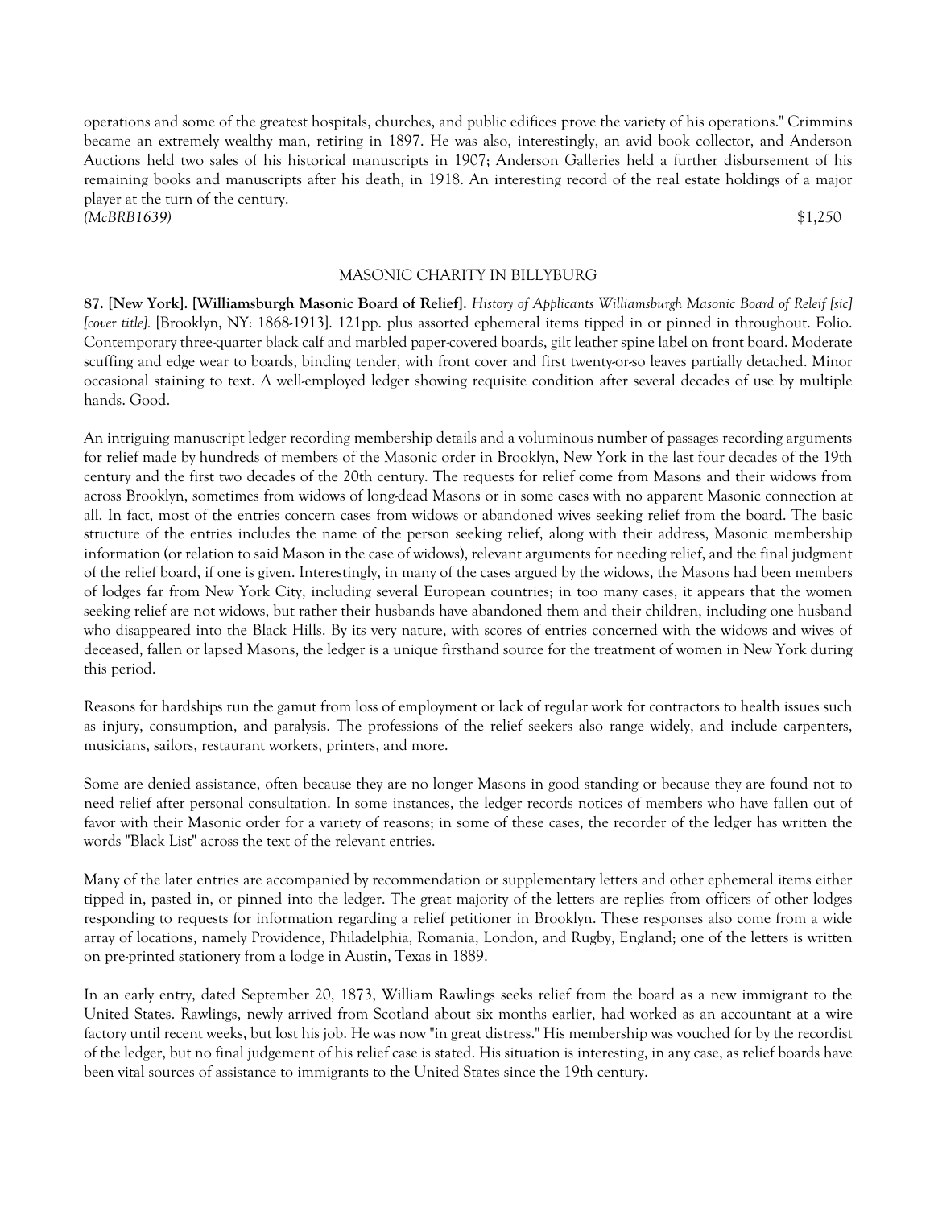operations and some of the greatest hospitals, churches, and public edifices prove the variety of his operations." Crimmins became an extremely wealthy man, retiring in 1897. He was also, interestingly, an avid book collector, and Anderson Auctions held two sales of his historical manuscripts in 1907; Anderson Galleries held a further disbursement of his remaining books and manuscripts after his death, in 1918. An interesting record of the real estate holdings of a major player at the turn of the century.

*(McBRB1639)* $1,250

## MASONIC CHARITY IN BILLYBURG

**87. [New York]. [Williamsburgh Masonic Board of Relief].** *History of Applicants Williamsburgh Masonic Board of Releif [sic] [cover title].* [Brooklyn, NY: 1868-1913]. 121pp. plus assorted ephemeral items tipped in or pinned in throughout. Folio. Contemporary three-quarter black calf and marbled paper-covered boards, gilt leather spine label on front board. Moderate scuffing and edge wear to boards, binding tender, with front cover and first twenty-or-so leaves partially detached. Minor occasional staining to text. A well-employed ledger showing requisite condition after several decades of use by multiple hands. Good.

An intriguing manuscript ledger recording membership details and a voluminous number of passages recording arguments for relief made by hundreds of members of the Masonic order in Brooklyn, New York in the last four decades of the 19th century and the first two decades of the 20th century. The requests for relief come from Masons and their widows from across Brooklyn, sometimes from widows of long-dead Masons or in some cases with no apparent Masonic connection at all. In fact, most of the entries concern cases from widows or abandoned wives seeking relief from the board. The basic structure of the entries includes the name of the person seeking relief, along with their address, Masonic membership information (or relation to said Mason in the case of widows), relevant arguments for needing relief, and the final judgment of the relief board, if one is given. Interestingly, in many of the cases argued by the widows, the Masons had been members of lodges far from New York City, including several European countries; in too many cases, it appears that the women seeking relief are not widows, but rather their husbands have abandoned them and their children, including one husband who disappeared into the Black Hills. By its very nature, with scores of entries concerned with the widows and wives of deceased, fallen or lapsed Masons, the ledger is a unique firsthand source for the treatment of women in New York during this period.

Reasons for hardships run the gamut from loss of employment or lack of regular work for contractors to health issues such as injury, consumption, and paralysis. The professions of the relief seekers also range widely, and include carpenters, musicians, sailors, restaurant workers, printers, and more.

Some are denied assistance, often because they are no longer Masons in good standing or because they are found not to need relief after personal consultation. In some instances, the ledger records notices of members who have fallen out of favor with their Masonic order for a variety of reasons; in some of these cases, the recorder of the ledger has written the words "Black List" across the text of the relevant entries.

Many of the later entries are accompanied by recommendation or supplementary letters and other ephemeral items either tipped in, pasted in, or pinned into the ledger. The great majority of the letters are replies from officers of other lodges responding to requests for information regarding a relief petitioner in Brooklyn. These responses also come from a wide array of locations, namely Providence, Philadelphia, Romania, London, and Rugby, England; one of the letters is written on pre-printed stationery from a lodge in Austin, Texas in 1889.

In an early entry, dated September 20, 1873, William Rawlings seeks relief from the board as a new immigrant to the United States. Rawlings, newly arrived from Scotland about six months earlier, had worked as an accountant at a wire factory until recent weeks, but lost his job. He was now "in great distress." His membership was vouched for by the recordist of the ledger, but no final judgement of his relief case is stated. His situation is interesting, in any case, as relief boards have been vital sources of assistance to immigrants to the United States since the 19th century.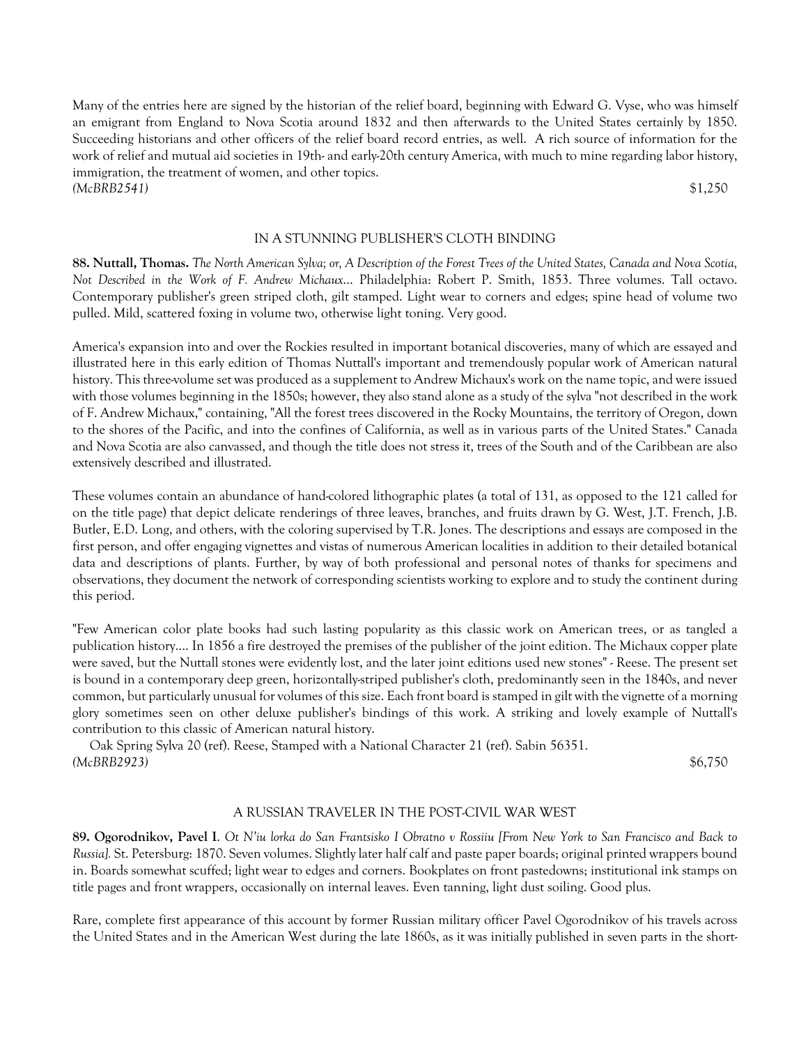Many of the entries here are signed by the historian of the relief board, beginning with Edward G. Vyse, who was himself an emigrant from England to Nova Scotia around 1832 and then afterwards to the United States certainly by 1850. Succeeding historians and other officers of the relief board record entries, as well. A rich source of information for the work of relief and mutual aid societies in 19th- and early-20th century America, with much to mine regarding labor history, immigration, the treatment of women, and other topics.
*(McBRB2541)* $1,250

IN A STUNNING PUBLISHER'S CLOTH BINDING

**88. Nuttall, Thomas.** *The North American Sylva; or, A Description of the Forest Trees of the United States, Canada and Nova Scotia, Not Described in the Work of F. Andrew Michaux...* Philadelphia: Robert P. Smith, 1853. Three volumes. Tall octavo. Contemporary publisher's green striped cloth, gilt stamped. Light wear to corners and edges; spine head of volume two pulled. Mild, scattered foxing in volume two, otherwise light toning. Very good.

America's expansion into and over the Rockies resulted in important botanical discoveries, many of which are essayed and illustrated here in this early edition of Thomas Nuttall's important and tremendously popular work of American natural history. This three-volume set was produced as a supplement to Andrew Michaux's work on the name topic, and were issued with those volumes beginning in the 1850s; however, they also stand alone as a study of the sylva "not described in the work of F. Andrew Michaux," containing, "All the forest trees discovered in the Rocky Mountains, the territory of Oregon, down to the shores of the Pacific, and into the confines of California, as well as in various parts of the United States." Canada and Nova Scotia are also canvassed, and though the title does not stress it, trees of the South and of the Caribbean are also extensively described and illustrated.

These volumes contain an abundance of hand-colored lithographic plates (a total of 131, as opposed to the 121 called for on the title page) that depict delicate renderings of three leaves, branches, and fruits drawn by G. West, J.T. French, J.B. Butler, E.D. Long, and others, with the coloring supervised by T.R. Jones. The descriptions and essays are composed in the first person, and offer engaging vignettes and vistas of numerous American localities in addition to their detailed botanical data and descriptions of plants. Further, by way of both professional and personal notes of thanks for specimens and observations, they document the network of corresponding scientists working to explore and to study the continent during this period.

"Few American color plate books had such lasting popularity as this classic work on American trees, or as tangled a publication history.... In 1856 a fire destroyed the premises of the publisher of the joint edition. The Michaux copper plate were saved, but the Nuttall stones were evidently lost, and the later joint editions used new stones" - Reese. The present set is bound in a contemporary deep green, horizontally-striped publisher's cloth, predominantly seen in the 1840s, and never common, but particularly unusual for volumes of this size. Each front board is stamped in gilt with the vignette of a morning glory sometimes seen on other deluxe publisher's bindings of this work. A striking and lovely example of Nuttall's contribution to this classic of American natural history.

Oak Spring Sylva 20 (ref). Reese, Stamped with a National Character 21 (ref). Sabin 56351.
*(McBRB2923)* $6,750

A RUSSIAN TRAVELER IN THE POST-CIVIL WAR WEST

**89. Ogorodnikov, Pavel I**. *Ot N'iu Iorka do San Frantsisko I Obratno v Rossiiu [From New York to San Francisco and Back to Russia].* St. Petersburg: 1870. Seven volumes. Slightly later half calf and paste paper boards; original printed wrappers bound in. Boards somewhat scuffed; light wear to edges and corners. Bookplates on front pastedowns; institutional ink stamps on title pages and front wrappers, occasionally on internal leaves. Even tanning, light dust soiling. Good plus.

Rare, complete first appearance of this account by former Russian military officer Pavel Ogorodnikov of his travels across the United States and in the American West during the late 1860s, as it was initially published in seven parts in the short-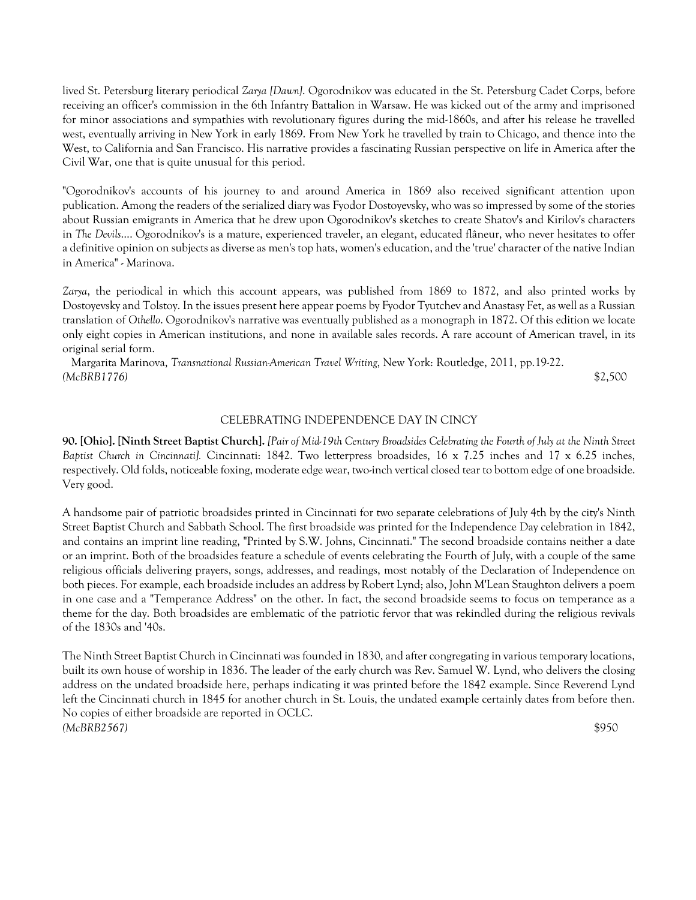lived St. Petersburg literary periodical *Zarya [Dawn]*. Ogorodnikov was educated in the St. Petersburg Cadet Corps, before receiving an officer's commission in the 6th Infantry Battalion in Warsaw. He was kicked out of the army and imprisoned for minor associations and sympathies with revolutionary figures during the mid-1860s, and after his release he travelled west, eventually arriving in New York in early 1869. From New York he travelled by train to Chicago, and thence into the West, to California and San Francisco. His narrative provides a fascinating Russian perspective on life in America after the Civil War, one that is quite unusual for this period.

"Ogorodnikov's accounts of his journey to and around America in 1869 also received significant attention upon publication. Among the readers of the serialized diary was Fyodor Dostoyevsky, who was so impressed by some of the stories about Russian emigrants in America that he drew upon Ogorodnikov's sketches to create Shatov's and Kirilov's characters in *The Devils*.... Ogorodnikov's is a mature, experienced traveler, an elegant, educated flâneur, who never hesitates to offer a definitive opinion on subjects as diverse as men's top hats, women's education, and the 'true' character of the native Indian in America" - Marinova.

*Zarya*, the periodical in which this account appears, was published from 1869 to 1872, and also printed works by Dostoyevsky and Tolstoy. In the issues present here appear poems by Fyodor Tyutchev and Anastasy Fet, as well as a Russian translation of *Othello*. Ogorodnikov's narrative was eventually published as a monograph in 1872. Of this edition we locate only eight copies in American institutions, and none in available sales records. A rare account of American travel, in its original serial form.

Margarita Marinova, *Transnational Russian-American Travel Writing*, New York: Routledge, 2011, pp.19-22.

*(McBRB1776)* $2,500

## CELEBRATING INDEPENDENCE DAY IN CINCY

**90. [Ohio]. [Ninth Street Baptist Church].** *[Pair of Mid-19th Century Broadsides Celebrating the Fourth of July at the Ninth Street Baptist Church in Cincinnati].* Cincinnati: 1842. Two letterpress broadsides, 16 x 7.25 inches and 17 x 6.25 inches, respectively. Old folds, noticeable foxing, moderate edge wear, two-inch vertical closed tear to bottom edge of one broadside. Very good.

A handsome pair of patriotic broadsides printed in Cincinnati for two separate celebrations of July 4th by the city's Ninth Street Baptist Church and Sabbath School. The first broadside was printed for the Independence Day celebration in 1842, and contains an imprint line reading, "Printed by S.W. Johns, Cincinnati." The second broadside contains neither a date or an imprint. Both of the broadsides feature a schedule of events celebrating the Fourth of July, with a couple of the same religious officials delivering prayers, songs, addresses, and readings, most notably of the Declaration of Independence on both pieces. For example, each broadside includes an address by Robert Lynd; also, John M'Lean Staughton delivers a poem in one case and a "Temperance Address" on the other. In fact, the second broadside seems to focus on temperance as a theme for the day. Both broadsides are emblematic of the patriotic fervor that was rekindled during the religious revivals of the 1830s and '40s.

The Ninth Street Baptist Church in Cincinnati was founded in 1830, and after congregating in various temporary locations, built its own house of worship in 1836. The leader of the early church was Rev. Samuel W. Lynd, who delivers the closing address on the undated broadside here, perhaps indicating it was printed before the 1842 example. Since Reverend Lynd left the Cincinnati church in 1845 for another church in St. Louis, the undated example certainly dates from before then. No copies of either broadside are reported in OCLC.

*(McBRB2567)* $950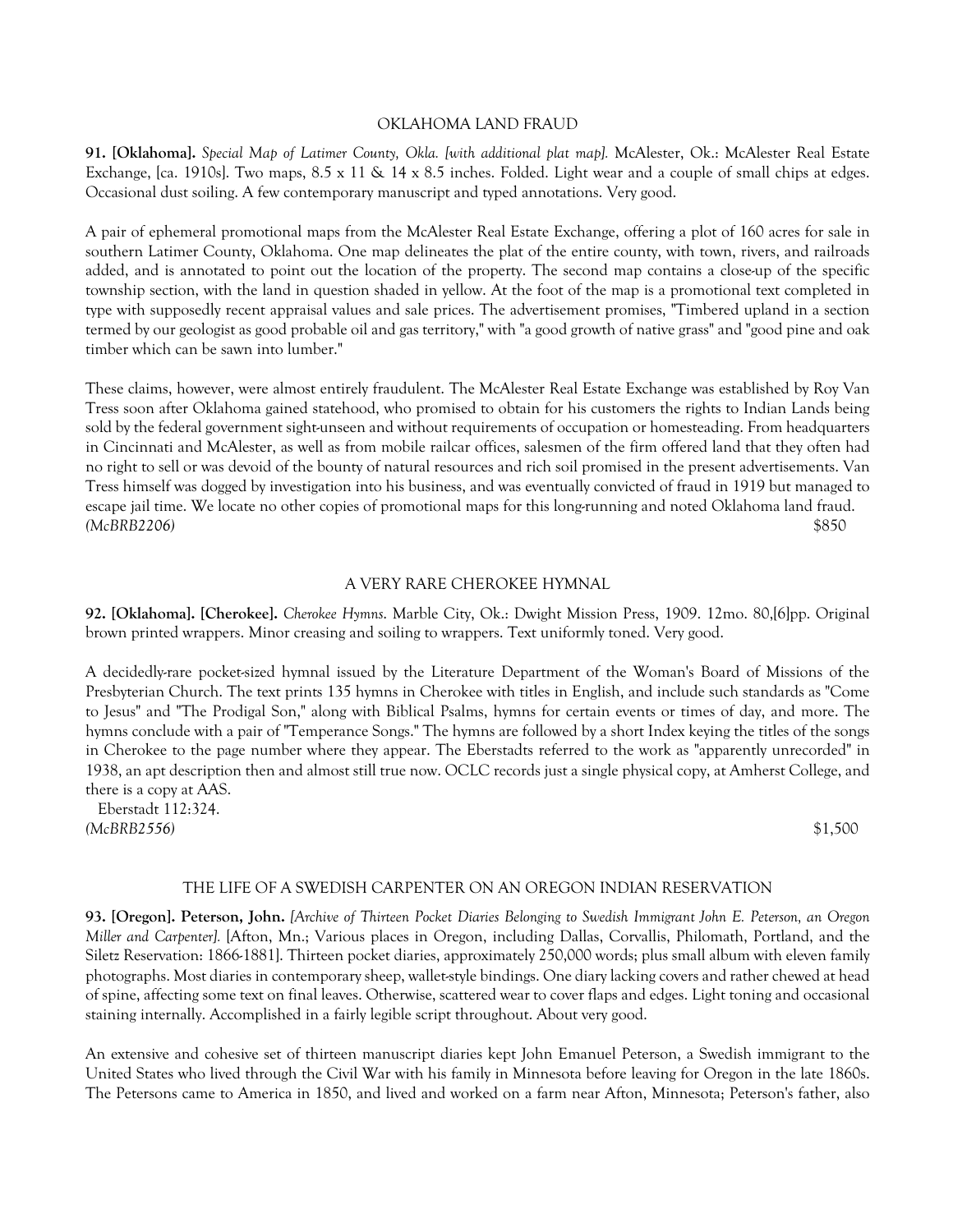## OKLAHOMA LAND FRAUD

**91. [Oklahoma].** *Special Map of Latimer County, Okla. [with additional plat map].* McAlester, Ok.: McAlester Real Estate Exchange, [ca. 1910s]. Two maps, 8.5 x 11 & 14 x 8.5 inches. Folded. Light wear and a couple of small chips at edges. Occasional dust soiling. A few contemporary manuscript and typed annotations. Very good.

A pair of ephemeral promotional maps from the McAlester Real Estate Exchange, offering a plot of 160 acres for sale in southern Latimer County, Oklahoma. One map delineates the plat of the entire county, with town, rivers, and railroads added, and is annotated to point out the location of the property. The second map contains a close-up of the specific township section, with the land in question shaded in yellow. At the foot of the map is a promotional text completed in type with supposedly recent appraisal values and sale prices. The advertisement promises, "Timbered upland in a section termed by our geologist as good probable oil and gas territory," with "a good growth of native grass" and "good pine and oak timber which can be sawn into lumber."

These claims, however, were almost entirely fraudulent. The McAlester Real Estate Exchange was established by Roy Van Tress soon after Oklahoma gained statehood, who promised to obtain for his customers the rights to Indian Lands being sold by the federal government sight-unseen and without requirements of occupation or homesteading. From headquarters in Cincinnati and McAlester, as well as from mobile railcar offices, salesmen of the firm offered land that they often had no right to sell or was devoid of the bounty of natural resources and rich soil promised in the present advertisements. Van Tress himself was dogged by investigation into his business, and was eventually convicted of fraud in 1919 but managed to escape jail time. We locate no other copies of promotional maps for this long-running and noted Oklahoma land fraud.
*(McBRB2206)* $850

## A VERY RARE CHEROKEE HYMNAL

**92. [Oklahoma]. [Cherokee].** *Cherokee Hymns.* Marble City, Ok.: Dwight Mission Press, 1909. 12mo. 80,[6]pp. Original brown printed wrappers. Minor creasing and soiling to wrappers. Text uniformly toned. Very good.

A decidedly-rare pocket-sized hymnal issued by the Literature Department of the Woman's Board of Missions of the Presbyterian Church. The text prints 135 hymns in Cherokee with titles in English, and include such standards as "Come to Jesus" and "The Prodigal Son," along with Biblical Psalms, hymns for certain events or times of day, and more. The hymns conclude with a pair of "Temperance Songs." The hymns are followed by a short Index keying the titles of the songs in Cherokee to the page number where they appear. The Eberstadts referred to the work as "apparently unrecorded" in 1938, an apt description then and almost still true now. OCLC records just a single physical copy, at Amherst College, and there is a copy at AAS.

Eberstadt 112:324.
*(McBRB2556)* $1,500

## THE LIFE OF A SWEDISH CARPENTER ON AN OREGON INDIAN RESERVATION

**93. [Oregon]. Peterson, John.** *[Archive of Thirteen Pocket Diaries Belonging to Swedish Immigrant John E. Peterson, an Oregon Miller and Carpenter].* [Afton, Mn.; Various places in Oregon, including Dallas, Corvallis, Philomath, Portland, and the Siletz Reservation: 1866-1881]. Thirteen pocket diaries, approximately 250,000 words; plus small album with eleven family photographs. Most diaries in contemporary sheep, wallet-style bindings. One diary lacking covers and rather chewed at head of spine, affecting some text on final leaves. Otherwise, scattered wear to cover flaps and edges. Light toning and occasional staining internally. Accomplished in a fairly legible script throughout. About very good.

An extensive and cohesive set of thirteen manuscript diaries kept John Emanuel Peterson, a Swedish immigrant to the United States who lived through the Civil War with his family in Minnesota before leaving for Oregon in the late 1860s. The Petersons came to America in 1850, and lived and worked on a farm near Afton, Minnesota; Peterson's father, also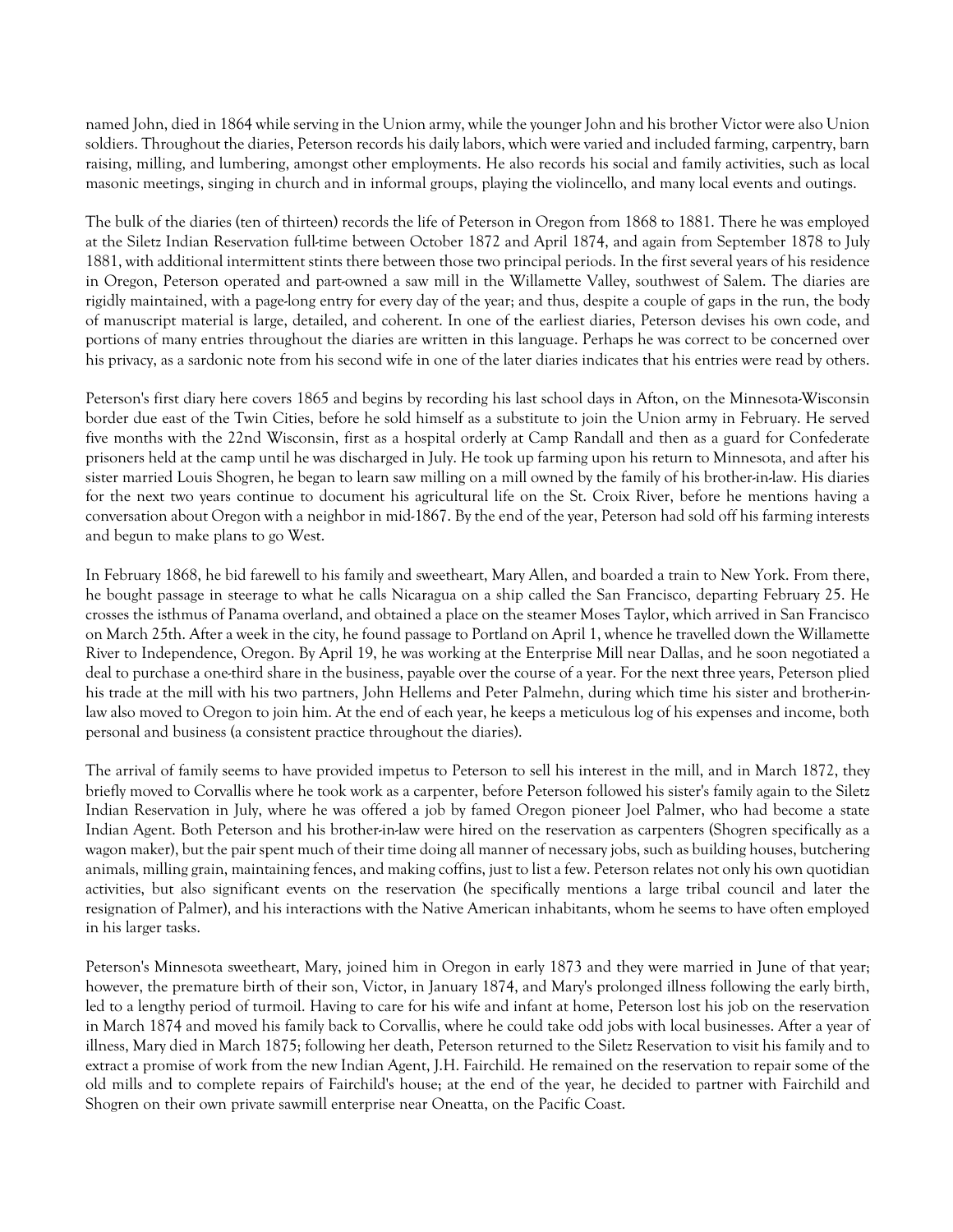named John, died in 1864 while serving in the Union army, while the younger John and his brother Victor were also Union soldiers. Throughout the diaries, Peterson records his daily labors, which were varied and included farming, carpentry, barn raising, milling, and lumbering, amongst other employments. He also records his social and family activities, such as local masonic meetings, singing in church and in informal groups, playing the violincello, and many local events and outings.

The bulk of the diaries (ten of thirteen) records the life of Peterson in Oregon from 1868 to 1881. There he was employed at the Siletz Indian Reservation full-time between October 1872 and April 1874, and again from September 1878 to July 1881, with additional intermittent stints there between those two principal periods. In the first several years of his residence in Oregon, Peterson operated and part-owned a saw mill in the Willamette Valley, southwest of Salem. The diaries are rigidly maintained, with a page-long entry for every day of the year; and thus, despite a couple of gaps in the run, the body of manuscript material is large, detailed, and coherent. In one of the earliest diaries, Peterson devises his own code, and portions of many entries throughout the diaries are written in this language. Perhaps he was correct to be concerned over his privacy, as a sardonic note from his second wife in one of the later diaries indicates that his entries were read by others.

Peterson's first diary here covers 1865 and begins by recording his last school days in Afton, on the Minnesota-Wisconsin border due east of the Twin Cities, before he sold himself as a substitute to join the Union army in February. He served five months with the 22nd Wisconsin, first as a hospital orderly at Camp Randall and then as a guard for Confederate prisoners held at the camp until he was discharged in July. He took up farming upon his return to Minnesota, and after his sister married Louis Shogren, he began to learn saw milling on a mill owned by the family of his brother-in-law. His diaries for the next two years continue to document his agricultural life on the St. Croix River, before he mentions having a conversation about Oregon with a neighbor in mid-1867. By the end of the year, Peterson had sold off his farming interests and begun to make plans to go West.

In February 1868, he bid farewell to his family and sweetheart, Mary Allen, and boarded a train to New York. From there, he bought passage in steerage to what he calls Nicaragua on a ship called the San Francisco, departing February 25. He crosses the isthmus of Panama overland, and obtained a place on the steamer Moses Taylor, which arrived in San Francisco on March 25th. After a week in the city, he found passage to Portland on April 1, whence he travelled down the Willamette River to Independence, Oregon. By April 19, he was working at the Enterprise Mill near Dallas, and he soon negotiated a deal to purchase a one-third share in the business, payable over the course of a year. For the next three years, Peterson plied his trade at the mill with his two partners, John Hellems and Peter Palmehn, during which time his sister and brother-in-law also moved to Oregon to join him. At the end of each year, he keeps a meticulous log of his expenses and income, both personal and business (a consistent practice throughout the diaries).

The arrival of family seems to have provided impetus to Peterson to sell his interest in the mill, and in March 1872, they briefly moved to Corvallis where he took work as a carpenter, before Peterson followed his sister's family again to the Siletz Indian Reservation in July, where he was offered a job by famed Oregon pioneer Joel Palmer, who had become a state Indian Agent. Both Peterson and his brother-in-law were hired on the reservation as carpenters (Shogren specifically as a wagon maker), but the pair spent much of their time doing all manner of necessary jobs, such as building houses, butchering animals, milling grain, maintaining fences, and making coffins, just to list a few. Peterson relates not only his own quotidian activities, but also significant events on the reservation (he specifically mentions a large tribal council and later the resignation of Palmer), and his interactions with the Native American inhabitants, whom he seems to have often employed in his larger tasks.

Peterson's Minnesota sweetheart, Mary, joined him in Oregon in early 1873 and they were married in June of that year; however, the premature birth of their son, Victor, in January 1874, and Mary's prolonged illness following the early birth, led to a lengthy period of turmoil. Having to care for his wife and infant at home, Peterson lost his job on the reservation in March 1874 and moved his family back to Corvallis, where he could take odd jobs with local businesses. After a year of illness, Mary died in March 1875; following her death, Peterson returned to the Siletz Reservation to visit his family and to extract a promise of work from the new Indian Agent, J.H. Fairchild. He remained on the reservation to repair some of the old mills and to complete repairs of Fairchild's house; at the end of the year, he decided to partner with Fairchild and Shogren on their own private sawmill enterprise near Oneatta, on the Pacific Coast.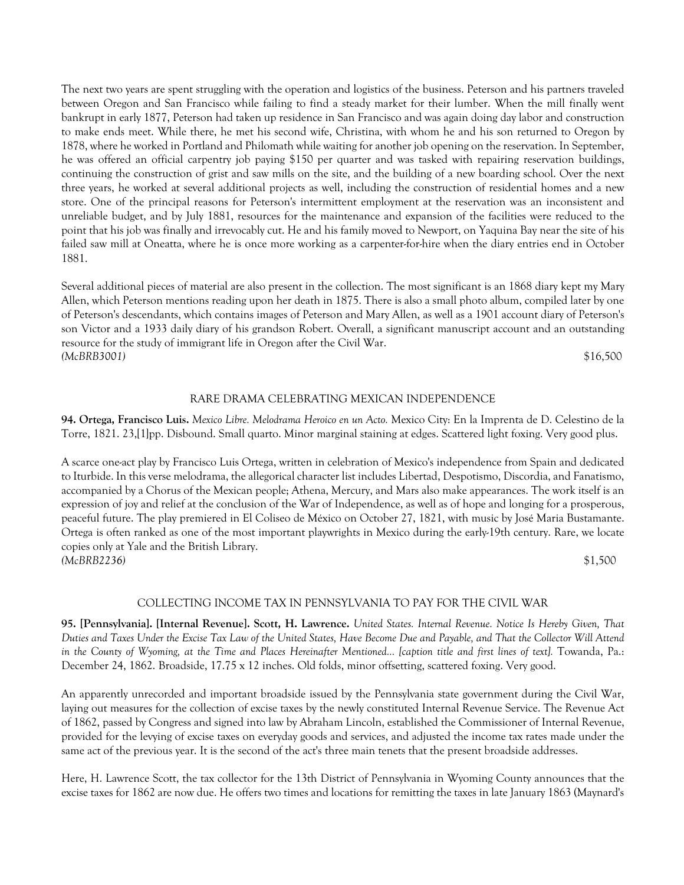The next two years are spent struggling with the operation and logistics of the business. Peterson and his partners traveled between Oregon and San Francisco while failing to find a steady market for their lumber. When the mill finally went bankrupt in early 1877, Peterson had taken up residence in San Francisco and was again doing day labor and construction to make ends meet. While there, he met his second wife, Christina, with whom he and his son returned to Oregon by 1878, where he worked in Portland and Philomath while waiting for another job opening on the reservation. In September, he was offered an official carpentry job paying $150 per quarter and was tasked with repairing reservation buildings, continuing the construction of grist and saw mills on the site, and the building of a new boarding school. Over the next three years, he worked at several additional projects as well, including the construction of residential homes and a new store. One of the principal reasons for Peterson's intermittent employment at the reservation was an inconsistent and unreliable budget, and by July 1881, resources for the maintenance and expansion of the facilities were reduced to the point that his job was finally and irrevocably cut. He and his family moved to Newport, on Yaquina Bay near the site of his failed saw mill at Oneatta, where he is once more working as a carpenter-for-hire when the diary entries end in October 1881.

Several additional pieces of material are also present in the collection. The most significant is an 1868 diary kept my Mary Allen, which Peterson mentions reading upon her death in 1875. There is also a small photo album, compiled later by one of Peterson's descendants, which contains images of Peterson and Mary Allen, as well as a 1901 account diary of Peterson's son Victor and a 1933 daily diary of his grandson Robert. Overall, a significant manuscript account and an outstanding resource for the study of immigrant life in Oregon after the Civil War.

*(McBRB3001)* $16,500

## RARE DRAMA CELEBRATING MEXICAN INDEPENDENCE

**94. Ortega, Francisco Luis.** *Mexico Libre. Melodrama Heroico en un Acto.* Mexico City: En la Imprenta de D. Celestino de la Torre, 1821. 23,[1]pp. Disbound. Small quarto. Minor marginal staining at edges. Scattered light foxing. Very good plus.

A scarce one-act play by Francisco Luis Ortega, written in celebration of Mexico's independence from Spain and dedicated to Iturbide. In this verse melodrama, the allegorical character list includes Libertad, Despotismo, Discordia, and Fanatismo, accompanied by a Chorus of the Mexican people; Athena, Mercury, and Mars also make appearances. The work itself is an expression of joy and relief at the conclusion of the War of Independence, as well as of hope and longing for a prosperous, peaceful future. The play premiered in El Coliseo de México on October 27, 1821, with music by José Maria Bustamante. Ortega is often ranked as one of the most important playwrights in Mexico during the early-19th century. Rare, we locate copies only at Yale and the British Library.

*(McBRB2236)* $1,500

## COLLECTING INCOME TAX IN PENNSYLVANIA TO PAY FOR THE CIVIL WAR

**95. [Pennsylvania]. [Internal Revenue]. Scott, H. Lawrence.** *United States. Internal Revenue. Notice Is Hereby Given, That Duties and Taxes Under the Excise Tax Law of the United States, Have Become Due and Payable, and That the Collector Will Attend in the County of Wyoming, at the Time and Places Hereinafter Mentioned... [caption title and first lines of text].* Towanda, Pa.: December 24, 1862. Broadside, 17.75 x 12 inches. Old folds, minor offsetting, scattered foxing. Very good.

An apparently unrecorded and important broadside issued by the Pennsylvania state government during the Civil War, laying out measures for the collection of excise taxes by the newly constituted Internal Revenue Service. The Revenue Act of 1862, passed by Congress and signed into law by Abraham Lincoln, established the Commissioner of Internal Revenue, provided for the levying of excise taxes on everyday goods and services, and adjusted the income tax rates made under the same act of the previous year. It is the second of the act's three main tenets that the present broadside addresses.

Here, H. Lawrence Scott, the tax collector for the 13th District of Pennsylvania in Wyoming County announces that the excise taxes for 1862 are now due. He offers two times and locations for remitting the taxes in late January 1863 (Maynard's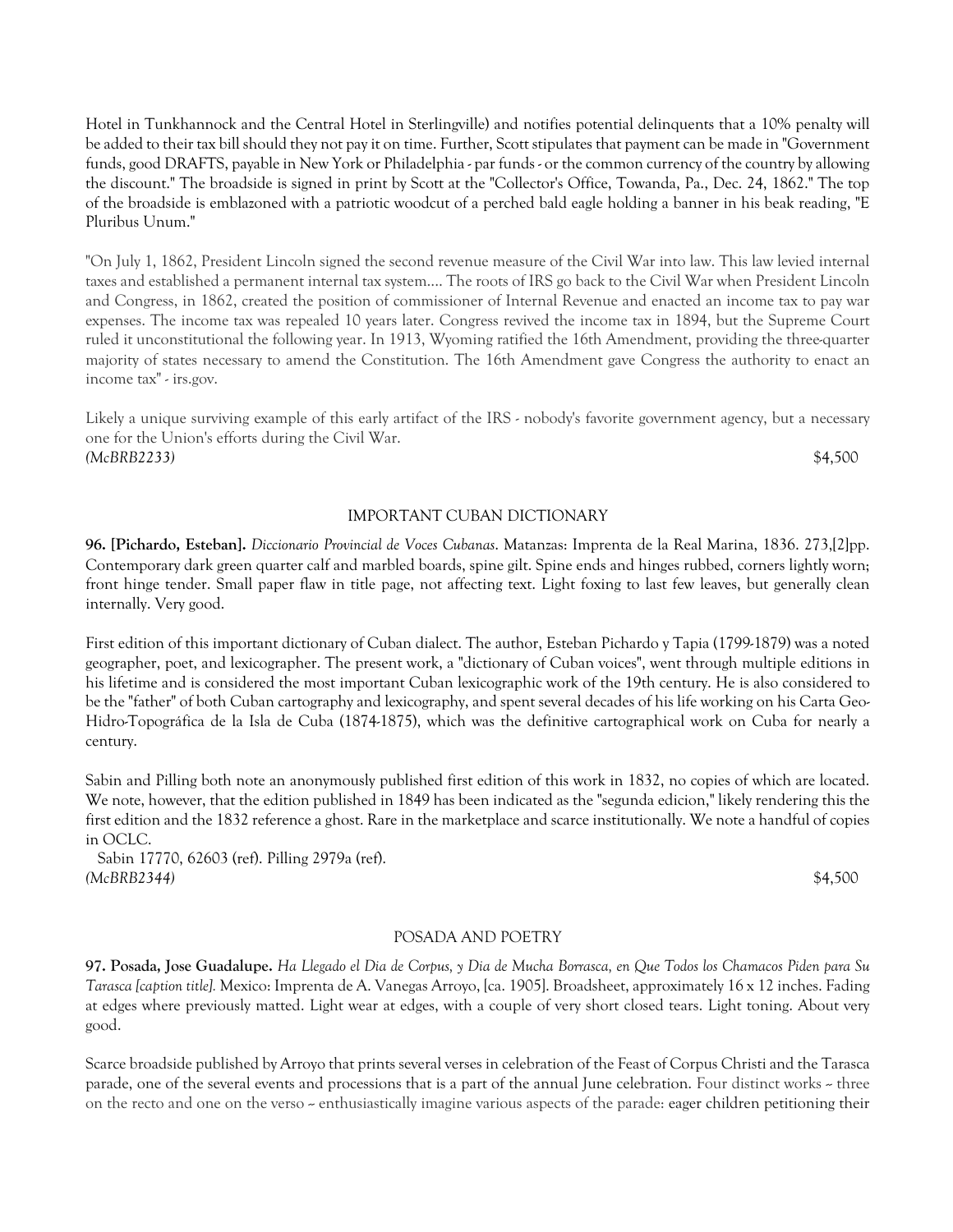Hotel in Tunkhannock and the Central Hotel in Sterlingville) and notifies potential delinquents that a 10% penalty will be added to their tax bill should they not pay it on time. Further, Scott stipulates that payment can be made in "Government funds, good DRAFTS, payable in New York or Philadelphia - par funds - or the common currency of the country by allowing the discount." The broadside is signed in print by Scott at the "Collector's Office, Towanda, Pa., Dec. 24, 1862." The top of the broadside is emblazoned with a patriotic woodcut of a perched bald eagle holding a banner in his beak reading, "E Pluribus Unum."

"On July 1, 1862, President Lincoln signed the second revenue measure of the Civil War into law. This law levied internal taxes and established a permanent internal tax system.... The roots of IRS go back to the Civil War when President Lincoln and Congress, in 1862, created the position of commissioner of Internal Revenue and enacted an income tax to pay war expenses. The income tax was repealed 10 years later. Congress revived the income tax in 1894, but the Supreme Court ruled it unconstitutional the following year. In 1913, Wyoming ratified the 16th Amendment, providing the three-quarter majority of states necessary to amend the Constitution. The 16th Amendment gave Congress the authority to enact an income tax" - irs.gov.

Likely a unique surviving example of this early artifact of the IRS - nobody's favorite government agency, but a necessary one for the Union's efforts during the Civil War.

*(McBRB2233)* $4,500

## IMPORTANT CUBAN DICTIONARY

**96. [Pichardo, Esteban].** *Diccionario Provincial de Voces Cubanas*. Matanzas: Imprenta de la Real Marina, 1836. 273,[2]pp. Contemporary dark green quarter calf and marbled boards, spine gilt. Spine ends and hinges rubbed, corners lightly worn; front hinge tender. Small paper flaw in title page, not affecting text. Light foxing to last few leaves, but generally clean internally. Very good.

First edition of this important dictionary of Cuban dialect. The author, Esteban Pichardo y Tapia (1799-1879) was a noted geographer, poet, and lexicographer. The present work, a "dictionary of Cuban voices", went through multiple editions in his lifetime and is considered the most important Cuban lexicographic work of the 19th century. He is also considered to be the "father" of both Cuban cartography and lexicography, and spent several decades of his life working on his Carta Geo-Hidro-Topográfica de la Isla de Cuba (1874-1875), which was the definitive cartographical work on Cuba for nearly a century.

Sabin and Pilling both note an anonymously published first edition of this work in 1832, no copies of which are located. We note, however, that the edition published in 1849 has been indicated as the "segunda edicion," likely rendering this the first edition and the 1832 reference a ghost. Rare in the marketplace and scarce institutionally. We note a handful of copies in OCLC.

Sabin 17770, 62603 (ref). Pilling 2979a (ref).

*(McBRB2344)* $4,500

## POSADA AND POETRY

**97. Posada, Jose Guadalupe.** *Ha Llegado el Dia de Corpus, y Dia de Mucha Borrasca, en Que Todos los Chamacos Piden para Su Tarasca [caption title].* Mexico: Imprenta de A. Vanegas Arroyo, [ca. 1905]. Broadsheet, approximately 16 x 12 inches. Fading at edges where previously matted. Light wear at edges, with a couple of very short closed tears. Light toning. About very good.

Scarce broadside published by Arroyo that prints several verses in celebration of the Feast of Corpus Christi and the Tarasca parade, one of the several events and processions that is a part of the annual June celebration. Four distinct works -- three on the recto and one on the verso -- enthusiastically imagine various aspects of the parade: eager children petitioning their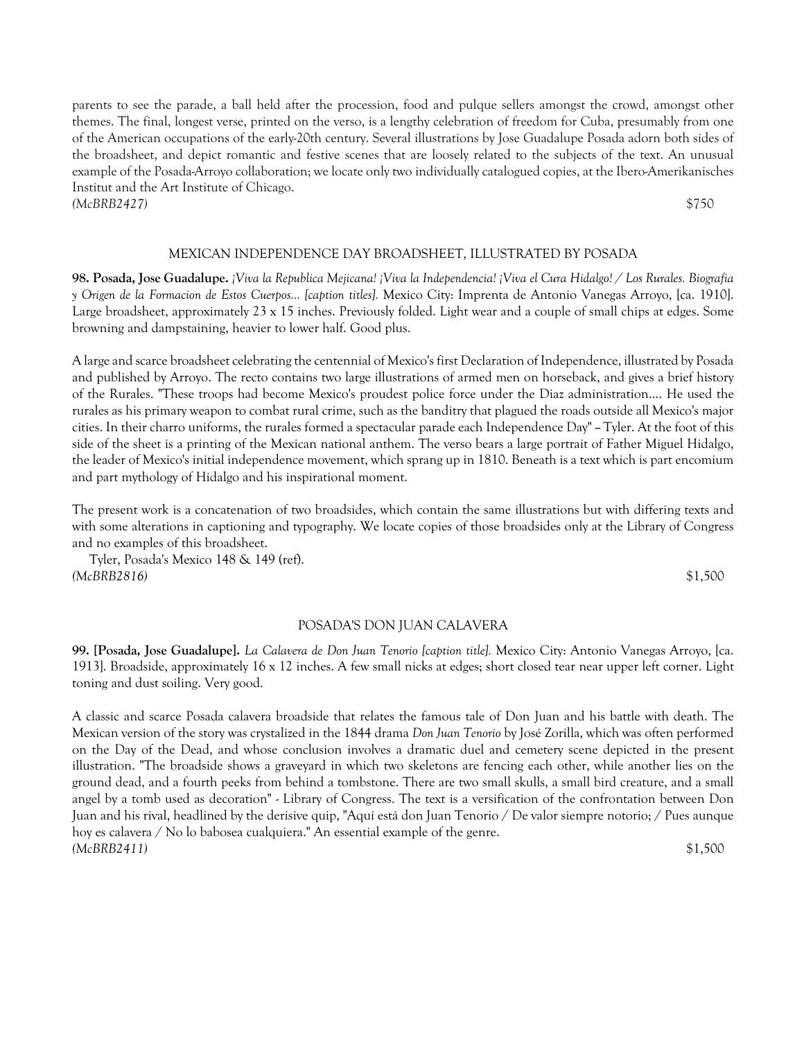parents to see the parade, a ball held after the procession, food and pulque sellers amongst the crowd, amongst other themes. The final, longest verse, printed on the verso, is a lengthy celebration of freedom for Cuba, presumably from one of the American occupations of the early-20th century. Several illustrations by Jose Guadalupe Posada adorn both sides of the broadsheet, and depict romantic and festive scenes that are loosely related to the subjects of the text. An unusual example of the Posada-Arroyo collaboration; we locate only two individually catalogued copies, at the Ibero-Amerikanisches Institut and the Art Institute of Chicago.

*(McBRB2427)* $750

## MEXICAN INDEPENDENCE DAY BROADSHEET, ILLUSTRATED BY POSADA

**98. Posada, Jose Guadalupe.** *¡Viva la Republica Mejicana! ¡Viva la Independencia! ¡Viva el Cura Hidalgo! / Los Rurales. Biografia y Origen de la Formacion de Estos Cuerpos... [caption titles].* Mexico City: Imprenta de Antonio Vanegas Arroyo, [ca. 1910]. Large broadsheet, approximately 23 x 15 inches. Previously folded. Light wear and a couple of small chips at edges. Some browning and dampstaining, heavier to lower half. Good plus.

A large and scarce broadsheet celebrating the centennial of Mexico's first Declaration of Independence, illustrated by Posada and published by Arroyo. The recto contains two large illustrations of armed men on horseback, and gives a brief history of the Rurales. "These troops had become Mexico's proudest police force under the Diaz administration.... He used the rurales as his primary weapon to combat rural crime, such as the banditry that plagued the roads outside all Mexico's major cities. In their charro uniforms, the rurales formed a spectacular parade each Independence Day" -- Tyler. At the foot of this side of the sheet is a printing of the Mexican national anthem. The verso bears a large portrait of Father Miguel Hidalgo, the leader of Mexico's initial independence movement, which sprang up in 1810. Beneath is a text which is part encomium and part mythology of Hidalgo and his inspirational moment.

The present work is a concatenation of two broadsides, which contain the same illustrations but with differing texts and with some alterations in captioning and typography. We locate copies of those broadsides only at the Library of Congress and no examples of this broadsheet.

Tyler, Posada's Mexico 148 & 149 (ref).

*(McBRB2816)* $1,500

## POSADA'S DON JUAN CALAVERA

**99. [Posada, Jose Guadalupe].** *La Calavera de Don Juan Tenorio [caption title].* Mexico City: Antonio Vanegas Arroyo, [ca. 1913]. Broadside, approximately 16 x 12 inches. A few small nicks at edges; short closed tear near upper left corner. Light toning and dust soiling. Very good.

A classic and scarce Posada calavera broadside that relates the famous tale of Don Juan and his battle with death. The Mexican version of the story was crystalized in the 1844 drama *Don Juan Tenorio* by José Zorilla, which was often performed on the Day of the Dead, and whose conclusion involves a dramatic duel and cemetery scene depicted in the present illustration. "The broadside shows a graveyard in which two skeletons are fencing each other, while another lies on the ground dead, and a fourth peeks from behind a tombstone. There are two small skulls, a small bird creature, and a small angel by a tomb used as decoration" - Library of Congress. The text is a versification of the confrontation between Don Juan and his rival, headlined by the derisive quip, "Aquí está don Juan Tenorio / De valor siempre notorio; / Pues aunque hoy es calavera / No lo babosea cualquiera." An essential example of the genre.

*(McBRB2411)* $1,500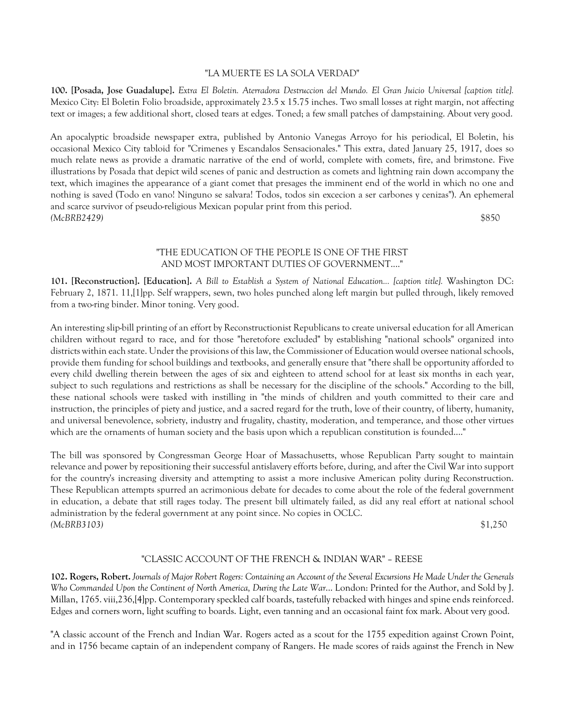"LA MUERTE ES LA SOLA VERDAD"

**100. [Posada, Jose Guadalupe].** *Extra El Boletin. Aterradora Destruccion del Mundo. El Gran Juicio Universal [caption title].* Mexico City: El Boletin Folio broadside, approximately 23.5 x 15.75 inches. Two small losses at right margin, not affecting text or images; a few additional short, closed tears at edges. Toned; a few small patches of dampstaining. About very good.

An apocalyptic broadside newspaper extra, published by Antonio Vanegas Arroyo for his periodical, El Boletin, his occasional Mexico City tabloid for "Crimenes y Escandalos Sensacionales." This extra, dated January 25, 1917, does so much relate news as provide a dramatic narrative of the end of world, complete with comets, fire, and brimstone. Five illustrations by Posada that depict wild scenes of panic and destruction as comets and lightning rain down accompany the text, which imagines the appearance of a giant comet that presages the imminent end of the world in which no one and nothing is saved (Todo en vano! Ninguno se salvara! Todos, todos sin excecion a ser carbones y cenizas"). An ephemeral and scarce survivor of pseudo-religious Mexican popular print from this period.
*(McBRB2429)* $850

"THE EDUCATION OF THE PEOPLE IS ONE OF THE FIRST AND MOST IMPORTANT DUTIES OF GOVERNMENT...."

**101. [Reconstruction]. [Education].** *A Bill to Establish a System of National Education... [caption title].* Washington DC: February 2, 1871. 11,[1]pp. Self wrappers, sewn, two holes punched along left margin but pulled through, likely removed from a two-ring binder. Minor toning. Very good.

An interesting slip-bill printing of an effort by Reconstructionist Republicans to create universal education for all American children without regard to race, and for those "heretofore excluded" by establishing "national schools" organized into districts within each state. Under the provisions of this law, the Commissioner of Education would oversee national schools, provide them funding for school buildings and textbooks, and generally ensure that "there shall be opportunity afforded to every child dwelling therein between the ages of six and eighteen to attend school for at least six months in each year, subject to such regulations and restrictions as shall be necessary for the discipline of the schools." According to the bill, these national schools were tasked with instilling in "the minds of children and youth committed to their care and instruction, the principles of piety and justice, and a sacred regard for the truth, love of their country, of liberty, humanity, and universal benevolence, sobriety, industry and frugality, chastity, moderation, and temperance, and those other virtues which are the ornaments of human society and the basis upon which a republican constitution is founded...."

The bill was sponsored by Congressman George Hoar of Massachusetts, whose Republican Party sought to maintain relevance and power by repositioning their successful antislavery efforts before, during, and after the Civil War into support for the country's increasing diversity and attempting to assist a more inclusive American polity during Reconstruction. These Republican attempts spurred an acrimonious debate for decades to come about the role of the federal government in education, a debate that still rages today. The present bill ultimately failed, as did any real effort at national school administration by the federal government at any point since. No copies in OCLC.
*(McBRB3103)* $1,250

"CLASSIC ACCOUNT OF THE FRENCH & INDIAN WAR" – REESE

**102. Rogers, Robert.** *Journals of Major Robert Rogers: Containing an Account of the Several Excursions He Made Under the Generals Who Commanded Upon the Continent of North America, During the Late War...* London: Printed for the Author, and Sold by J. Millan, 1765. viii,236,[4]pp. Contemporary speckled calf boards, tastefully rebacked with hinges and spine ends reinforced. Edges and corners worn, light scuffing to boards. Light, even tanning and an occasional faint fox mark. About very good.

"A classic account of the French and Indian War. Rogers acted as a scout for the 1755 expedition against Crown Point, and in 1756 became captain of an independent company of Rangers. He made scores of raids against the French in New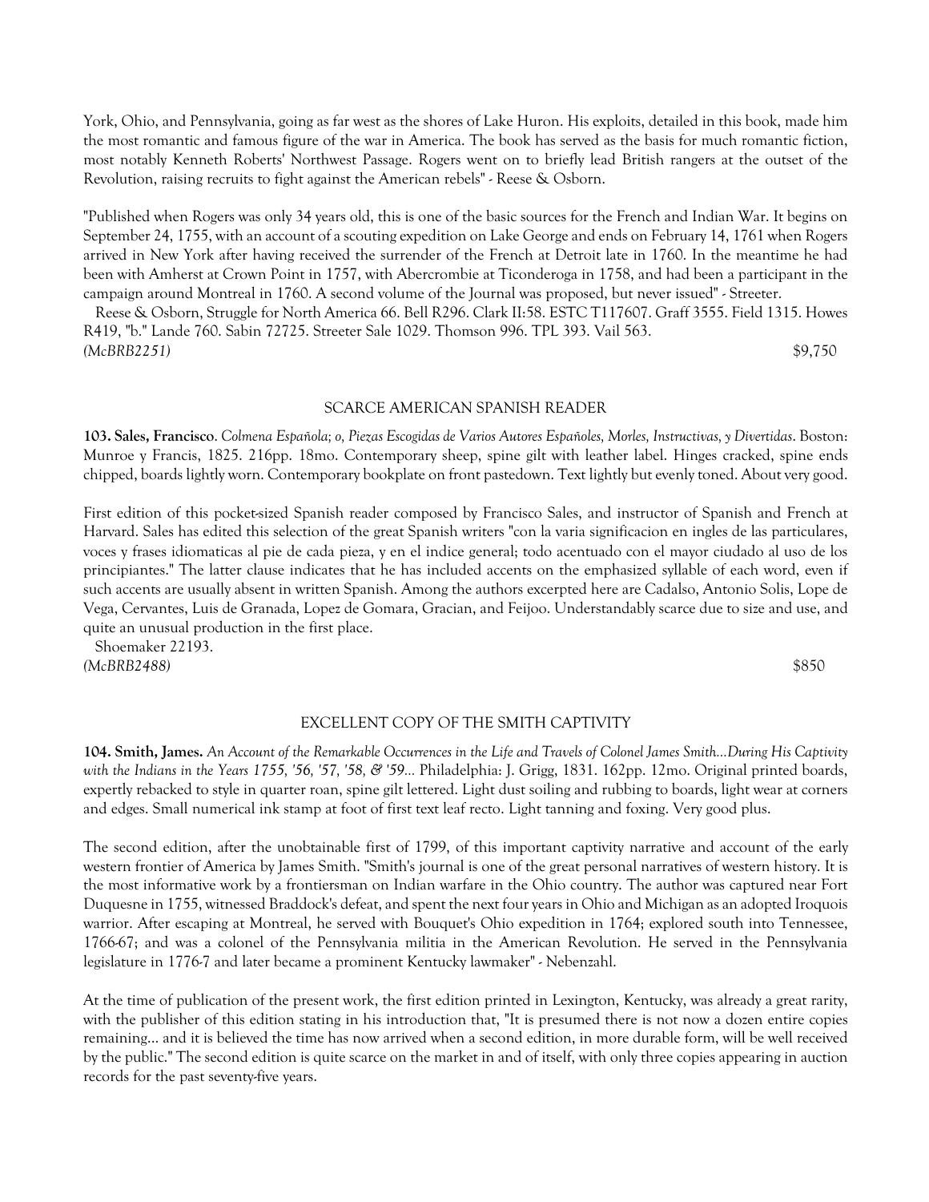York, Ohio, and Pennsylvania, going as far west as the shores of Lake Huron. His exploits, detailed in this book, made him the most romantic and famous figure of the war in America. The book has served as the basis for much romantic fiction, most notably Kenneth Roberts' Northwest Passage. Rogers went on to briefly lead British rangers at the outset of the Revolution, raising recruits to fight against the American rebels" - Reese & Osborn.

"Published when Rogers was only 34 years old, this is one of the basic sources for the French and Indian War. It begins on September 24, 1755, with an account of a scouting expedition on Lake George and ends on February 14, 1761 when Rogers arrived in New York after having received the surrender of the French at Detroit late in 1760. In the meantime he had been with Amherst at Crown Point in 1757, with Abercrombie at Ticonderoga in 1758, and had been a participant in the campaign around Montreal in 1760. A second volume of the Journal was proposed, but never issued" - Streeter.

Reese & Osborn, Struggle for North America 66. Bell R296. Clark II:58. ESTC T117607. Graff 3555. Field 1315. Howes R419, "b." Lande 760. Sabin 72725. Streeter Sale 1029. Thomson 996. TPL 393. Vail 563.

*(McBRB2251)* $9,750

## SCARCE AMERICAN SPANISH READER

**103. Sales, Francisco**. *Colmena Española; o, Piezas Escogidas de Varios Autores Españoles, Morles, Instructivas, y Divertidas*. Boston: Munroe y Francis, 1825. 216pp. 18mo. Contemporary sheep, spine gilt with leather label. Hinges cracked, spine ends chipped, boards lightly worn. Contemporary bookplate on front pastedown. Text lightly but evenly toned. About very good.

First edition of this pocket-sized Spanish reader composed by Francisco Sales, and instructor of Spanish and French at Harvard. Sales has edited this selection of the great Spanish writers "con la varia significacion en ingles de las particulares, voces y frases idiomaticas al pie de cada pieza, y en el indice general; todo acentuado con el mayor ciudado al uso de los principiantes." The latter clause indicates that he has included accents on the emphasized syllable of each word, even if such accents are usually absent in written Spanish. Among the authors excerpted here are Cadalso, Antonio Solis, Lope de Vega, Cervantes, Luis de Granada, Lopez de Gomara, Gracian, and Feijoo. Understandably scarce due to size and use, and quite an unusual production in the first place.

Shoemaker 22193.

*(McBRB2488)* $850

## EXCELLENT COPY OF THE SMITH CAPTIVITY

**104. Smith, James.** *An Account of the Remarkable Occurrences in the Life and Travels of Colonel James Smith...During His Captivity with the Indians in the Years 1755, '56, '57, '58, & '59...* Philadelphia: J. Grigg, 1831. 162pp. 12mo. Original printed boards, expertly rebacked to style in quarter roan, spine gilt lettered. Light dust soiling and rubbing to boards, light wear at corners and edges. Small numerical ink stamp at foot of first text leaf recto. Light tanning and foxing. Very good plus.

The second edition, after the unobtainable first of 1799, of this important captivity narrative and account of the early western frontier of America by James Smith. "Smith's journal is one of the great personal narratives of western history. It is the most informative work by a frontiersman on Indian warfare in the Ohio country. The author was captured near Fort Duquesne in 1755, witnessed Braddock's defeat, and spent the next four years in Ohio and Michigan as an adopted Iroquois warrior. After escaping at Montreal, he served with Bouquet's Ohio expedition in 1764; explored south into Tennessee, 1766-67; and was a colonel of the Pennsylvania militia in the American Revolution. He served in the Pennsylvania legislature in 1776-7 and later became a prominent Kentucky lawmaker" - Nebenzahl.

At the time of publication of the present work, the first edition printed in Lexington, Kentucky, was already a great rarity, with the publisher of this edition stating in his introduction that, "It is presumed there is not now a dozen entire copies remaining... and it is believed the time has now arrived when a second edition, in more durable form, will be well received by the public." The second edition is quite scarce on the market in and of itself, with only three copies appearing in auction records for the past seventy-five years.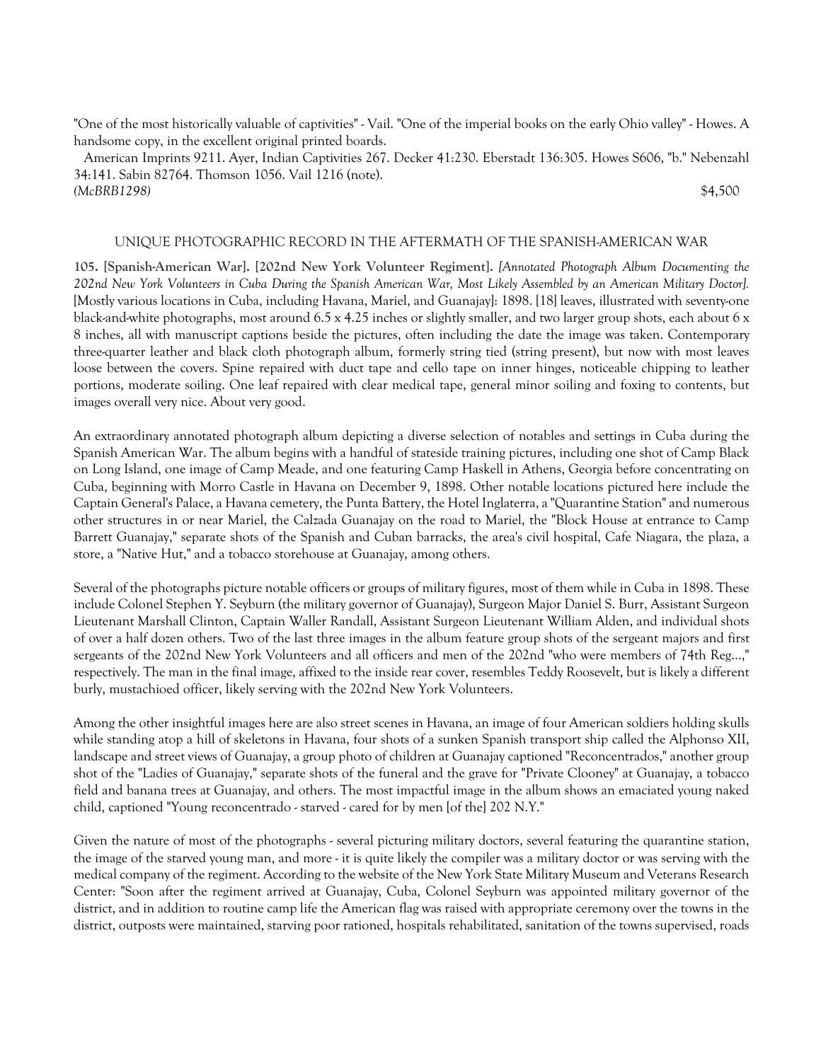"One of the most historically valuable of captivities" - Vail. "One of the imperial books on the early Ohio valley" - Howes. A handsome copy, in the excellent original printed boards.

American Imprints 9211. Ayer, Indian Captivities 267. Decker 41:230. Eberstadt 136:305. Howes S606, "b." Nebenzahl 34:141. Sabin 82764. Thomson 1056. Vail 1216 (note).

*(McBRB1298)* $4,500

### UNIQUE PHOTOGRAPHIC RECORD IN THE AFTERMATH OF THE SPANISH-AMERICAN WAR

**105. [Spanish-American War]. [202nd New York Volunteer Regiment].** *[Annotated Photograph Album Documenting the 202nd New York Volunteers in Cuba During the Spanish American War, Most Likely Assembled by an American Military Doctor].* [Mostly various locations in Cuba, including Havana, Mariel, and Guanajay]: 1898. [18] leaves, illustrated with seventy-one black-and-white photographs, most around 6.5 x 4.25 inches or slightly smaller, and two larger group shots, each about 6 x 8 inches, all with manuscript captions beside the pictures, often including the date the image was taken. Contemporary three-quarter leather and black cloth photograph album, formerly string tied (string present), but now with most leaves loose between the covers. Spine repaired with duct tape and cello tape on inner hinges, noticeable chipping to leather portions, moderate soiling. One leaf repaired with clear medical tape, general minor soiling and foxing to contents, but images overall very nice. About very good.

An extraordinary annotated photograph album depicting a diverse selection of notables and settings in Cuba during the Spanish American War. The album begins with a handful of stateside training pictures, including one shot of Camp Black on Long Island, one image of Camp Meade, and one featuring Camp Haskell in Athens, Georgia before concentrating on Cuba, beginning with Morro Castle in Havana on December 9, 1898. Other notable locations pictured here include the Captain General's Palace, a Havana cemetery, the Punta Battery, the Hotel Inglaterra, a "Quarantine Station" and numerous other structures in or near Mariel, the Calzada Guanajay on the road to Mariel, the "Block House at entrance to Camp Barrett Guanajay," separate shots of the Spanish and Cuban barracks, the area's civil hospital, Cafe Niagara, the plaza, a store, a "Native Hut," and a tobacco storehouse at Guanajay, among others.

Several of the photographs picture notable officers or groups of military figures, most of them while in Cuba in 1898. These include Colonel Stephen Y. Seyburn (the military governor of Guanajay), Surgeon Major Daniel S. Burr, Assistant Surgeon Lieutenant Marshall Clinton, Captain Waller Randall, Assistant Surgeon Lieutenant William Alden, and individual shots of over a half dozen others. Two of the last three images in the album feature group shots of the sergeant majors and first sergeants of the 202nd New York Volunteers and all officers and men of the 202nd "who were members of 74th Reg...," respectively. The man in the final image, affixed to the inside rear cover, resembles Teddy Roosevelt, but is likely a different burly, mustachioed officer, likely serving with the 202nd New York Volunteers.

Among the other insightful images here are also street scenes in Havana, an image of four American soldiers holding skulls while standing atop a hill of skeletons in Havana, four shots of a sunken Spanish transport ship called the Alphonso XII, landscape and street views of Guanajay, a group photo of children at Guanajay captioned "Reconcentrados," another group shot of the "Ladies of Guanajay," separate shots of the funeral and the grave for "Private Clooney" at Guanajay, a tobacco field and banana trees at Guanajay, and others. The most impactful image in the album shows an emaciated young naked child, captioned "Young reconcentrado - starved - cared for by men [of the] 202 N.Y."

Given the nature of most of the photographs - several picturing military doctors, several featuring the quarantine station, the image of the starved young man, and more - it is quite likely the compiler was a military doctor or was serving with the medical company of the regiment. According to the website of the New York State Military Museum and Veterans Research Center: "Soon after the regiment arrived at Guanajay, Cuba, Colonel Seyburn was appointed military governor of the district, and in addition to routine camp life the American flag was raised with appropriate ceremony over the towns in the district, outposts were maintained, starving poor rationed, hospitals rehabilitated, sanitation of the towns supervised, roads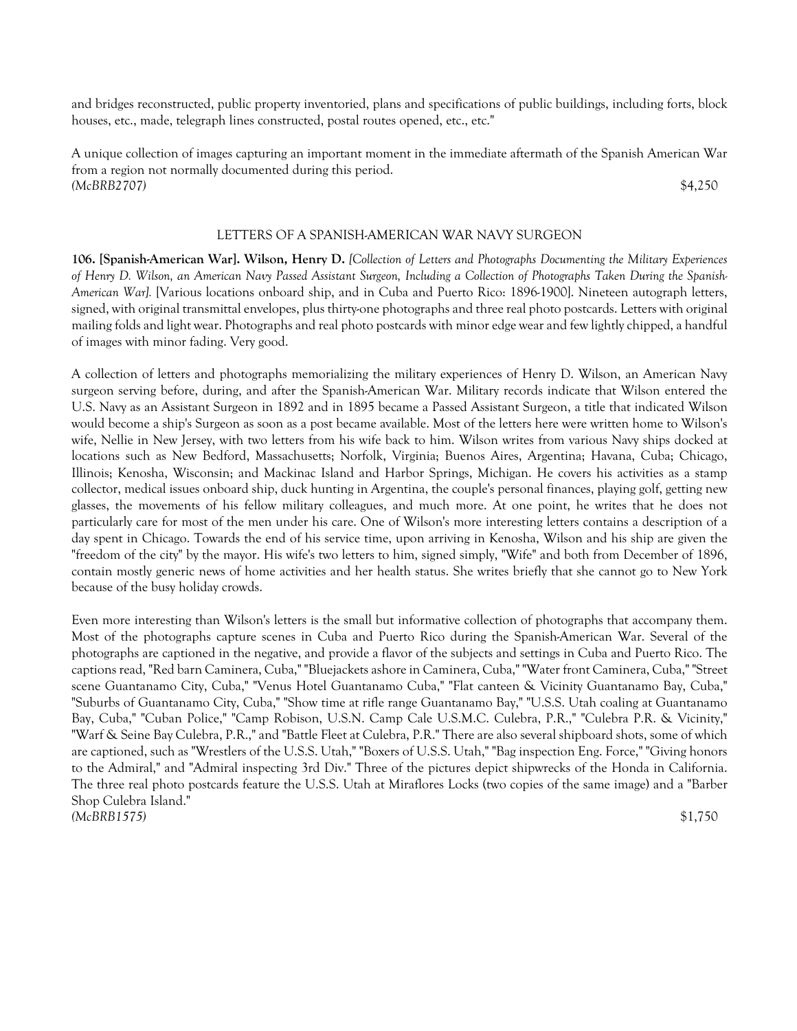and bridges reconstructed, public property inventoried, plans and specifications of public buildings, including forts, block houses, etc., made, telegraph lines constructed, postal routes opened, etc., etc."

A unique collection of images capturing an important moment in the immediate aftermath of the Spanish American War from a region not normally documented during this period.
*(McBRB2707)* $4,250

## LETTERS OF A SPANISH-AMERICAN WAR NAVY SURGEON

**106. [Spanish-American War]. Wilson, Henry D.** *[Collection of Letters and Photographs Documenting the Military Experiences of Henry D. Wilson, an American Navy Passed Assistant Surgeon, Including a Collection of Photographs Taken During the Spanish-American War].* [Various locations onboard ship, and in Cuba and Puerto Rico: 1896-1900]. Nineteen autograph letters, signed, with original transmittal envelopes, plus thirty-one photographs and three real photo postcards. Letters with original mailing folds and light wear. Photographs and real photo postcards with minor edge wear and few lightly chipped, a handful of images with minor fading. Very good.

A collection of letters and photographs memorializing the military experiences of Henry D. Wilson, an American Navy surgeon serving before, during, and after the Spanish-American War. Military records indicate that Wilson entered the U.S. Navy as an Assistant Surgeon in 1892 and in 1895 became a Passed Assistant Surgeon, a title that indicated Wilson would become a ship's Surgeon as soon as a post became available. Most of the letters here were written home to Wilson's wife, Nellie in New Jersey, with two letters from his wife back to him. Wilson writes from various Navy ships docked at locations such as New Bedford, Massachusetts; Norfolk, Virginia; Buenos Aires, Argentina; Havana, Cuba; Chicago, Illinois; Kenosha, Wisconsin; and Mackinac Island and Harbor Springs, Michigan. He covers his activities as a stamp collector, medical issues onboard ship, duck hunting in Argentina, the couple's personal finances, playing golf, getting new glasses, the movements of his fellow military colleagues, and much more. At one point, he writes that he does not particularly care for most of the men under his care. One of Wilson's more interesting letters contains a description of a day spent in Chicago. Towards the end of his service time, upon arriving in Kenosha, Wilson and his ship are given the "freedom of the city" by the mayor. His wife's two letters to him, signed simply, "Wife" and both from December of 1896, contain mostly generic news of home activities and her health status. She writes briefly that she cannot go to New York because of the busy holiday crowds.

Even more interesting than Wilson's letters is the small but informative collection of photographs that accompany them. Most of the photographs capture scenes in Cuba and Puerto Rico during the Spanish-American War. Several of the photographs are captioned in the negative, and provide a flavor of the subjects and settings in Cuba and Puerto Rico. The captions read, "Red barn Caminera, Cuba," "Bluejackets ashore in Caminera, Cuba," "Water front Caminera, Cuba," "Street scene Guantanamo City, Cuba," "Venus Hotel Guantanamo Cuba," "Flat canteen & Vicinity Guantanamo Bay, Cuba," "Suburbs of Guantanamo City, Cuba," "Show time at rifle range Guantanamo Bay," "U.S.S. Utah coaling at Guantanamo Bay, Cuba," "Cuban Police," "Camp Robison, U.S.N. Camp Cale U.S.M.C. Culebra, P.R.," "Culebra P.R. & Vicinity," "Warf & Seine Bay Culebra, P.R.," and "Battle Fleet at Culebra, P.R." There are also several shipboard shots, some of which are captioned, such as "Wrestlers of the U.S.S. Utah," "Boxers of U.S.S. Utah," "Bag inspection Eng. Force," "Giving honors to the Admiral," and "Admiral inspecting 3rd Div." Three of the pictures depict shipwrecks of the Honda in California. The three real photo postcards feature the U.S.S. Utah at Miraflores Locks (two copies of the same image) and a "Barber Shop Culebra Island."
*(McBRB1575)* $1,750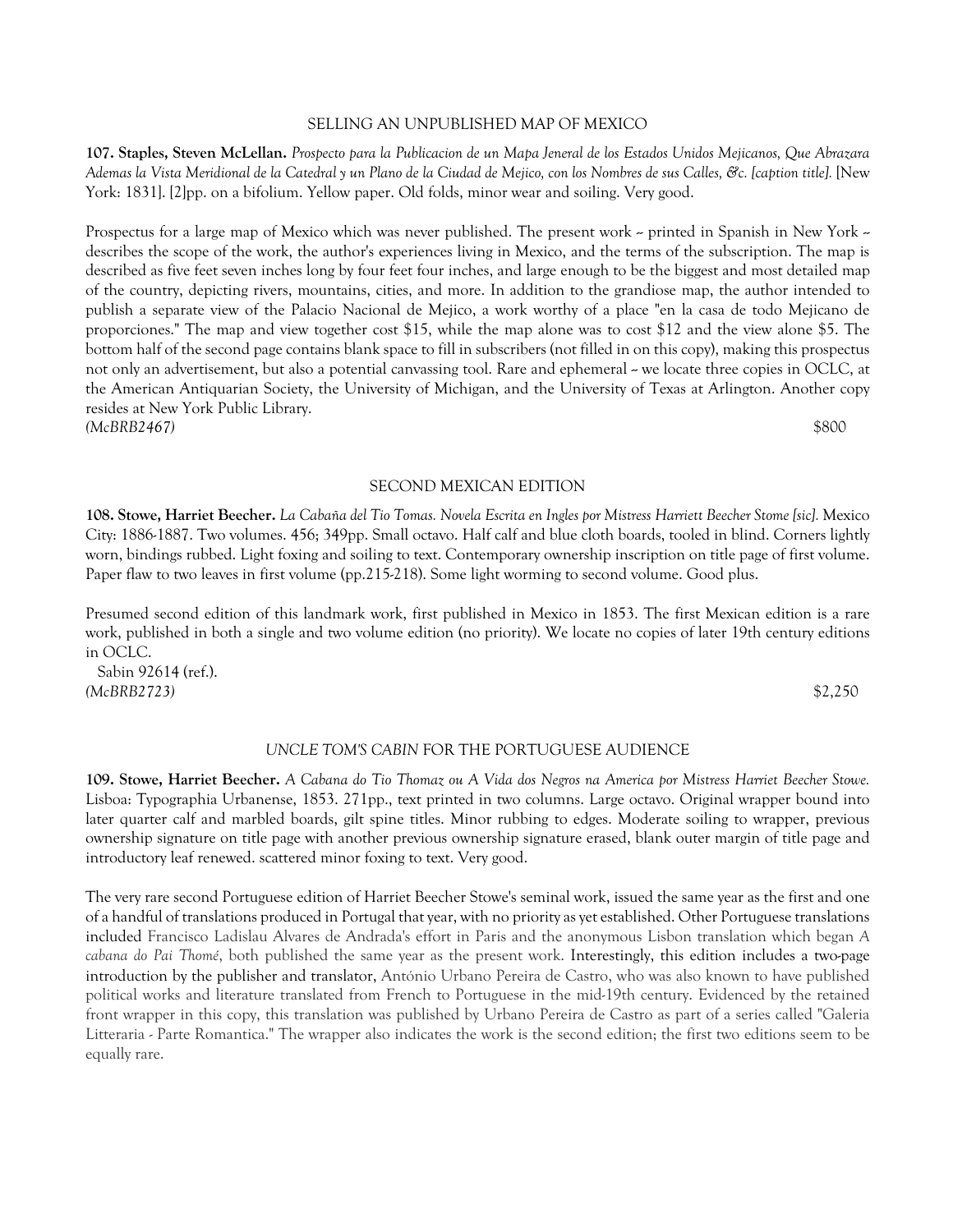### SELLING AN UNPUBLISHED MAP OF MEXICO

**107. Staples, Steven McLellan.** *Prospecto para la Publicacion de un Mapa Jeneral de los Estados Unidos Mejicanos, Que Abrazara Ademas la Vista Meridional de la Catedral y un Plano de la Ciudad de Mejico, con los Nombres de sus Calles, &c. [caption title].* [New York: 1831]. [2]pp. on a bifolium. Yellow paper. Old folds, minor wear and soiling. Very good.

Prospectus for a large map of Mexico which was never published. The present work -- printed in Spanish in New York -- describes the scope of the work, the author's experiences living in Mexico, and the terms of the subscription. The map is described as five feet seven inches long by four feet four inches, and large enough to be the biggest and most detailed map of the country, depicting rivers, mountains, cities, and more. In addition to the grandiose map, the author intended to publish a separate view of the Palacio Nacional de Mejico, a work worthy of a place "en la casa de todo Mejicano de proporciones." The map and view together cost $15, while the map alone was to cost $12 and the view alone $5. The bottom half of the second page contains blank space to fill in subscribers (not filled in on this copy), making this prospectus not only an advertisement, but also a potential canvassing tool. Rare and ephemeral -- we locate three copies in OCLC, at the American Antiquarian Society, the University of Michigan, and the University of Texas at Arlington. Another copy resides at New York Public Library.

*(McBRB2467)* $800

### SECOND MEXICAN EDITION

**108. Stowe, Harriet Beecher.** *La Cabaña del Tio Tomas. Novela Escrita en Ingles por Mistress Harriett Beecher Stome [sic].* Mexico City: 1886-1887. Two volumes. 456; 349pp. Small octavo. Half calf and blue cloth boards, tooled in blind. Corners lightly worn, bindings rubbed. Light foxing and soiling to text. Contemporary ownership inscription on title page of first volume. Paper flaw to two leaves in first volume (pp.215-218). Some light worming to second volume. Good plus.

Presumed second edition of this landmark work, first published in Mexico in 1853. The first Mexican edition is a rare work, published in both a single and two volume edition (no priority). We locate no copies of later 19th century editions in OCLC.

Sabin 92614 (ref.).

*(McBRB2723)* $2,250

### *UNCLE TOM'S CABIN* FOR THE PORTUGUESE AUDIENCE

**109. Stowe, Harriet Beecher.** *A Cabana do Tio Thomaz ou A Vida dos Negros na America por Mistress Harriet Beecher Stowe.* Lisboa: Typographia Urbanense, 1853. 271pp., text printed in two columns. Large octavo. Original wrapper bound into later quarter calf and marbled boards, gilt spine titles. Minor rubbing to edges. Moderate soiling to wrapper, previous ownership signature on title page with another previous ownership signature erased, blank outer margin of title page and introductory leaf renewed. scattered minor foxing to text. Very good.

The very rare second Portuguese edition of Harriet Beecher Stowe's seminal work, issued the same year as the first and one of a handful of translations produced in Portugal that year, with no priority as yet established. Other Portuguese translations included Francisco Ladislau Alvares de Andrada's effort in Paris and the anonymous Lisbon translation which began *A cabana do Pai Thomé*, both published the same year as the present work. Interestingly, this edition includes a two-page introduction by the publisher and translator, António Urbano Pereira de Castro, who was also known to have published political works and literature translated from French to Portuguese in the mid-19th century. Evidenced by the retained front wrapper in this copy, this translation was published by Urbano Pereira de Castro as part of a series called "Galeria Litteraria - Parte Romantica." The wrapper also indicates the work is the second edition; the first two editions seem to be equally rare.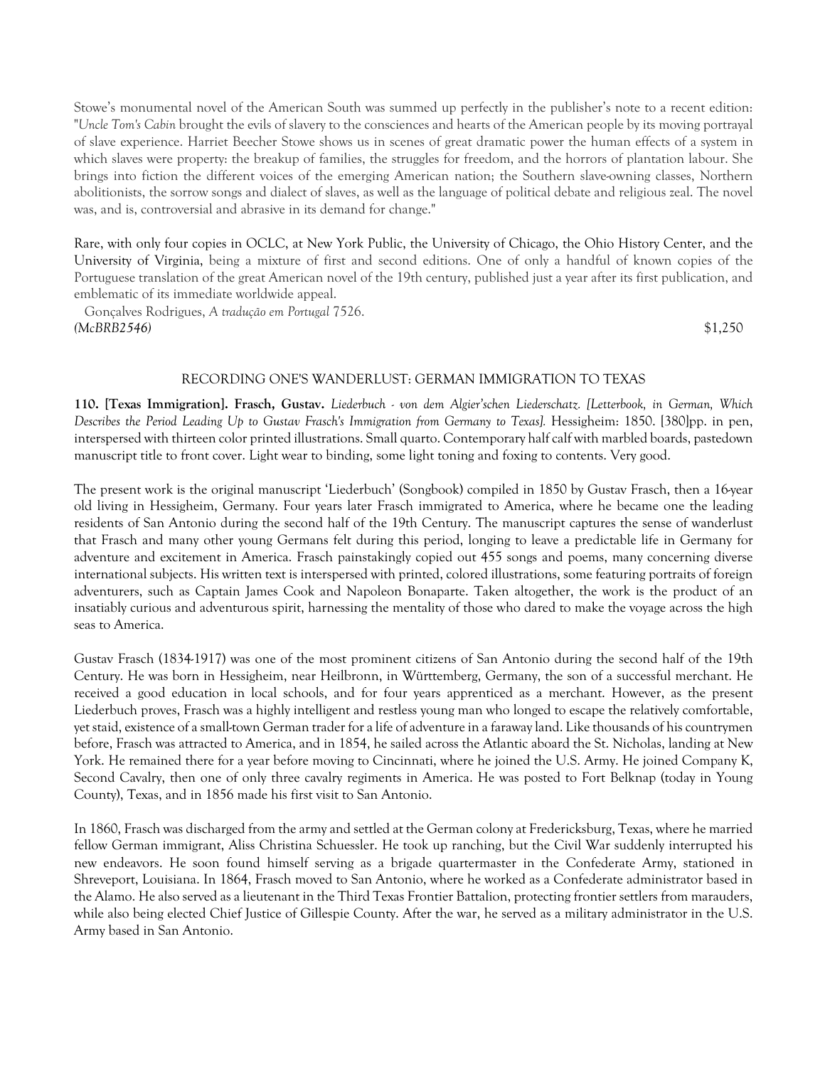Stowe's monumental novel of the American South was summed up perfectly in the publisher's note to a recent edition: "*Uncle Tom's Cabin* brought the evils of slavery to the consciences and hearts of the American people by its moving portrayal of slave experience. Harriet Beecher Stowe shows us in scenes of great dramatic power the human effects of a system in which slaves were property: the breakup of families, the struggles for freedom, and the horrors of plantation labour. She brings into fiction the different voices of the emerging American nation; the Southern slave-owning classes, Northern abolitionists, the sorrow songs and dialect of slaves, as well as the language of political debate and religious zeal. The novel was, and is, controversial and abrasive in its demand for change."

Rare, with only four copies in OCLC, at New York Public, the University of Chicago, the Ohio History Center, and the University of Virginia, being a mixture of first and second editions. One of only a handful of known copies of the Portuguese translation of the great American novel of the 19th century, published just a year after its first publication, and emblematic of its immediate worldwide appeal.

Gonçalves Rodrigues, *A tradução em Portugal* 7526.

*(McBRB2546)* $1,250

## RECORDING ONE'S WANDERLUST: GERMAN IMMIGRATION TO TEXAS

**110. [Texas Immigration]. Frasch, Gustav.** *Liederbuch - von dem Algier'schen Liederschatz. [Letterbook, in German, Which Describes the Period Leading Up to Gustav Frasch's Immigration from Germany to Texas].* Hessigheim: 1850. [380]pp. in pen, interspersed with thirteen color printed illustrations. Small quarto. Contemporary half calf with marbled boards, pastedown manuscript title to front cover. Light wear to binding, some light toning and foxing to contents. Very good.

The present work is the original manuscript 'Liederbuch' (Songbook) compiled in 1850 by Gustav Frasch, then a 16-year old living in Hessigheim, Germany. Four years later Frasch immigrated to America, where he became one the leading residents of San Antonio during the second half of the 19th Century. The manuscript captures the sense of wanderlust that Frasch and many other young Germans felt during this period, longing to leave a predictable life in Germany for adventure and excitement in America. Frasch painstakingly copied out 455 songs and poems, many concerning diverse international subjects. His written text is interspersed with printed, colored illustrations, some featuring portraits of foreign adventurers, such as Captain James Cook and Napoleon Bonaparte. Taken altogether, the work is the product of an insatiably curious and adventurous spirit, harnessing the mentality of those who dared to make the voyage across the high seas to America.

Gustav Frasch (1834-1917) was one of the most prominent citizens of San Antonio during the second half of the 19th Century. He was born in Hessigheim, near Heilbronn, in Württemberg, Germany, the son of a successful merchant. He received a good education in local schools, and for four years apprenticed as a merchant. However, as the present Liederbuch proves, Frasch was a highly intelligent and restless young man who longed to escape the relatively comfortable, yet staid, existence of a small-town German trader for a life of adventure in a faraway land. Like thousands of his countrymen before, Frasch was attracted to America, and in 1854, he sailed across the Atlantic aboard the St. Nicholas, landing at New York. He remained there for a year before moving to Cincinnati, where he joined the U.S. Army. He joined Company K, Second Cavalry, then one of only three cavalry regiments in America. He was posted to Fort Belknap (today in Young County), Texas, and in 1856 made his first visit to San Antonio.

In 1860, Frasch was discharged from the army and settled at the German colony at Fredericksburg, Texas, where he married fellow German immigrant, Aliss Christina Schuessler. He took up ranching, but the Civil War suddenly interrupted his new endeavors. He soon found himself serving as a brigade quartermaster in the Confederate Army, stationed in Shreveport, Louisiana. In 1864, Frasch moved to San Antonio, where he worked as a Confederate administrator based in the Alamo. He also served as a lieutenant in the Third Texas Frontier Battalion, protecting frontier settlers from marauders, while also being elected Chief Justice of Gillespie County. After the war, he served as a military administrator in the U.S. Army based in San Antonio.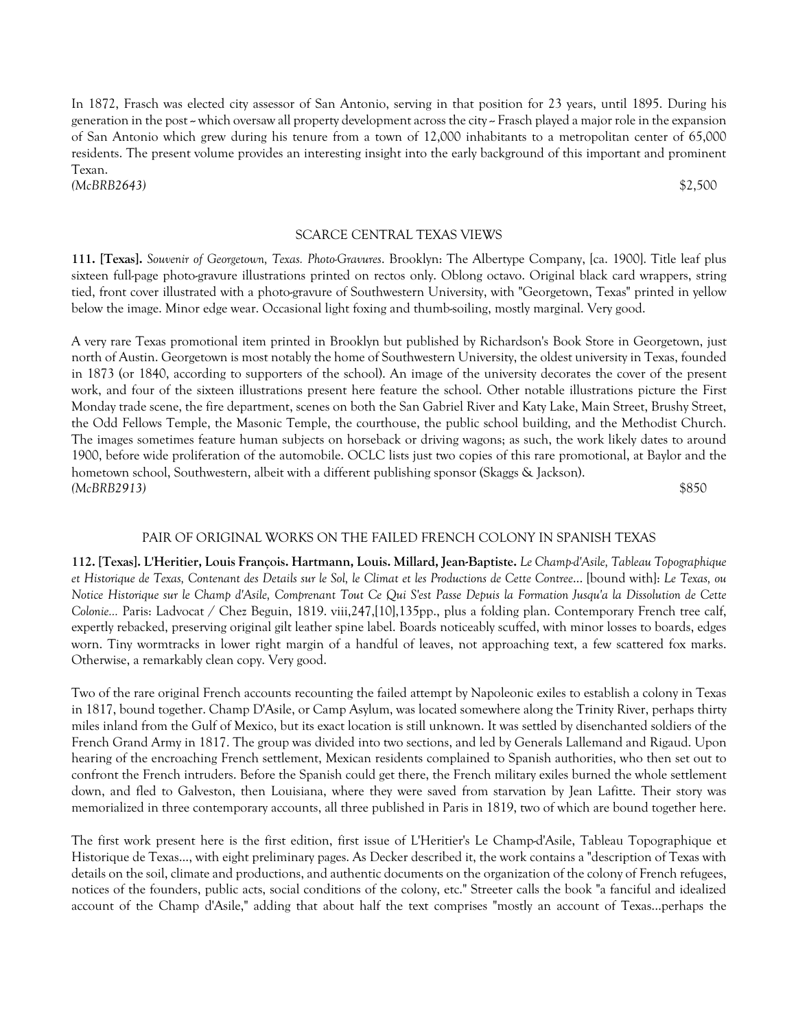In 1872, Frasch was elected city assessor of San Antonio, serving in that position for 23 years, until 1895. During his generation in the post -- which oversaw all property development across the city -- Frasch played a major role in the expansion of San Antonio which grew during his tenure from a town of 12,000 inhabitants to a metropolitan center of 65,000 residents. The present volume provides an interesting insight into the early background of this important and prominent Texan.

*(McBRB2643)* $2,500

SCARCE CENTRAL TEXAS VIEWS

**111. [Texas].** *Souvenir of Georgetown, Texas. Photo-Gravures*. Brooklyn: The Albertype Company, [ca. 1900]. Title leaf plus sixteen full-page photo-gravure illustrations printed on rectos only. Oblong octavo. Original black card wrappers, string tied, front cover illustrated with a photo-gravure of Southwestern University, with "Georgetown, Texas" printed in yellow below the image. Minor edge wear. Occasional light foxing and thumb-soiling, mostly marginal. Very good.

A very rare Texas promotional item printed in Brooklyn but published by Richardson's Book Store in Georgetown, just north of Austin. Georgetown is most notably the home of Southwestern University, the oldest university in Texas, founded in 1873 (or 1840, according to supporters of the school). An image of the university decorates the cover of the present work, and four of the sixteen illustrations present here feature the school. Other notable illustrations picture the First Monday trade scene, the fire department, scenes on both the San Gabriel River and Katy Lake, Main Street, Brushy Street, the Odd Fellows Temple, the Masonic Temple, the courthouse, the public school building, and the Methodist Church. The images sometimes feature human subjects on horseback or driving wagons; as such, the work likely dates to around 1900, before wide proliferation of the automobile. OCLC lists just two copies of this rare promotional, at Baylor and the hometown school, Southwestern, albeit with a different publishing sponsor (Skaggs & Jackson).

*(McBRB2913)* $850

PAIR OF ORIGINAL WORKS ON THE FAILED FRENCH COLONY IN SPANISH TEXAS

**112. [Texas]. L'Heritier, Louis François. Hartmann, Louis. Millard, Jean-Baptiste.** *Le Champ-d'Asile, Tableau Topographique et Historique de Texas, Contenant des Details sur le Sol, le Climat et les Productions de Cette Contree...* [bound with]: *Le Texas, ou Notice Historique sur le Champ d'Asile, Comprenant Tout Ce Qui S'est Passe Depuis la Formation Jusqu'a la Dissolution de Cette Colonie...* Paris: Ladvocat / Chez Beguin, 1819. viii,247,[10],135pp., plus a folding plan. Contemporary French tree calf, expertly rebacked, preserving original gilt leather spine label. Boards noticeably scuffed, with minor losses to boards, edges worn. Tiny wormtracks in lower right margin of a handful of leaves, not approaching text, a few scattered fox marks. Otherwise, a remarkably clean copy. Very good.

Two of the rare original French accounts recounting the failed attempt by Napoleonic exiles to establish a colony in Texas in 1817, bound together. Champ D'Asile, or Camp Asylum, was located somewhere along the Trinity River, perhaps thirty miles inland from the Gulf of Mexico, but its exact location is still unknown. It was settled by disenchanted soldiers of the French Grand Army in 1817. The group was divided into two sections, and led by Generals Lallemand and Rigaud. Upon hearing of the encroaching French settlement, Mexican residents complained to Spanish authorities, who then set out to confront the French intruders. Before the Spanish could get there, the French military exiles burned the whole settlement down, and fled to Galveston, then Louisiana, where they were saved from starvation by Jean Lafitte. Their story was memorialized in three contemporary accounts, all three published in Paris in 1819, two of which are bound together here.

The first work present here is the first edition, first issue of L'Heritier's Le Champ-d'Asile, Tableau Topographique et Historique de Texas..., with eight preliminary pages. As Decker described it, the work contains a "description of Texas with details on the soil, climate and productions, and authentic documents on the organization of the colony of French refugees, notices of the founders, public acts, social conditions of the colony, etc." Streeter calls the book "a fanciful and idealized account of the Champ d'Asile," adding that about half the text comprises "mostly an account of Texas...perhaps the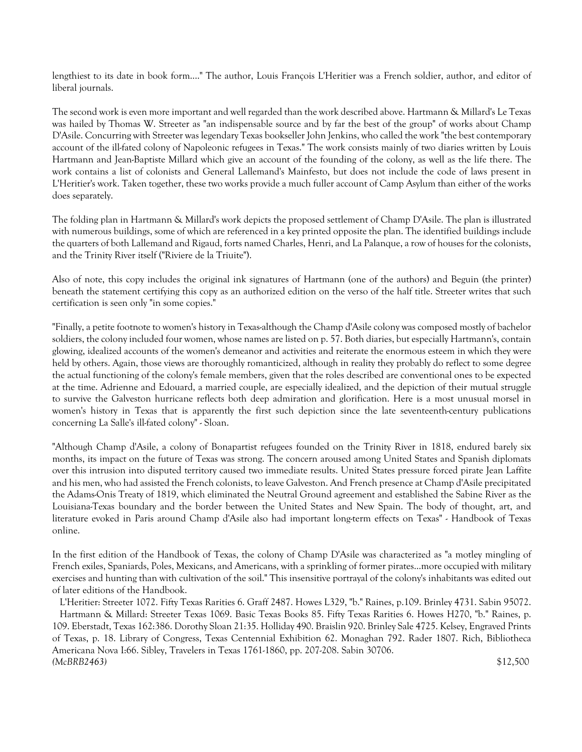lengthiest to its date in book form...." The author, Louis François L'Heritier was a French soldier, author, and editor of liberal journals.

The second work is even more important and well regarded than the work described above. Hartmann & Millard's Le Texas was hailed by Thomas W. Streeter as "an indispensable source and by far the best of the group" of works about Champ D'Asile. Concurring with Streeter was legendary Texas bookseller John Jenkins, who called the work "the best contemporary account of the ill-fated colony of Napoleonic refugees in Texas." The work consists mainly of two diaries written by Louis Hartmann and Jean-Baptiste Millard which give an account of the founding of the colony, as well as the life there. The work contains a list of colonists and General Lallemand's Mainfesto, but does not include the code of laws present in L'Heritier's work. Taken together, these two works provide a much fuller account of Camp Asylum than either of the works does separately.

The folding plan in Hartmann & Millard's work depicts the proposed settlement of Champ D'Asile. The plan is illustrated with numerous buildings, some of which are referenced in a key printed opposite the plan. The identified buildings include the quarters of both Lallemand and Rigaud, forts named Charles, Henri, and La Palanque, a row of houses for the colonists, and the Trinity River itself ("Riviere de la Triuite").

Also of note, this copy includes the original ink signatures of Hartmann (one of the authors) and Beguin (the printer) beneath the statement certifying this copy as an authorized edition on the verso of the half title. Streeter writes that such certification is seen only "in some copies."

"Finally, a petite footnote to women's history in Texas-although the Champ d'Asile colony was composed mostly of bachelor soldiers, the colony included four women, whose names are listed on p. 57. Both diaries, but especially Hartmann's, contain glowing, idealized accounts of the women's demeanor and activities and reiterate the enormous esteem in which they were held by others. Again, those views are thoroughly romanticized, although in reality they probably do reflect to some degree the actual functioning of the colony's female members, given that the roles described are conventional ones to be expected at the time. Adrienne and Edouard, a married couple, are especially idealized, and the depiction of their mutual struggle to survive the Galveston hurricane reflects both deep admiration and glorification. Here is a most unusual morsel in women's history in Texas that is apparently the first such depiction since the late seventeenth-century publications concerning La Salle's ill-fated colony" - Sloan.

"Although Champ d'Asile, a colony of Bonapartist refugees founded on the Trinity River in 1818, endured barely six months, its impact on the future of Texas was strong. The concern aroused among United States and Spanish diplomats over this intrusion into disputed territory caused two immediate results. United States pressure forced pirate Jean Laffite and his men, who had assisted the French colonists, to leave Galveston. And French presence at Champ d'Asile precipitated the Adams-Onis Treaty of 1819, which eliminated the Neutral Ground agreement and established the Sabine River as the Louisiana-Texas boundary and the border between the United States and New Spain. The body of thought, art, and literature evoked in Paris around Champ d'Asile also had important long-term effects on Texas" - Handbook of Texas online.

In the first edition of the Handbook of Texas, the colony of Champ D'Asile was characterized as "a motley mingling of French exiles, Spaniards, Poles, Mexicans, and Americans, with a sprinkling of former pirates...more occupied with military exercises and hunting than with cultivation of the soil." This insensitive portrayal of the colony's inhabitants was edited out of later editions of the Handbook.

L'Heritier: Streeter 1072. Fifty Texas Rarities 6. Graff 2487. Howes L329, "b." Raines, p.109. Brinley 4731. Sabin 95072.

Hartmann & Millard: Streeter Texas 1069. Basic Texas Books 85. Fifty Texas Rarities 6. Howes H270, "b." Raines, p. 109. Eberstadt, Texas 162:386. Dorothy Sloan 21:35. Holliday 490. Braislin 920. Brinley Sale 4725. Kelsey, Engraved Prints of Texas, p. 18. Library of Congress, Texas Centennial Exhibition 62. Monaghan 792. Rader 1807. Rich, Bibliotheca Americana Nova I:66. Sibley, Travelers in Texas 1761-1860, pp. 207-208. Sabin 30706.

*(McBRB2463)* $12,500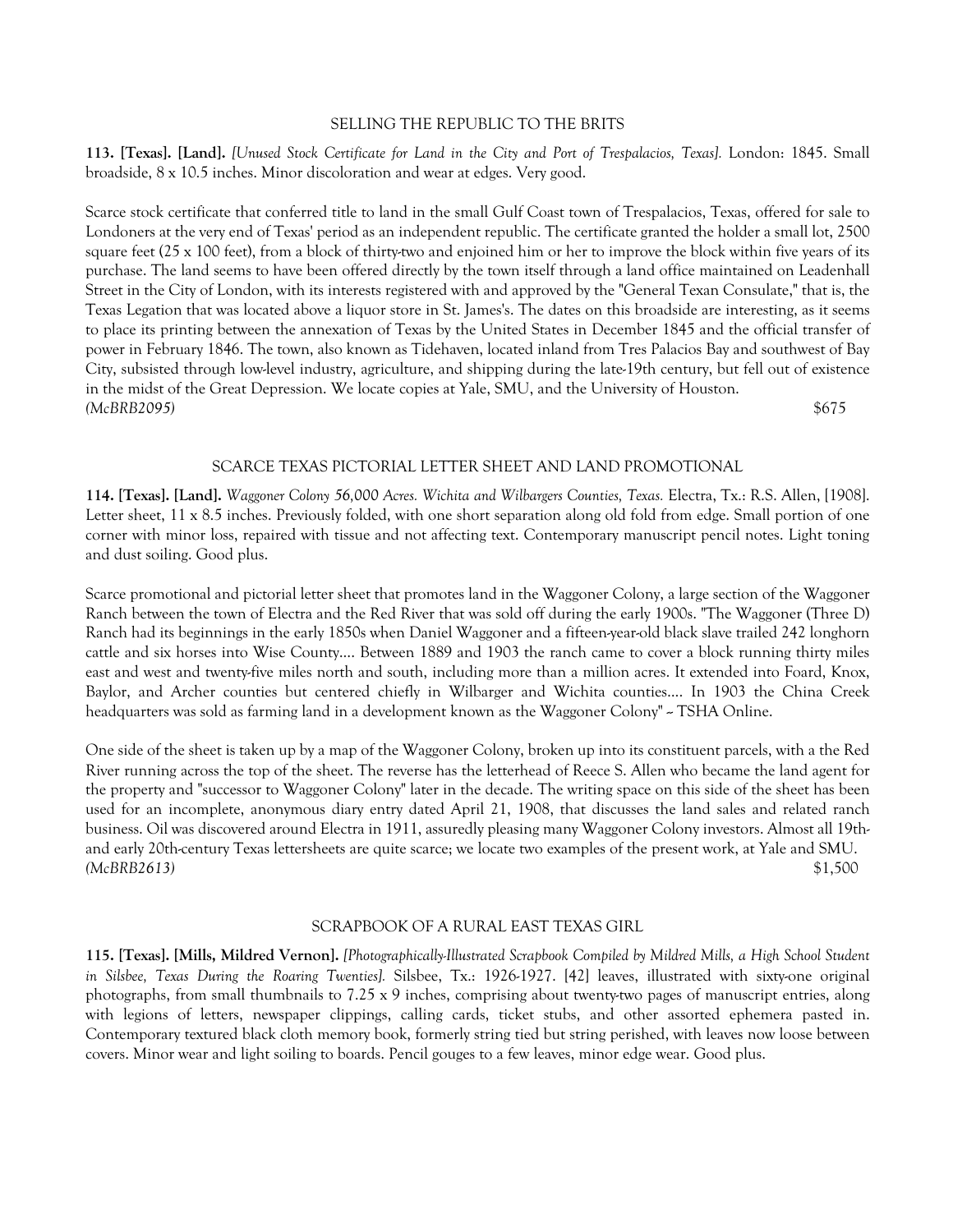### SELLING THE REPUBLIC TO THE BRITS

**113. [Texas]. [Land].** *[Unused Stock Certificate for Land in the City and Port of Trespalacios, Texas].* London: 1845. Small broadside, 8 x 10.5 inches. Minor discoloration and wear at edges. Very good.

Scarce stock certificate that conferred title to land in the small Gulf Coast town of Trespalacios, Texas, offered for sale to Londoners at the very end of Texas' period as an independent republic. The certificate granted the holder a small lot, 2500 square feet (25 x 100 feet), from a block of thirty-two and enjoined him or her to improve the block within five years of its purchase. The land seems to have been offered directly by the town itself through a land office maintained on Leadenhall Street in the City of London, with its interests registered with and approved by the "General Texan Consulate," that is, the Texas Legation that was located above a liquor store in St. James's. The dates on this broadside are interesting, as it seems to place its printing between the annexation of Texas by the United States in December 1845 and the official transfer of power in February 1846. The town, also known as Tidehaven, located inland from Tres Palacios Bay and southwest of Bay City, subsisted through low-level industry, agriculture, and shipping during the late-19th century, but fell out of existence in the midst of the Great Depression. We locate copies at Yale, SMU, and the University of Houston.
*(McBRB2095)* $675

### SCARCE TEXAS PICTORIAL LETTER SHEET AND LAND PROMOTIONAL

**114. [Texas]. [Land].** *Waggoner Colony 56,000 Acres. Wichita and Wilbargers Counties, Texas.* Electra, Tx.: R.S. Allen, [1908]. Letter sheet, 11 x 8.5 inches. Previously folded, with one short separation along old fold from edge. Small portion of one corner with minor loss, repaired with tissue and not affecting text. Contemporary manuscript pencil notes. Light toning and dust soiling. Good plus.

Scarce promotional and pictorial letter sheet that promotes land in the Waggoner Colony, a large section of the Waggoner Ranch between the town of Electra and the Red River that was sold off during the early 1900s. "The Waggoner (Three D) Ranch had its beginnings in the early 1850s when Daniel Waggoner and a fifteen-year-old black slave trailed 242 longhorn cattle and six horses into Wise County.... Between 1889 and 1903 the ranch came to cover a block running thirty miles east and west and twenty-five miles north and south, including more than a million acres. It extended into Foard, Knox, Baylor, and Archer counties but centered chiefly in Wilbarger and Wichita counties.... In 1903 the China Creek headquarters was sold as farming land in a development known as the Waggoner Colony" -- TSHA Online.

One side of the sheet is taken up by a map of the Waggoner Colony, broken up into its constituent parcels, with a the Red River running across the top of the sheet. The reverse has the letterhead of Reece S. Allen who became the land agent for the property and "successor to Waggoner Colony" later in the decade. The writing space on this side of the sheet has been used for an incomplete, anonymous diary entry dated April 21, 1908, that discusses the land sales and related ranch business. Oil was discovered around Electra in 1911, assuredly pleasing many Waggoner Colony investors. Almost all 19th- and early 20th-century Texas lettersheets are quite scarce; we locate two examples of the present work, at Yale and SMU.
*(McBRB2613)* $1,500

### SCRAPBOOK OF A RURAL EAST TEXAS GIRL

**115. [Texas]. [Mills, Mildred Vernon].** *[Photographically-Illustrated Scrapbook Compiled by Mildred Mills, a High School Student in Silsbee, Texas During the Roaring Twenties].* Silsbee, Tx.: 1926-1927. [42] leaves, illustrated with sixty-one original photographs, from small thumbnails to 7.25 x 9 inches, comprising about twenty-two pages of manuscript entries, along with legions of letters, newspaper clippings, calling cards, ticket stubs, and other assorted ephemera pasted in. Contemporary textured black cloth memory book, formerly string tied but string perished, with leaves now loose between covers. Minor wear and light soiling to boards. Pencil gouges to a few leaves, minor edge wear. Good plus.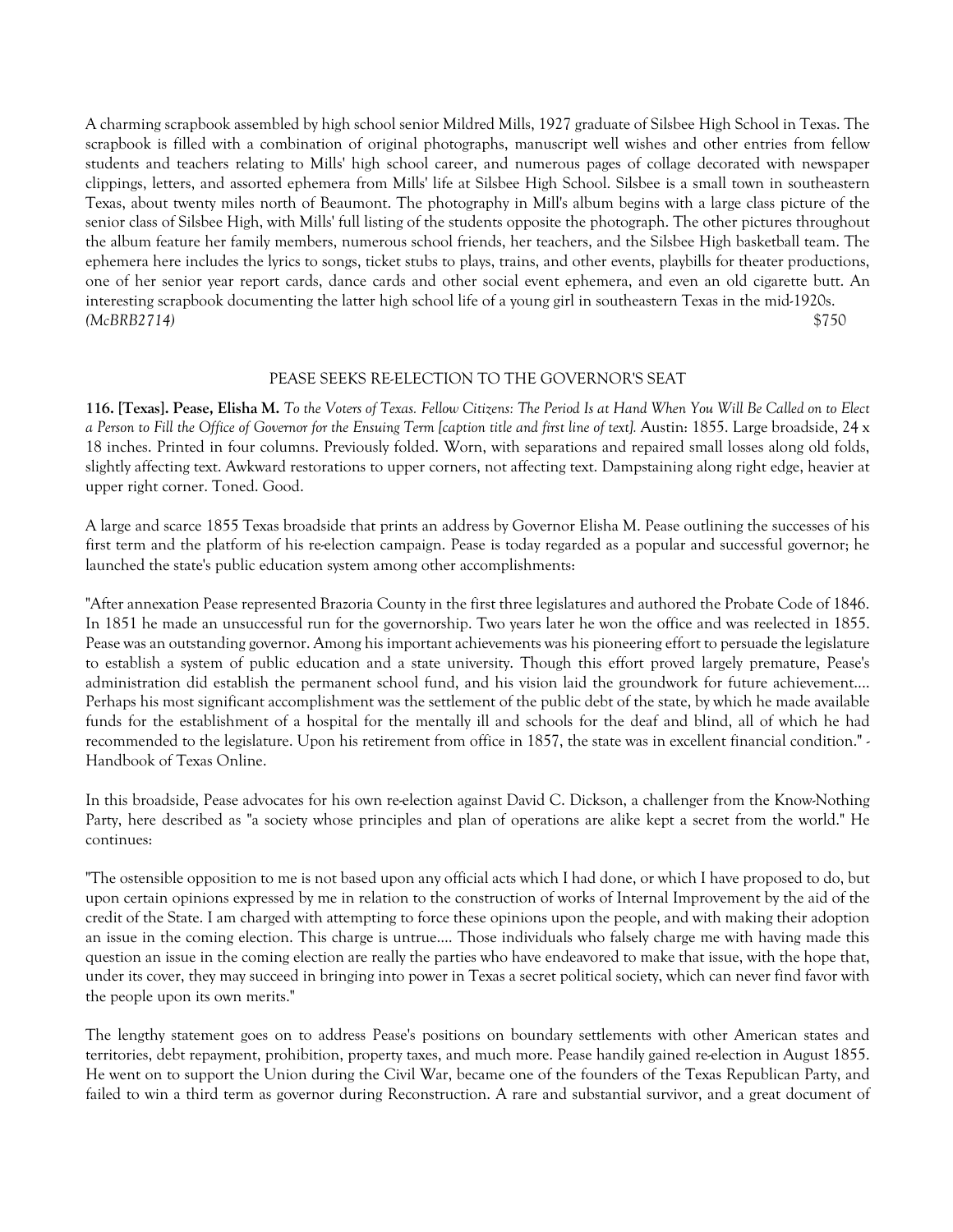A charming scrapbook assembled by high school senior Mildred Mills, 1927 graduate of Silsbee High School in Texas. The scrapbook is filled with a combination of original photographs, manuscript well wishes and other entries from fellow students and teachers relating to Mills' high school career, and numerous pages of collage decorated with newspaper clippings, letters, and assorted ephemera from Mills' life at Silsbee High School. Silsbee is a small town in southeastern Texas, about twenty miles north of Beaumont. The photography in Mill's album begins with a large class picture of the senior class of Silsbee High, with Mills' full listing of the students opposite the photograph. The other pictures throughout the album feature her family members, numerous school friends, her teachers, and the Silsbee High basketball team. The ephemera here includes the lyrics to songs, ticket stubs to plays, trains, and other events, playbills for theater productions, one of her senior year report cards, dance cards and other social event ephemera, and even an old cigarette butt. An interesting scrapbook documenting the latter high school life of a young girl in southeastern Texas in the mid-1920s.
*(McBRB2714)* $750

PEASE SEEKS RE-ELECTION TO THE GOVERNOR'S SEAT

**116. [Texas]. Pease, Elisha M.** *To the Voters of Texas. Fellow Citizens: The Period Is at Hand When You Will Be Called on to Elect a Person to Fill the Office of Governor for the Ensuing Term [caption title and first line of text].* Austin: 1855. Large broadside, 24 x 18 inches. Printed in four columns. Previously folded. Worn, with separations and repaired small losses along old folds, slightly affecting text. Awkward restorations to upper corners, not affecting text. Dampstaining along right edge, heavier at upper right corner. Toned. Good.

A large and scarce 1855 Texas broadside that prints an address by Governor Elisha M. Pease outlining the successes of his first term and the platform of his re-election campaign. Pease is today regarded as a popular and successful governor; he launched the state's public education system among other accomplishments:

"After annexation Pease represented Brazoria County in the first three legislatures and authored the Probate Code of 1846. In 1851 he made an unsuccessful run for the governorship. Two years later he won the office and was reelected in 1855. Pease was an outstanding governor. Among his important achievements was his pioneering effort to persuade the legislature to establish a system of public education and a state university. Though this effort proved largely premature, Pease's administration did establish the permanent school fund, and his vision laid the groundwork for future achievement.... Perhaps his most significant accomplishment was the settlement of the public debt of the state, by which he made available funds for the establishment of a hospital for the mentally ill and schools for the deaf and blind, all of which he had recommended to the legislature. Upon his retirement from office in 1857, the state was in excellent financial condition." - Handbook of Texas Online.

In this broadside, Pease advocates for his own re-election against David C. Dickson, a challenger from the Know-Nothing Party, here described as "a society whose principles and plan of operations are alike kept a secret from the world." He continues:

"The ostensible opposition to me is not based upon any official acts which I had done, or which I have proposed to do, but upon certain opinions expressed by me in relation to the construction of works of Internal Improvement by the aid of the credit of the State. I am charged with attempting to force these opinions upon the people, and with making their adoption an issue in the coming election. This charge is untrue.... Those individuals who falsely charge me with having made this question an issue in the coming election are really the parties who have endeavored to make that issue, with the hope that, under its cover, they may succeed in bringing into power in Texas a secret political society, which can never find favor with the people upon its own merits."

The lengthy statement goes on to address Pease's positions on boundary settlements with other American states and territories, debt repayment, prohibition, property taxes, and much more. Pease handily gained re-election in August 1855. He went on to support the Union during the Civil War, became one of the founders of the Texas Republican Party, and failed to win a third term as governor during Reconstruction. A rare and substantial survivor, and a great document of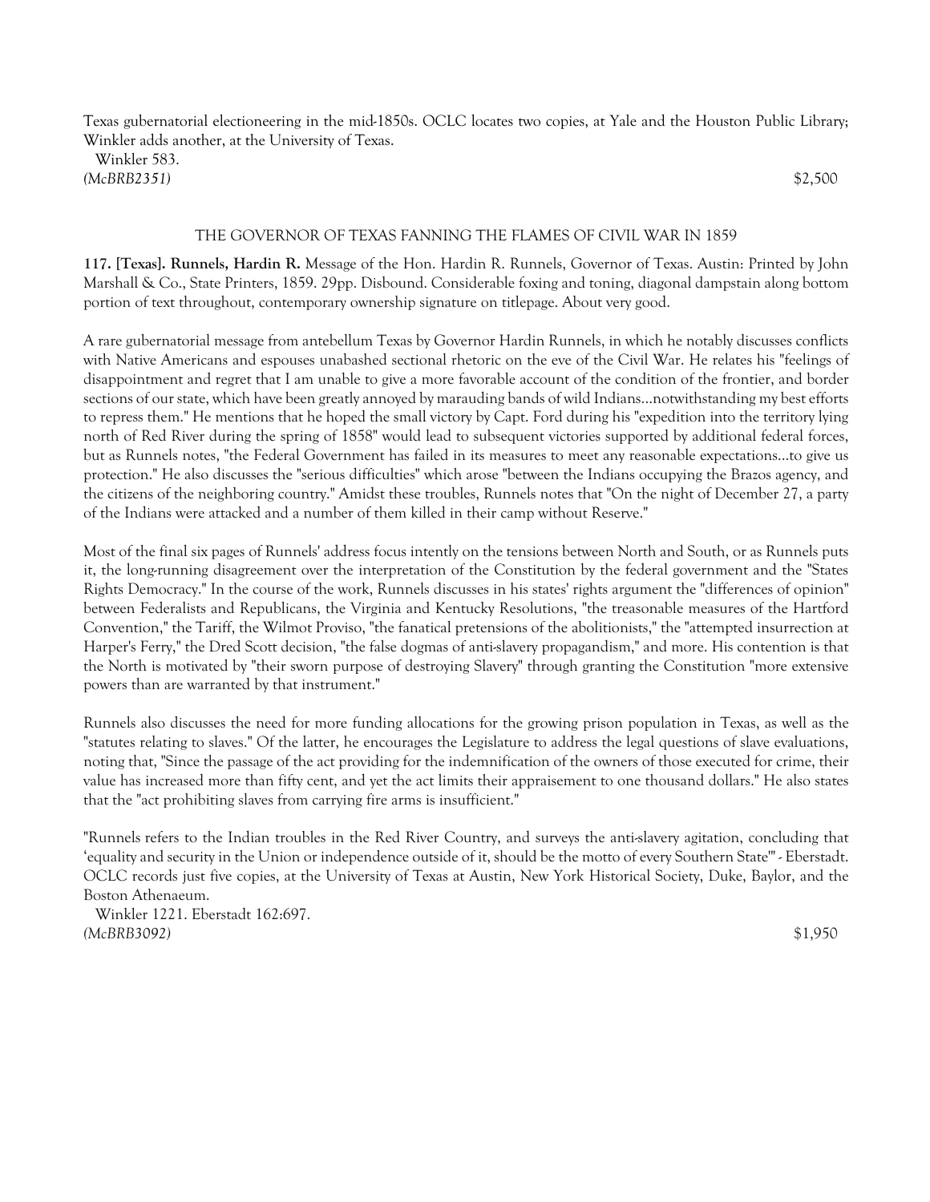Texas gubernatorial electioneering in the mid-1850s. OCLC locates two copies, at Yale and the Houston Public Library; Winkler adds another, at the University of Texas.

Winkler 583.

*(McBRB2351)* $2,500

THE GOVERNOR OF TEXAS FANNING THE FLAMES OF CIVIL WAR IN 1859

**117. [Texas]. Runnels, Hardin R.** Message of the Hon. Hardin R. Runnels, Governor of Texas. Austin: Printed by John Marshall & Co., State Printers, 1859. 29pp. Disbound. Considerable foxing and toning, diagonal dampstain along bottom portion of text throughout, contemporary ownership signature on titlepage. About very good.

A rare gubernatorial message from antebellum Texas by Governor Hardin Runnels, in which he notably discusses conflicts with Native Americans and espouses unabashed sectional rhetoric on the eve of the Civil War. He relates his "feelings of disappointment and regret that I am unable to give a more favorable account of the condition of the frontier, and border sections of our state, which have been greatly annoyed by marauding bands of wild Indians...notwithstanding my best efforts to repress them." He mentions that he hoped the small victory by Capt. Ford during his "expedition into the territory lying north of Red River during the spring of 1858" would lead to subsequent victories supported by additional federal forces, but as Runnels notes, "the Federal Government has failed in its measures to meet any reasonable expectations...to give us protection." He also discusses the "serious difficulties" which arose "between the Indians occupying the Brazos agency, and the citizens of the neighboring country." Amidst these troubles, Runnels notes that "On the night of December 27, a party of the Indians were attacked and a number of them killed in their camp without Reserve."

Most of the final six pages of Runnels' address focus intently on the tensions between North and South, or as Runnels puts it, the long-running disagreement over the interpretation of the Constitution by the federal government and the "States Rights Democracy." In the course of the work, Runnels discusses in his states' rights argument the "differences of opinion" between Federalists and Republicans, the Virginia and Kentucky Resolutions, "the treasonable measures of the Hartford Convention," the Tariff, the Wilmot Proviso, "the fanatical pretensions of the abolitionists," the "attempted insurrection at Harper's Ferry," the Dred Scott decision, "the false dogmas of anti-slavery propagandism," and more. His contention is that the North is motivated by "their sworn purpose of destroying Slavery" through granting the Constitution "more extensive powers than are warranted by that instrument."

Runnels also discusses the need for more funding allocations for the growing prison population in Texas, as well as the "statutes relating to slaves." Of the latter, he encourages the Legislature to address the legal questions of slave evaluations, noting that, "Since the passage of the act providing for the indemnification of the owners of those executed for crime, their value has increased more than fifty cent, and yet the act limits their appraisement to one thousand dollars." He also states that the "act prohibiting slaves from carrying fire arms is insufficient."

"Runnels refers to the Indian troubles in the Red River Country, and surveys the anti-slavery agitation, concluding that 'equality and security in the Union or independence outside of it, should be the motto of every Southern State'" - Eberstadt. OCLC records just five copies, at the University of Texas at Austin, New York Historical Society, Duke, Baylor, and the Boston Athenaeum.

Winkler 1221. Eberstadt 162:697.

*(McBRB3092)* $1,950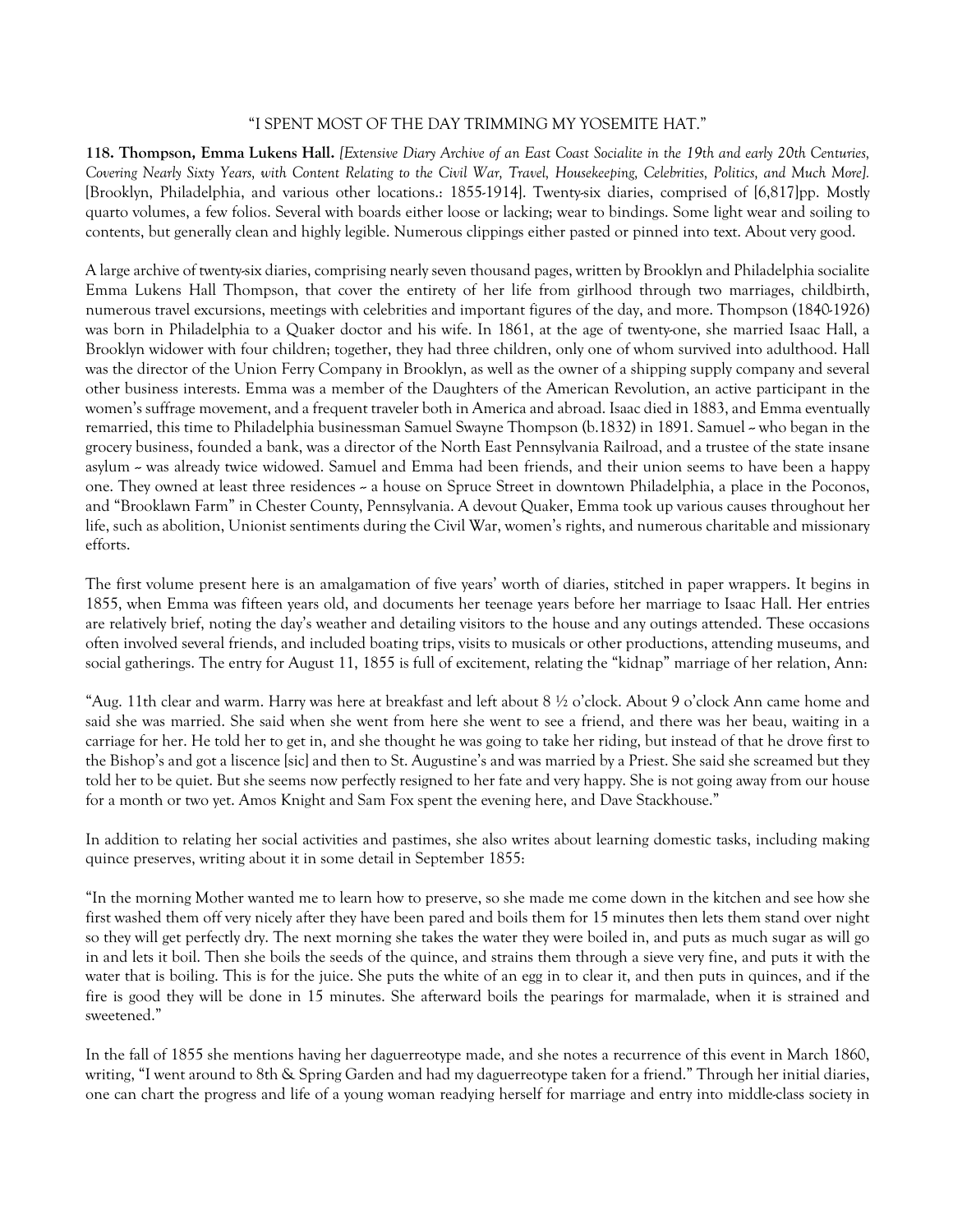"I SPENT MOST OF THE DAY TRIMMING MY YOSEMITE HAT."

**118. Thompson, Emma Lukens Hall.** *[Extensive Diary Archive of an East Coast Socialite in the 19th and early 20th Centuries, Covering Nearly Sixty Years, with Content Relating to the Civil War, Travel, Housekeeping, Celebrities, Politics, and Much More].* [Brooklyn, Philadelphia, and various other locations.: 1855-1914]. Twenty-six diaries, comprised of [6,817]pp. Mostly quarto volumes, a few folios. Several with boards either loose or lacking; wear to bindings. Some light wear and soiling to contents, but generally clean and highly legible. Numerous clippings either pasted or pinned into text. About very good.

A large archive of twenty-six diaries, comprising nearly seven thousand pages, written by Brooklyn and Philadelphia socialite Emma Lukens Hall Thompson, that cover the entirety of her life from girlhood through two marriages, childbirth, numerous travel excursions, meetings with celebrities and important figures of the day, and more. Thompson (1840-1926) was born in Philadelphia to a Quaker doctor and his wife. In 1861, at the age of twenty-one, she married Isaac Hall, a Brooklyn widower with four children; together, they had three children, only one of whom survived into adulthood. Hall was the director of the Union Ferry Company in Brooklyn, as well as the owner of a shipping supply company and several other business interests. Emma was a member of the Daughters of the American Revolution, an active participant in the women's suffrage movement, and a frequent traveler both in America and abroad. Isaac died in 1883, and Emma eventually remarried, this time to Philadelphia businessman Samuel Swayne Thompson (b.1832) in 1891. Samuel ~ who began in the grocery business, founded a bank, was a director of the North East Pennsylvania Railroad, and a trustee of the state insane asylum ~ was already twice widowed. Samuel and Emma had been friends, and their union seems to have been a happy one. They owned at least three residences ~ a house on Spruce Street in downtown Philadelphia, a place in the Poconos, and "Brooklawn Farm" in Chester County, Pennsylvania. A devout Quaker, Emma took up various causes throughout her life, such as abolition, Unionist sentiments during the Civil War, women's rights, and numerous charitable and missionary efforts.

The first volume present here is an amalgamation of five years' worth of diaries, stitched in paper wrappers. It begins in 1855, when Emma was fifteen years old, and documents her teenage years before her marriage to Isaac Hall. Her entries are relatively brief, noting the day's weather and detailing visitors to the house and any outings attended. These occasions often involved several friends, and included boating trips, visits to musicals or other productions, attending museums, and social gatherings. The entry for August 11, 1855 is full of excitement, relating the "kidnap" marriage of her relation, Ann:

"Aug. 11th clear and warm. Harry was here at breakfast and left about 8 ½ o'clock. About 9 o'clock Ann came home and said she was married. She said when she went from here she went to see a friend, and there was her beau, waiting in a carriage for her. He told her to get in, and she thought he was going to take her riding, but instead of that he drove first to the Bishop's and got a liscence [sic] and then to St. Augustine's and was married by a Priest. She said she screamed but they told her to be quiet. But she seems now perfectly resigned to her fate and very happy. She is not going away from our house for a month or two yet. Amos Knight and Sam Fox spent the evening here, and Dave Stackhouse."

In addition to relating her social activities and pastimes, she also writes about learning domestic tasks, including making quince preserves, writing about it in some detail in September 1855:

"In the morning Mother wanted me to learn how to preserve, so she made me come down in the kitchen and see how she first washed them off very nicely after they have been pared and boils them for 15 minutes then lets them stand over night so they will get perfectly dry. The next morning she takes the water they were boiled in, and puts as much sugar as will go in and lets it boil. Then she boils the seeds of the quince, and strains them through a sieve very fine, and puts it with the water that is boiling. This is for the juice. She puts the white of an egg in to clear it, and then puts in quinces, and if the fire is good they will be done in 15 minutes. She afterward boils the pearings for marmalade, when it is strained and sweetened."

In the fall of 1855 she mentions having her daguerreotype made, and she notes a recurrence of this event in March 1860, writing, "I went around to 8th & Spring Garden and had my daguerreotype taken for a friend." Through her initial diaries, one can chart the progress and life of a young woman readying herself for marriage and entry into middle-class society in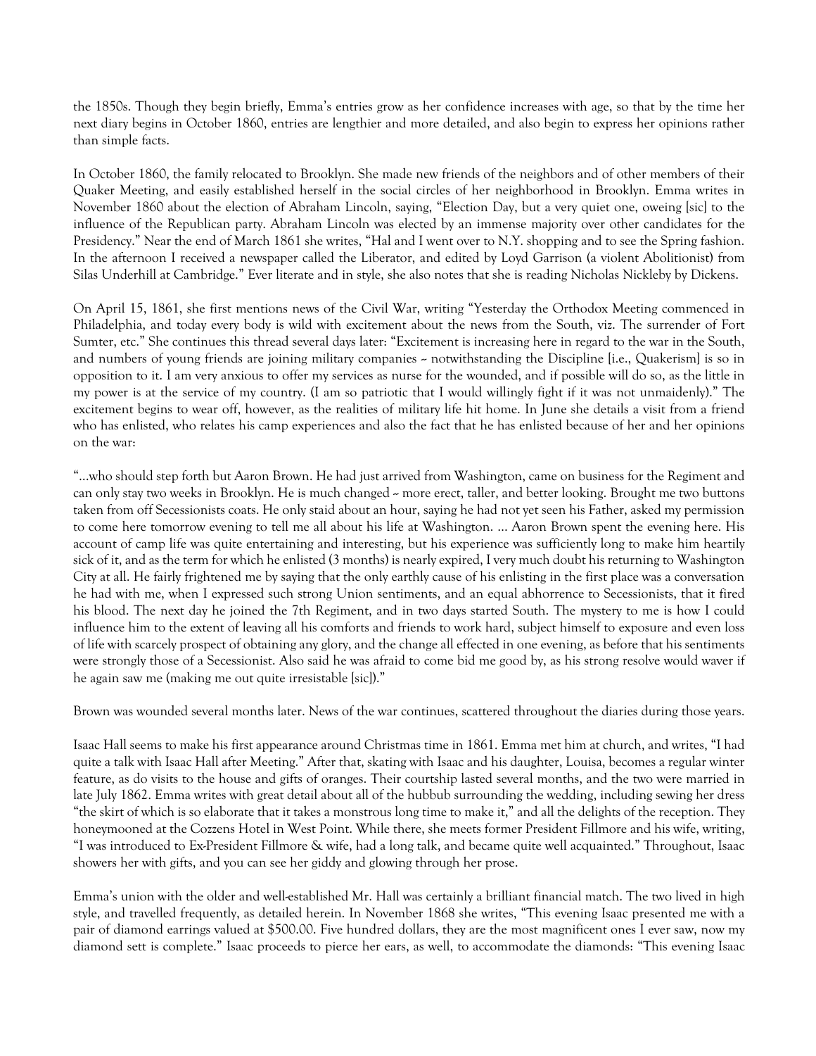the 1850s. Though they begin briefly, Emma's entries grow as her confidence increases with age, so that by the time her next diary begins in October 1860, entries are lengthier and more detailed, and also begin to express her opinions rather than simple facts.

In October 1860, the family relocated to Brooklyn. She made new friends of the neighbors and of other members of their Quaker Meeting, and easily established herself in the social circles of her neighborhood in Brooklyn. Emma writes in November 1860 about the election of Abraham Lincoln, saying, "Election Day, but a very quiet one, oweing [sic] to the influence of the Republican party. Abraham Lincoln was elected by an immense majority over other candidates for the Presidency." Near the end of March 1861 she writes, "Hal and I went over to N.Y. shopping and to see the Spring fashion. In the afternoon I received a newspaper called the Liberator, and edited by Loyd Garrison (a violent Abolitionist) from Silas Underhill at Cambridge." Ever literate and in style, she also notes that she is reading Nicholas Nickleby by Dickens.

On April 15, 1861, she first mentions news of the Civil War, writing "Yesterday the Orthodox Meeting commenced in Philadelphia, and today every body is wild with excitement about the news from the South, viz. The surrender of Fort Sumter, etc." She continues this thread several days later: "Excitement is increasing here in regard to the war in the South, and numbers of young friends are joining military companies ~ notwithstanding the Discipline [i.e., Quakerism] is so in opposition to it. I am very anxious to offer my services as nurse for the wounded, and if possible will do so, as the little in my power is at the service of my country. (I am so patriotic that I would willingly fight if it was not unmaidenly)." The excitement begins to wear off, however, as the realities of military life hit home. In June she details a visit from a friend who has enlisted, who relates his camp experiences and also the fact that he has enlisted because of her and her opinions on the war:

"…who should step forth but Aaron Brown. He had just arrived from Washington, came on business for the Regiment and can only stay two weeks in Brooklyn. He is much changed ~ more erect, taller, and better looking. Brought me two buttons taken from off Secessionists coats. He only staid about an hour, saying he had not yet seen his Father, asked my permission to come here tomorrow evening to tell me all about his life at Washington. … Aaron Brown spent the evening here. His account of camp life was quite entertaining and interesting, but his experience was sufficiently long to make him heartily sick of it, and as the term for which he enlisted (3 months) is nearly expired, I very much doubt his returning to Washington City at all. He fairly frightened me by saying that the only earthly cause of his enlisting in the first place was a conversation he had with me, when I expressed such strong Union sentiments, and an equal abhorrence to Secessionists, that it fired his blood. The next day he joined the 7th Regiment, and in two days started South. The mystery to me is how I could influence him to the extent of leaving all his comforts and friends to work hard, subject himself to exposure and even loss of life with scarcely prospect of obtaining any glory, and the change all effected in one evening, as before that his sentiments were strongly those of a Secessionist. Also said he was afraid to come bid me good by, as his strong resolve would waver if he again saw me (making me out quite irresistable [sic])."

Brown was wounded several months later. News of the war continues, scattered throughout the diaries during those years.

Isaac Hall seems to make his first appearance around Christmas time in 1861. Emma met him at church, and writes, "I had quite a talk with Isaac Hall after Meeting." After that, skating with Isaac and his daughter, Louisa, becomes a regular winter feature, as do visits to the house and gifts of oranges. Their courtship lasted several months, and the two were married in late July 1862. Emma writes with great detail about all of the hubbub surrounding the wedding, including sewing her dress "the skirt of which is so elaborate that it takes a monstrous long time to make it," and all the delights of the reception. They honeymooned at the Cozzens Hotel in West Point. While there, she meets former President Fillmore and his wife, writing, "I was introduced to Ex-President Fillmore & wife, had a long talk, and became quite well acquainted." Throughout, Isaac showers her with gifts, and you can see her giddy and glowing through her prose.

Emma's union with the older and well-established Mr. Hall was certainly a brilliant financial match. The two lived in high style, and travelled frequently, as detailed herein. In November 1868 she writes, "This evening Isaac presented me with a pair of diamond earrings valued at $500.00. Five hundred dollars, they are the most magnificent ones I ever saw, now my diamond sett is complete." Isaac proceeds to pierce her ears, as well, to accommodate the diamonds: "This evening Isaac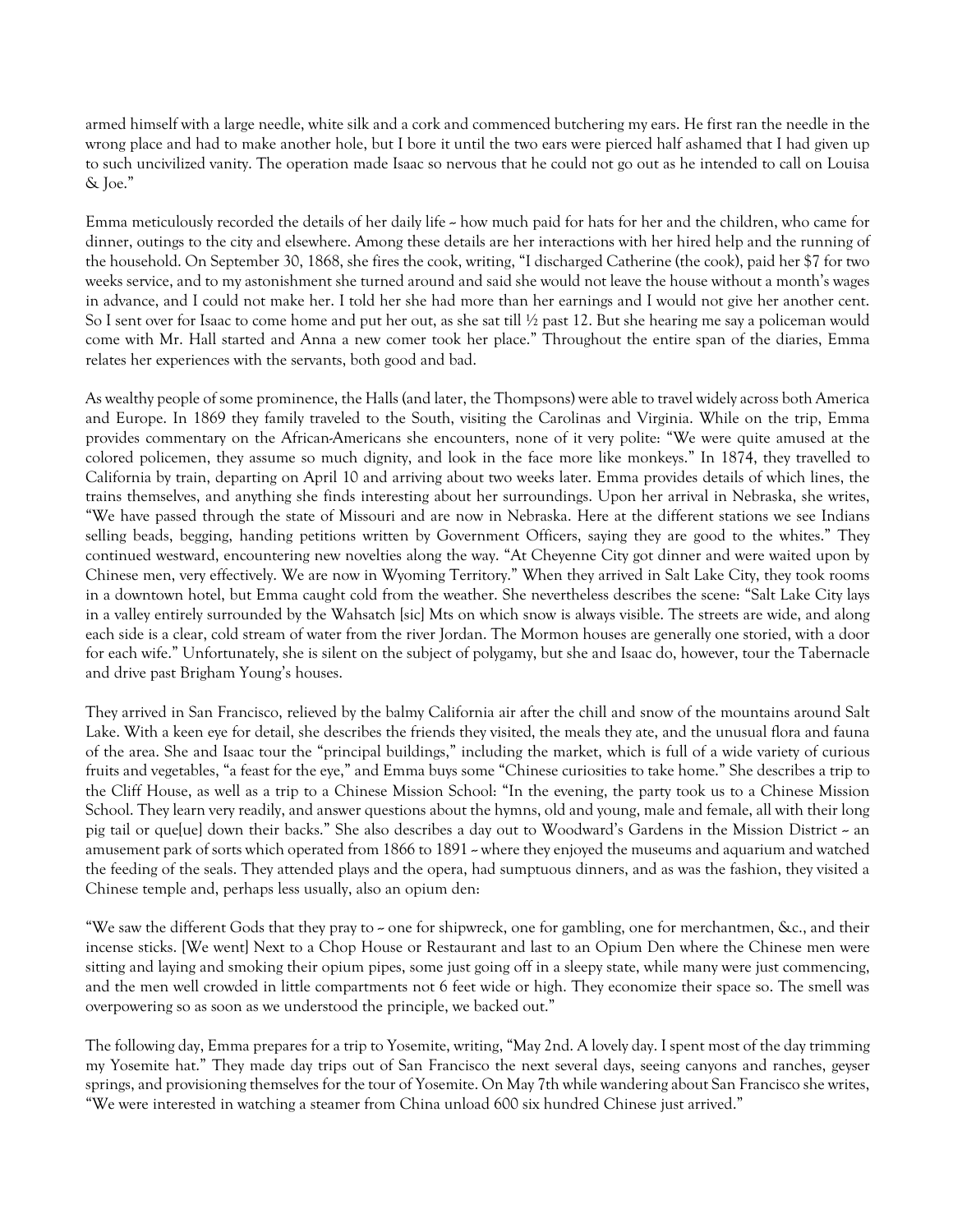armed himself with a large needle, white silk and a cork and commenced butchering my ears. He first ran the needle in the wrong place and had to make another hole, but I bore it until the two ears were pierced half ashamed that I had given up to such uncivilized vanity. The operation made Isaac so nervous that he could not go out as he intended to call on Louisa & Joe."

Emma meticulously recorded the details of her daily life ~ how much paid for hats for her and the children, who came for dinner, outings to the city and elsewhere. Among these details are her interactions with her hired help and the running of the household. On September 30, 1868, she fires the cook, writing, "I discharged Catherine (the cook), paid her $7 for two weeks service, and to my astonishment she turned around and said she would not leave the house without a month's wages in advance, and I could not make her. I told her she had more than her earnings and I would not give her another cent. So I sent over for Isaac to come home and put her out, as she sat till ½ past 12. But she hearing me say a policeman would come with Mr. Hall started and Anna a new comer took her place." Throughout the entire span of the diaries, Emma relates her experiences with the servants, both good and bad.

As wealthy people of some prominence, the Halls (and later, the Thompsons) were able to travel widely across both America and Europe. In 1869 they family traveled to the South, visiting the Carolinas and Virginia. While on the trip, Emma provides commentary on the African-Americans she encounters, none of it very polite: "We were quite amused at the colored policemen, they assume so much dignity, and look in the face more like monkeys." In 1874, they travelled to California by train, departing on April 10 and arriving about two weeks later. Emma provides details of which lines, the trains themselves, and anything she finds interesting about her surroundings. Upon her arrival in Nebraska, she writes, "We have passed through the state of Missouri and are now in Nebraska. Here at the different stations we see Indians selling beads, begging, handing petitions written by Government Officers, saying they are good to the whites." They continued westward, encountering new novelties along the way. "At Cheyenne City got dinner and were waited upon by Chinese men, very effectively. We are now in Wyoming Territory." When they arrived in Salt Lake City, they took rooms in a downtown hotel, but Emma caught cold from the weather. She nevertheless describes the scene: "Salt Lake City lays in a valley entirely surrounded by the Wahsatch [sic] Mts on which snow is always visible. The streets are wide, and along each side is a clear, cold stream of water from the river Jordan. The Mormon houses are generally one storied, with a door for each wife." Unfortunately, she is silent on the subject of polygamy, but she and Isaac do, however, tour the Tabernacle and drive past Brigham Young's houses.

They arrived in San Francisco, relieved by the balmy California air after the chill and snow of the mountains around Salt Lake. With a keen eye for detail, she describes the friends they visited, the meals they ate, and the unusual flora and fauna of the area. She and Isaac tour the "principal buildings," including the market, which is full of a wide variety of curious fruits and vegetables, "a feast for the eye," and Emma buys some "Chinese curiosities to take home." She describes a trip to the Cliff House, as well as a trip to a Chinese Mission School: "In the evening, the party took us to a Chinese Mission School. They learn very readily, and answer questions about the hymns, old and young, male and female, all with their long pig tail or que[ue] down their backs." She also describes a day out to Woodward's Gardens in the Mission District ~ an amusement park of sorts which operated from 1866 to 1891 ~ where they enjoyed the museums and aquarium and watched the feeding of the seals. They attended plays and the opera, had sumptuous dinners, and as was the fashion, they visited a Chinese temple and, perhaps less usually, also an opium den:

"We saw the different Gods that they pray to ~ one for shipwreck, one for gambling, one for merchantmen, &c., and their incense sticks. [We went] Next to a Chop House or Restaurant and last to an Opium Den where the Chinese men were sitting and laying and smoking their opium pipes, some just going off in a sleepy state, while many were just commencing, and the men well crowded in little compartments not 6 feet wide or high. They economize their space so. The smell was overpowering so as soon as we understood the principle, we backed out."

The following day, Emma prepares for a trip to Yosemite, writing, "May 2nd. A lovely day. I spent most of the day trimming my Yosemite hat." They made day trips out of San Francisco the next several days, seeing canyons and ranches, geyser springs, and provisioning themselves for the tour of Yosemite. On May 7th while wandering about San Francisco she writes, "We were interested in watching a steamer from China unload 600 six hundred Chinese just arrived."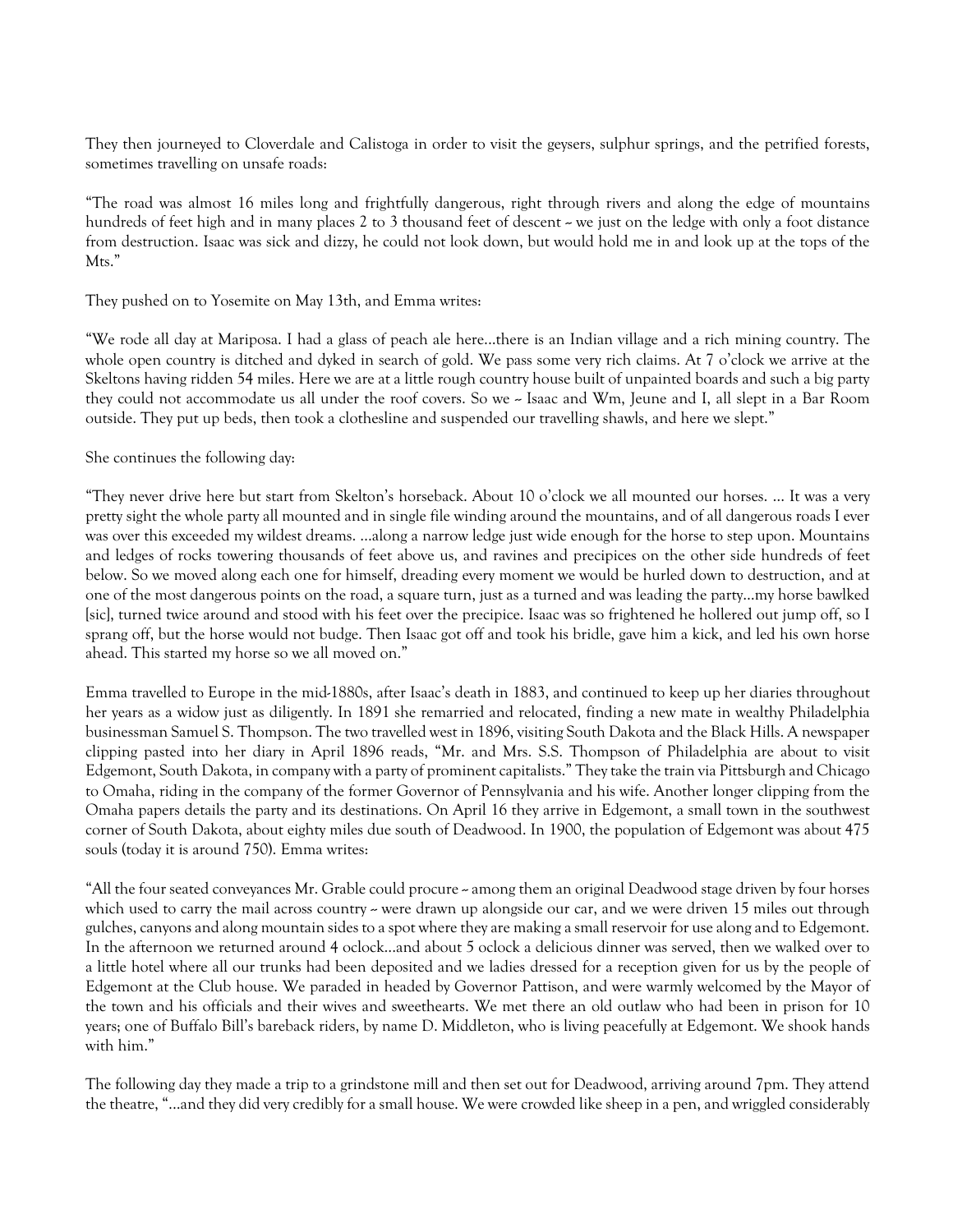They then journeyed to Cloverdale and Calistoga in order to visit the geysers, sulphur springs, and the petrified forests, sometimes travelling on unsafe roads:

"The road was almost 16 miles long and frightfully dangerous, right through rivers and along the edge of mountains hundreds of feet high and in many places 2 to 3 thousand feet of descent ~ we just on the ledge with only a foot distance from destruction. Isaac was sick and dizzy, he could not look down, but would hold me in and look up at the tops of the Mts."

They pushed on to Yosemite on May 13th, and Emma writes:

"We rode all day at Mariposa. I had a glass of peach ale here…there is an Indian village and a rich mining country. The whole open country is ditched and dyked in search of gold. We pass some very rich claims. At 7 o'clock we arrive at the Skeltons having ridden 54 miles. Here we are at a little rough country house built of unpainted boards and such a big party they could not accommodate us all under the roof covers. So we ~ Isaac and Wm, Jeune and I, all slept in a Bar Room outside. They put up beds, then took a clothesline and suspended our travelling shawls, and here we slept."

She continues the following day:

"They never drive here but start from Skelton's horseback. About 10 o'clock we all mounted our horses. … It was a very pretty sight the whole party all mounted and in single file winding around the mountains, and of all dangerous roads I ever was over this exceeded my wildest dreams. …along a narrow ledge just wide enough for the horse to step upon. Mountains and ledges of rocks towering thousands of feet above us, and ravines and precipices on the other side hundreds of feet below. So we moved along each one for himself, dreading every moment we would be hurled down to destruction, and at one of the most dangerous points on the road, a square turn, just as a turned and was leading the party…my horse bawlked [sic], turned twice around and stood with his feet over the precipice. Isaac was so frightened he hollered out jump off, so I sprang off, but the horse would not budge. Then Isaac got off and took his bridle, gave him a kick, and led his own horse ahead. This started my horse so we all moved on."

Emma travelled to Europe in the mid-1880s, after Isaac's death in 1883, and continued to keep up her diaries throughout her years as a widow just as diligently. In 1891 she remarried and relocated, finding a new mate in wealthy Philadelphia businessman Samuel S. Thompson. The two travelled west in 1896, visiting South Dakota and the Black Hills. A newspaper clipping pasted into her diary in April 1896 reads, "Mr. and Mrs. S.S. Thompson of Philadelphia are about to visit Edgemont, South Dakota, in company with a party of prominent capitalists." They take the train via Pittsburgh and Chicago to Omaha, riding in the company of the former Governor of Pennsylvania and his wife. Another longer clipping from the Omaha papers details the party and its destinations. On April 16 they arrive in Edgemont, a small town in the southwest corner of South Dakota, about eighty miles due south of Deadwood. In 1900, the population of Edgemont was about 475 souls (today it is around 750). Emma writes:

"All the four seated conveyances Mr. Grable could procure ~ among them an original Deadwood stage driven by four horses which used to carry the mail across country ~ were drawn up alongside our car, and we were driven 15 miles out through gulches, canyons and along mountain sides to a spot where they are making a small reservoir for use along and to Edgemont. In the afternoon we returned around 4 oclock…and about 5 oclock a delicious dinner was served, then we walked over to a little hotel where all our trunks had been deposited and we ladies dressed for a reception given for us by the people of Edgemont at the Club house. We paraded in headed by Governor Pattison, and were warmly welcomed by the Mayor of the town and his officials and their wives and sweethearts. We met there an old outlaw who had been in prison for 10 years; one of Buffalo Bill's bareback riders, by name D. Middleton, who is living peacefully at Edgemont. We shook hands with him."

The following day they made a trip to a grindstone mill and then set out for Deadwood, arriving around 7pm. They attend the theatre, "…and they did very credibly for a small house. We were crowded like sheep in a pen, and wriggled considerably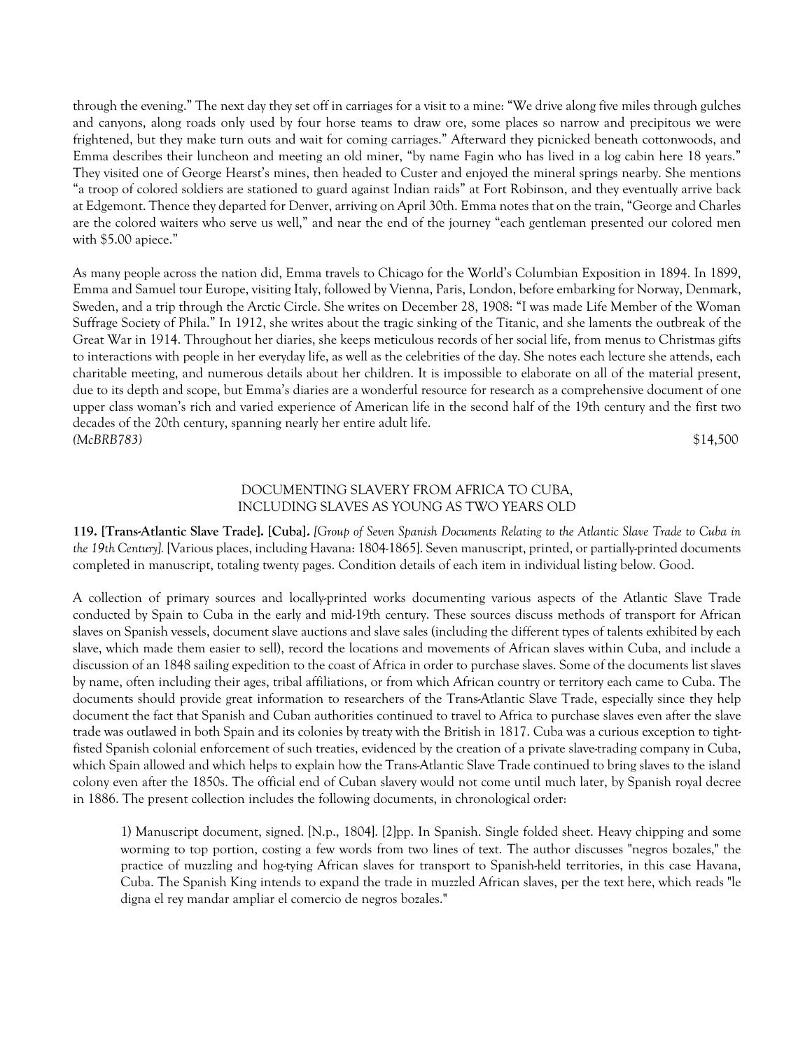through the evening." The next day they set off in carriages for a visit to a mine: "We drive along five miles through gulches and canyons, along roads only used by four horse teams to draw ore, some places so narrow and precipitous we were frightened, but they make turn outs and wait for coming carriages." Afterward they picnicked beneath cottonwoods, and Emma describes their luncheon and meeting an old miner, "by name Fagin who has lived in a log cabin here 18 years." They visited one of George Hearst's mines, then headed to Custer and enjoyed the mineral springs nearby. She mentions "a troop of colored soldiers are stationed to guard against Indian raids" at Fort Robinson, and they eventually arrive back at Edgemont. Thence they departed for Denver, arriving on April 30th. Emma notes that on the train, "George and Charles are the colored waiters who serve us well," and near the end of the journey "each gentleman presented our colored men with $5.00 apiece."

As many people across the nation did, Emma travels to Chicago for the World's Columbian Exposition in 1894. In 1899, Emma and Samuel tour Europe, visiting Italy, followed by Vienna, Paris, London, before embarking for Norway, Denmark, Sweden, and a trip through the Arctic Circle. She writes on December 28, 1908: "I was made Life Member of the Woman Suffrage Society of Phila." In 1912, she writes about the tragic sinking of the Titanic, and she laments the outbreak of the Great War in 1914. Throughout her diaries, she keeps meticulous records of her social life, from menus to Christmas gifts to interactions with people in her everyday life, as well as the celebrities of the day. She notes each lecture she attends, each charitable meeting, and numerous details about her children. It is impossible to elaborate on all of the material present, due to its depth and scope, but Emma's diaries are a wonderful resource for research as a comprehensive document of one upper class woman's rich and varied experience of American life in the second half of the 19th century and the first two decades of the 20th century, spanning nearly her entire adult life.
*(McBRB783)* $14,500

## DOCUMENTING SLAVERY FROM AFRICA TO CUBA, INCLUDING SLAVES AS YOUNG AS TWO YEARS OLD

**119. [Trans-Atlantic Slave Trade]. [Cuba].** *[Group of Seven Spanish Documents Relating to the Atlantic Slave Trade to Cuba in the 19th Century].* [Various places, including Havana: 1804-1865]. Seven manuscript, printed, or partially-printed documents completed in manuscript, totaling twenty pages. Condition details of each item in individual listing below. Good.

A collection of primary sources and locally-printed works documenting various aspects of the Atlantic Slave Trade conducted by Spain to Cuba in the early and mid-19th century. These sources discuss methods of transport for African slaves on Spanish vessels, document slave auctions and slave sales (including the different types of talents exhibited by each slave, which made them easier to sell), record the locations and movements of African slaves within Cuba, and include a discussion of an 1848 sailing expedition to the coast of Africa in order to purchase slaves. Some of the documents list slaves by name, often including their ages, tribal affiliations, or from which African country or territory each came to Cuba. The documents should provide great information to researchers of the Trans-Atlantic Slave Trade, especially since they help document the fact that Spanish and Cuban authorities continued to travel to Africa to purchase slaves even after the slave trade was outlawed in both Spain and its colonies by treaty with the British in 1817. Cuba was a curious exception to tight-fisted Spanish colonial enforcement of such treaties, evidenced by the creation of a private slave-trading company in Cuba, which Spain allowed and which helps to explain how the Trans-Atlantic Slave Trade continued to bring slaves to the island colony even after the 1850s. The official end of Cuban slavery would not come until much later, by Spanish royal decree in 1886. The present collection includes the following documents, in chronological order:

> 1) Manuscript document, signed. [N.p., 1804]. [2]pp. In Spanish. Single folded sheet. Heavy chipping and some worming to top portion, costing a few words from two lines of text. The author discusses "negros bozales," the practice of muzzling and hog-tying African slaves for transport to Spanish-held territories, in this case Havana, Cuba. The Spanish King intends to expand the trade in muzzled African slaves, per the text here, which reads "le digna el rey mandar ampliar el comercio de negros bozales."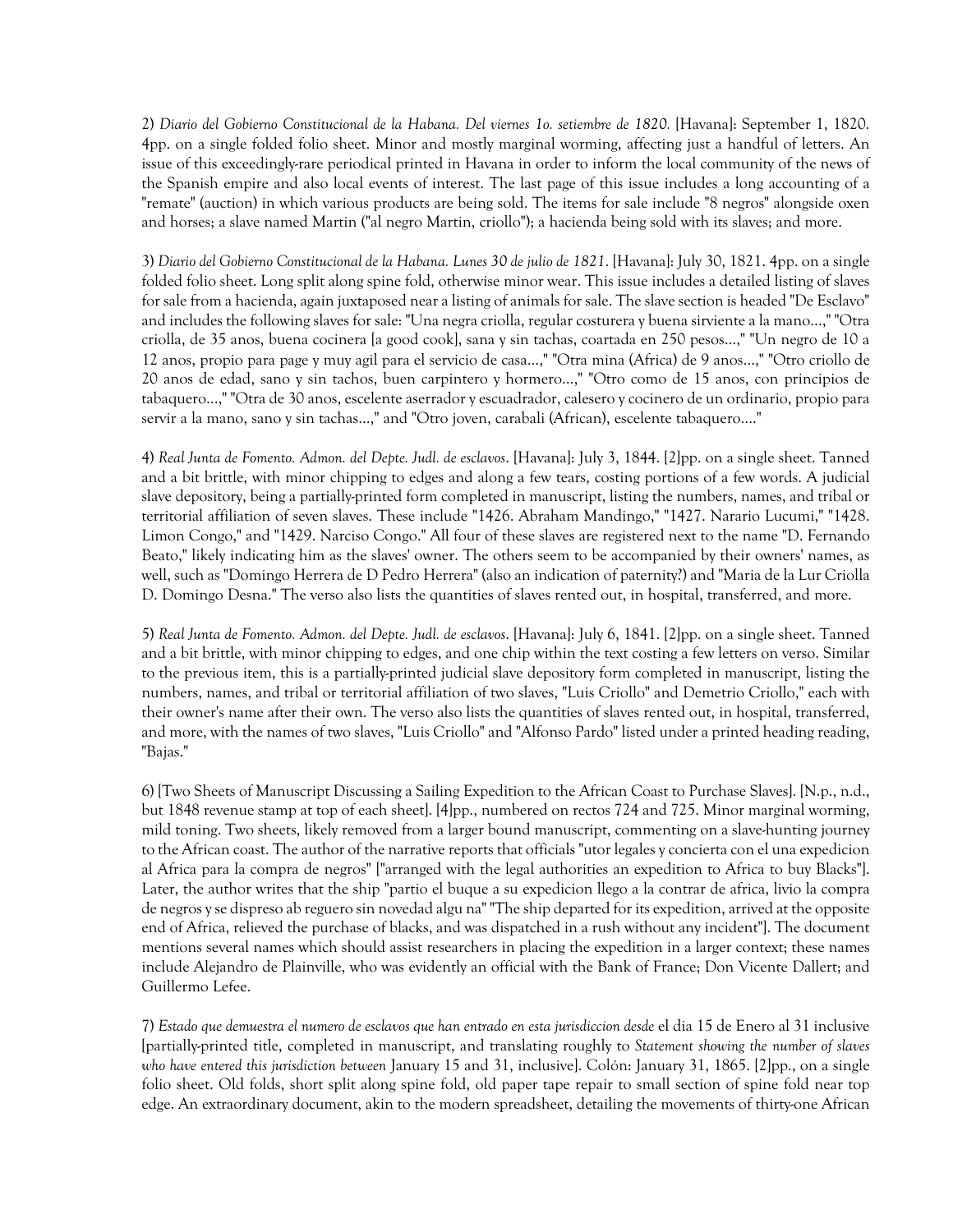2) *Diario del Gobierno Constitucional de la Habana. Del viernes 1o. setiembre de 1820.* [Havana]: September 1, 1820. 4pp. on a single folded folio sheet. Minor and mostly marginal worming, affecting just a handful of letters. An issue of this exceedingly-rare periodical printed in Havana in order to inform the local community of the news of the Spanish empire and also local events of interest. The last page of this issue includes a long accounting of a "remate" (auction) in which various products are being sold. The items for sale include "8 negros" alongside oxen and horses; a slave named Martin ("al negro Martin, criollo"); a hacienda being sold with its slaves; and more.

3) *Diario del Gobierno Constitucional de la Habana. Lunes 30 de julio de 1821.* [Havana]: July 30, 1821. 4pp. on a single folded folio sheet. Long split along spine fold, otherwise minor wear. This issue includes a detailed listing of slaves for sale from a hacienda, again juxtaposed near a listing of animals for sale. The slave section is headed "De Esclavo" and includes the following slaves for sale: "Una negra criolla, regular costurera y buena sirviente a la mano...," "Otra criolla, de 35 anos, buena cocinera [a good cook], sana y sin tachas, coartada en 250 pesos...," "Un negro de 10 a 12 anos, propio para page y muy agil para el servicio de casa...," "Otra mina (Africa) de 9 anos...," "Otro criollo de 20 anos de edad, sano y sin tachos, buen carpintero y hormero...," "Otro como de 15 anos, con principios de tabaquero...," "Otra de 30 anos, escelente aserrador y escuadrador, calesero y cocinero de un ordinario, propio para servir a la mano, sano y sin tachas...," and "Otro joven, carabali (African), escelente tabaquero...."

4) *Real Junta de Fomento. Admon. del Depte. Judl. de esclavos.* [Havana]: July 3, 1844. [2]pp. on a single sheet. Tanned and a bit brittle, with minor chipping to edges and along a few tears, costing portions of a few words. A judicial slave depository, being a partially-printed form completed in manuscript, listing the numbers, names, and tribal or territorial affiliation of seven slaves. These include "1426. Abraham Mandingo," "1427. Narario Lucumi," "1428. Limon Congo," and "1429. Narciso Congo." All four of these slaves are registered next to the name "D. Fernando Beato," likely indicating him as the slaves' owner. The others seem to be accompanied by their owners' names, as well, such as "Domingo Herrera de D Pedro Herrera" (also an indication of paternity?) and "Maria de la Lur Criolla D. Domingo Desna." The verso also lists the quantities of slaves rented out, in hospital, transferred, and more.

5) *Real Junta de Fomento. Admon. del Depte. Judl. de esclavos.* [Havana]: July 6, 1841. [2]pp. on a single sheet. Tanned and a bit brittle, with minor chipping to edges, and one chip within the text costing a few letters on verso. Similar to the previous item, this is a partially-printed judicial slave depository form completed in manuscript, listing the numbers, names, and tribal or territorial affiliation of two slaves, "Luis Criollo" and Demetrio Criollo," each with their owner's name after their own. The verso also lists the quantities of slaves rented out, in hospital, transferred, and more, with the names of two slaves, "Luis Criollo" and "Alfonso Pardo" listed under a printed heading reading, "Bajas."

6) [Two Sheets of Manuscript Discussing a Sailing Expedition to the African Coast to Purchase Slaves]. [N.p., n.d., but 1848 revenue stamp at top of each sheet]. [4]pp., numbered on rectos 724 and 725. Minor marginal worming, mild toning. Two sheets, likely removed from a larger bound manuscript, commenting on a slave-hunting journey to the African coast. The author of the narrative reports that officials "utor legales y concierta con el una expedicion al Africa para la compra de negros" ["arranged with the legal authorities an expedition to Africa to buy Blacks"]. Later, the author writes that the ship "partio el buque a su expedicion llego a la contrar de africa, livio la compra de negros y se dispreso ab reguero sin novedad algu na" "The ship departed for its expedition, arrived at the opposite end of Africa, relieved the purchase of blacks, and was dispatched in a rush without any incident"]. The document mentions several names which should assist researchers in placing the expedition in a larger context; these names include Alejandro de Plainville, who was evidently an official with the Bank of France; Don Vicente Dallert; and Guillermo Lefee.

7) *Estado que demuestra el numero de esclavos que han entrado en esta jurisdiccion desde* el dia 15 de Enero al 31 inclusive [partially-printed title, completed in manuscript, and translating roughly to *Statement showing the number of slaves who have entered this jurisdiction between* January 15 and 31, inclusive]. Colón: January 31, 1865. [2]pp., on a single folio sheet. Old folds, short split along spine fold, old paper tape repair to small section of spine fold near top edge. An extraordinary document, akin to the modern spreadsheet, detailing the movements of thirty-one African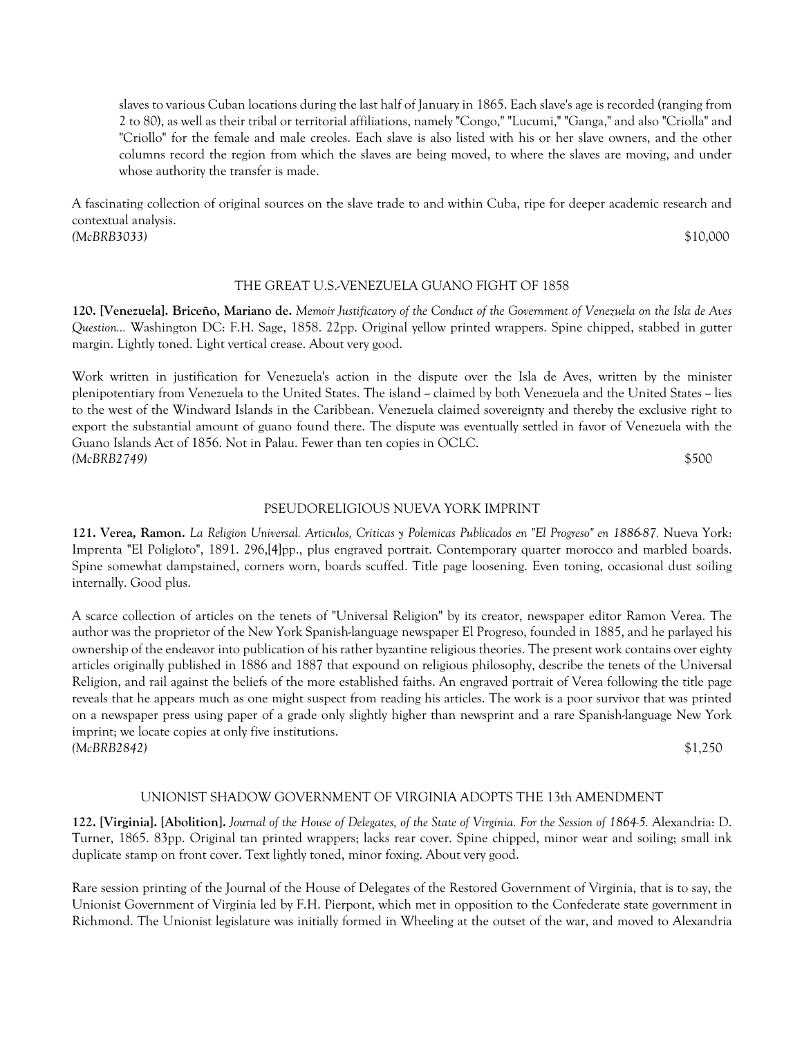slaves to various Cuban locations during the last half of January in 1865. Each slave's age is recorded (ranging from 2 to 80), as well as their tribal or territorial affiliations, namely "Congo," "Lucumi," "Ganga," and also "Criolla" and "Criollo" for the female and male creoles. Each slave is also listed with his or her slave owners, and the other columns record the region from which the slaves are being moved, to where the slaves are moving, and under whose authority the transfer is made.

A fascinating collection of original sources on the slave trade to and within Cuba, ripe for deeper academic research and contextual analysis.

*(McBRB3033)* $10,000

## THE GREAT U.S.-VENEZUELA GUANO FIGHT OF 1858

**120. [Venezuela]. Briceño, Mariano de.** *Memoir Justificatory of the Conduct of the Government of Venezuela on the Isla de Aves Question...* Washington DC: F.H. Sage, 1858. 22pp. Original yellow printed wrappers. Spine chipped, stabbed in gutter margin. Lightly toned. Light vertical crease. About very good.

Work written in justification for Venezuela's action in the dispute over the Isla de Aves, written by the minister plenipotentiary from Venezuela to the United States. The island -- claimed by both Venezuela and the United States -- lies to the west of the Windward Islands in the Caribbean. Venezuela claimed sovereignty and thereby the exclusive right to export the substantial amount of guano found there. The dispute was eventually settled in favor of Venezuela with the Guano Islands Act of 1856. Not in Palau. Fewer than ten copies in OCLC.

*(McBRB2749)* $500

## PSEUDORELIGIOUS NUEVA YORK IMPRINT

**121. Verea, Ramon.** *La Religion Universal. Articulos, Criticas y Polemicas Publicados en "El Progreso" en 1886-87.* Nueva York: Imprenta "El Poligloto", 1891. 296,[4]pp., plus engraved portrait. Contemporary quarter morocco and marbled boards. Spine somewhat dampstained, corners worn, boards scuffed. Title page loosening. Even toning, occasional dust soiling internally. Good plus.

A scarce collection of articles on the tenets of "Universal Religion" by its creator, newspaper editor Ramon Verea. The author was the proprietor of the New York Spanish-language newspaper El Progreso, founded in 1885, and he parlayed his ownership of the endeavor into publication of his rather byzantine religious theories. The present work contains over eighty articles originally published in 1886 and 1887 that expound on religious philosophy, describe the tenets of the Universal Religion, and rail against the beliefs of the more established faiths. An engraved portrait of Verea following the title page reveals that he appears much as one might suspect from reading his articles. The work is a poor survivor that was printed on a newspaper press using paper of a grade only slightly higher than newsprint and a rare Spanish-language New York imprint; we locate copies at only five institutions.

*(McBRB2842)* $1,250

## UNIONIST SHADOW GOVERNMENT OF VIRGINIA ADOPTS THE 13th AMENDMENT

**122. [Virginia]. [Abolition].** *Journal of the House of Delegates, of the State of Virginia. For the Session of 1864-5.* Alexandria: D. Turner, 1865. 83pp. Original tan printed wrappers; lacks rear cover. Spine chipped, minor wear and soiling; small ink duplicate stamp on front cover. Text lightly toned, minor foxing. About very good.

Rare session printing of the Journal of the House of Delegates of the Restored Government of Virginia, that is to say, the Unionist Government of Virginia led by F.H. Pierpont, which met in opposition to the Confederate state government in Richmond. The Unionist legislature was initially formed in Wheeling at the outset of the war, and moved to Alexandria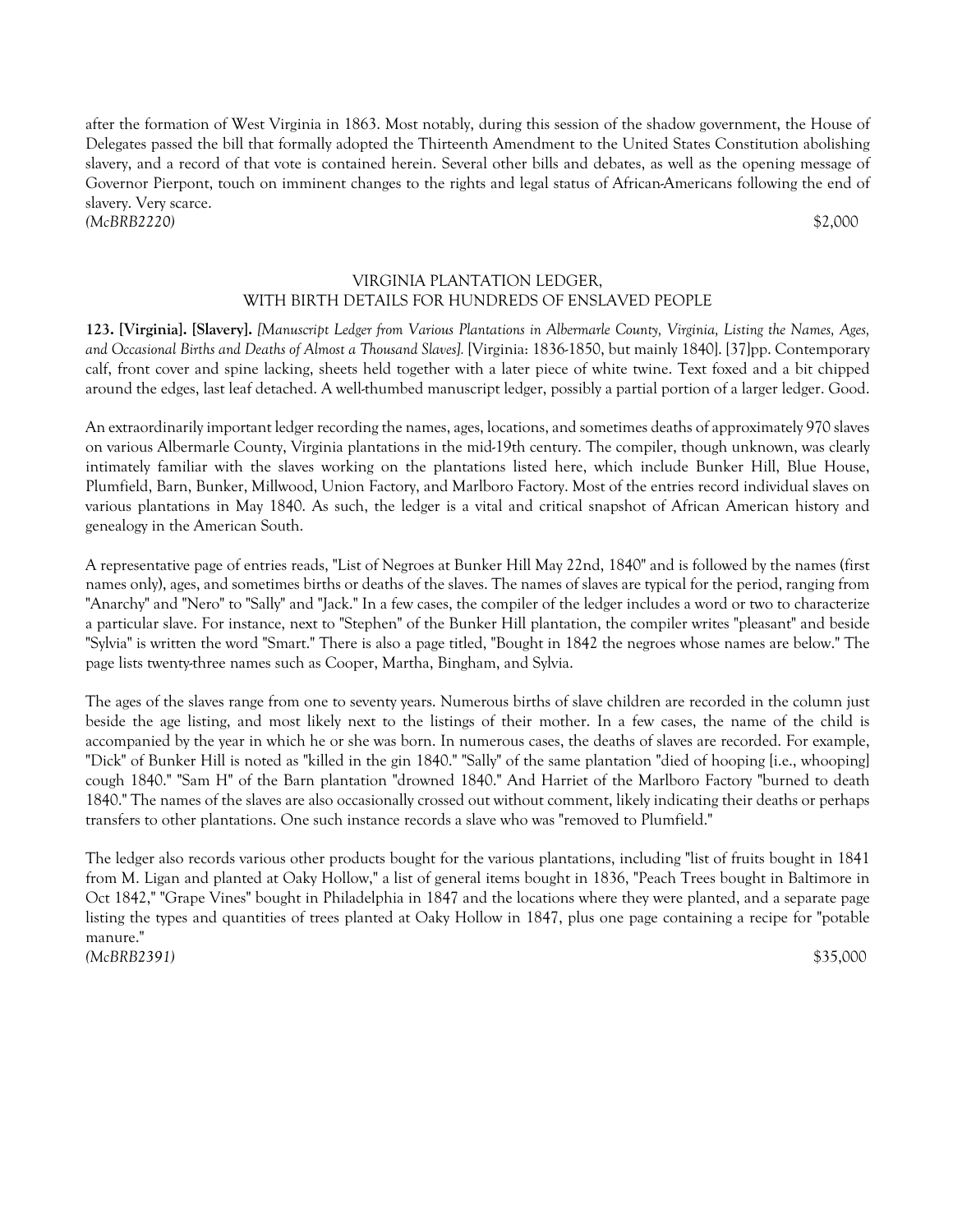after the formation of West Virginia in 1863. Most notably, during this session of the shadow government, the House of Delegates passed the bill that formally adopted the Thirteenth Amendment to the United States Constitution abolishing slavery, and a record of that vote is contained herein. Several other bills and debates, as well as the opening message of Governor Pierpont, touch on imminent changes to the rights and legal status of African-Americans following the end of slavery. Very scarce.
*(McBRB2220)* $2,000

## VIRGINIA PLANTATION LEDGER, WITH BIRTH DETAILS FOR HUNDREDS OF ENSLAVED PEOPLE

**123. [Virginia]. [Slavery].** *[Manuscript Ledger from Various Plantations in Albermarle County, Virginia, Listing the Names, Ages, and Occasional Births and Deaths of Almost a Thousand Slaves].* [Virginia: 1836-1850, but mainly 1840]. [37]pp. Contemporary calf, front cover and spine lacking, sheets held together with a later piece of white twine. Text foxed and a bit chipped around the edges, last leaf detached. A well-thumbed manuscript ledger, possibly a partial portion of a larger ledger. Good.

An extraordinarily important ledger recording the names, ages, locations, and sometimes deaths of approximately 970 slaves on various Albermarle County, Virginia plantations in the mid-19th century. The compiler, though unknown, was clearly intimately familiar with the slaves working on the plantations listed here, which include Bunker Hill, Blue House, Plumfield, Barn, Bunker, Millwood, Union Factory, and Marlboro Factory. Most of the entries record individual slaves on various plantations in May 1840. As such, the ledger is a vital and critical snapshot of African American history and genealogy in the American South.

A representative page of entries reads, "List of Negroes at Bunker Hill May 22nd, 1840" and is followed by the names (first names only), ages, and sometimes births or deaths of the slaves. The names of slaves are typical for the period, ranging from "Anarchy" and "Nero" to "Sally" and "Jack." In a few cases, the compiler of the ledger includes a word or two to characterize a particular slave. For instance, next to "Stephen" of the Bunker Hill plantation, the compiler writes "pleasant" and beside "Sylvia" is written the word "Smart." There is also a page titled, "Bought in 1842 the negroes whose names are below." The page lists twenty-three names such as Cooper, Martha, Bingham, and Sylvia.

The ages of the slaves range from one to seventy years. Numerous births of slave children are recorded in the column just beside the age listing, and most likely next to the listings of their mother. In a few cases, the name of the child is accompanied by the year in which he or she was born. In numerous cases, the deaths of slaves are recorded. For example, "Dick" of Bunker Hill is noted as "killed in the gin 1840." "Sally" of the same plantation "died of hooping [i.e., whooping] cough 1840." "Sam H" of the Barn plantation "drowned 1840." And Harriet of the Marlboro Factory "burned to death 1840." The names of the slaves are also occasionally crossed out without comment, likely indicating their deaths or perhaps transfers to other plantations. One such instance records a slave who was "removed to Plumfield."

The ledger also records various other products bought for the various plantations, including "list of fruits bought in 1841 from M. Ligan and planted at Oaky Hollow," a list of general items bought in 1836, "Peach Trees bought in Baltimore in Oct 1842," "Grape Vines" bought in Philadelphia in 1847 and the locations where they were planted, and a separate page listing the types and quantities of trees planted at Oaky Hollow in 1847, plus one page containing a recipe for "potable manure."
*(McBRB2391)* $35,000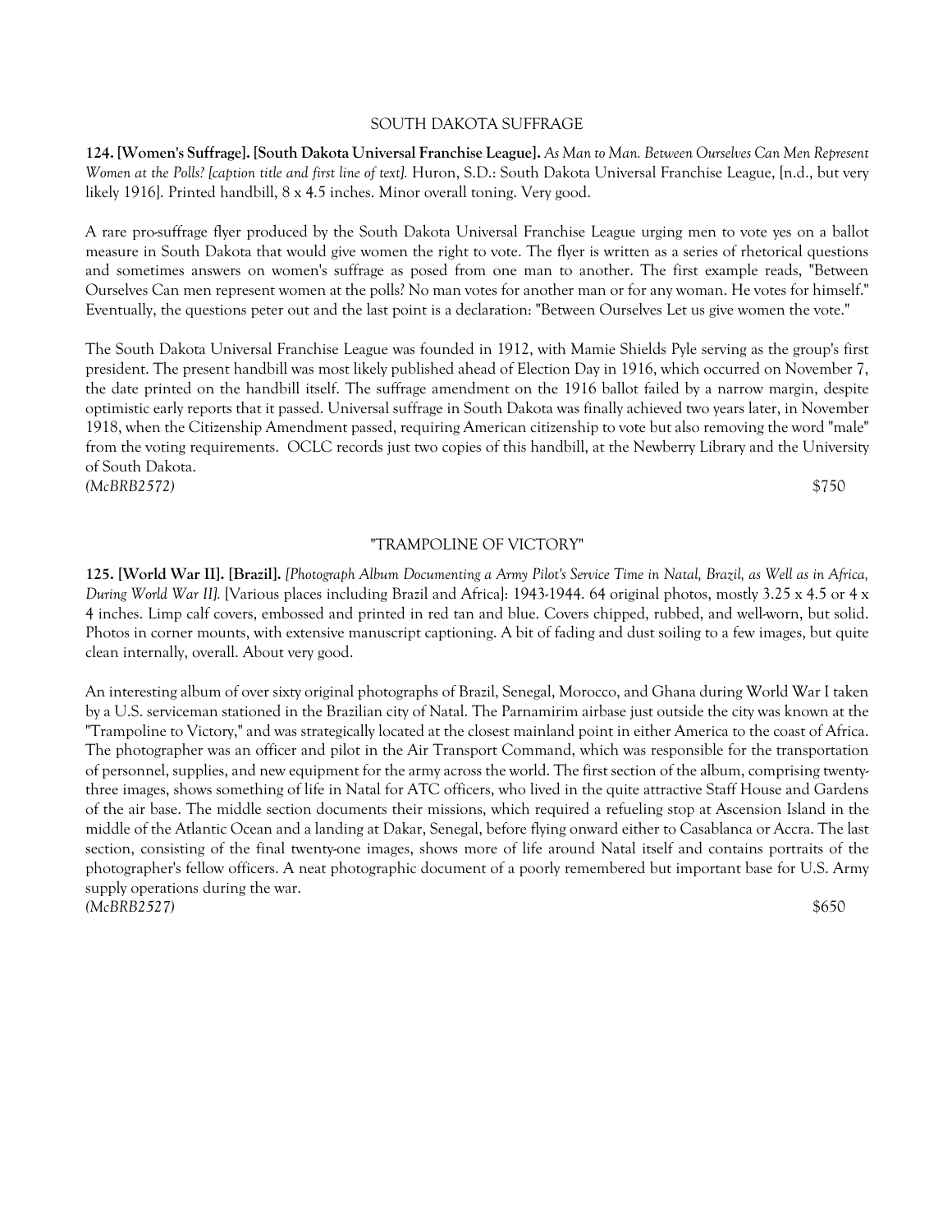SOUTH DAKOTA SUFFRAGE

**124. [Women's Suffrage]. [South Dakota Universal Franchise League].** *As Man to Man. Between Ourselves Can Men Represent Women at the Polls? [caption title and first line of text].* Huron, S.D.: South Dakota Universal Franchise League, [n.d., but very likely 1916]. Printed handbill, 8 x 4.5 inches. Minor overall toning. Very good.

A rare pro-suffrage flyer produced by the South Dakota Universal Franchise League urging men to vote yes on a ballot measure in South Dakota that would give women the right to vote. The flyer is written as a series of rhetorical questions and sometimes answers on women's suffrage as posed from one man to another. The first example reads, "Between Ourselves Can men represent women at the polls? No man votes for another man or for any woman. He votes for himself." Eventually, the questions peter out and the last point is a declaration: "Between Ourselves Let us give women the vote."

The South Dakota Universal Franchise League was founded in 1912, with Mamie Shields Pyle serving as the group's first president. The present handbill was most likely published ahead of Election Day in 1916, which occurred on November 7, the date printed on the handbill itself. The suffrage amendment on the 1916 ballot failed by a narrow margin, despite optimistic early reports that it passed. Universal suffrage in South Dakota was finally achieved two years later, in November 1918, when the Citizenship Amendment passed, requiring American citizenship to vote but also removing the word "male" from the voting requirements. OCLC records just two copies of this handbill, at the Newberry Library and the University of South Dakota.

*(McBRB2572)* $750

"TRAMPOLINE OF VICTORY"

**125. [World War II]. [Brazil].** *[Photograph Album Documenting a Army Pilot's Service Time in Natal, Brazil, as Well as in Africa, During World War II].* [Various places including Brazil and Africa]: 1943-1944. 64 original photos, mostly 3.25 x 4.5 or 4 x 4 inches. Limp calf covers, embossed and printed in red tan and blue. Covers chipped, rubbed, and well-worn, but solid. Photos in corner mounts, with extensive manuscript captioning. A bit of fading and dust soiling to a few images, but quite clean internally, overall. About very good.

An interesting album of over sixty original photographs of Brazil, Senegal, Morocco, and Ghana during World War I taken by a U.S. serviceman stationed in the Brazilian city of Natal. The Parnamirim airbase just outside the city was known at the "Trampoline to Victory," and was strategically located at the closest mainland point in either America to the coast of Africa. The photographer was an officer and pilot in the Air Transport Command, which was responsible for the transportation of personnel, supplies, and new equipment for the army across the world. The first section of the album, comprising twenty-three images, shows something of life in Natal for ATC officers, who lived in the quite attractive Staff House and Gardens of the air base. The middle section documents their missions, which required a refueling stop at Ascension Island in the middle of the Atlantic Ocean and a landing at Dakar, Senegal, before flying onward either to Casablanca or Accra. The last section, consisting of the final twenty-one images, shows more of life around Natal itself and contains portraits of the photographer's fellow officers. A neat photographic document of a poorly remembered but important base for U.S. Army supply operations during the war.

*(McBRB2527)* $650